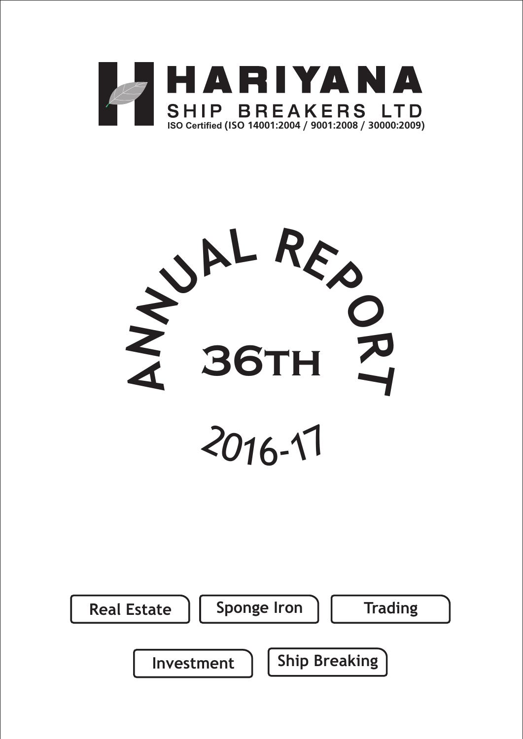# HARIYANA

## SHIP BREAKERS LTD

ISO Certified (ISO 14001:2004 / 9001:2008 / 30000:2009)

# ANNUAL REPORT

# 36TH

## 2016-17

Real Estate

Sponge Iron

Trading

Investment

Ship Breaking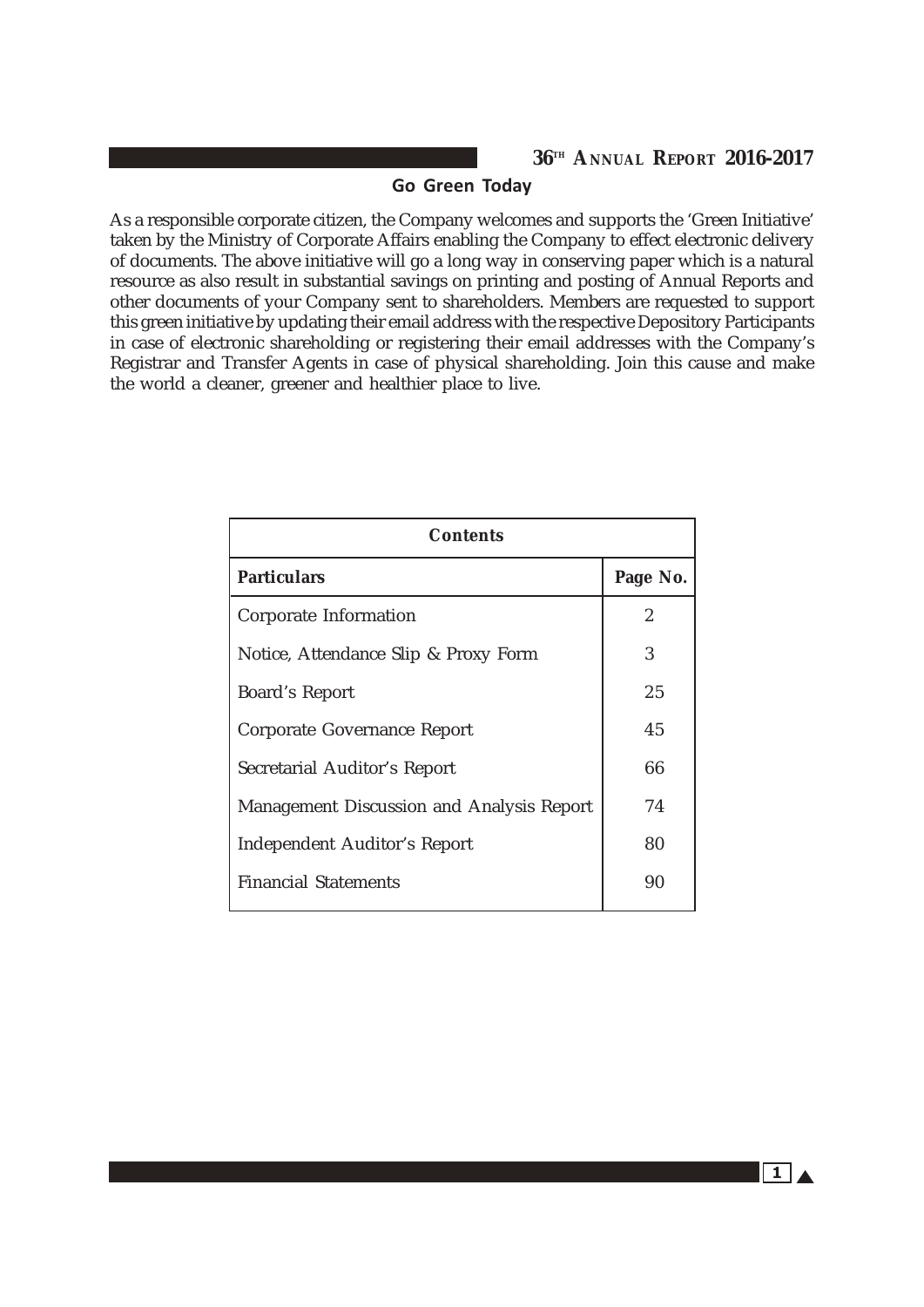## Go Green Today

As a responsible corporate citizen, the Company welcomes and supports the 'Green Initiative' taken by the Ministry of Corporate Affairs enabling the Company to effect electronic delivery of documents. The above initiative will go a long way in conserving paper which is a natural resource as also result in substantial savings on printing and posting of Annual Reports and other documents of your Company sent to shareholders. Members are requested to support this green initiative by updating their email address with the respective Depository Participants in case of electronic shareholding or registering their email addresses with the Company's Registrar and Transfer Agents in case of physical shareholding. Join this cause and make the world a cleaner, greener and healthier place to live.

| **Contents** | |
|---|---|
| **Particulars** | **Page No.** |
| Corporate Information | 2 |
| Notice, Attendance Slip & Proxy Form | 3 |
| Board's Report | 25 |
| Corporate Governance Report | 45 |
| Secretarial Auditor's Report | 66 |
| Management Discussion and Analysis Report | 74 |
| Independent Auditor's Report | 80 |
| Financial Statements | 90 |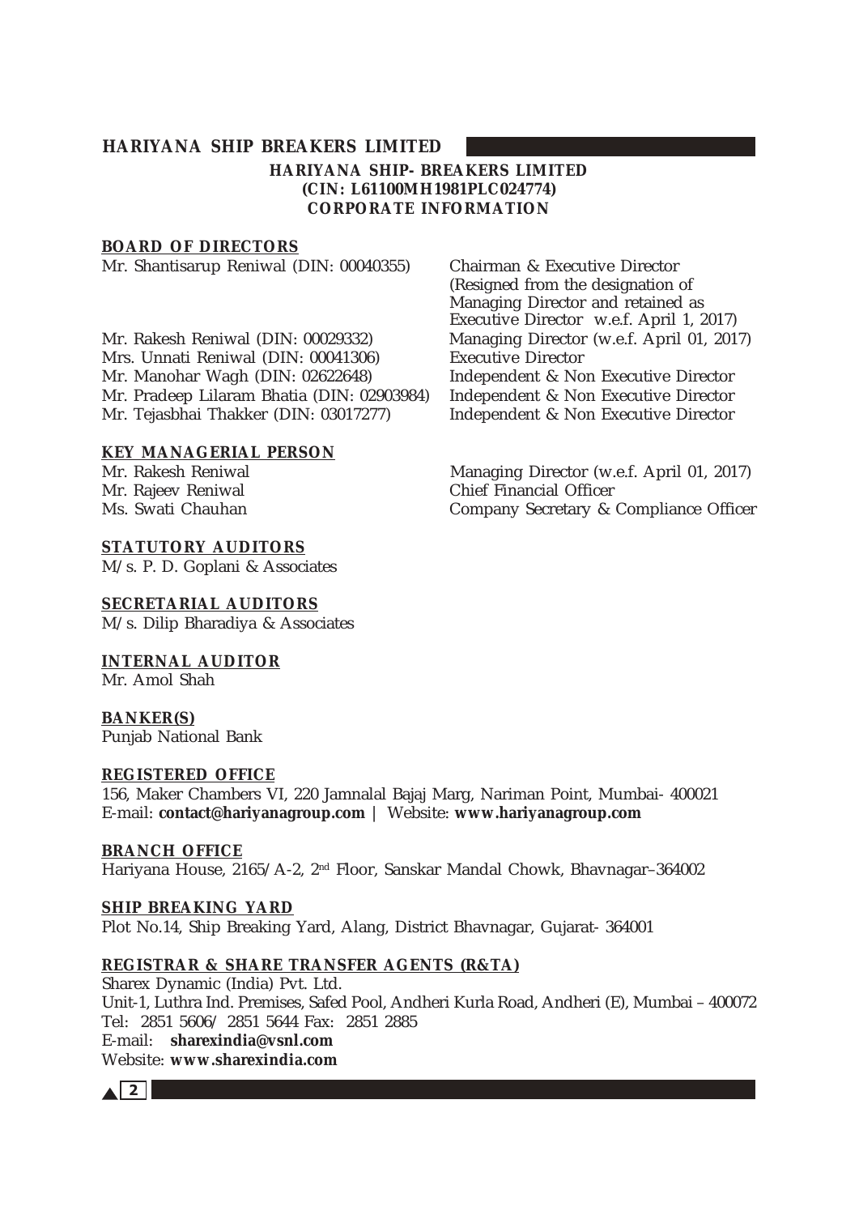# HARIYANA SHIP- BREAKERS LIMITED
## (CIN: L61100MH1981PLC024774)
## CORPORATE INFORMATION

**BOARD OF DIRECTORS**

| | |
|---|---|
| Mr. Shantisarup Reniwal (DIN: 00040355) | Chairman & Executive Director (Resigned from the designation of Managing Director and retained as Executive Director w.e.f. April 1, 2017) |
| Mr. Rakesh Reniwal (DIN: 00029332) | Managing Director (w.e.f. April 01, 2017) |
| Mrs. Unnati Reniwal (DIN: 00041306) | Executive Director |
| Mr. Manohar Wagh (DIN: 02622648) | Independent & Non Executive Director |
| Mr. Pradeep Lilaram Bhatia (DIN: 02903984) | Independent & Non Executive Director |
| Mr. Tejasbhai Thakker (DIN: 03017277) | Independent & Non Executive Director |

**KEY MANAGERIAL PERSON**

| | |
|---|---|
| Mr. Rakesh Reniwal | Managing Director (w.e.f. April 01, 2017) |
| Mr. Rajeev Reniwal | Chief Financial Officer |
| Ms. Swati Chauhan | Company Secretary & Compliance Officer |

**STATUTORY AUDITORS**

M/s. P. D. Goplani & Associates

**SECRETARIAL AUDITORS**

M/s. Dilip Bharadiya & Associates

**INTERNAL AUDITOR**

Mr. Amol Shah

**BANKER(S)**

Punjab National Bank

**REGISTERED OFFICE**

156, Maker Chambers VI, 220 Jamnalal Bajaj Marg, Nariman Point, Mumbai- 400021
E-mail: **contact@hariyanagroup.com** | Website: **www.hariyanagroup.com**

**BRANCH OFFICE**

Hariyana House, 2165/A-2, 2nd Floor, Sanskar Mandal Chowk, Bhavnagar–364002

**SHIP BREAKING YARD**

Plot No.14, Ship Breaking Yard, Alang, District Bhavnagar, Gujarat- 364001

**REGISTRAR & SHARE TRANSFER AGENTS (R&TA)**

Sharex Dynamic (India) Pvt. Ltd.
Unit-1, Luthra Ind. Premises, Safed Pool, Andheri Kurla Road, Andheri (E), Mumbai – 400072
Tel: 2851 5606/ 2851 5644 Fax: 2851 2885
E-mail: **sharexindia@vsnl.com**
Website: **www.sharexindia.com**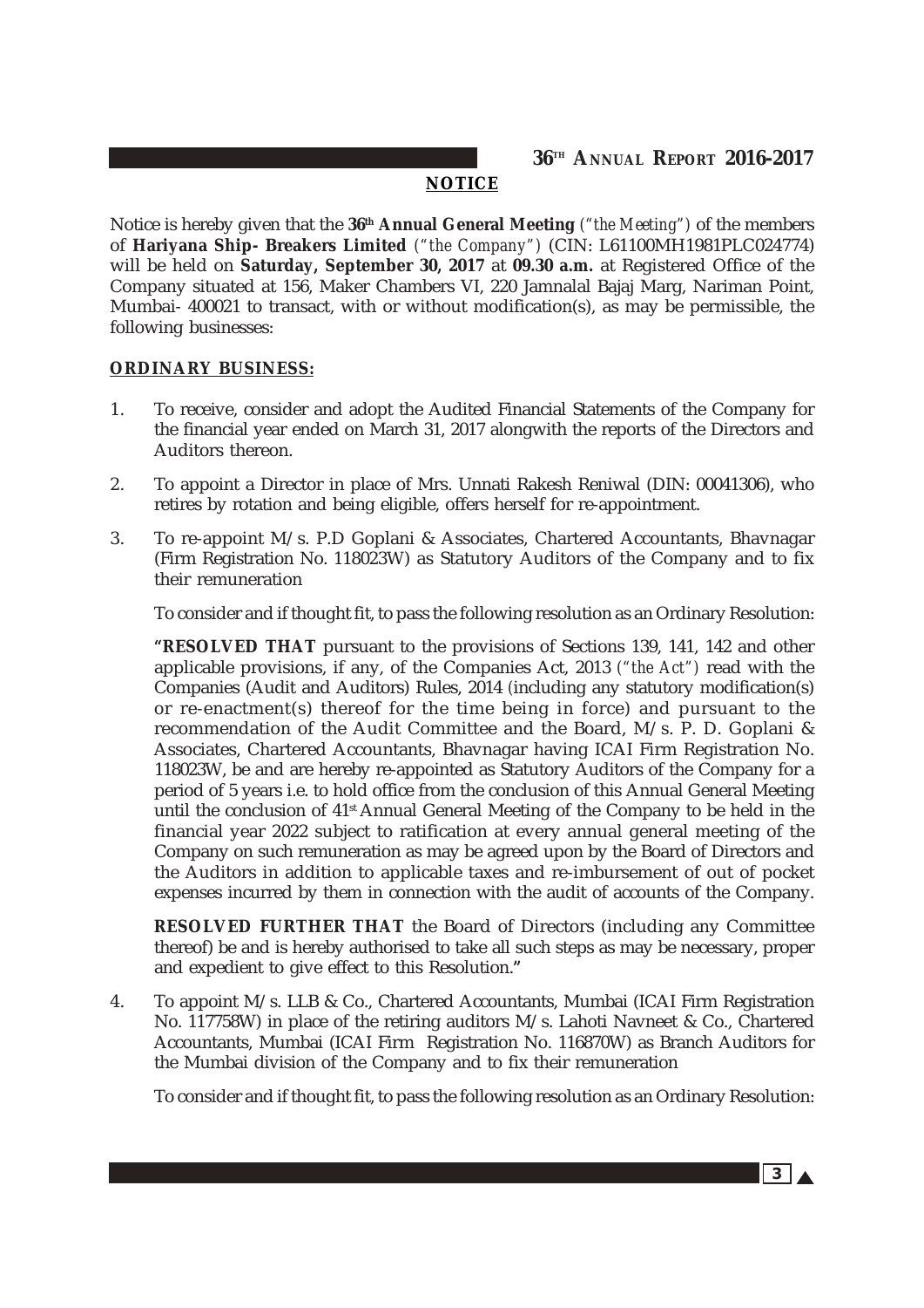## NOTICE

Notice is hereby given that the **36th Annual General Meeting** *("the Meeting")* of the members of **Hariyana Ship- Breakers Limited** *("the Company")* (CIN: L61100MH1981PLC024774) will be held on **Saturday, September 30, 2017** at **09.30 a.m.** at Registered Office of the Company situated at 156, Maker Chambers VI, 220 Jamnalal Bajaj Marg, Nariman Point, Mumbai- 400021 to transact, with or without modification(s), as may be permissible, the following businesses:

### ORDINARY BUSINESS:

1. To receive, consider and adopt the Audited Financial Statements of the Company for the financial year ended on March 31, 2017 alongwith the reports of the Directors and Auditors thereon.

2. To appoint a Director in place of Mrs. Unnati Rakesh Reniwal (DIN: 00041306), who retires by rotation and being eligible, offers herself for re-appointment.

3. To re-appoint M/s. P.D Goplani & Associates, Chartered Accountants, Bhavnagar (Firm Registration No. 118023W) as Statutory Auditors of the Company and to fix their remuneration

   To consider and if thought fit, to pass the following resolution as an Ordinary Resolution:

   **"RESOLVED THAT** pursuant to the provisions of Sections 139, 141, 142 and other applicable provisions, if any, of the Companies Act, 2013 *("the Act")* read with the Companies (Audit and Auditors) Rules, 2014 (including any statutory modification(s) or re-enactment(s) thereof for the time being in force) and pursuant to the recommendation of the Audit Committee and the Board, M/s. P. D. Goplani & Associates, Chartered Accountants, Bhavnagar having ICAI Firm Registration No. 118023W, be and are hereby re-appointed as Statutory Auditors of the Company for a period of 5 years i.e. to hold office from the conclusion of this Annual General Meeting until the conclusion of 41st Annual General Meeting of the Company to be held in the financial year 2022 subject to ratification at every annual general meeting of the Company on such remuneration as may be agreed upon by the Board of Directors and the Auditors in addition to applicable taxes and re-imbursement of out of pocket expenses incurred by them in connection with the audit of accounts of the Company.

   **RESOLVED FURTHER THAT** the Board of Directors (including any Committee thereof) be and is hereby authorised to take all such steps as may be necessary, proper and expedient to give effect to this Resolution.**"**

4. To appoint M/s. LLB & Co., Chartered Accountants, Mumbai (ICAI Firm Registration No. 117758W) in place of the retiring auditors M/s. Lahoti Navneet & Co., Chartered Accountants, Mumbai (ICAI Firm Registration No. 116870W) as Branch Auditors for the Mumbai division of the Company and to fix their remuneration

   To consider and if thought fit, to pass the following resolution as an Ordinary Resolution: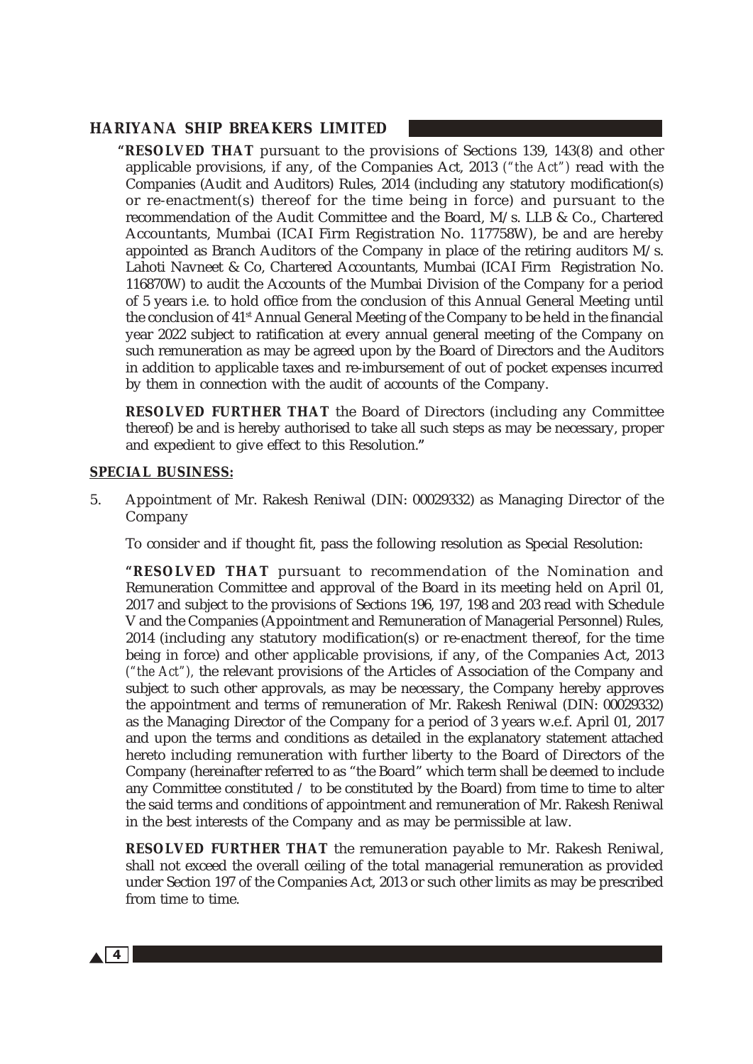**"RESOLVED THAT** pursuant to the provisions of Sections 139, 143(8) and other applicable provisions, if any, of the Companies Act, 2013 *("the Act")* read with the Companies (Audit and Auditors) Rules, 2014 (including any statutory modification(s) or re-enactment(s) thereof for the time being in force) and pursuant to the recommendation of the Audit Committee and the Board, M/s. LLB & Co., Chartered Accountants, Mumbai (ICAI Firm Registration No. 117758W), be and are hereby appointed as Branch Auditors of the Company in place of the retiring auditors M/s. Lahoti Navneet & Co, Chartered Accountants, Mumbai (ICAI Firm Registration No. 116870W) to audit the Accounts of the Mumbai Division of the Company for a period of 5 years i.e. to hold office from the conclusion of this Annual General Meeting until the conclusion of 41st Annual General Meeting of the Company to be held in the financial year 2022 subject to ratification at every annual general meeting of the Company on such remuneration as may be agreed upon by the Board of Directors and the Auditors in addition to applicable taxes and re-imbursement of out of pocket expenses incurred by them in connection with the audit of accounts of the Company.

**RESOLVED FURTHER THAT** the Board of Directors (including any Committee thereof) be and is hereby authorised to take all such steps as may be necessary, proper and expedient to give effect to this Resolution."

**SPECIAL BUSINESS:**

5. Appointment of Mr. Rakesh Reniwal (DIN: 00029332) as Managing Director of the Company

   To consider and if thought fit, pass the following resolution as Special Resolution:

   **"RESOLVED THAT** pursuant to recommendation of the Nomination and Remuneration Committee and approval of the Board in its meeting held on April 01, 2017 and subject to the provisions of Sections 196, 197, 198 and 203 read with Schedule V and the Companies (Appointment and Remuneration of Managerial Personnel) Rules, 2014 (including any statutory modification(s) or re-enactment thereof, for the time being in force) and other applicable provisions, if any, of the Companies Act, 2013 *("the Act")*, the relevant provisions of the Articles of Association of the Company and subject to such other approvals, as may be necessary, the Company hereby approves the appointment and terms of remuneration of Mr. Rakesh Reniwal (DIN: 00029332) as the Managing Director of the Company for a period of 3 years w.e.f. April 01, 2017 and upon the terms and conditions as detailed in the explanatory statement attached hereto including remuneration with further liberty to the Board of Directors of the Company (hereinafter referred to as "the Board" which term shall be deemed to include any Committee constituted / to be constituted by the Board) from time to time to alter the said terms and conditions of appointment and remuneration of Mr. Rakesh Reniwal in the best interests of the Company and as may be permissible at law.

   **RESOLVED FURTHER THAT** the remuneration payable to Mr. Rakesh Reniwal, shall not exceed the overall ceiling of the total managerial remuneration as provided under Section 197 of the Companies Act, 2013 or such other limits as may be prescribed from time to time.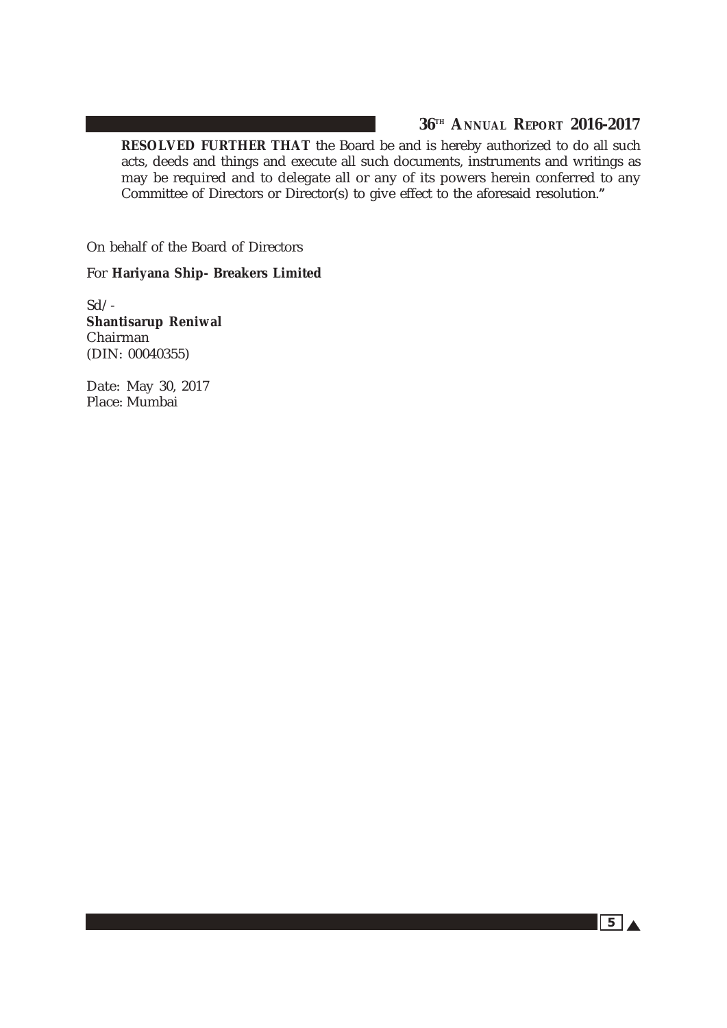**RESOLVED FURTHER THAT** the Board be and is hereby authorized to do all such acts, deeds and things and execute all such documents, instruments and writings as may be required and to delegate all or any of its powers herein conferred to any Committee of Directors or Director(s) to give effect to the aforesaid resolution."

On behalf of the Board of Directors

For **Hariyana Ship- Breakers Limited**

Sd/-
**Shantisarup Reniwal**
Chairman
(DIN: 00040355)

Date: May 30, 2017
Place: Mumbai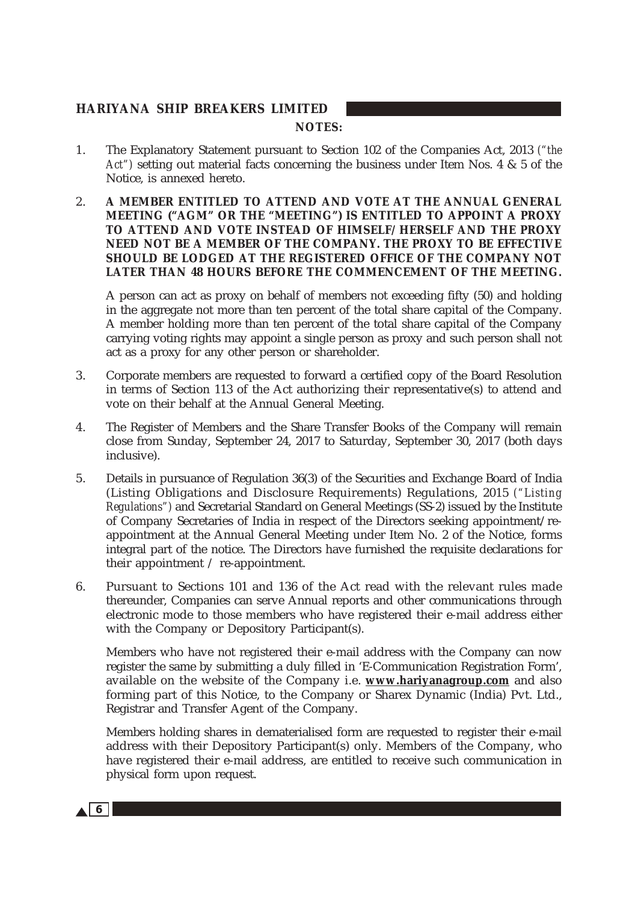**NOTES:**

1. The Explanatory Statement pursuant to Section 102 of the Companies Act, 2013 *("the Act")* setting out material facts concerning the business under Item Nos. 4 & 5 of the Notice, is annexed hereto.

2. **A MEMBER ENTITLED TO ATTEND AND VOTE AT THE ANNUAL GENERAL MEETING ("AGM" OR THE "MEETING") IS ENTITLED TO APPOINT A PROXY TO ATTEND AND VOTE INSTEAD OF HIMSELF/HERSELF AND THE PROXY NEED NOT BE A MEMBER OF THE COMPANY. THE PROXY TO BE EFFECTIVE SHOULD BE LODGED AT THE REGISTERED OFFICE OF THE COMPANY NOT LATER THAN 48 HOURS BEFORE THE COMMENCEMENT OF THE MEETING.**

   A person can act as proxy on behalf of members not exceeding fifty (50) and holding in the aggregate not more than ten percent of the total share capital of the Company. A member holding more than ten percent of the total share capital of the Company carrying voting rights may appoint a single person as proxy and such person shall not act as a proxy for any other person or shareholder.

3. Corporate members are requested to forward a certified copy of the Board Resolution in terms of Section 113 of the Act authorizing their representative(s) to attend and vote on their behalf at the Annual General Meeting.

4. The Register of Members and the Share Transfer Books of the Company will remain close from Sunday, September 24, 2017 to Saturday, September 30, 2017 (both days inclusive).

5. Details in pursuance of Regulation 36(3) of the Securities and Exchange Board of India (Listing Obligations and Disclosure Requirements) Regulations, 2015 *("Listing Regulations")* and Secretarial Standard on General Meetings (SS-2) issued by the Institute of Company Secretaries of India in respect of the Directors seeking appointment/re-appointment at the Annual General Meeting under Item No. 2 of the Notice, forms integral part of the notice. The Directors have furnished the requisite declarations for their appointment / re-appointment.

6. Pursuant to Sections 101 and 136 of the Act read with the relevant rules made thereunder, Companies can serve Annual reports and other communications through electronic mode to those members who have registered their e-mail address either with the Company or Depository Participant(s).

   Members who have not registered their e-mail address with the Company can now register the same by submitting a duly filled in 'E-Communication Registration Form', available on the website of the Company i.e. **www.hariyanagroup.com** and also forming part of this Notice, to the Company or Sharex Dynamic (India) Pvt. Ltd., Registrar and Transfer Agent of the Company.

   Members holding shares in dematerialised form are requested to register their e-mail address with their Depository Participant(s) only. Members of the Company, who have registered their e-mail address, are entitled to receive such communication in physical form upon request.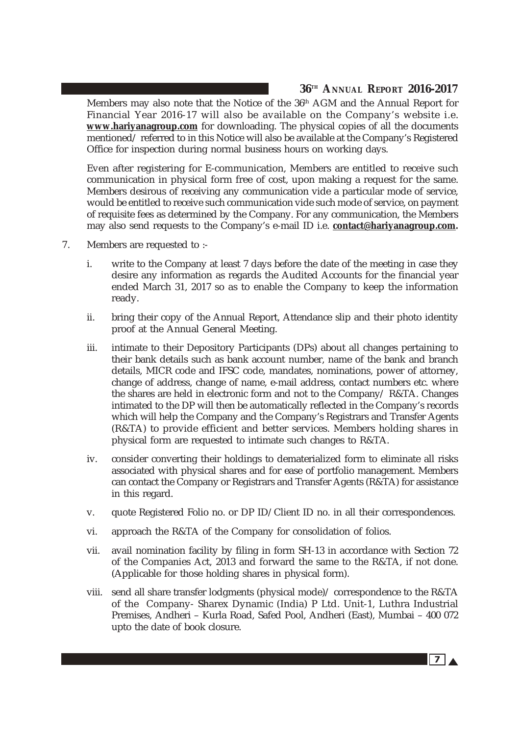Members may also note that the Notice of the 36th AGM and the Annual Report for Financial Year 2016-17 will also be available on the Company's website i.e. **www.hariyanagroup.com** for downloading. The physical copies of all the documents mentioned/ referred to in this Notice will also be available at the Company's Registered Office for inspection during normal business hours on working days.

Even after registering for E-communication, Members are entitled to receive such communication in physical form free of cost, upon making a request for the same. Members desirous of receiving any communication vide a particular mode of service, would be entitled to receive such communication vide such mode of service, on payment of requisite fees as determined by the Company. For any communication, the Members may also send requests to the Company's e-mail ID i.e. **contact@hariyanagroup.com.**

7. Members are requested to :-

   i. write to the Company at least 7 days before the date of the meeting in case they desire any information as regards the Audited Accounts for the financial year ended March 31, 2017 so as to enable the Company to keep the information ready.

   ii. bring their copy of the Annual Report, Attendance slip and their photo identity proof at the Annual General Meeting.

   iii. intimate to their Depository Participants (DPs) about all changes pertaining to their bank details such as bank account number, name of the bank and branch details, MICR code and IFSC code, mandates, nominations, power of attorney, change of address, change of name, e-mail address, contact numbers etc. where the shares are held in electronic form and not to the Company/ R&TA. Changes intimated to the DP will then be automatically reflected in the Company's records which will help the Company and the Company's Registrars and Transfer Agents (R&TA) to provide efficient and better services. Members holding shares in physical form are requested to intimate such changes to R&TA.

   iv. consider converting their holdings to dematerialized form to eliminate all risks associated with physical shares and for ease of portfolio management. Members can contact the Company or Registrars and Transfer Agents (R&TA) for assistance in this regard.

   v. quote Registered Folio no. or DP ID/Client ID no. in all their correspondences.

   vi. approach the R&TA of the Company for consolidation of folios.

   vii. avail nomination facility by filing in form SH-13 in accordance with Section 72 of the Companies Act, 2013 and forward the same to the R&TA, if not done. (Applicable for those holding shares in physical form).

   viii. send all share transfer lodgments (physical mode)/ correspondence to the R&TA of the Company- Sharex Dynamic (India) P Ltd. Unit-1, Luthra Industrial Premises, Andheri – Kurla Road, Safed Pool, Andheri (East), Mumbai – 400 072 upto the date of book closure.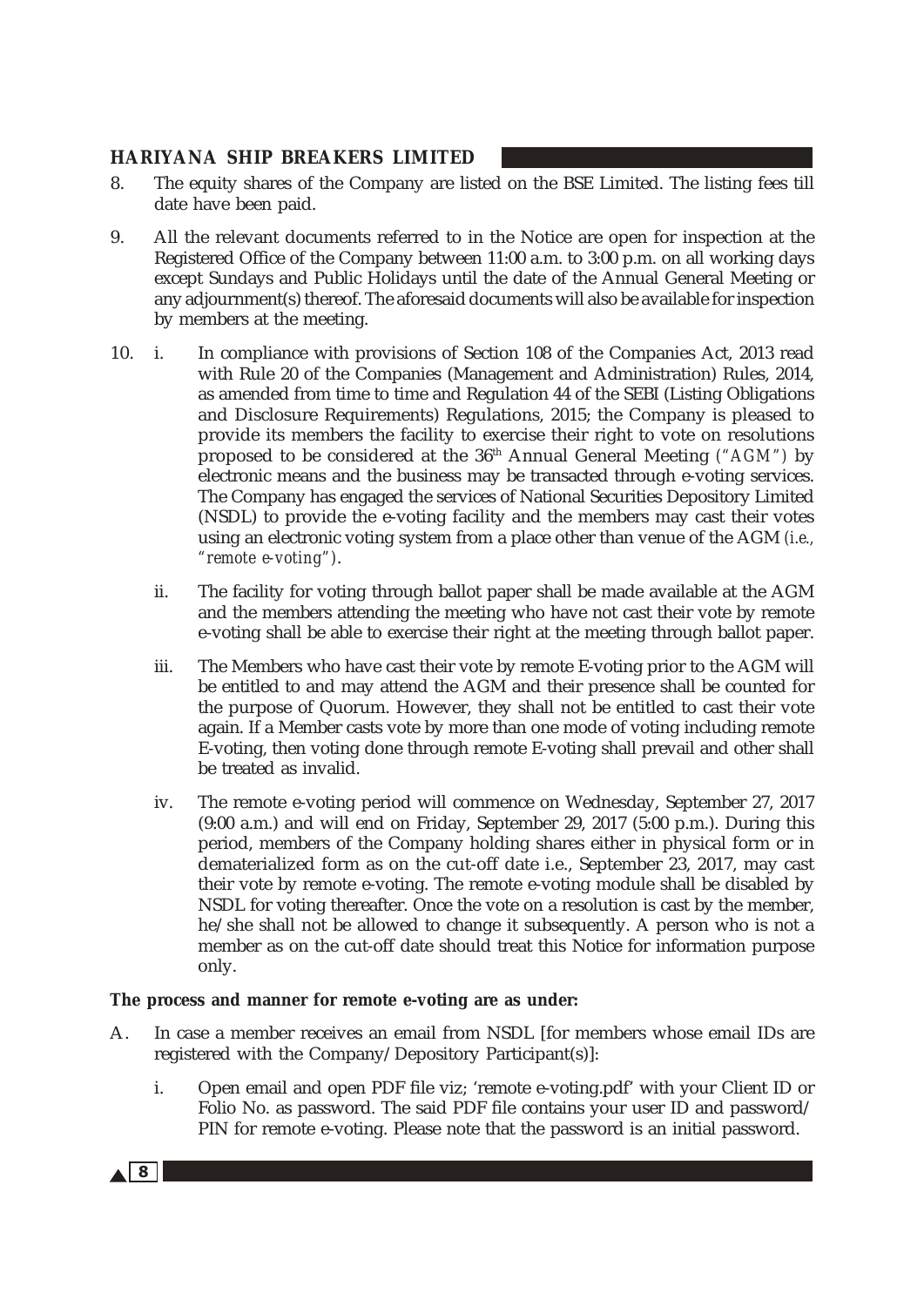8. The equity shares of the Company are listed on the BSE Limited. The listing fees till date have been paid.

9. All the relevant documents referred to in the Notice are open for inspection at the Registered Office of the Company between 11:00 a.m. to 3:00 p.m. on all working days except Sundays and Public Holidays until the date of the Annual General Meeting or any adjournment(s) thereof. The aforesaid documents will also be available for inspection by members at the meeting.

10. i. In compliance with provisions of Section 108 of the Companies Act, 2013 read with Rule 20 of the Companies (Management and Administration) Rules, 2014, as amended from time to time and Regulation 44 of the SEBI (Listing Obligations and Disclosure Requirements) Regulations, 2015; the Company is pleased to provide its members the facility to exercise their right to vote on resolutions proposed to be considered at the 36th Annual General Meeting *("AGM")* by electronic means and the business may be transacted through e-voting services. The Company has engaged the services of National Securities Depository Limited (NSDL) to provide the e-voting facility and the members may cast their votes using an electronic voting system from a place other than venue of the AGM *(i.e., "remote e-voting")*.

    ii. The facility for voting through ballot paper shall be made available at the AGM and the members attending the meeting who have not cast their vote by remote e-voting shall be able to exercise their right at the meeting through ballot paper.

    iii. The Members who have cast their vote by remote E-voting prior to the AGM will be entitled to and may attend the AGM and their presence shall be counted for the purpose of Quorum. However, they shall not be entitled to cast their vote again. If a Member casts vote by more than one mode of voting including remote E-voting, then voting done through remote E-voting shall prevail and other shall be treated as invalid.

    iv. The remote e-voting period will commence on Wednesday, September 27, 2017 (9:00 a.m.) and will end on Friday, September 29, 2017 (5:00 p.m.). During this period, members of the Company holding shares either in physical form or in dematerialized form as on the cut-off date i.e., September 23, 2017, may cast their vote by remote e-voting. The remote e-voting module shall be disabled by NSDL for voting thereafter. Once the vote on a resolution is cast by the member, he/she shall not be allowed to change it subsequently. A person who is not a member as on the cut-off date should treat this Notice for information purpose only.

**The process and manner for remote e-voting are as under:**

A. In case a member receives an email from NSDL [for members whose email IDs are registered with the Company/Depository Participant(s)]:

    i. Open email and open PDF file viz; 'remote e-voting.pdf' with your Client ID or Folio No. as password. The said PDF file contains your user ID and password/ PIN for remote e-voting. Please note that the password is an initial password.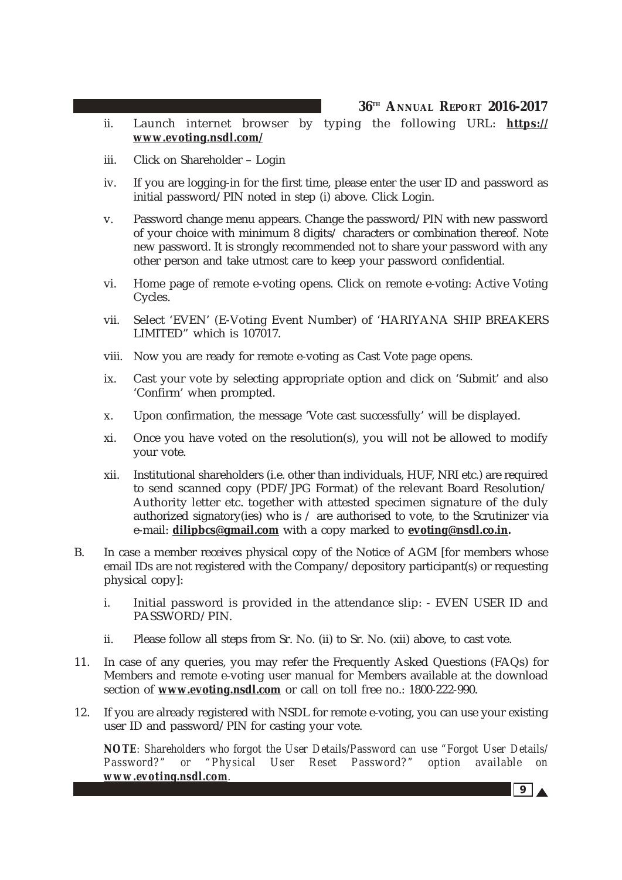ii. Launch internet browser by typing the following URL: **https://www.evoting.nsdl.com/**

iii. Click on Shareholder – Login

iv. If you are logging-in for the first time, please enter the user ID and password as initial password/PIN noted in step (i) above. Click Login.

v. Password change menu appears. Change the password/PIN with new password of your choice with minimum 8 digits/ characters or combination thereof. Note new password. It is strongly recommended not to share your password with any other person and take utmost care to keep your password confidential.

vi. Home page of remote e-voting opens. Click on remote e-voting: Active Voting Cycles.

vii. Select 'EVEN' (E-Voting Event Number) of 'HARIYANA SHIP BREAKERS LIMITED" which is 107017.

viii. Now you are ready for remote e-voting as Cast Vote page opens.

ix. Cast your vote by selecting appropriate option and click on 'Submit' and also 'Confirm' when prompted.

x. Upon confirmation, the message 'Vote cast successfully' will be displayed.

xi. Once you have voted on the resolution(s), you will not be allowed to modify your vote.

xii. Institutional shareholders (i.e. other than individuals, HUF, NRI etc.) are required to send scanned copy (PDF/JPG Format) of the relevant Board Resolution/ Authority letter etc. together with attested specimen signature of the duly authorized signatory(ies) who is / are authorised to vote, to the Scrutinizer via e-mail: **dilipbcs@gmail.com** with a copy marked to **evoting@nsdl.co.in.**

B. In case a member receives physical copy of the Notice of AGM [for members whose email IDs are not registered with the Company/depository participant(s) or requesting physical copy]:

i. Initial password is provided in the attendance slip: - EVEN USER ID and PASSWORD/PIN.

ii. Please follow all steps from Sr. No. (ii) to Sr. No. (xii) above, to cast vote.

11. In case of any queries, you may refer the Frequently Asked Questions (FAQs) for Members and remote e-voting user manual for Members available at the download section of **www.evoting.nsdl.com** or call on toll free no.: 1800-222-990.

12. If you are already registered with NSDL for remote e-voting, you can use your existing user ID and password/PIN for casting your vote.

***NOTE****: Shareholders who forgot the User Details/Password can use "Forgot User Details/ Password?" or "Physical User Reset Password?" option available on* ***www.evoting.nsdl.com****.*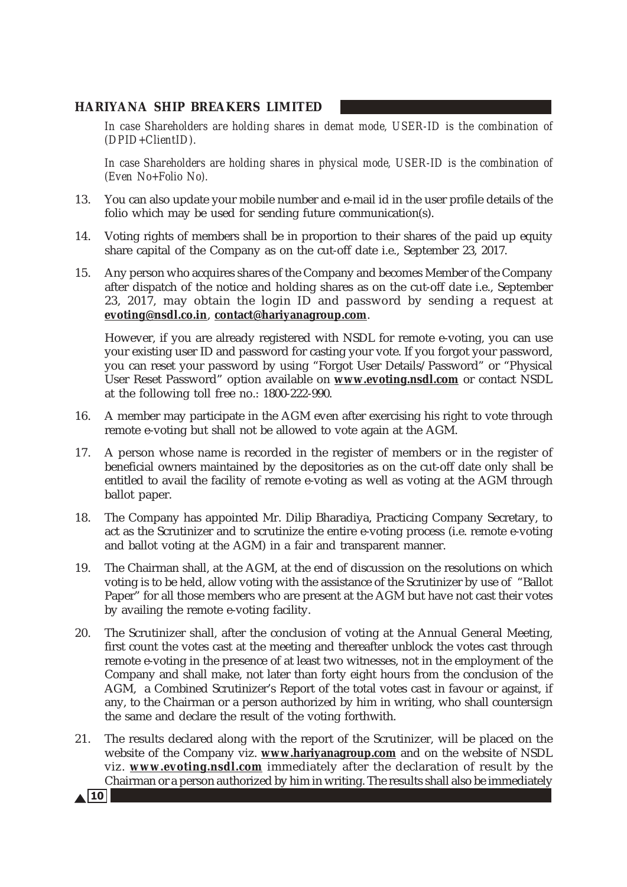*In case Shareholders are holding shares in demat mode, USER-ID is the combination of (DPID+ClientID).*

*In case Shareholders are holding shares in physical mode, USER-ID is the combination of (Even No+Folio No).*

13. You can also update your mobile number and e-mail id in the user profile details of the folio which may be used for sending future communication(s).

14. Voting rights of members shall be in proportion to their shares of the paid up equity share capital of the Company as on the cut-off date i.e., September 23, 2017.

15. Any person who acquires shares of the Company and becomes Member of the Company after dispatch of the notice and holding shares as on the cut-off date i.e., September 23, 2017, may obtain the login ID and password by sending a request at **evoting@nsdl.co.in**, **contact@hariyanagroup.com**.

    However, if you are already registered with NSDL for remote e-voting, you can use your existing user ID and password for casting your vote. If you forgot your password, you can reset your password by using "Forgot User Details/Password" or "Physical User Reset Password" option available on **www.evoting.nsdl.com** or contact NSDL at the following toll free no.: 1800-222-990.

16. A member may participate in the AGM even after exercising his right to vote through remote e-voting but shall not be allowed to vote again at the AGM.

17. A person whose name is recorded in the register of members or in the register of beneficial owners maintained by the depositories as on the cut-off date only shall be entitled to avail the facility of remote e-voting as well as voting at the AGM through ballot paper.

18. The Company has appointed Mr. Dilip Bharadiya, Practicing Company Secretary, to act as the Scrutinizer and to scrutinize the entire e-voting process (i.e. remote e-voting and ballot voting at the AGM) in a fair and transparent manner.

19. The Chairman shall, at the AGM, at the end of discussion on the resolutions on which voting is to be held, allow voting with the assistance of the Scrutinizer by use of "Ballot Paper" for all those members who are present at the AGM but have not cast their votes by availing the remote e-voting facility.

20. The Scrutinizer shall, after the conclusion of voting at the Annual General Meeting, first count the votes cast at the meeting and thereafter unblock the votes cast through remote e-voting in the presence of at least two witnesses, not in the employment of the Company and shall make, not later than forty eight hours from the conclusion of the AGM, a Combined Scrutinizer's Report of the total votes cast in favour or against, if any, to the Chairman or a person authorized by him in writing, who shall countersign the same and declare the result of the voting forthwith.

21. The results declared along with the report of the Scrutinizer, will be placed on the website of the Company viz. **www.hariyanagroup.com** and on the website of NSDL viz. **www.evoting.nsdl.com** immediately after the declaration of result by the Chairman or a person authorized by him in writing. The results shall also be immediately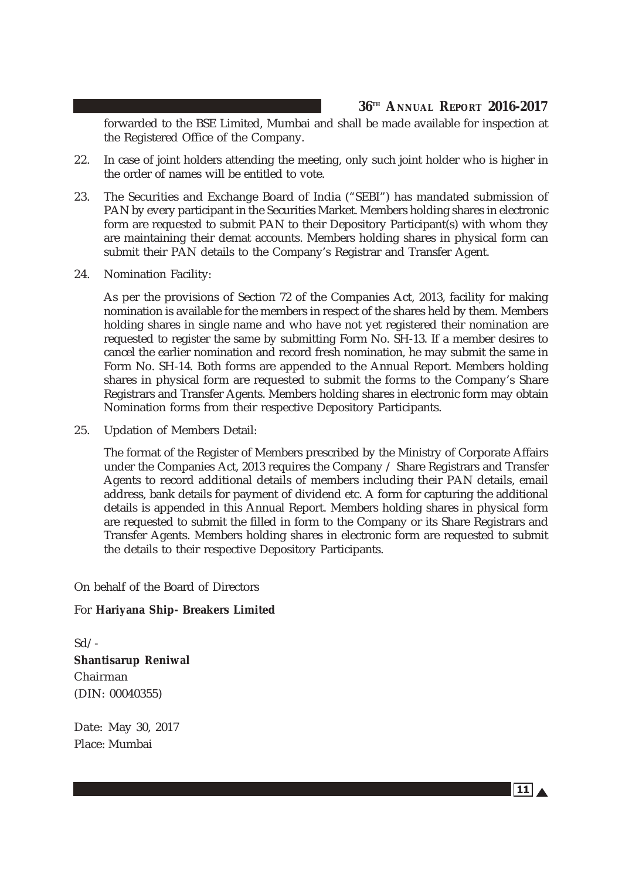forwarded to the BSE Limited, Mumbai and shall be made available for inspection at the Registered Office of the Company.

22. In case of joint holders attending the meeting, only such joint holder who is higher in the order of names will be entitled to vote.

23. The Securities and Exchange Board of India ("SEBI") has mandated submission of PAN by every participant in the Securities Market. Members holding shares in electronic form are requested to submit PAN to their Depository Participant(s) with whom they are maintaining their demat accounts. Members holding shares in physical form can submit their PAN details to the Company's Registrar and Transfer Agent.

24. Nomination Facility:

    As per the provisions of Section 72 of the Companies Act, 2013, facility for making nomination is available for the members in respect of the shares held by them. Members holding shares in single name and who have not yet registered their nomination are requested to register the same by submitting Form No. SH-13. If a member desires to cancel the earlier nomination and record fresh nomination, he may submit the same in Form No. SH-14. Both forms are appended to the Annual Report. Members holding shares in physical form are requested to submit the forms to the Company's Share Registrars and Transfer Agents. Members holding shares in electronic form may obtain Nomination forms from their respective Depository Participants.

25. Updation of Members Detail:

    The format of the Register of Members prescribed by the Ministry of Corporate Affairs under the Companies Act, 2013 requires the Company / Share Registrars and Transfer Agents to record additional details of members including their PAN details, email address, bank details for payment of dividend etc. A form for capturing the additional details is appended in this Annual Report. Members holding shares in physical form are requested to submit the filled in form to the Company or its Share Registrars and Transfer Agents. Members holding shares in electronic form are requested to submit the details to their respective Depository Participants.

On behalf of the Board of Directors

For **Hariyana Ship- Breakers Limited**

Sd/-

**Shantisarup Reniwal**

Chairman

(DIN: 00040355)

Date: May 30, 2017

Place: Mumbai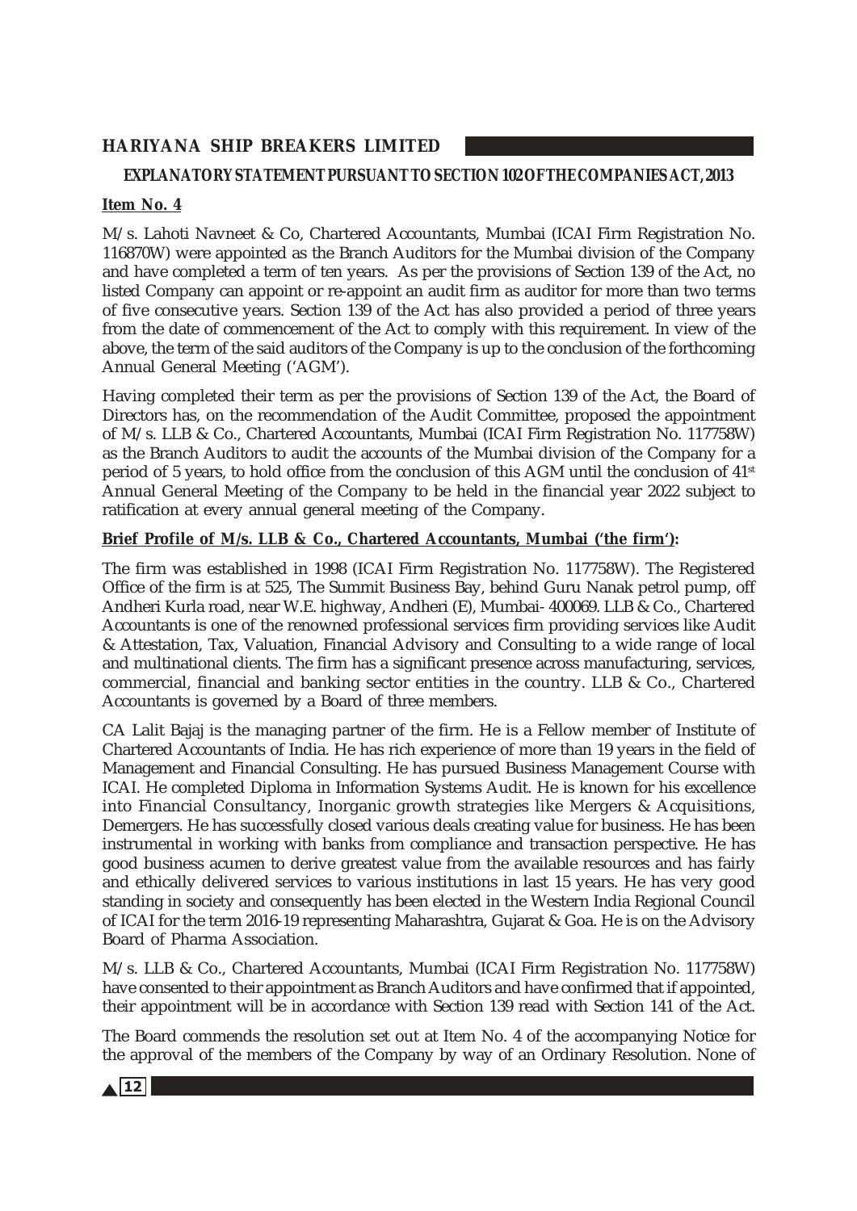**EXPLANATORY STATEMENT PURSUANT TO SECTION 102 OF THE COMPANIES ACT, 2013**

**Item No. 4**

M/s. Lahoti Navneet & Co, Chartered Accountants, Mumbai (ICAI Firm Registration No. 116870W) were appointed as the Branch Auditors for the Mumbai division of the Company and have completed a term of ten years. As per the provisions of Section 139 of the Act, no listed Company can appoint or re-appoint an audit firm as auditor for more than two terms of five consecutive years. Section 139 of the Act has also provided a period of three years from the date of commencement of the Act to comply with this requirement. In view of the above, the term of the said auditors of the Company is up to the conclusion of the forthcoming Annual General Meeting ('AGM').

Having completed their term as per the provisions of Section 139 of the Act, the Board of Directors has, on the recommendation of the Audit Committee, proposed the appointment of M/s. LLB & Co., Chartered Accountants, Mumbai (ICAI Firm Registration No. 117758W) as the Branch Auditors to audit the accounts of the Mumbai division of the Company for a period of 5 years, to hold office from the conclusion of this AGM until the conclusion of 41st Annual General Meeting of the Company to be held in the financial year 2022 subject to ratification at every annual general meeting of the Company.

**Brief Profile of M/s. LLB & Co., Chartered Accountants, Mumbai ('the firm'):**

The firm was established in 1998 (ICAI Firm Registration No. 117758W). The Registered Office of the firm is at 525, The Summit Business Bay, behind Guru Nanak petrol pump, off Andheri Kurla road, near W.E. highway, Andheri (E), Mumbai- 400069. LLB & Co., Chartered Accountants is one of the renowned professional services firm providing services like Audit & Attestation, Tax, Valuation, Financial Advisory and Consulting to a wide range of local and multinational clients. The firm has a significant presence across manufacturing, services, commercial, financial and banking sector entities in the country. LLB & Co., Chartered Accountants is governed by a Board of three members.

CA Lalit Bajaj is the managing partner of the firm. He is a Fellow member of Institute of Chartered Accountants of India. He has rich experience of more than 19 years in the field of Management and Financial Consulting. He has pursued Business Management Course with ICAI. He completed Diploma in Information Systems Audit. He is known for his excellence into Financial Consultancy, Inorganic growth strategies like Mergers & Acquisitions, Demergers. He has successfully closed various deals creating value for business. He has been instrumental in working with banks from compliance and transaction perspective. He has good business acumen to derive greatest value from the available resources and has fairly and ethically delivered services to various institutions in last 15 years. He has very good standing in society and consequently has been elected in the Western India Regional Council of ICAI for the term 2016-19 representing Maharashtra, Gujarat & Goa. He is on the Advisory Board of Pharma Association.

M/s. LLB & Co., Chartered Accountants, Mumbai (ICAI Firm Registration No. 117758W) have consented to their appointment as Branch Auditors and have confirmed that if appointed, their appointment will be in accordance with Section 139 read with Section 141 of the Act.

The Board commends the resolution set out at Item No. 4 of the accompanying Notice for the approval of the members of the Company by way of an Ordinary Resolution. None of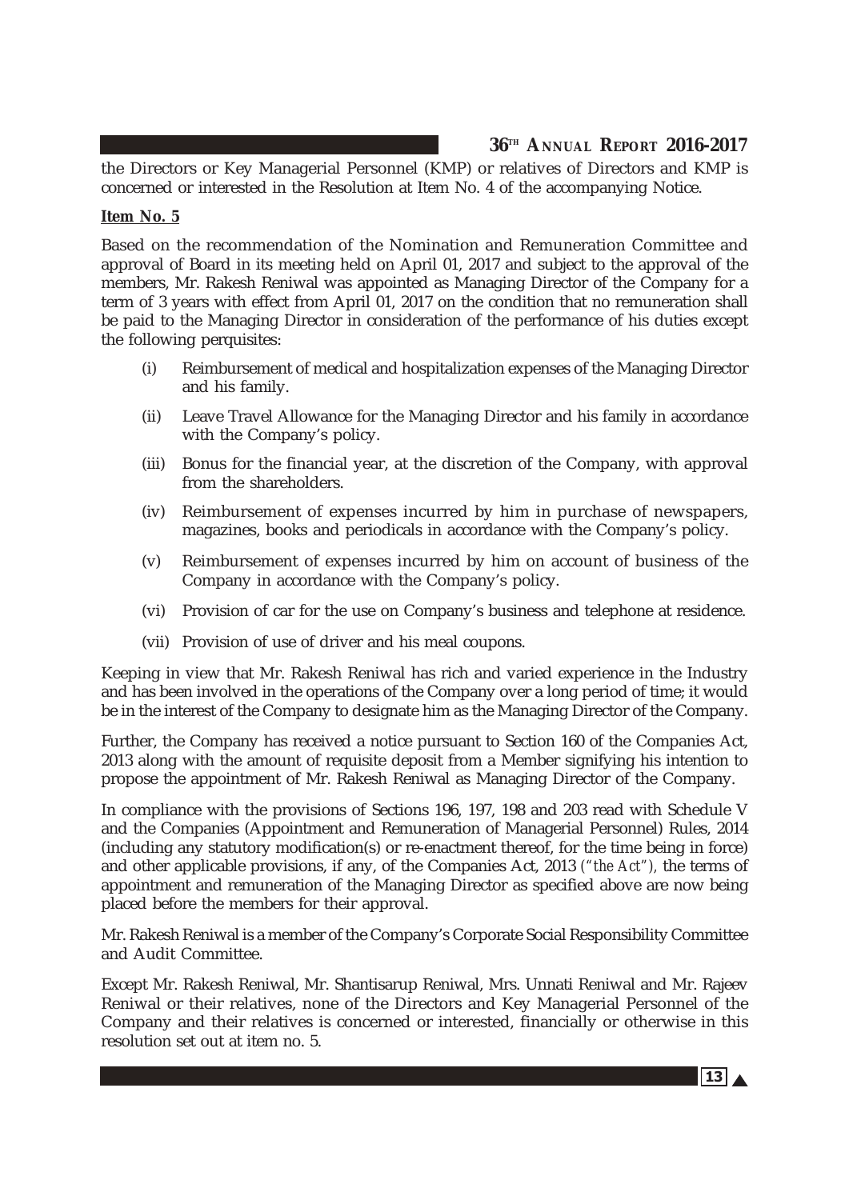the Directors or Key Managerial Personnel (KMP) or relatives of Directors and KMP is concerned or interested in the Resolution at Item No. 4 of the accompanying Notice.

**Item No. 5**

Based on the recommendation of the Nomination and Remuneration Committee and approval of Board in its meeting held on April 01, 2017 and subject to the approval of the members, Mr. Rakesh Reniwal was appointed as Managing Director of the Company for a term of 3 years with effect from April 01, 2017 on the condition that no remuneration shall be paid to the Managing Director in consideration of the performance of his duties except the following perquisites:

(i) Reimbursement of medical and hospitalization expenses of the Managing Director and his family.

(ii) Leave Travel Allowance for the Managing Director and his family in accordance with the Company's policy.

(iii) Bonus for the financial year, at the discretion of the Company, with approval from the shareholders.

(iv) Reimbursement of expenses incurred by him in purchase of newspapers, magazines, books and periodicals in accordance with the Company's policy.

(v) Reimbursement of expenses incurred by him on account of business of the Company in accordance with the Company's policy.

(vi) Provision of car for the use on Company's business and telephone at residence.

(vii) Provision of use of driver and his meal coupons.

Keeping in view that Mr. Rakesh Reniwal has rich and varied experience in the Industry and has been involved in the operations of the Company over a long period of time; it would be in the interest of the Company to designate him as the Managing Director of the Company.

Further, the Company has received a notice pursuant to Section 160 of the Companies Act, 2013 along with the amount of requisite deposit from a Member signifying his intention to propose the appointment of Mr. Rakesh Reniwal as Managing Director of the Company.

In compliance with the provisions of Sections 196, 197, 198 and 203 read with Schedule V and the Companies (Appointment and Remuneration of Managerial Personnel) Rules, 2014 (including any statutory modification(s) or re-enactment thereof, for the time being in force) and other applicable provisions, if any, of the Companies Act, 2013 *("the Act")*, the terms of appointment and remuneration of the Managing Director as specified above are now being placed before the members for their approval.

Mr. Rakesh Reniwal is a member of the Company's Corporate Social Responsibility Committee and Audit Committee.

Except Mr. Rakesh Reniwal, Mr. Shantisarup Reniwal, Mrs. Unnati Reniwal and Mr. Rajeev Reniwal or their relatives, none of the Directors and Key Managerial Personnel of the Company and their relatives is concerned or interested, financially or otherwise in this resolution set out at item no. 5.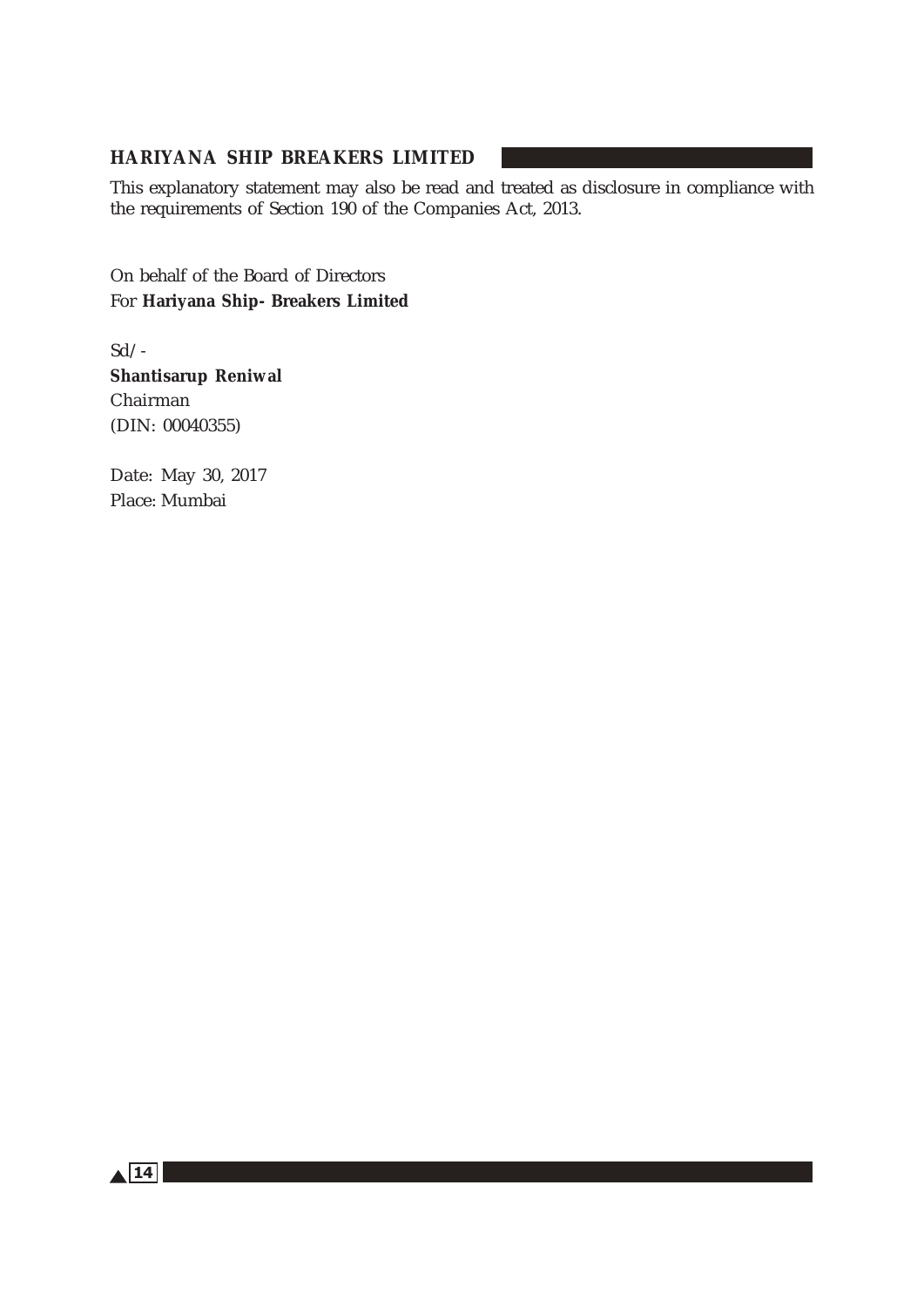This explanatory statement may also be read and treated as disclosure in compliance with the requirements of Section 190 of the Companies Act, 2013.

On behalf of the Board of Directors
For **Hariyana Ship- Breakers Limited**

Sd/-
**Shantisarup Reniwal**
Chairman
(DIN: 00040355)

Date: May 30, 2017
Place: Mumbai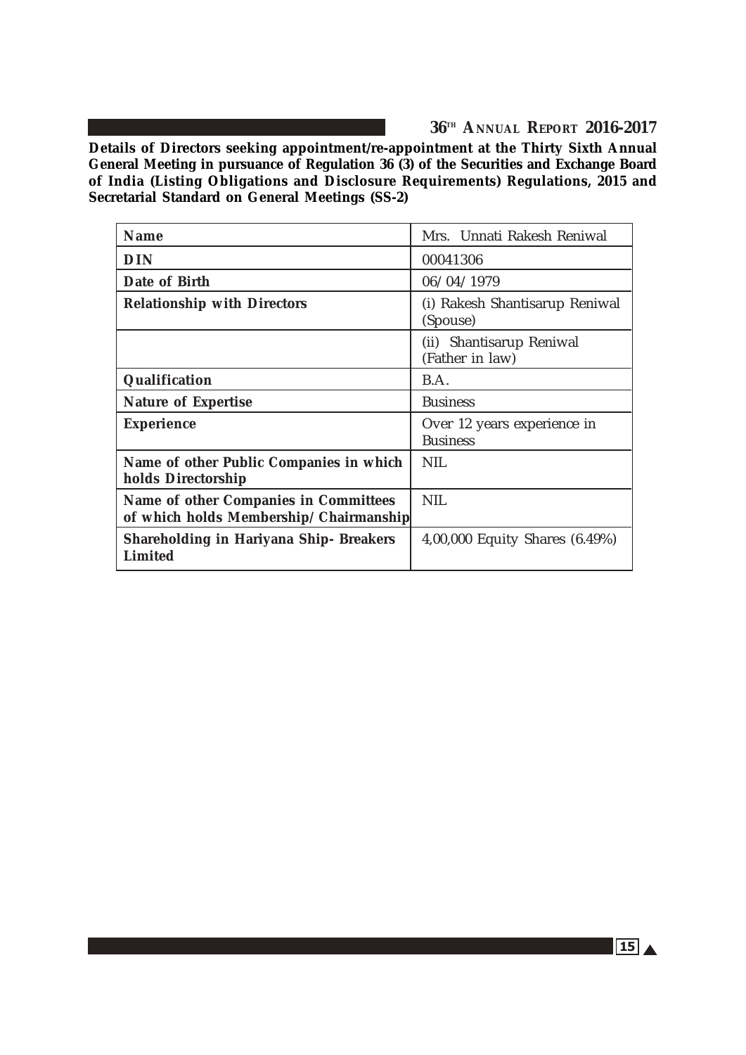**Details of Directors seeking appointment/re-appointment at the Thirty Sixth Annual General Meeting in pursuance of Regulation 36 (3) of the Securities and Exchange Board of India (Listing Obligations and Disclosure Requirements) Regulations, 2015 and Secretarial Standard on General Meetings (SS-2)**

| **Name** | Mrs. Unnati Rakesh Reniwal |
|---|---|
| **DIN** | 00041306 |
| **Date of Birth** | 06/04/1979 |
| **Relationship with Directors** | (i) Rakesh Shantisarup Reniwal (Spouse) |
| | (ii) Shantisarup Reniwal (Father in law) |
| **Qualification** | B.A. |
| **Nature of Expertise** | Business |
| **Experience** | Over 12 years experience in Business |
| **Name of other Public Companies in which holds Directorship** | NIL |
| **Name of other Companies in Committees of which holds Membership/ Chairmanship** | NIL |
| **Shareholding in Hariyana Ship- Breakers Limited** | 4,00,000 Equity Shares (6.49%) |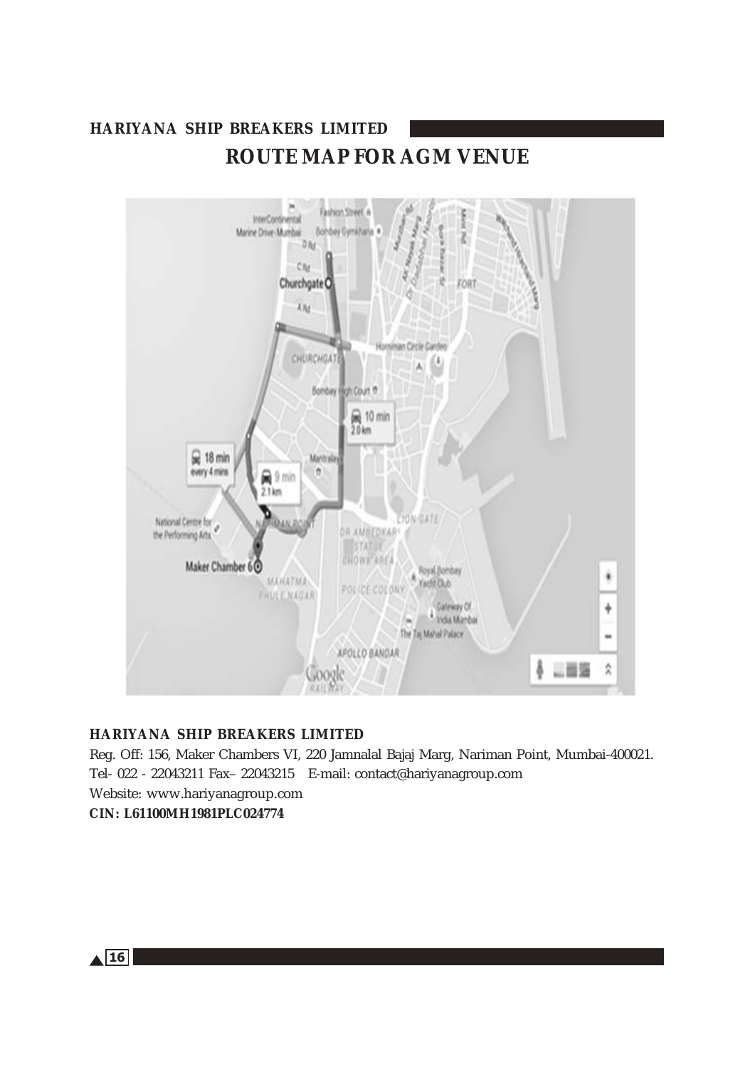# ROUTE MAP FOR AGM VENUE

**HARIYANA SHIP BREAKERS LIMITED**

Reg. Off: 156, Maker Chambers VI, 220 Jamnalal Bajaj Marg, Nariman Point, Mumbai-400021.
Tel- 022 - 22043211 Fax– 22043215 E-mail: contact@hariyanagroup.com
Website: www.hariyanagroup.com
**CIN: L61100MH1981PLC024774**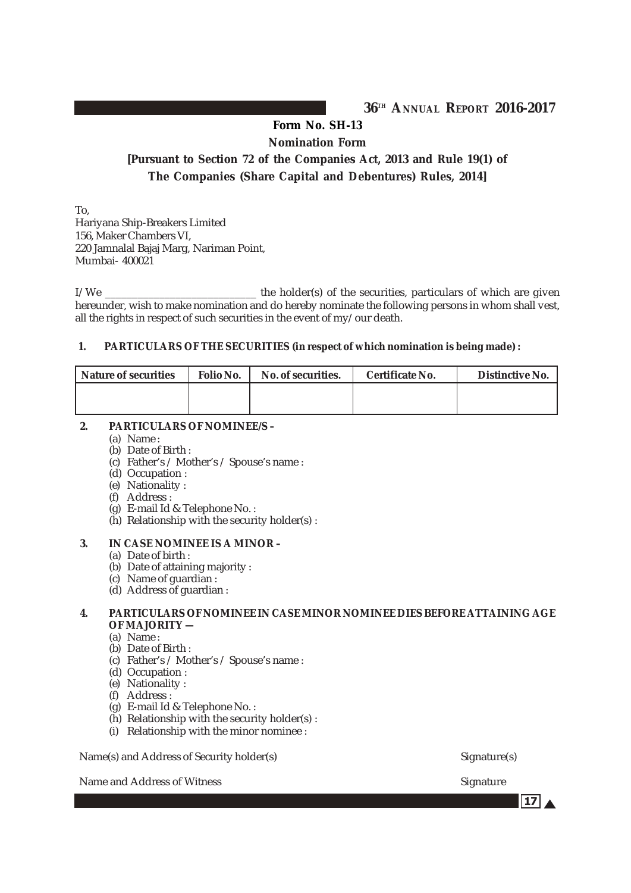**Form No. SH-13**

**Nomination Form**

**[Pursuant to Section 72 of the Companies Act, 2013 and Rule 19(1) of The Companies (Share Capital and Debentures) Rules, 2014]**

To,
Hariyana Ship-Breakers Limited
156, Maker Chambers VI,
220 Jamnalal Bajaj Marg, Nariman Point,
Mumbai- 400021

I/We ____________________________ the holder(s) of the securities, particulars of which are given hereunder, wish to make nomination and do hereby nominate the following persons in whom shall vest, all the rights in respect of such securities in the event of my/our death.

**1. PARTICULARS OF THE SECURITIES (in respect of which nomination is being made) :**

| Nature of securities | Folio No. | No. of securities. | Certificate No. | Distinctive No. |
|---|---|---|---|---|
| | | | | |

**2. PARTICULARS OF NOMINEE/S –**

(a) Name :
(b) Date of Birth :
(c) Father's / Mother's / Spouse's name :
(d) Occupation :
(e) Nationality :
(f) Address :
(g) E-mail Id & Telephone No. :
(h) Relationship with the security holder(s) :

**3. IN CASE NOMINEE IS A MINOR –**

(a) Date of birth :
(b) Date of attaining majority :
(c) Name of guardian :
(d) Address of guardian :

**4. PARTICULARS OF NOMINEE IN CASE MINOR NOMINEE DIES BEFORE ATTAINING AGE OF MAJORITY —**

(a) Name :
(b) Date of Birth :
(c) Father's / Mother's / Spouse's name :
(d) Occupation :
(e) Nationality :
(f) Address :
(g) E-mail Id & Telephone No. :
(h) Relationship with the security holder(s) :
(i) Relationship with the minor nominee :

Name(s) and Address of Security holder(s) Signature(s)

Name and Address of Witness Signature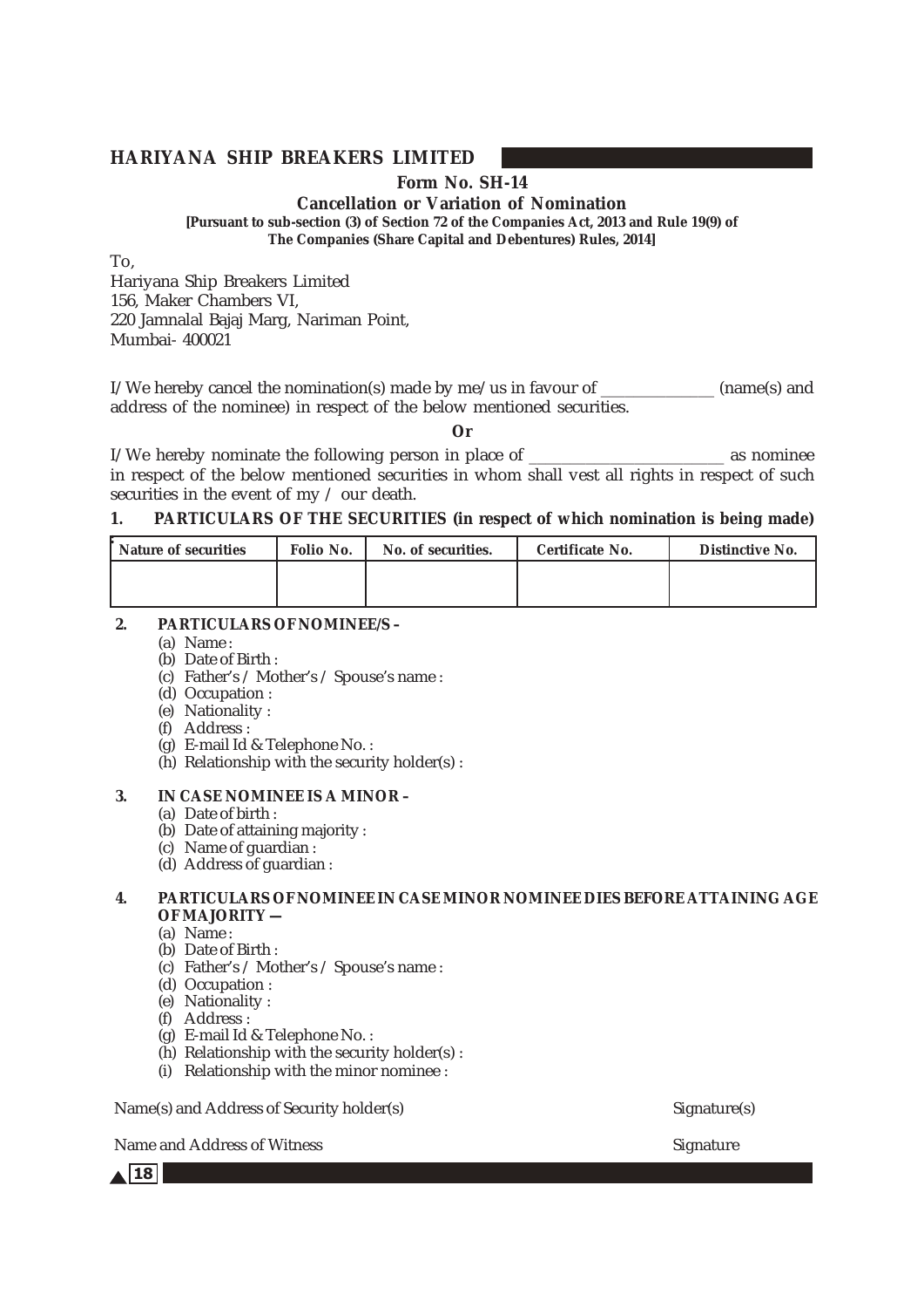## HARIYANA SHIP BREAKERS LIMITED

**Form No. SH-14**

**Cancellation or Variation of Nomination**

**[Pursuant to sub-section (3) of Section 72 of the Companies Act, 2013 and Rule 19(9) of The Companies (Share Capital and Debentures) Rules, 2014]**

To,
Hariyana Ship Breakers Limited
156, Maker Chambers VI,
220 Jamnalal Bajaj Marg, Nariman Point,
Mumbai- 400021

I/We hereby cancel the nomination(s) made by me/us in favour of ______________ (name(s) and address of the nominee) in respect of the below mentioned securities.

**Or**

I/We hereby nominate the following person in place of ________________________ as nominee in respect of the below mentioned securities in whom shall vest all rights in respect of such securities in the event of my / our death.

**1. PARTICULARS OF THE SECURITIES (in respect of which nomination is being made)**

| Nature of securities | Folio No. | No. of securities. | Certificate No. | Distinctive No. |
|---|---|---|---|---|
| | | | | |

**2. PARTICULARS OF NOMINEE/S –**

(a) Name :
(b) Date of Birth :
(c) Father's / Mother's / Spouse's name :
(d) Occupation :
(e) Nationality :
(f) Address :
(g) E-mail Id & Telephone No. :
(h) Relationship with the security holder(s) :

**3. IN CASE NOMINEE IS A MINOR –**

(a) Date of birth :
(b) Date of attaining majority :
(c) Name of guardian :
(d) Address of guardian :

**4. PARTICULARS OF NOMINEE IN CASE MINOR NOMINEE DIES BEFORE ATTAINING AGE OF MAJORITY —**

(a) Name :
(b) Date of Birth :
(c) Father's / Mother's / Spouse's name :
(d) Occupation :
(e) Nationality :
(f) Address :
(g) E-mail Id & Telephone No. :
(h) Relationship with the security holder(s) :
(i) Relationship with the minor nominee :

Name(s) and Address of Security holder(s) Signature(s)

Name and Address of Witness Signature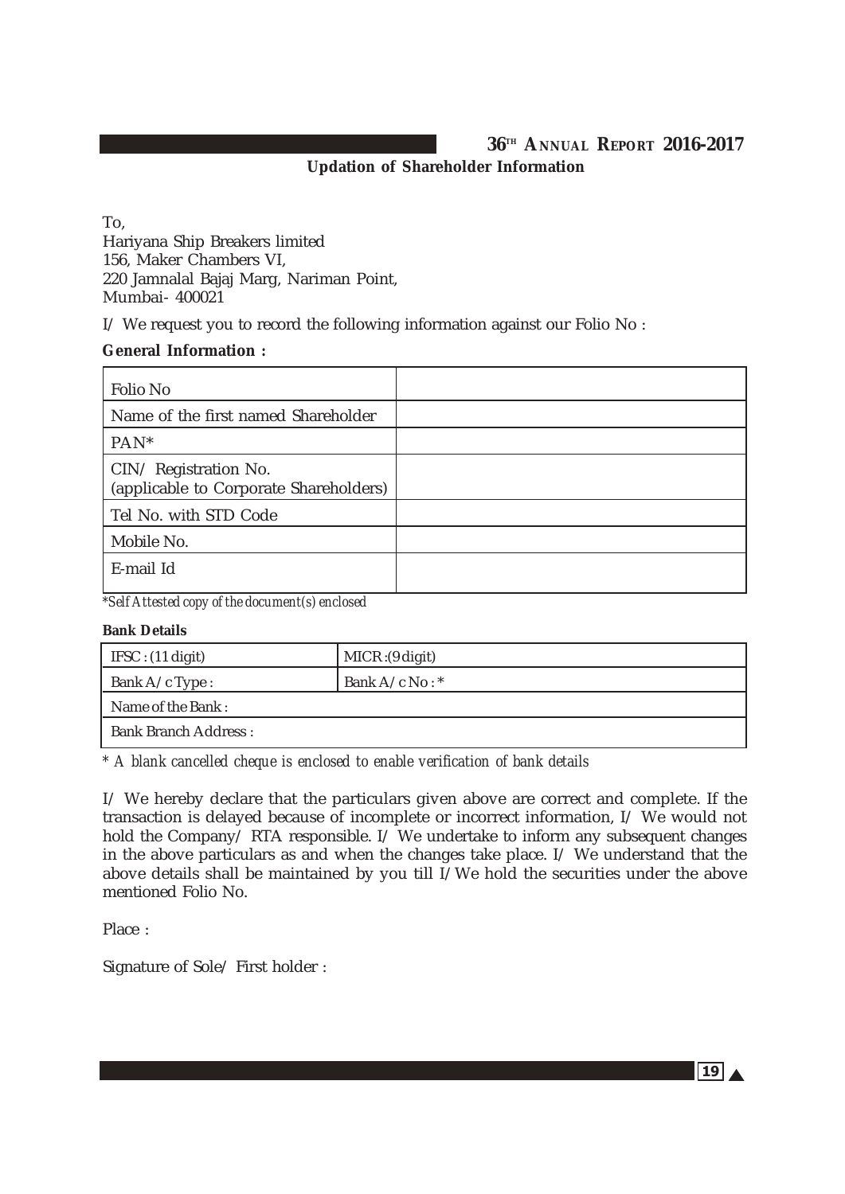## Updation of Shareholder Information

To,
Hariyana Ship Breakers limited
156, Maker Chambers VI,
220 Jamnalal Bajaj Marg, Nariman Point,
Mumbai- 400021

I/ We request you to record the following information against our Folio No :

**General Information :**

| | |
|---|---|
| Folio No | |
| Name of the first named Shareholder | |
| PAN* | |
| CIN/ Registration No. (applicable to Corporate Shareholders) | |
| Tel No. with STD Code | |
| Mobile No. | |
| E-mail Id | |

*\*Self Attested copy of the document(s) enclosed*

**Bank Details**

| | |
|---|---|
| IFSC : (11 digit) | MICR :(9 digit) |
| Bank A/c Type : | Bank A/c No : * |
| Name of the Bank : | |
| Bank Branch Address : | |

*\* A blank cancelled cheque is enclosed to enable verification of bank details*

I/ We hereby declare that the particulars given above are correct and complete. If the transaction is delayed because of incomplete or incorrect information, I/ We would not hold the Company/ RTA responsible. I/ We undertake to inform any subsequent changes in the above particulars as and when the changes take place. I/ We understand that the above details shall be maintained by you till I/We hold the securities under the above mentioned Folio No.

Place :

Signature of Sole/ First holder :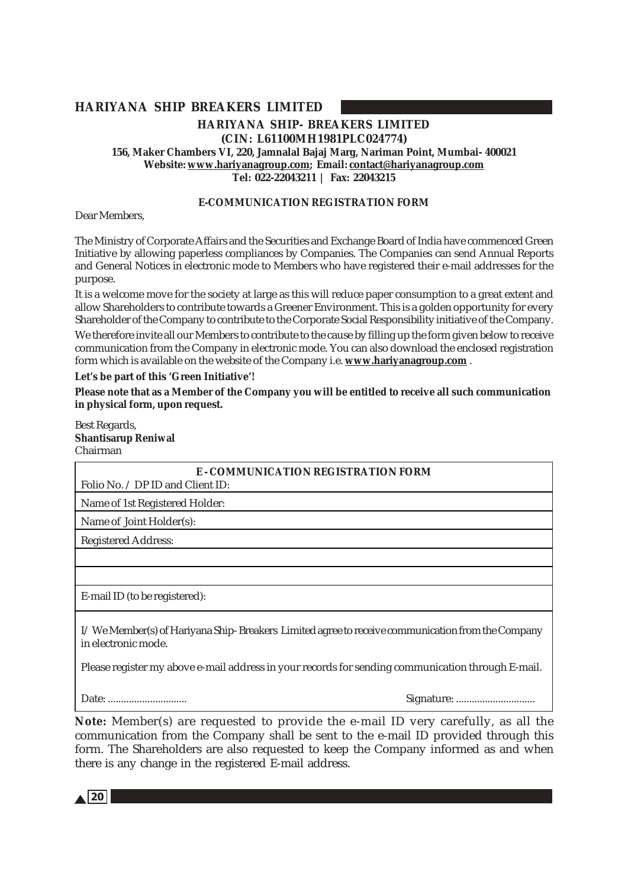**HARIYANA SHIP- BREAKERS LIMITED**
**(CIN: L61100MH1981PLC024774)**
**156, Maker Chambers VI, 220, Jamnalal Bajaj Marg, Nariman Point, Mumbai- 400021**
**Website: www.hariyanagroup.com; Email: contact@hariyanagroup.com**
**Tel: 022-22043211 | Fax: 22043215**

## E-COMMUNICATION REGISTRATION FORM

Dear Members,

The Ministry of Corporate Affairs and the Securities and Exchange Board of India have commenced Green Initiative by allowing paperless compliances by Companies. The Companies can send Annual Reports and General Notices in electronic mode to Members who have registered their e-mail addresses for the purpose.

It is a welcome move for the society at large as this will reduce paper consumption to a great extent and allow Shareholders to contribute towards a Greener Environment. This is a golden opportunity for every Shareholder of the Company to contribute to the Corporate Social Responsibility initiative of the Company.

We therefore invite all our Members to contribute to the cause by filling up the form given below to receive communication from the Company in electronic mode. You can also download the enclosed registration form which is available on the website of the Company i.e. **www.hariyanagroup.com** .

**Let's be part of this 'Green Initiative'!**

**Please note that as a Member of the Company you will be entitled to receive all such communication in physical form, upon request.**

Best Regards,
**Shantisarup Reniwal**
Chairman

| **E - COMMUNICATION REGISTRATION FORM** |
|---|
| Folio No. / DP ID and Client ID: |
| Name of 1st Registered Holder: |
| Name of Joint Holder(s): |
| Registered Address: |
| |
| |
| E-mail ID (to be registered): |
| I/ We Member(s) of Hariyana Ship- Breakers Limited agree to receive communication from the Company in electronic mode. Please register my above e-mail address in your records for sending communication through E-mail. Date: ............................. Signature: ............................. |

**Note:** Member(s) are requested to provide the e-mail ID very carefully, as all the communication from the Company shall be sent to the e-mail ID provided through this form. The Shareholders are also requested to keep the Company informed as and when there is any change in the registered E-mail address.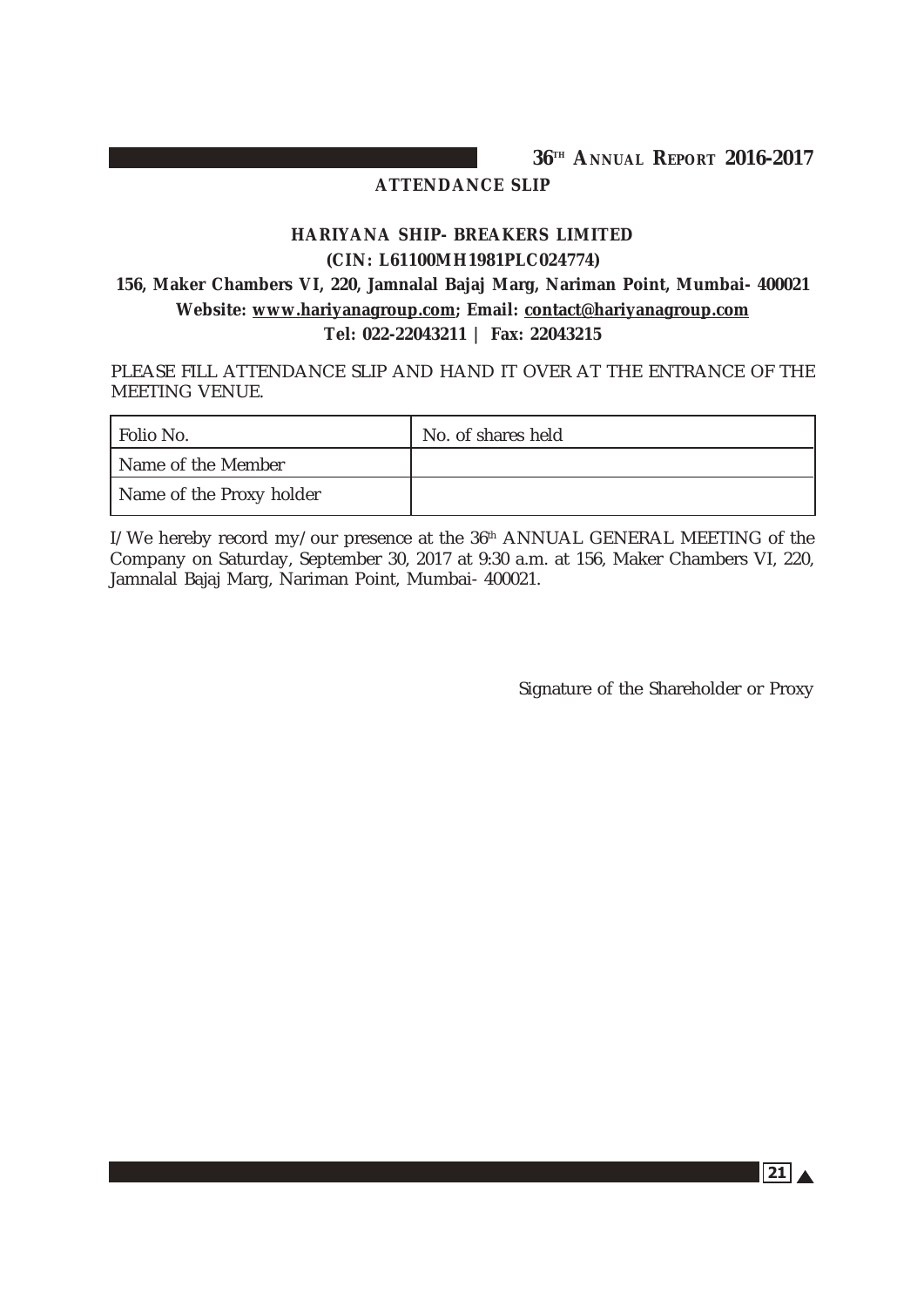## ATTENDANCE SLIP

### HARIYANA SHIP- BREAKERS LIMITED

**(CIN: L61100MH1981PLC024774)**

**156, Maker Chambers VI, 220, Jamnalal Bajaj Marg, Nariman Point, Mumbai- 400021**

**Website: www.hariyanagroup.com; Email: contact@hariyanagroup.com**

**Tel: 022-22043211 | Fax: 22043215**

PLEASE FILL ATTENDANCE SLIP AND HAND IT OVER AT THE ENTRANCE OF THE MEETING VENUE.

| Folio No. | No. of shares held |
|---|---|
| Name of the Member | |
| Name of the Proxy holder | |

I/We hereby record my/our presence at the 36th ANNUAL GENERAL MEETING of the Company on Saturday, September 30, 2017 at 9:30 a.m. at 156, Maker Chambers VI, 220, Jamnalal Bajaj Marg, Nariman Point, Mumbai- 400021.

Signature of the Shareholder or Proxy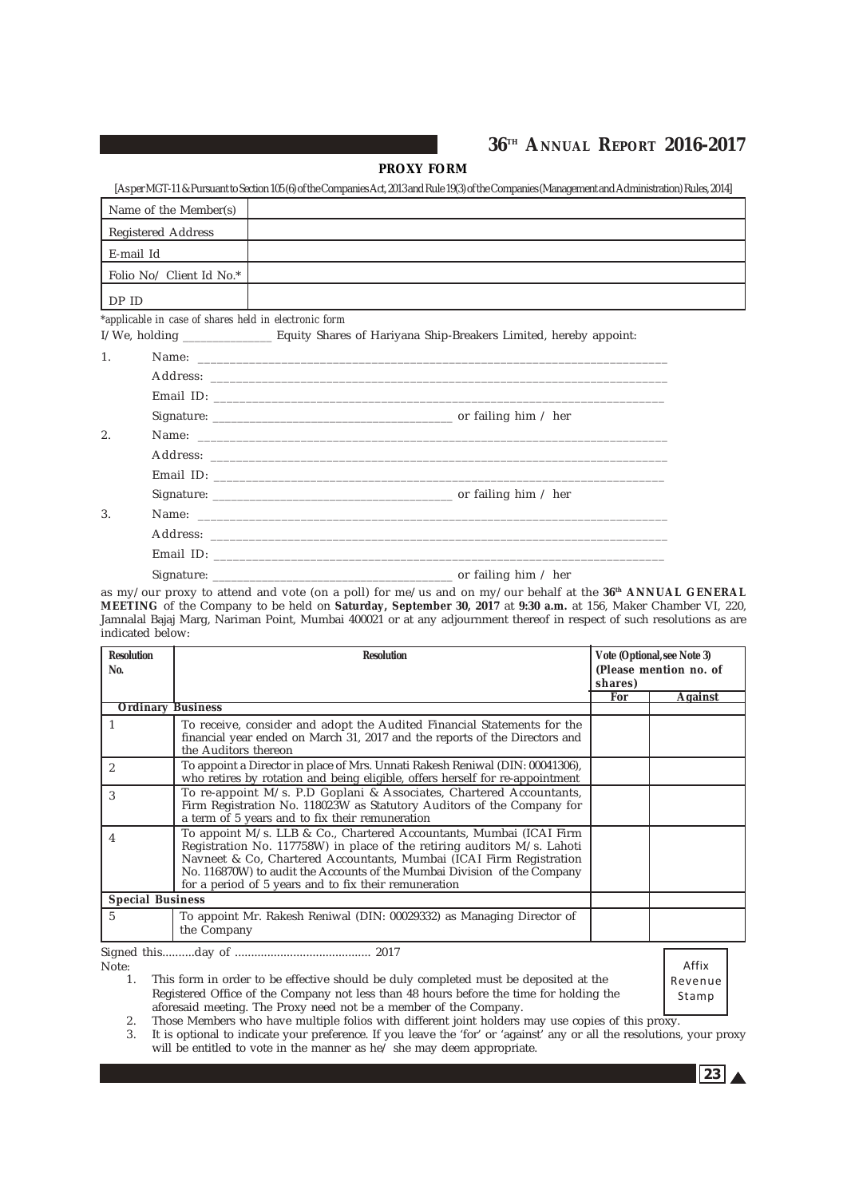## PROXY FORM

[As per MGT-11 & Pursuant to Section 105 (6) of the Companies Act, 2013 and Rule 19(3) of the Companies (Management and Administration) Rules, 2014]

| Name of the Member(s) | |
|---|---|
| Registered Address | |
| E-mail Id | |
| Folio No/ Client Id No.* | |
| DP ID | |

*applicable in case of shares held in electronic form

I/We, holding _______________ Equity Shares of Hariyana Ship-Breakers Limited, hereby appoint:

1. Name: ______________________________________________

   Address: ______________________________________________

   Email ID: ______________________________________________

   Signature: ______________________________ or failing him / her

2. Name: ______________________________________________

   Address: ______________________________________________

   Email ID: ______________________________________________

   Signature: ______________________________ or failing him / her

3. Name: ______________________________________________

   Address: ______________________________________________

   Email ID: ______________________________________________

   Signature: ______________________________ or failing him / her

as my/our proxy to attend and vote (on a poll) for me/us and on my/our behalf at the **36th ANNUAL GENERAL MEETING** of the Company to be held on **Saturday, September 30, 2017** at **9:30 a.m.** at 156, Maker Chamber VI, 220, Jamnalal Bajaj Marg, Nariman Point, Mumbai 400021 or at any adjournment thereof in respect of such resolutions as are indicated below:

| Resolution No. | Resolution | Vote (Optional, see Note 3) (Please mention no. of shares) | |
|---|---|---|---|
| | | For | Against |
| **Ordinary Business** | | | |
| 1 | To receive, consider and adopt the Audited Financial Statements for the financial year ended on March 31, 2017 and the reports of the Directors and the Auditors thereon | | |
| 2 | To appoint a Director in place of Mrs. Unnati Rakesh Reniwal (DIN: 00041306), who retires by rotation and being eligible, offers herself for re-appointment | | |
| 3 | To re-appoint M/s. P.D Goplani & Associates, Chartered Accountants, Firm Registration No. 118023W as Statutory Auditors of the Company for a term of 5 years and to fix their remuneration | | |
| 4 | To appoint M/s. LLB & Co., Chartered Accountants, Mumbai (ICAI Firm Registration No. 117758W) in place of the retiring auditors M/s. Lahoti Navneet & Co, Chartered Accountants, Mumbai (ICAI Firm Registration No. 116870W) to audit the Accounts of the Mumbai Division of the Company for a period of 5 years and to fix their remuneration | | |
| **Special Business** | | | |
| 5 | To appoint Mr. Rakesh Reniwal (DIN: 00029332) as Managing Director of the Company | | |

Signed this..........day of ......................................... 2017

Affix Revenue Stamp

Note:

1. This form in order to be effective should be duly completed must be deposited at the Registered Office of the Company not less than 48 hours before the time for holding the aforesaid meeting. The Proxy need not be a member of the Company.
2. Those Members who have multiple folios with different joint holders may use copies of this proxy.
3. It is optional to indicate your preference. If you leave the 'for' or 'against' any or all the resolutions, your proxy will be entitled to vote in the manner as he/ she may deem appropriate.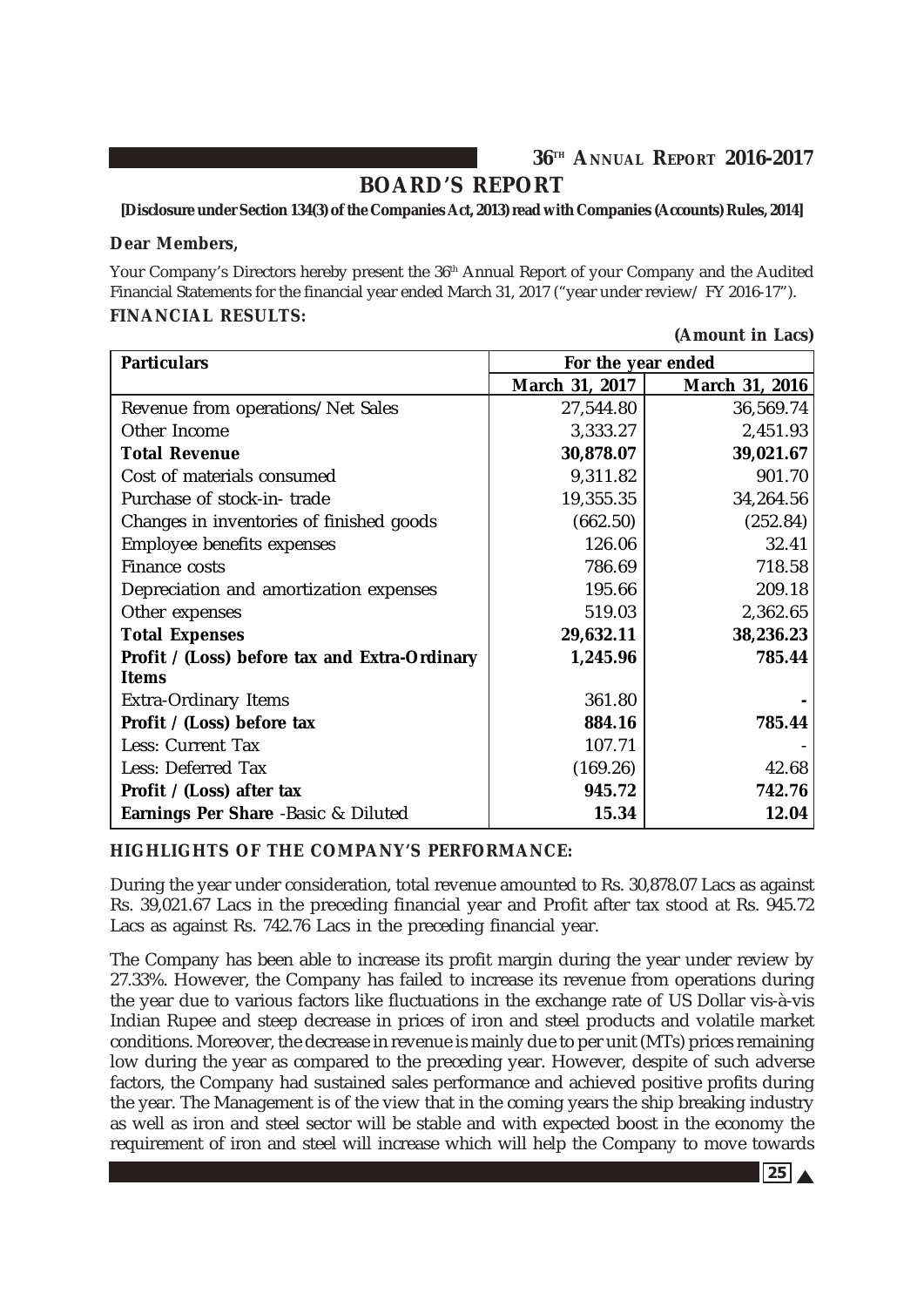# BOARD'S REPORT

**[Disclosure under Section 134(3) of the Companies Act, 2013) read with Companies (Accounts) Rules, 2014]**

**Dear Members,**

Your Company's Directors hereby present the 36th Annual Report of your Company and the Audited Financial Statements for the financial year ended March 31, 2017 ("year under review/ FY 2016-17").

**FINANCIAL RESULTS:**

**(Amount in Lacs)**

| Particulars | For the year ended | |
|---|---|---|
| | March 31, 2017 | March 31, 2016 |
| Revenue from operations/Net Sales | 27,544.80 | 36,569.74 |
| Other Income | 3,333.27 | 2,451.93 |
| **Total Revenue** | **30,878.07** | **39,021.67** |
| Cost of materials consumed | 9,311.82 | 901.70 |
| Purchase of stock-in- trade | 19,355.35 | 34,264.56 |
| Changes in inventories of finished goods | (662.50) | (252.84) |
| Employee benefits expenses | 126.06 | 32.41 |
| Finance costs | 786.69 | 718.58 |
| Depreciation and amortization expenses | 195.66 | 209.18 |
| Other expenses | 519.03 | 2,362.65 |
| **Total Expenses** | **29,632.11** | **38,236.23** |
| **Profit / (Loss) before tax and Extra-Ordinary Items** | **1,245.96** | **785.44** |
| Extra-Ordinary Items | 361.80 | - |
| **Profit / (Loss) before tax** | **884.16** | **785.44** |
| Less: Current Tax | 107.71 | - |
| Less: Deferred Tax | (169.26) | 42.68 |
| **Profit / (Loss) after tax** | **945.72** | **742.76** |
| **Earnings Per Share** -Basic & Diluted | **15.34** | **12.04** |

**HIGHLIGHTS OF THE COMPANY'S PERFORMANCE:**

During the year under consideration, total revenue amounted to Rs. 30,878.07 Lacs as against Rs. 39,021.67 Lacs in the preceding financial year and Profit after tax stood at Rs. 945.72 Lacs as against Rs. 742.76 Lacs in the preceding financial year.

The Company has been able to increase its profit margin during the year under review by 27.33%. However, the Company has failed to increase its revenue from operations during the year due to various factors like fluctuations in the exchange rate of US Dollar vis-à-vis Indian Rupee and steep decrease in prices of iron and steel products and volatile market conditions. Moreover, the decrease in revenue is mainly due to per unit (MTs) prices remaining low during the year as compared to the preceding year. However, despite of such adverse factors, the Company had sustained sales performance and achieved positive profits during the year. The Management is of the view that in the coming years the ship breaking industry as well as iron and steel sector will be stable and with expected boost in the economy the requirement of iron and steel will increase which will help the Company to move towards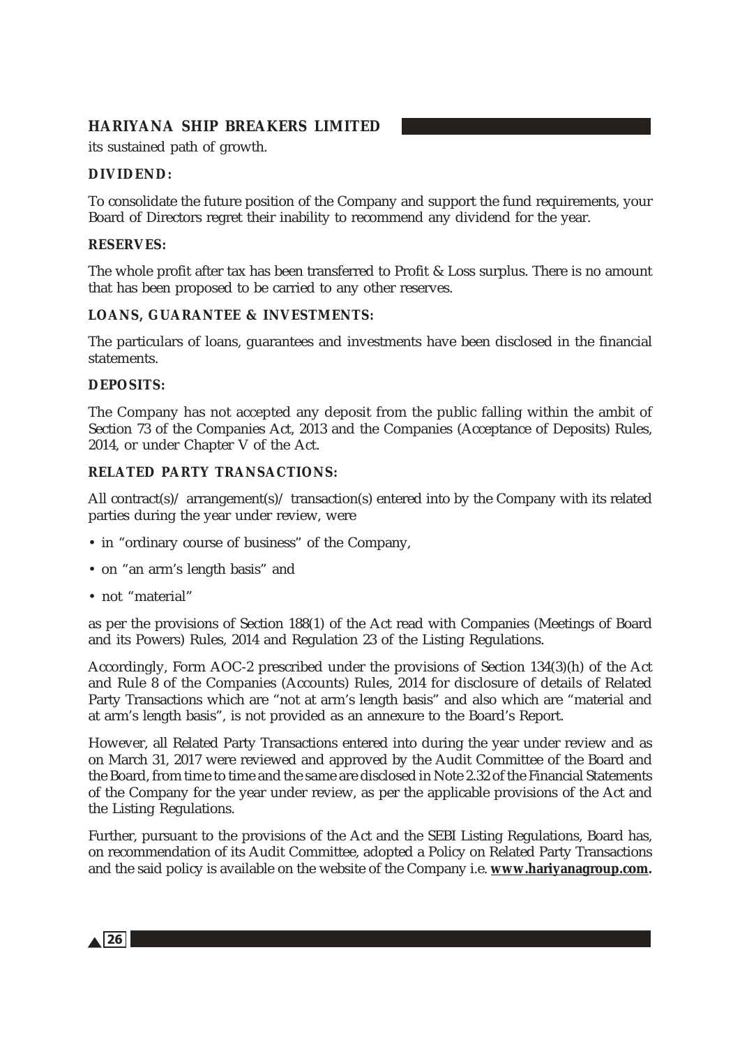its sustained path of growth.

**DIVIDEND:**

To consolidate the future position of the Company and support the fund requirements, your Board of Directors regret their inability to recommend any dividend for the year.

**RESERVES:**

The whole profit after tax has been transferred to Profit & Loss surplus. There is no amount that has been proposed to be carried to any other reserves.

**LOANS, GUARANTEE & INVESTMENTS:**

The particulars of loans, guarantees and investments have been disclosed in the financial statements.

**DEPOSITS:**

The Company has not accepted any deposit from the public falling within the ambit of Section 73 of the Companies Act, 2013 and the Companies (Acceptance of Deposits) Rules, 2014, or under Chapter V of the Act.

**RELATED PARTY TRANSACTIONS:**

All contract(s)/ arrangement(s)/ transaction(s) entered into by the Company with its related parties during the year under review, were

- in "ordinary course of business" of the Company,
- on "an arm's length basis" and
- not "material"

as per the provisions of Section 188(1) of the Act read with Companies (Meetings of Board and its Powers) Rules, 2014 and Regulation 23 of the Listing Regulations.

Accordingly, Form AOC-2 prescribed under the provisions of Section 134(3)(h) of the Act and Rule 8 of the Companies (Accounts) Rules, 2014 for disclosure of details of Related Party Transactions which are "not at arm's length basis" and also which are "material and at arm's length basis", is not provided as an annexure to the Board's Report.

However, all Related Party Transactions entered into during the year under review and as on March 31, 2017 were reviewed and approved by the Audit Committee of the Board and the Board, from time to time and the same are disclosed in Note 2.32 of the Financial Statements of the Company for the year under review, as per the applicable provisions of the Act and the Listing Regulations.

Further, pursuant to the provisions of the Act and the SEBI Listing Regulations, Board has, on recommendation of its Audit Committee, adopted a Policy on Related Party Transactions and the said policy is available on the website of the Company i.e. **www.hariyanagroup.com.**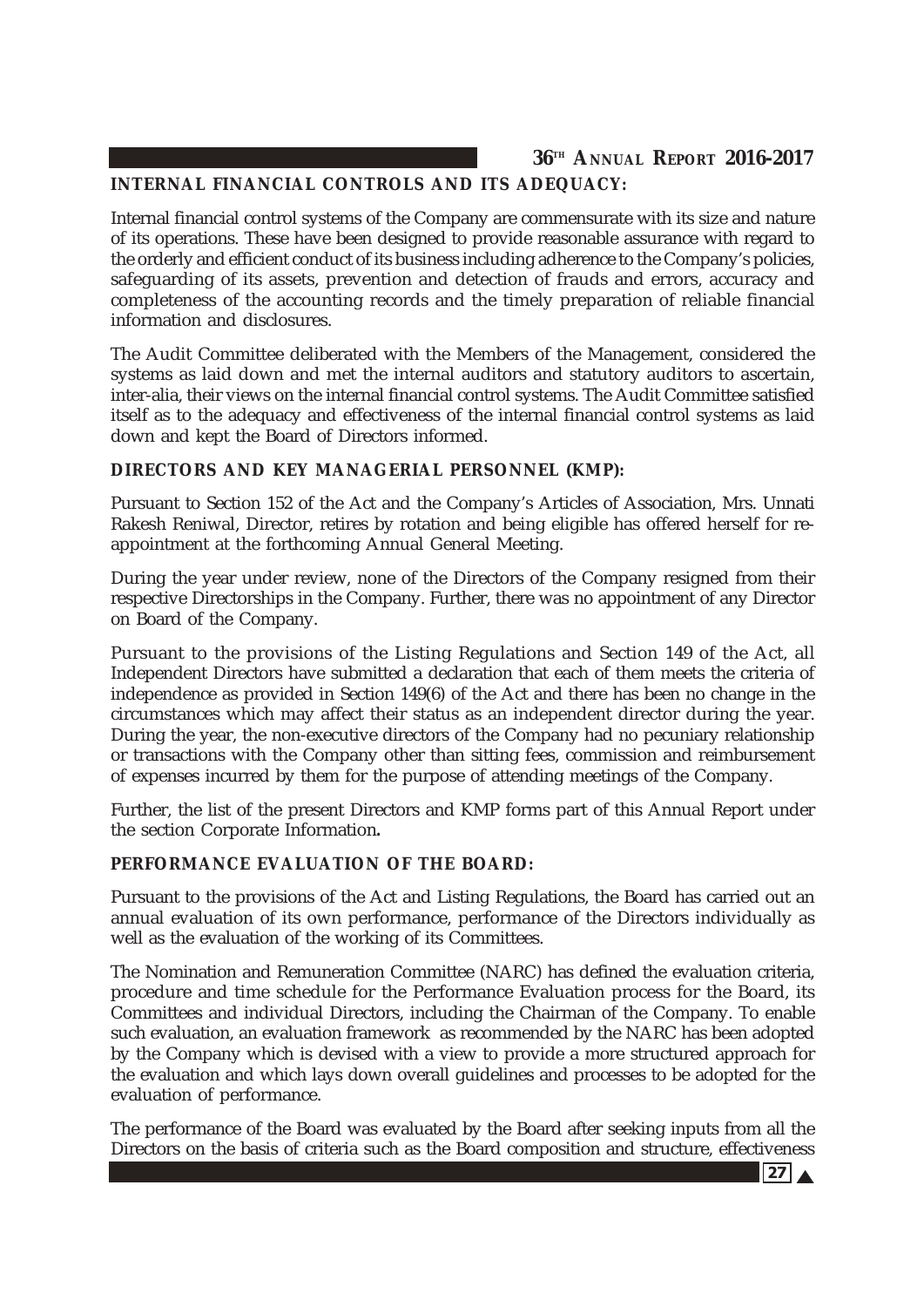## INTERNAL FINANCIAL CONTROLS AND ITS ADEQUACY:

Internal financial control systems of the Company are commensurate with its size and nature of its operations. These have been designed to provide reasonable assurance with regard to the orderly and efficient conduct of its business including adherence to the Company's policies, safeguarding of its assets, prevention and detection of frauds and errors, accuracy and completeness of the accounting records and the timely preparation of reliable financial information and disclosures.

The Audit Committee deliberated with the Members of the Management, considered the systems as laid down and met the internal auditors and statutory auditors to ascertain, inter-alia, their views on the internal financial control systems. The Audit Committee satisfied itself as to the adequacy and effectiveness of the internal financial control systems as laid down and kept the Board of Directors informed.

## DIRECTORS AND KEY MANAGERIAL PERSONNEL (KMP):

Pursuant to Section 152 of the Act and the Company's Articles of Association, Mrs. Unnati Rakesh Reniwal, Director, retires by rotation and being eligible has offered herself for re-appointment at the forthcoming Annual General Meeting.

During the year under review, none of the Directors of the Company resigned from their respective Directorships in the Company. Further, there was no appointment of any Director on Board of the Company.

Pursuant to the provisions of the Listing Regulations and Section 149 of the Act, all Independent Directors have submitted a declaration that each of them meets the criteria of independence as provided in Section 149(6) of the Act and there has been no change in the circumstances which may affect their status as an independent director during the year. During the year, the non-executive directors of the Company had no pecuniary relationship or transactions with the Company other than sitting fees, commission and reimbursement of expenses incurred by them for the purpose of attending meetings of the Company.

Further, the list of the present Directors and KMP forms part of this Annual Report under the section Corporate Information**.**

## PERFORMANCE EVALUATION OF THE BOARD:

Pursuant to the provisions of the Act and Listing Regulations, the Board has carried out an annual evaluation of its own performance, performance of the Directors individually as well as the evaluation of the working of its Committees.

The Nomination and Remuneration Committee (NARC) has defined the evaluation criteria, procedure and time schedule for the Performance Evaluation process for the Board, its Committees and individual Directors, including the Chairman of the Company. To enable such evaluation, an evaluation framework as recommended by the NARC has been adopted by the Company which is devised with a view to provide a more structured approach for the evaluation and which lays down overall guidelines and processes to be adopted for the evaluation of performance.

The performance of the Board was evaluated by the Board after seeking inputs from all the Directors on the basis of criteria such as the Board composition and structure, effectiveness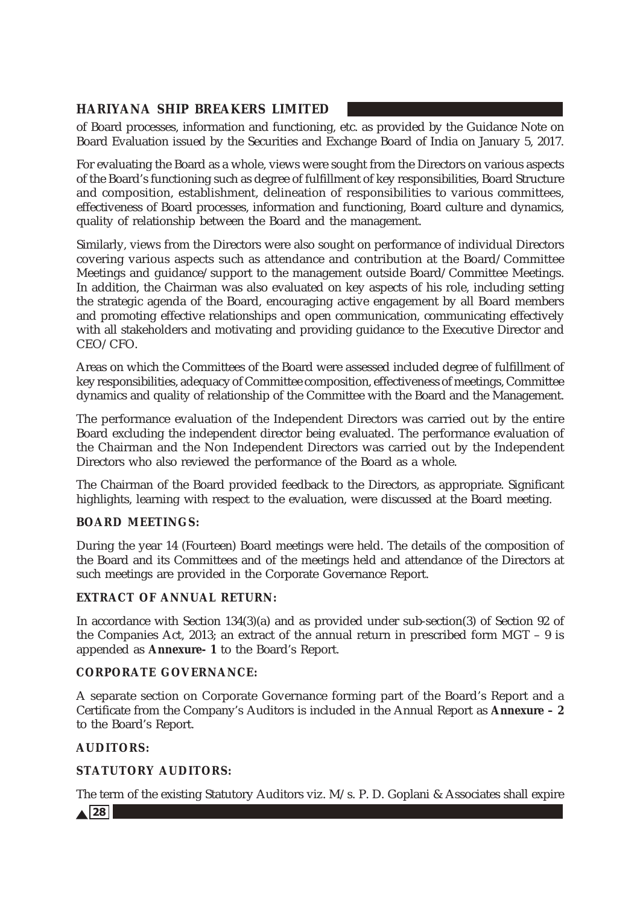of Board processes, information and functioning, etc. as provided by the Guidance Note on Board Evaluation issued by the Securities and Exchange Board of India on January 5, 2017.

For evaluating the Board as a whole, views were sought from the Directors on various aspects of the Board's functioning such as degree of fulfillment of key responsibilities, Board Structure and composition, establishment, delineation of responsibilities to various committees, effectiveness of Board processes, information and functioning, Board culture and dynamics, quality of relationship between the Board and the management.

Similarly, views from the Directors were also sought on performance of individual Directors covering various aspects such as attendance and contribution at the Board/Committee Meetings and guidance/support to the management outside Board/Committee Meetings. In addition, the Chairman was also evaluated on key aspects of his role, including setting the strategic agenda of the Board, encouraging active engagement by all Board members and promoting effective relationships and open communication, communicating effectively with all stakeholders and motivating and providing guidance to the Executive Director and CEO/CFO.

Areas on which the Committees of the Board were assessed included degree of fulfillment of key responsibilities, adequacy of Committee composition, effectiveness of meetings, Committee dynamics and quality of relationship of the Committee with the Board and the Management.

The performance evaluation of the Independent Directors was carried out by the entire Board excluding the independent director being evaluated. The performance evaluation of the Chairman and the Non Independent Directors was carried out by the Independent Directors who also reviewed the performance of the Board as a whole.

The Chairman of the Board provided feedback to the Directors, as appropriate. Significant highlights, learning with respect to the evaluation, were discussed at the Board meeting.

**BOARD MEETINGS:**

During the year 14 (Fourteen) Board meetings were held. The details of the composition of the Board and its Committees and of the meetings held and attendance of the Directors at such meetings are provided in the Corporate Governance Report.

**EXTRACT OF ANNUAL RETURN:**

In accordance with Section 134(3)(a) and as provided under sub-section(3) of Section 92 of the Companies Act, 2013; an extract of the annual return in prescribed form MGT – 9 is appended as **Annexure- 1** to the Board's Report.

**CORPORATE GOVERNANCE:**

A separate section on Corporate Governance forming part of the Board's Report and a Certificate from the Company's Auditors is included in the Annual Report as **Annexure – 2** to the Board's Report.

**AUDITORS:**

**STATUTORY AUDITORS:**

The term of the existing Statutory Auditors viz. M/s. P. D. Goplani & Associates shall expire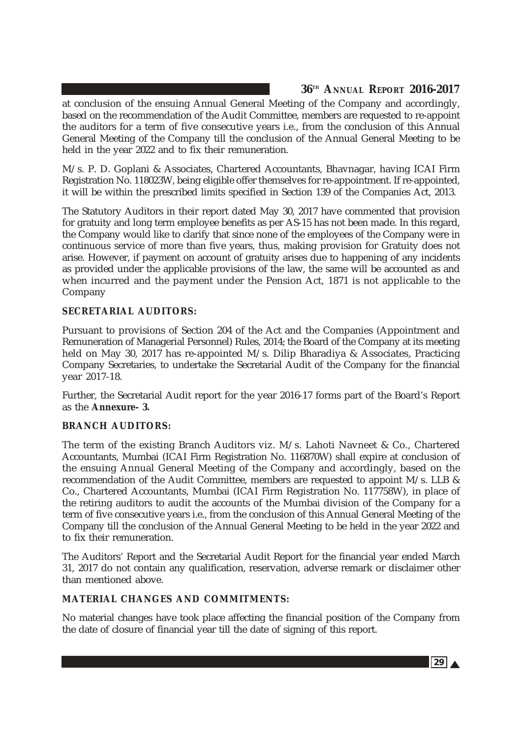at conclusion of the ensuing Annual General Meeting of the Company and accordingly, based on the recommendation of the Audit Committee, members are requested to re-appoint the auditors for a term of five consecutive years i.e., from the conclusion of this Annual General Meeting of the Company till the conclusion of the Annual General Meeting to be held in the year 2022 and to fix their remuneration.

M/s. P. D. Goplani & Associates, Chartered Accountants, Bhavnagar, having ICAI Firm Registration No. 118023W, being eligible offer themselves for re-appointment. If re-appointed, it will be within the prescribed limits specified in Section 139 of the Companies Act, 2013.

The Statutory Auditors in their report dated May 30, 2017 have commented that provision for gratuity and long term employee benefits as per AS-15 has not been made. In this regard, the Company would like to clarify that since none of the employees of the Company were in continuous service of more than five years, thus, making provision for Gratuity does not arise. However, if payment on account of gratuity arises due to happening of any incidents as provided under the applicable provisions of the law, the same will be accounted as and when incurred and the payment under the Pension Act, 1871 is not applicable to the Company

**SECRETARIAL AUDITORS:**

Pursuant to provisions of Section 204 of the Act and the Companies (Appointment and Remuneration of Managerial Personnel) Rules, 2014; the Board of the Company at its meeting held on May 30, 2017 has re-appointed M/s. Dilip Bharadiya & Associates, Practicing Company Secretaries, to undertake the Secretarial Audit of the Company for the financial year 2017-18.

Further, the Secretarial Audit report for the year 2016-17 forms part of the Board's Report as the **Annexure- 3.**

**BRANCH AUDITORS:**

The term of the existing Branch Auditors viz. M/s. Lahoti Navneet & Co., Chartered Accountants, Mumbai (ICAI Firm Registration No. 116870W) shall expire at conclusion of the ensuing Annual General Meeting of the Company and accordingly, based on the recommendation of the Audit Committee, members are requested to appoint M/s. LLB & Co., Chartered Accountants, Mumbai (ICAI Firm Registration No. 117758W), in place of the retiring auditors to audit the accounts of the Mumbai division of the Company for a term of five consecutive years i.e., from the conclusion of this Annual General Meeting of the Company till the conclusion of the Annual General Meeting to be held in the year 2022 and to fix their remuneration.

The Auditors' Report and the Secretarial Audit Report for the financial year ended March 31, 2017 do not contain any qualification, reservation, adverse remark or disclaimer other than mentioned above.

**MATERIAL CHANGES AND COMMITMENTS:**

No material changes have took place affecting the financial position of the Company from the date of closure of financial year till the date of signing of this report.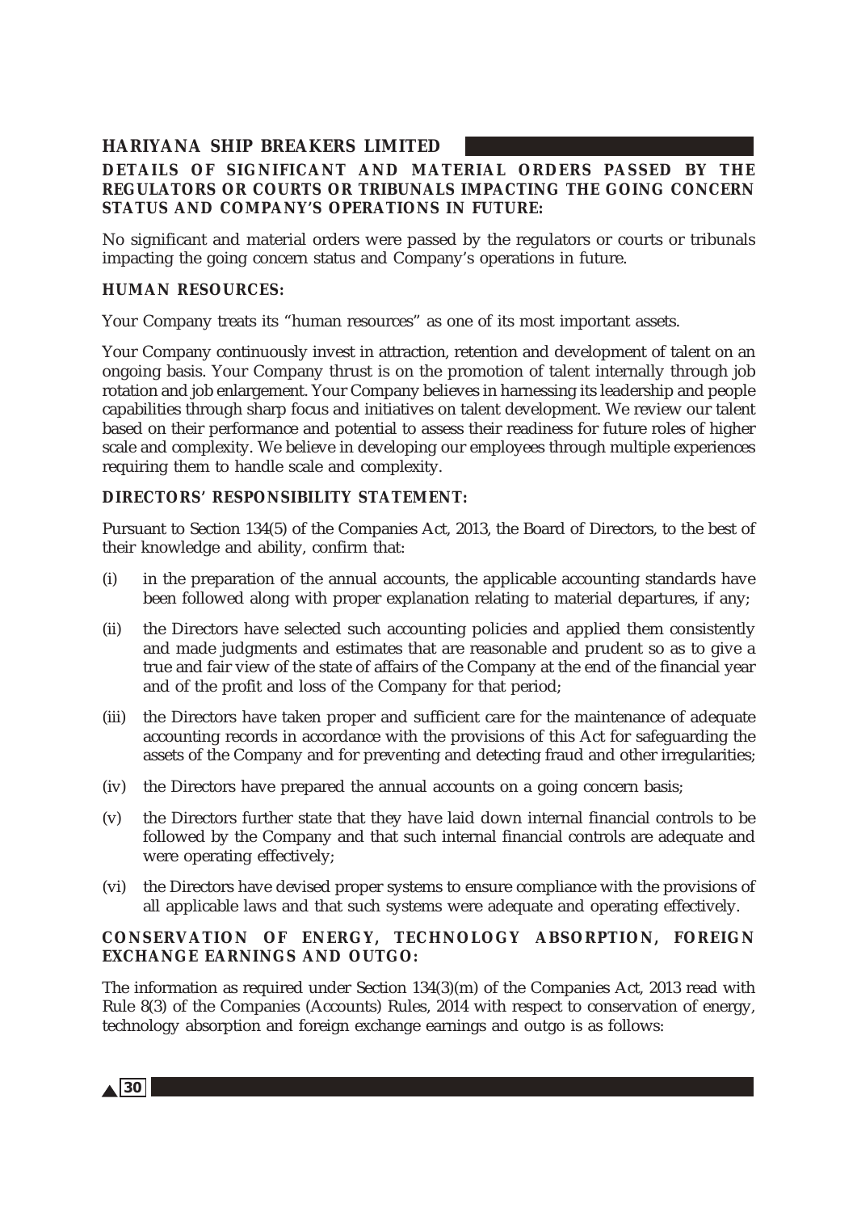**DETAILS OF SIGNIFICANT AND MATERIAL ORDERS PASSED BY THE REGULATORS OR COURTS OR TRIBUNALS IMPACTING THE GOING CONCERN STATUS AND COMPANY'S OPERATIONS IN FUTURE:**

No significant and material orders were passed by the regulators or courts or tribunals impacting the going concern status and Company's operations in future.

**HUMAN RESOURCES:**

Your Company treats its "human resources" as one of its most important assets.

Your Company continuously invest in attraction, retention and development of talent on an ongoing basis. Your Company thrust is on the promotion of talent internally through job rotation and job enlargement. Your Company believes in harnessing its leadership and people capabilities through sharp focus and initiatives on talent development. We review our talent based on their performance and potential to assess their readiness for future roles of higher scale and complexity. We believe in developing our employees through multiple experiences requiring them to handle scale and complexity.

**DIRECTORS' RESPONSIBILITY STATEMENT:**

Pursuant to Section 134(5) of the Companies Act, 2013, the Board of Directors, to the best of their knowledge and ability, confirm that:

(i) in the preparation of the annual accounts, the applicable accounting standards have been followed along with proper explanation relating to material departures, if any;

(ii) the Directors have selected such accounting policies and applied them consistently and made judgments and estimates that are reasonable and prudent so as to give a true and fair view of the state of affairs of the Company at the end of the financial year and of the profit and loss of the Company for that period;

(iii) the Directors have taken proper and sufficient care for the maintenance of adequate accounting records in accordance with the provisions of this Act for safeguarding the assets of the Company and for preventing and detecting fraud and other irregularities;

(iv) the Directors have prepared the annual accounts on a going concern basis;

(v) the Directors further state that they have laid down internal financial controls to be followed by the Company and that such internal financial controls are adequate and were operating effectively;

(vi) the Directors have devised proper systems to ensure compliance with the provisions of all applicable laws and that such systems were adequate and operating effectively.

**CONSERVATION OF ENERGY, TECHNOLOGY ABSORPTION, FOREIGN EXCHANGE EARNINGS AND OUTGO:**

The information as required under Section 134(3)(m) of the Companies Act, 2013 read with Rule 8(3) of the Companies (Accounts) Rules, 2014 with respect to conservation of energy, technology absorption and foreign exchange earnings and outgo is as follows: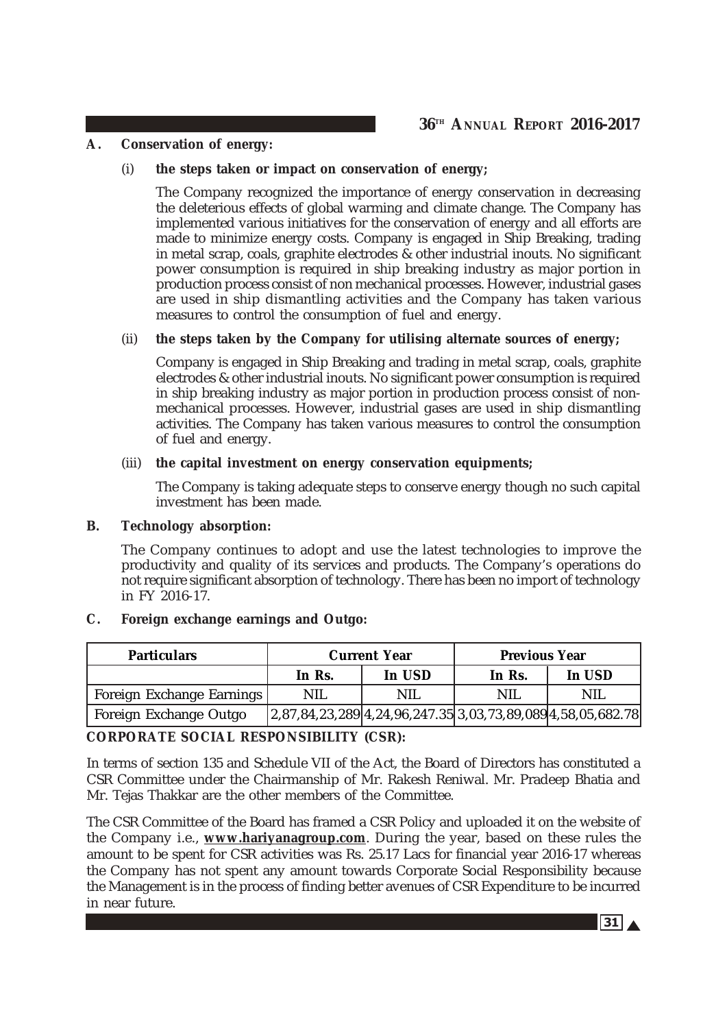**A. Conservation of energy:**

(i) **the steps taken or impact on conservation of energy;**

The Company recognized the importance of energy conservation in decreasing the deleterious effects of global warming and climate change. The Company has implemented various initiatives for the conservation of energy and all efforts are made to minimize energy costs. Company is engaged in Ship Breaking, trading in metal scrap, coals, graphite electrodes & other industrial inouts. No significant power consumption is required in ship breaking industry as major portion in production process consist of non mechanical processes. However, industrial gases are used in ship dismantling activities and the Company has taken various measures to control the consumption of fuel and energy.

(ii) **the steps taken by the Company for utilising alternate sources of energy;**

Company is engaged in Ship Breaking and trading in metal scrap, coals, graphite electrodes & other industrial inouts. No significant power consumption is required in ship breaking industry as major portion in production process consist of non-mechanical processes. However, industrial gases are used in ship dismantling activities. The Company has taken various measures to control the consumption of fuel and energy.

(iii) **the capital investment on energy conservation equipments;**

The Company is taking adequate steps to conserve energy though no such capital investment has been made.

**B. Technology absorption:**

The Company continues to adopt and use the latest technologies to improve the productivity and quality of its services and products. The Company's operations do not require significant absorption of technology. There has been no import of technology in FY 2016-17.

**C. Foreign exchange earnings and Outgo:**

| Particulars | Current Year | | Previous Year | |
|---|---|---|---|---|
| | In Rs. | In USD | In Rs. | In USD |
| Foreign Exchange Earnings | NIL | NIL | NIL | NIL |
| Foreign Exchange Outgo | 2,87,84,23,289 | 4,24,96,247.35 | 3,03,73,89,089 | 4,58,05,682.78 |

**CORPORATE SOCIAL RESPONSIBILITY (CSR):**

In terms of section 135 and Schedule VII of the Act, the Board of Directors has constituted a CSR Committee under the Chairmanship of Mr. Rakesh Reniwal. Mr. Pradeep Bhatia and Mr. Tejas Thakkar are the other members of the Committee.

The CSR Committee of the Board has framed a CSR Policy and uploaded it on the website of the Company i.e., **www.hariyanagroup.com**. During the year, based on these rules the amount to be spent for CSR activities was Rs. 25.17 Lacs for financial year 2016-17 whereas the Company has not spent any amount towards Corporate Social Responsibility because the Management is in the process of finding better avenues of CSR Expenditure to be incurred in near future.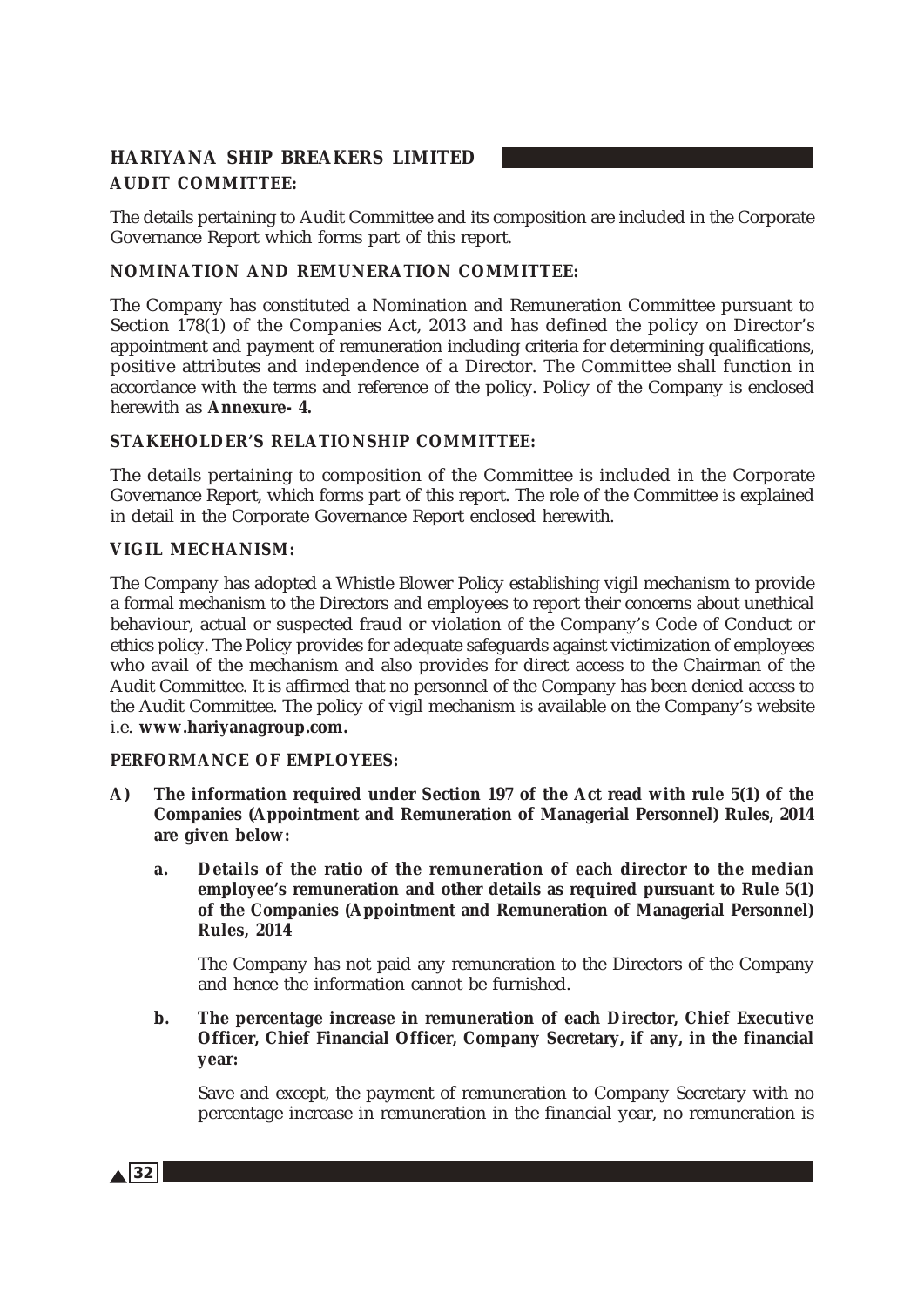**AUDIT COMMITTEE:**

The details pertaining to Audit Committee and its composition are included in the Corporate Governance Report which forms part of this report.

**NOMINATION AND REMUNERATION COMMITTEE:**

The Company has constituted a Nomination and Remuneration Committee pursuant to Section 178(1) of the Companies Act, 2013 and has defined the policy on Director's appointment and payment of remuneration including criteria for determining qualifications, positive attributes and independence of a Director. The Committee shall function in accordance with the terms and reference of the policy. Policy of the Company is enclosed herewith as **Annexure- 4.**

**STAKEHOLDER'S RELATIONSHIP COMMITTEE:**

The details pertaining to composition of the Committee is included in the Corporate Governance Report, which forms part of this report. The role of the Committee is explained in detail in the Corporate Governance Report enclosed herewith.

**VIGIL MECHANISM:**

The Company has adopted a Whistle Blower Policy establishing vigil mechanism to provide a formal mechanism to the Directors and employees to report their concerns about unethical behaviour, actual or suspected fraud or violation of the Company's Code of Conduct or ethics policy. The Policy provides for adequate safeguards against victimization of employees who avail of the mechanism and also provides for direct access to the Chairman of the Audit Committee. It is affirmed that no personnel of the Company has been denied access to the Audit Committee. The policy of vigil mechanism is available on the Company's website i.e. **www.hariyanagroup.com.**

**PERFORMANCE OF EMPLOYEES:**

**A) The information required under Section 197 of the Act read with rule 5(1) of the Companies (Appointment and Remuneration of Managerial Personnel) Rules, 2014 are given below:**

**a. Details of the ratio of the remuneration of each director to the median employee's remuneration and other details as required pursuant to Rule 5(1) of the Companies (Appointment and Remuneration of Managerial Personnel) Rules, 2014**

The Company has not paid any remuneration to the Directors of the Company and hence the information cannot be furnished.

**b. The percentage increase in remuneration of each Director, Chief Executive Officer, Chief Financial Officer, Company Secretary, if any, in the financial year:**

Save and except, the payment of remuneration to Company Secretary with no percentage increase in remuneration in the financial year, no remuneration is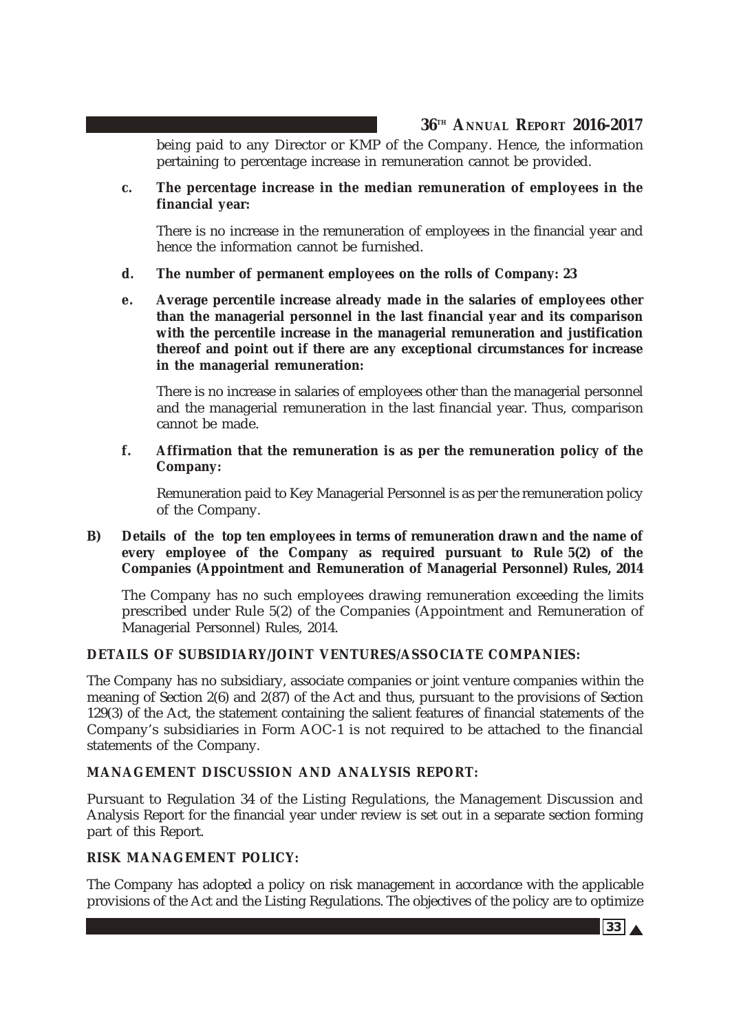being paid to any Director or KMP of the Company. Hence, the information pertaining to percentage increase in remuneration cannot be provided.

c. **The percentage increase in the median remuneration of employees in the financial year:**

   There is no increase in the remuneration of employees in the financial year and hence the information cannot be furnished.

d. **The number of permanent employees on the rolls of Company: 23**

e. **Average percentile increase already made in the salaries of employees other than the managerial personnel in the last financial year and its comparison with the percentile increase in the managerial remuneration and justification thereof and point out if there are any exceptional circumstances for increase in the managerial remuneration:**

   There is no increase in salaries of employees other than the managerial personnel and the managerial remuneration in the last financial year. Thus, comparison cannot be made.

f. **Affirmation that the remuneration is as per the remuneration policy of the Company:**

   Remuneration paid to Key Managerial Personnel is as per the remuneration policy of the Company.

**B) Details of the top ten employees in terms of remuneration drawn and the name of every employee of the Company as required pursuant to Rule 5(2) of the Companies (Appointment and Remuneration of Managerial Personnel) Rules, 2014**

The Company has no such employees drawing remuneration exceeding the limits prescribed under Rule 5(2) of the Companies (Appointment and Remuneration of Managerial Personnel) Rules, 2014.

**DETAILS OF SUBSIDIARY/JOINT VENTURES/ASSOCIATE COMPANIES:**

The Company has no subsidiary, associate companies or joint venture companies within the meaning of Section 2(6) and 2(87) of the Act and thus, pursuant to the provisions of Section 129(3) of the Act, the statement containing the salient features of financial statements of the Company's subsidiaries in Form AOC-1 is not required to be attached to the financial statements of the Company.

**MANAGEMENT DISCUSSION AND ANALYSIS REPORT:**

Pursuant to Regulation 34 of the Listing Regulations, the Management Discussion and Analysis Report for the financial year under review is set out in a separate section forming part of this Report.

**RISK MANAGEMENT POLICY:**

The Company has adopted a policy on risk management in accordance with the applicable provisions of the Act and the Listing Regulations. The objectives of the policy are to optimize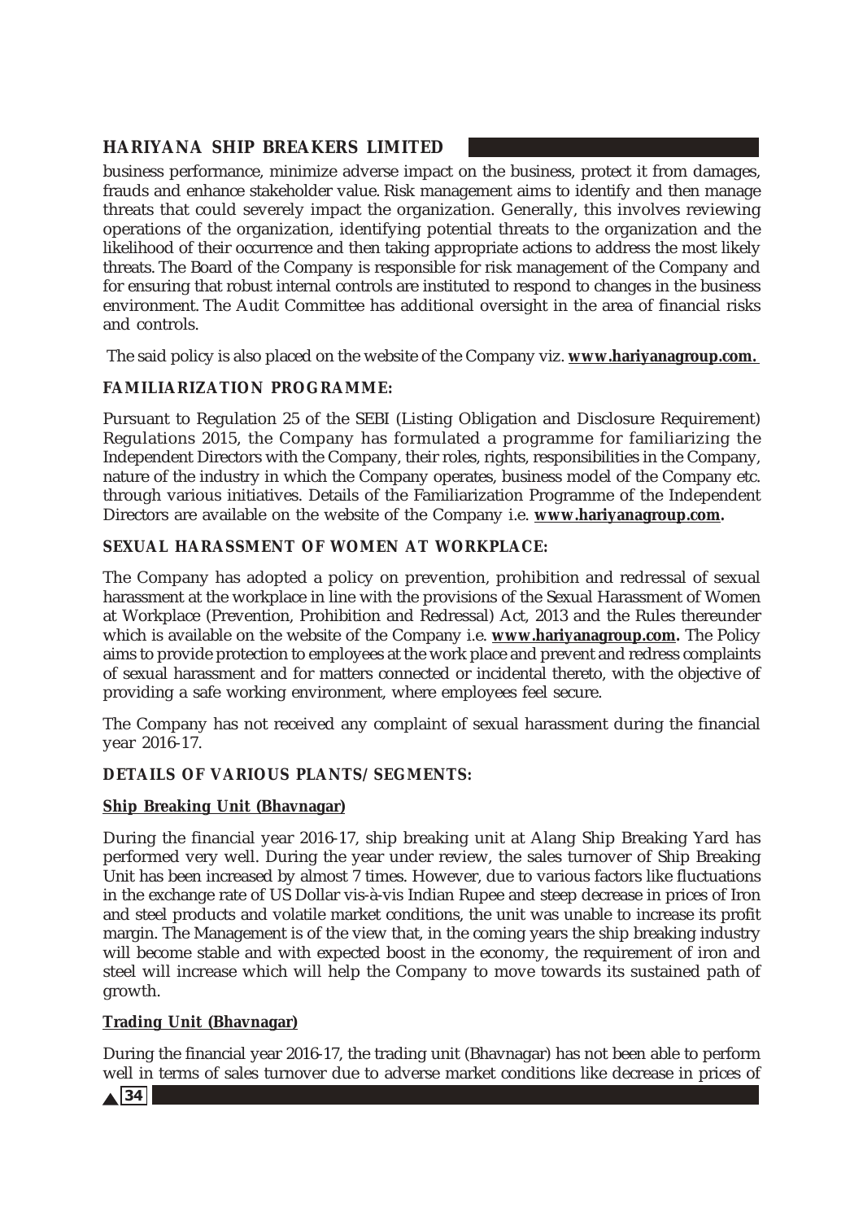business performance, minimize adverse impact on the business, protect it from damages, frauds and enhance stakeholder value. Risk management aims to identify and then manage threats that could severely impact the organization. Generally, this involves reviewing operations of the organization, identifying potential threats to the organization and the likelihood of their occurrence and then taking appropriate actions to address the most likely threats. The Board of the Company is responsible for risk management of the Company and for ensuring that robust internal controls are instituted to respond to changes in the business environment. The Audit Committee has additional oversight in the area of financial risks and controls.

The said policy is also placed on the website of the Company viz. **www.hariyanagroup.com.**

**FAMILIARIZATION PROGRAMME:**

Pursuant to Regulation 25 of the SEBI (Listing Obligation and Disclosure Requirement) Regulations 2015, the Company has formulated a programme for familiarizing the Independent Directors with the Company, their roles, rights, responsibilities in the Company, nature of the industry in which the Company operates, business model of the Company etc. through various initiatives. Details of the Familiarization Programme of the Independent Directors are available on the website of the Company i.e. **www.hariyanagroup.com.**

**SEXUAL HARASSMENT OF WOMEN AT WORKPLACE:**

The Company has adopted a policy on prevention, prohibition and redressal of sexual harassment at the workplace in line with the provisions of the Sexual Harassment of Women at Workplace (Prevention, Prohibition and Redressal) Act, 2013 and the Rules thereunder which is available on the website of the Company i.e. **www.hariyanagroup.com.** The Policy aims to provide protection to employees at the work place and prevent and redress complaints of sexual harassment and for matters connected or incidental thereto, with the objective of providing a safe working environment, where employees feel secure.

The Company has not received any complaint of sexual harassment during the financial year 2016-17.

**DETAILS OF VARIOUS PLANTS/ SEGMENTS:**

**Ship Breaking Unit (Bhavnagar)**

During the financial year 2016-17, ship breaking unit at Alang Ship Breaking Yard has performed very well. During the year under review, the sales turnover of Ship Breaking Unit has been increased by almost 7 times. However, due to various factors like fluctuations in the exchange rate of US Dollar vis-à-vis Indian Rupee and steep decrease in prices of Iron and steel products and volatile market conditions, the unit was unable to increase its profit margin. The Management is of the view that, in the coming years the ship breaking industry will become stable and with expected boost in the economy, the requirement of iron and steel will increase which will help the Company to move towards its sustained path of growth.

**Trading Unit (Bhavnagar)**

During the financial year 2016-17, the trading unit (Bhavnagar) has not been able to perform well in terms of sales turnover due to adverse market conditions like decrease in prices of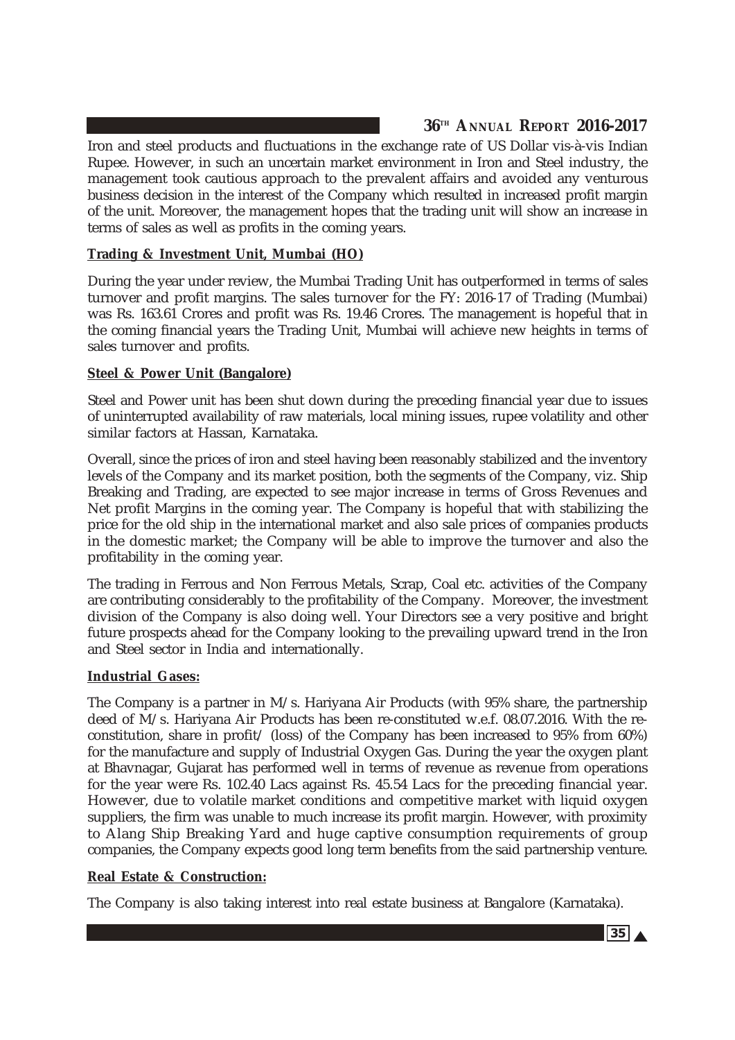Iron and steel products and fluctuations in the exchange rate of US Dollar vis-à-vis Indian Rupee. However, in such an uncertain market environment in Iron and Steel industry, the management took cautious approach to the prevalent affairs and avoided any venturous business decision in the interest of the Company which resulted in increased profit margin of the unit. Moreover, the management hopes that the trading unit will show an increase in terms of sales as well as profits in the coming years.

**Trading & Investment Unit, Mumbai (HO)**

During the year under review, the Mumbai Trading Unit has outperformed in terms of sales turnover and profit margins. The sales turnover for the FY: 2016-17 of Trading (Mumbai) was Rs. 163.61 Crores and profit was Rs. 19.46 Crores. The management is hopeful that in the coming financial years the Trading Unit, Mumbai will achieve new heights in terms of sales turnover and profits.

**Steel & Power Unit (Bangalore)**

Steel and Power unit has been shut down during the preceding financial year due to issues of uninterrupted availability of raw materials, local mining issues, rupee volatility and other similar factors at Hassan, Karnataka.

Overall, since the prices of iron and steel having been reasonably stabilized and the inventory levels of the Company and its market position, both the segments of the Company, viz. Ship Breaking and Trading, are expected to see major increase in terms of Gross Revenues and Net profit Margins in the coming year. The Company is hopeful that with stabilizing the price for the old ship in the international market and also sale prices of companies products in the domestic market; the Company will be able to improve the turnover and also the profitability in the coming year.

The trading in Ferrous and Non Ferrous Metals, Scrap, Coal etc. activities of the Company are contributing considerably to the profitability of the Company. Moreover, the investment division of the Company is also doing well. Your Directors see a very positive and bright future prospects ahead for the Company looking to the prevailing upward trend in the Iron and Steel sector in India and internationally.

**Industrial Gases:**

The Company is a partner in M/s. Hariyana Air Products (with 95% share, the partnership deed of M/s. Hariyana Air Products has been re-constituted w.e.f. 08.07.2016. With the re-constitution, share in profit/ (loss) of the Company has been increased to 95% from 60%) for the manufacture and supply of Industrial Oxygen Gas. During the year the oxygen plant at Bhavnagar, Gujarat has performed well in terms of revenue as revenue from operations for the year were Rs. 102.40 Lacs against Rs. 45.54 Lacs for the preceding financial year. However, due to volatile market conditions and competitive market with liquid oxygen suppliers, the firm was unable to much increase its profit margin. However, with proximity to Alang Ship Breaking Yard and huge captive consumption requirements of group companies, the Company expects good long term benefits from the said partnership venture.

**Real Estate & Construction:**

The Company is also taking interest into real estate business at Bangalore (Karnataka).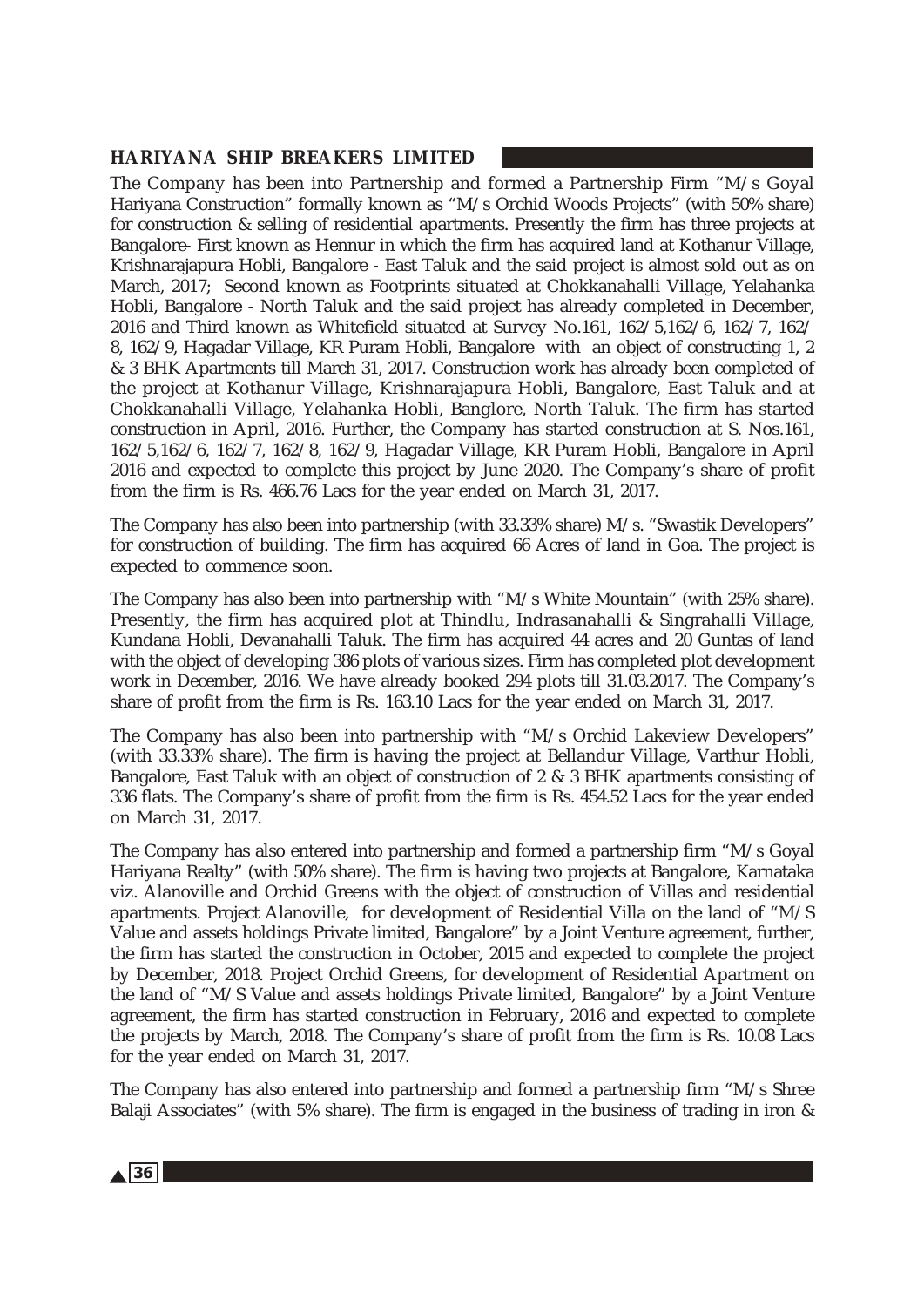The Company has been into Partnership and formed a Partnership Firm "M/s Goyal Hariyana Construction" formally known as "M/s Orchid Woods Projects" (with 50% share) for construction & selling of residential apartments. Presently the firm has three projects at Bangalore- First known as Hennur in which the firm has acquired land at Kothanur Village, Krishnarajapura Hobli, Bangalore - East Taluk and the said project is almost sold out as on March, 2017; Second known as Footprints situated at Chokkanahalli Village, Yelahanka Hobli, Bangalore - North Taluk and the said project has already completed in December, 2016 and Third known as Whitefield situated at Survey No.161, 162/5,162/6, 162/7, 162/8, 162/9, Hagadar Village, KR Puram Hobli, Bangalore with an object of constructing 1, 2 & 3 BHK Apartments till March 31, 2017. Construction work has already been completed of the project at Kothanur Village, Krishnarajapura Hobli, Bangalore, East Taluk and at Chokkanahalli Village, Yelahanka Hobli, Banglore, North Taluk. The firm has started construction in April, 2016. Further, the Company has started construction at S. Nos.161, 162/5,162/6, 162/7, 162/8, 162/9, Hagadar Village, KR Puram Hobli, Bangalore in April 2016 and expected to complete this project by June 2020. The Company's share of profit from the firm is Rs. 466.76 Lacs for the year ended on March 31, 2017.

The Company has also been into partnership (with 33.33% share) M/s. "Swastik Developers" for construction of building. The firm has acquired 66 Acres of land in Goa. The project is expected to commence soon.

The Company has also been into partnership with "M/s White Mountain" (with 25% share). Presently, the firm has acquired plot at Thindlu, Indrasanahalli & Singrahalli Village, Kundana Hobli, Devanahalli Taluk. The firm has acquired 44 acres and 20 Guntas of land with the object of developing 386 plots of various sizes. Firm has completed plot development work in December, 2016. We have already booked 294 plots till 31.03.2017. The Company's share of profit from the firm is Rs. 163.10 Lacs for the year ended on March 31, 2017.

The Company has also been into partnership with "M/s Orchid Lakeview Developers" (with 33.33% share). The firm is having the project at Bellandur Village, Varthur Hobli, Bangalore, East Taluk with an object of construction of 2 & 3 BHK apartments consisting of 336 flats. The Company's share of profit from the firm is Rs. 454.52 Lacs for the year ended on March 31, 2017.

The Company has also entered into partnership and formed a partnership firm "M/s Goyal Hariyana Realty" (with 50% share). The firm is having two projects at Bangalore, Karnataka viz. Alanoville and Orchid Greens with the object of construction of Villas and residential apartments. Project Alanoville, for development of Residential Villa on the land of "M/S Value and assets holdings Private limited, Bangalore" by a Joint Venture agreement, further, the firm has started the construction in October, 2015 and expected to complete the project by December, 2018. Project Orchid Greens, for development of Residential Apartment on the land of "M/S Value and assets holdings Private limited, Bangalore" by a Joint Venture agreement, the firm has started construction in February, 2016 and expected to complete the projects by March, 2018. The Company's share of profit from the firm is Rs. 10.08 Lacs for the year ended on March 31, 2017.

The Company has also entered into partnership and formed a partnership firm "M/s Shree Balaji Associates" (with 5% share). The firm is engaged in the business of trading in iron &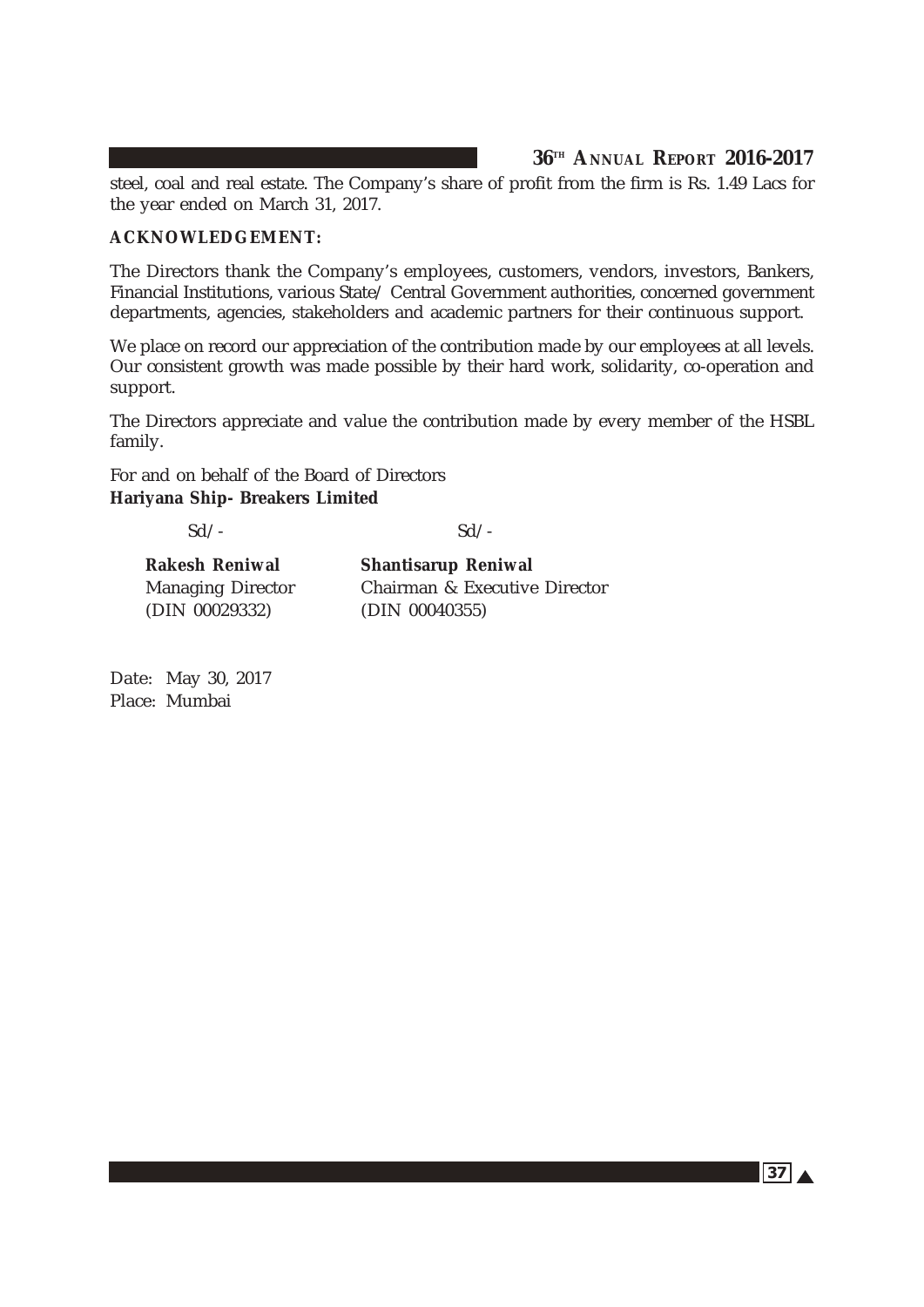steel, coal and real estate. The Company's share of profit from the firm is Rs. 1.49 Lacs for the year ended on March 31, 2017.

**ACKNOWLEDGEMENT:**

The Directors thank the Company's employees, customers, vendors, investors, Bankers, Financial Institutions, various State/ Central Government authorities, concerned government departments, agencies, stakeholders and academic partners for their continuous support.

We place on record our appreciation of the contribution made by our employees at all levels. Our consistent growth was made possible by their hard work, solidarity, co-operation and support.

The Directors appreciate and value the contribution made by every member of the HSBL family.

For and on behalf of the Board of Directors
**Hariyana Ship- Breakers Limited**

| Sd/- | Sd/- |
|---|---|
| **Rakesh Reniwal** | **Shantisarup Reniwal** |
| Managing Director | Chairman & Executive Director |
| (DIN 00029332) | (DIN 00040355) |

Date: May 30, 2017
Place: Mumbai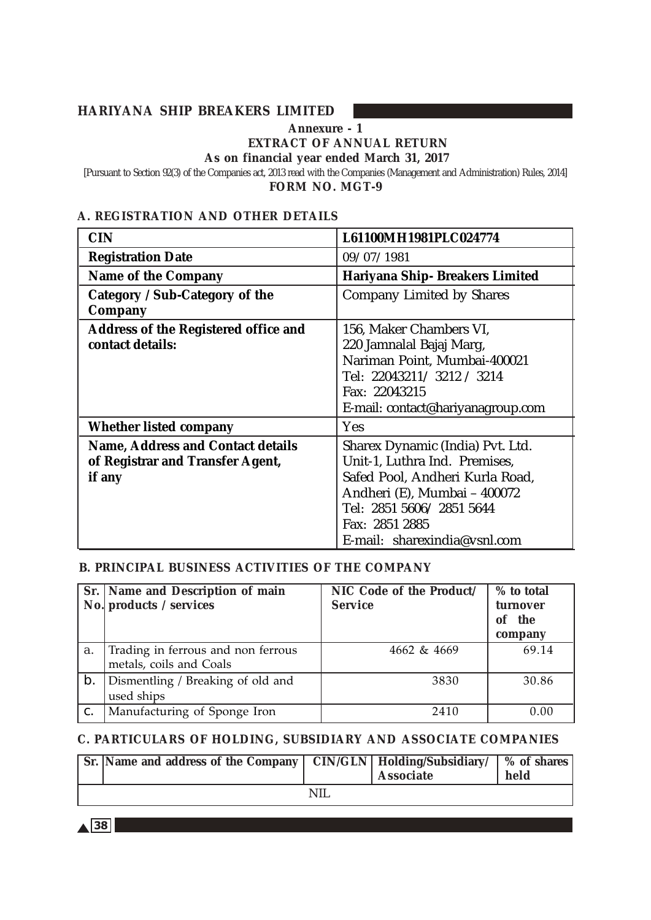## Annexure - 1

## EXTRACT OF ANNUAL RETURN

### As on financial year ended March 31, 2017

[Pursuant to Section 92(3) of the Companies act, 2013 read with the Companies (Management and Administration) Rules, 2014]

### FORM NO. MGT-9

### A. REGISTRATION AND OTHER DETAILS

| | |
|---|---|
| **CIN** | **L61100MH1981PLC024774** |
| **Registration Date** | 09/07/1981 |
| **Name of the Company** | **Hariyana Ship- Breakers Limited** |
| **Category / Sub-Category of the Company** | Company Limited by Shares |
| **Address of the Registered office and contact details:** | 156, Maker Chambers VI, 220 Jamnalal Bajaj Marg, Nariman Point, Mumbai-400021 Tel: 22043211/ 3212 / 3214 Fax: 22043215 E-mail: contact@hariyanagroup.com |
| **Whether listed company** | Yes |
| **Name, Address and Contact details of Registrar and Transfer Agent, if any** | Sharex Dynamic (India) Pvt. Ltd. Unit-1, Luthra Ind. Premises, Safed Pool, Andheri Kurla Road, Andheri (E), Mumbai – 400072 Tel: 2851 5606/ 2851 5644 Fax: 2851 2885 E-mail: sharexindia@vsnl.com |

### B. PRINCIPAL BUSINESS ACTIVITIES OF THE COMPANY

| Sr. No. | Name and Description of main products / services | NIC Code of the Product/ Service | % to total turnover of the company |
|---|---|---|---|
| a. | Trading in ferrous and non ferrous metals, coils and Coals | 4662 & 4669 | 69.14 |
| b. | Dismentling / Breaking of old and used ships | 3830 | 30.86 |
| c. | Manufacturing of Sponge Iron | 2410 | 0.00 |

### C. PARTICULARS OF HOLDING, SUBSIDIARY AND ASSOCIATE COMPANIES

| Sr. | Name and address of the Company | CIN/GLN | Holding/Subsidiary/ Associate | % of shares held |
|---|---|---|---|---|
| | | NIL | | |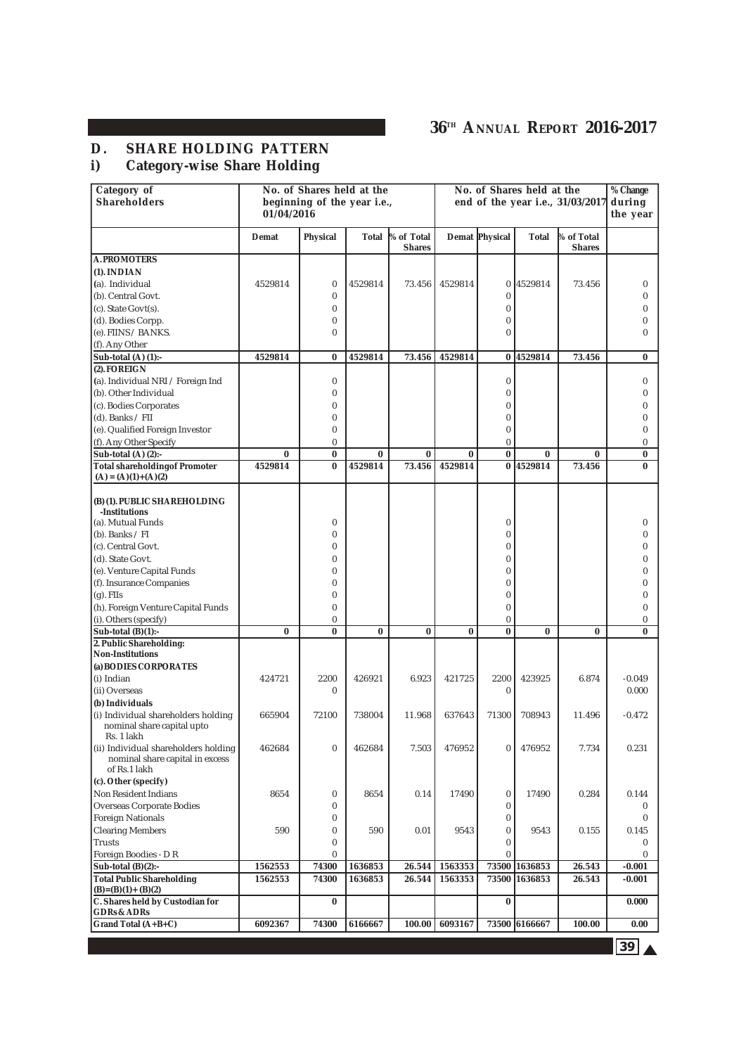## D. SHARE HOLDING PATTERN

### i) Category-wise Share Holding

| Category of Shareholders | No. of Shares held at the beginning of the year i.e., 01/04/2016 | | | | No. of Shares held at the end of the year i.e., 31/03/2017 | | | | % Change during the year |
|---|---|---|---|---|---|---|---|---|---|
| | Demat | Physical | Total | % of Total Shares | Demat | Physical | Total | % of Total Shares | |
| **A. PROMOTERS** | | | | | | | | | |
| **(1). INDIAN** | | | | | | | | | |
| (a). Individual | 4529814 | 0 | 4529814 | 73.456 | 4529814 | 0 | 4529814 | 73.456 | 0 |
| (b). Central Govt. | | 0 | | | | 0 | | | 0 |
| (c). State Govt(s). | | 0 | | | | 0 | | | 0 |
| (d). Bodies Corpp. | | 0 | | | | 0 | | | 0 |
| (e). FIINS / BANKS. | | 0 | | | | 0 | | | 0 |
| (f). Any Other | | | | | | | | | |
| **Sub-total (A) (1):-** | **4529814** | **0** | **4529814** | **73.456** | **4529814** | **0** | **4529814** | **73.456** | **0** |
| **(2). FOREIGN** | | | | | | | | | |
| (a). Individual NRI / Foreign Ind | | 0 | | | | 0 | | | 0 |
| (b). Other Individual | | 0 | | | | 0 | | | 0 |
| (c). Bodies Corporates | | 0 | | | | 0 | | | 0 |
| (d). Banks / FII | | 0 | | | | 0 | | | 0 |
| (e). Qualified Foreign Investor | | 0 | | | | 0 | | | 0 |
| (f). Any Other Specify | | 0 | | | | 0 | | | 0 |
| **Sub-total (A) (2):-** | **0** | **0** | **0** | **0** | **0** | **0** | **0** | **0** | **0** |
| **Total shareholdingof Promoter (A) = (A)(1)+(A)(2)** | **4529814** | **0** | **4529814** | **73.456** | **4529814** | **0** | **4529814** | **73.456** | **0** |
| **(B) (1). PUBLIC SHAREHOLDING -Institutions** | | | | | | | | | |
| (a). Mutual Funds | | 0 | | | | 0 | | | 0 |
| (b). Banks / FI | | 0 | | | | 0 | | | 0 |
| (c). Central Govt. | | 0 | | | | 0 | | | 0 |
| (d). State Govt. | | 0 | | | | 0 | | | 0 |
| (e). Venture Capital Funds | | 0 | | | | 0 | | | 0 |
| (f). Insurance Companies | | 0 | | | | 0 | | | 0 |
| (g). FIIs | | 0 | | | | 0 | | | 0 |
| (h). Foreign Venture Capital Funds | | 0 | | | | 0 | | | 0 |
| (i). Others (specify) | | 0 | | | | 0 | | | 0 |
| **Sub-total (B)(1):-** | **0** | **0** | **0** | **0** | **0** | **0** | **0** | **0** | **0** |
| **2. Public Shareholding: Non-Institutions** | | | | | | | | | |
| **(a) BODIES CORPORATES** | | | | | | | | | |
| (i) Indian | 424721 | 2200 | 426921 | 6.923 | 421725 | 2200 | 423925 | 6.874 | -0.049 |
| (ii) Overseas | | 0 | | | | 0 | | | 0.000 |
| **(b) Individuals** | | | | | | | | | |
| (i) Individual shareholders holding nominal share capital upto Rs. 1 lakh | 665904 | 72100 | 738004 | 11.968 | 637643 | 71300 | 708943 | 11.496 | -0.472 |
| (ii) Individual shareholders holding nominal share capital in excess of Rs.1 lakh | 462684 | 0 | 462684 | 7.503 | 476952 | 0 | 476952 | 7.734 | 0.231 |
| **(c). Other (specify)** | | | | | | | | | |
| Non Resident Indians | 8654 | 0 | 8654 | 0.14 | 17490 | 0 | 17490 | 0.284 | 0.144 |
| Overseas Corporate Bodies | | 0 | | | | 0 | | | 0 |
| Foreign Nationals | | 0 | | | | 0 | | | 0 |
| Clearing Members | 590 | 0 | 590 | 0.01 | 9543 | 0 | 9543 | 0.155 | 0.145 |
| Trusts | | 0 | | | | 0 | | | 0 |
| Foreign Boodies - D R | | 0 | | | | 0 | | | 0 |
| **Sub-total (B)(2):-** | **1562553** | **74300** | **1636853** | **26.544** | **1563353** | **73500** | **1636853** | **26.543** | **-0.001** |
| **Total Public Shareholding (B)=(B)(1)+ (B)(2)** | **1562553** | **74300** | **1636853** | **26.544** | **1563353** | **73500** | **1636853** | **26.543** | **-0.001** |
| **C. Shares held by Custodian for GDRs & ADRs** | | **0** | | | | **0** | | | **0.000** |
| **Grand Total (A+B+C)** | **6092367** | **74300** | **6166667** | **100.00** | **6093167** | **73500** | **6166667** | **100.00** | **0.00** |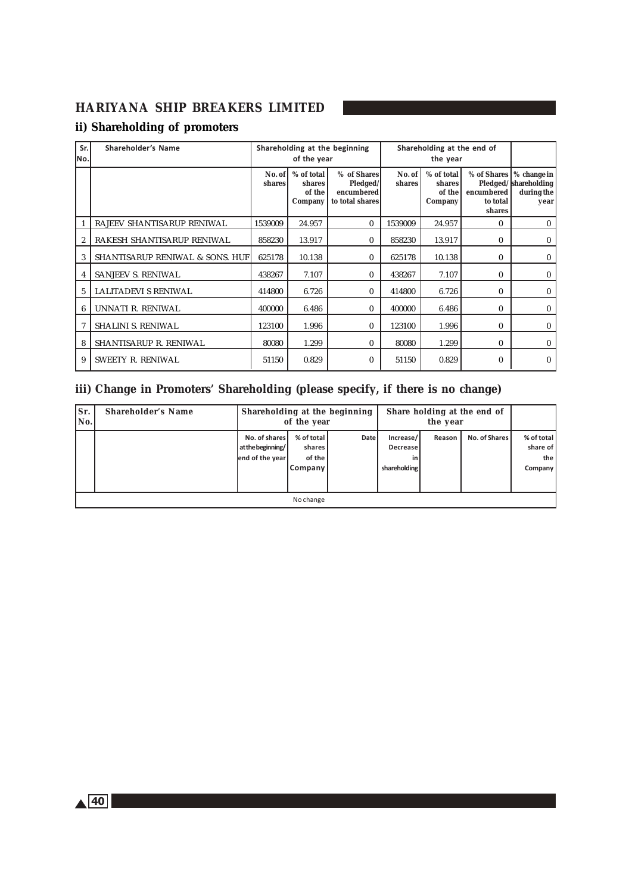## ii) Shareholding of promoters

| Sr. No. | Shareholder's Name | Shareholding at the beginning of the year | | | Shareholding at the end of the year | | | |
|---|---|---|---|---|---|---|---|---|
| | | No. of shares | % of total shares of the Company | % of Shares Pledged/ encumbered to total shares | No. of shares | % of total shares of the Company | % of Shares Pledged/ encumbered to total shares | % change in shareholding during the year |
| 1 | RAJEEV SHANTISARUP RENIWAL | 1539009 | 24.957 | 0 | 1539009 | 24.957 | 0 | 0 |
| 2 | RAKESH SHANTISARUP RENIWAL | 858230 | 13.917 | 0 | 858230 | 13.917 | 0 | 0 |
| 3 | SHANTISARUP RENIWAL & SONS. HUF | 625178 | 10.138 | 0 | 625178 | 10.138 | 0 | 0 |
| 4 | SANJEEV S. RENIWAL | 438267 | 7.107 | 0 | 438267 | 7.107 | 0 | 0 |
| 5 | LALITADEVI S RENIWAL | 414800 | 6.726 | 0 | 414800 | 6.726 | 0 | 0 |
| 6 | UNNATI R. RENIWAL | 400000 | 6.486 | 0 | 400000 | 6.486 | 0 | 0 |
| 7 | SHALINI S. RENIWAL | 123100 | 1.996 | 0 | 123100 | 1.996 | 0 | 0 |
| 8 | SHANTISARUP R. RENIWAL | 80080 | 1.299 | 0 | 80080 | 1.299 | 0 | 0 |
| 9 | SWEETY R. RENIWAL | 51150 | 0.829 | 0 | 51150 | 0.829 | 0 | 0 |

## iii) Change in Promoters' Shareholding (please specify, if there is no change)

| Sr. No. | Shareholder's Name | Shareholding at the beginning of the year | | | Share holding at the end of the year | | | |
|---|---|---|---|---|---|---|---|---|
| | | No. of shares at the beginning/ end of the year | % of total shares of the Company | Date | Increase/ Decrease in shareholding | Reason | No. of Shares | % of total share of the Company |
| No change | | | | | | | | |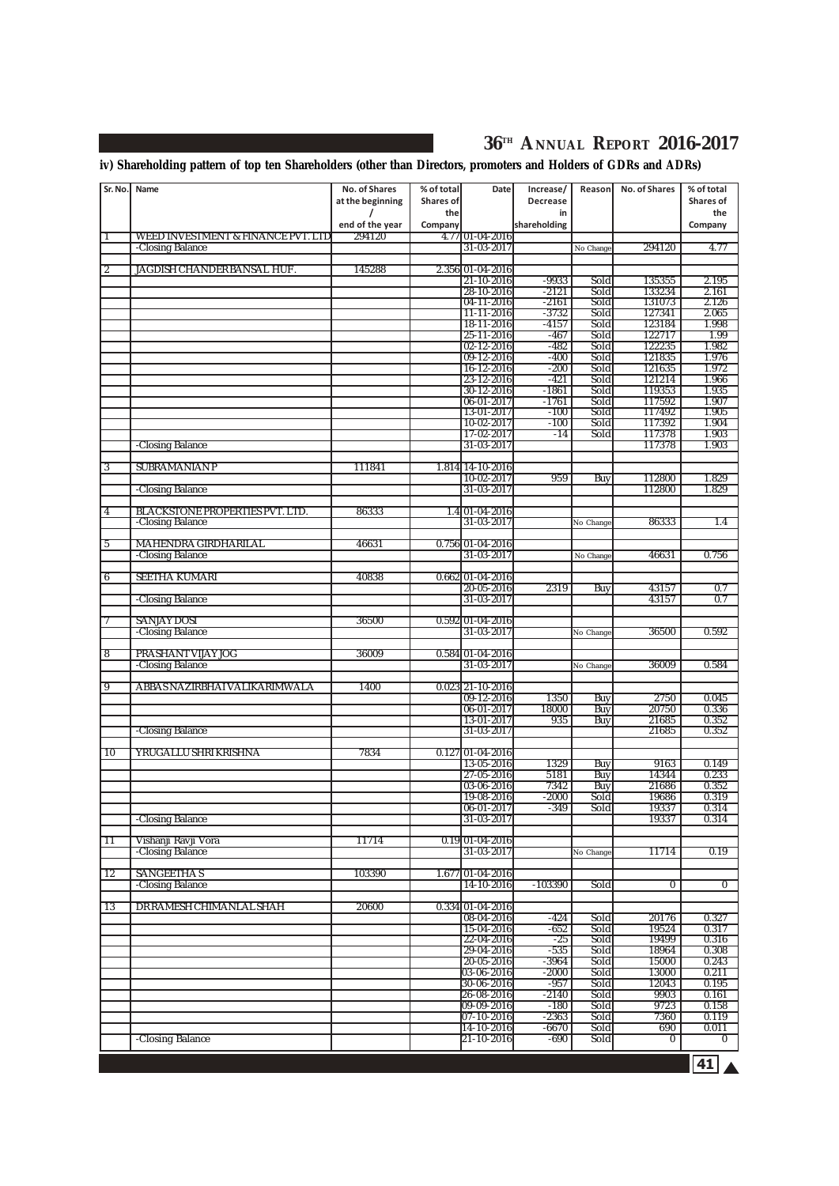**iv) Shareholding pattern of top ten Shareholders (other than Directors, promoters and Holders of GDRs and ADRs)**

| Sr. No. | Name | No. of Shares at the beginning / end of the year | % of total Shares of the Company | Date | Increase/ Decrease in shareholding | Reason | No. of Shares | % of total Shares of the Company |
|---|---|---|---|---|---|---|---|---|
| 1 | WEED INVESTMENT & FINANCE PVT. LTD | 294120 | 4.77 | 01-04-2016 | | | | |
| | -Closing Balance | | | 31-03-2017 | | No Change | 294120 | 4.77 |
| 2 | JAGDISH CHANDER BANSAL HUF. | 145288 | 2.356 | 01-04-2016 | | | | |
| | | | | 21-10-2016 | -9933 | Sold | 135355 | 2.195 |
| | | | | 28-10-2016 | -2121 | Sold | 133234 | 2.161 |
| | | | | 04-11-2016 | -2161 | Sold | 131073 | 2.126 |
| | | | | 11-11-2016 | -3732 | Sold | 127341 | 2.065 |
| | | | | 18-11-2016 | -4157 | Sold | 123184 | 1.998 |
| | | | | 25-11-2016 | -467 | Sold | 122717 | 1.99 |
| | | | | 02-12-2016 | -482 | Sold | 122235 | 1.982 |
| | | | | 09-12-2016 | -400 | Sold | 121835 | 1.976 |
| | | | | 16-12-2016 | -200 | Sold | 121635 | 1.972 |
| | | | | 23-12-2016 | -421 | Sold | 121214 | 1.966 |
| | | | | 30-12-2016 | -1861 | Sold | 119353 | 1.935 |
| | | | | 06-01-2017 | -1761 | Sold | 117592 | 1.907 |
| | | | | 13-01-2017 | -100 | Sold | 117492 | 1.905 |
| | | | | 10-02-2017 | -100 | Sold | 117392 | 1.904 |
| | | | | 17-02-2017 | -14 | Sold | 117378 | 1.903 |
| | -Closing Balance | | | 31-03-2017 | | | 117378 | 1.903 |
| 3 | SUBRAMANIAN P | 111841 | 1.814 | 14-10-2016 | | | | |
| | | | | 10-02-2017 | 959 | Buy | 112800 | 1.829 |
| | -Closing Balance | | | 31-03-2017 | | | 112800 | 1.829 |
| 4 | BLACKSTONE PROPERTIES PVT. LTD. | 86333 | 1.4 | 01-04-2016 | | | | |
| | -Closing Balance | | | 31-03-2017 | | No Change | 86333 | 1.4 |
| 5 | MAHENDRA GIRDHARILAL | 46631 | 0.756 | 01-04-2016 | | | | |
| | -Closing Balance | | | 31-03-2017 | | No Change | 46631 | 0.756 |
| 6 | SEETHA KUMARI | 40838 | 0.662 | 01-04-2016 | | | | |
| | | | | 20-05-2016 | 2319 | Buy | 43157 | 0.7 |
| | -Closing Balance | | | 31-03-2017 | | | 43157 | 0.7 |
| 7 | SANJAY DOSI | 36500 | 0.592 | 01-04-2016 | | | | |
| | -Closing Balance | | | 31-03-2017 | | No Change | 36500 | 0.592 |
| 8 | PRASHANT VIJAY JOG | 36009 | 0.584 | 01-04-2016 | | | | |
| | -Closing Balance | | | 31-03-2017 | | No Change | 36009 | 0.584 |
| 9 | ABBAS NAZIRBHAI VALIKARIMWALA | 1400 | 0.023 | 21-10-2016 | | | | |
| | | | | 09-12-2016 | 1350 | Buy | 2750 | 0.045 |
| | | | | 06-01-2017 | 18000 | Buy | 20750 | 0.336 |
| | | | | 13-01-2017 | 935 | Buy | 21685 | 0.352 |
| | -Closing Balance | | | 31-03-2017 | | | 21685 | 0.352 |
| 10 | YRUGALLU SHRI KRISHNA | 7834 | 0.127 | 01-04-2016 | | | | |
| | | | | 13-05-2016 | 1329 | Buy | 9163 | 0.149 |
| | | | | 27-05-2016 | 5181 | Buy | 14344 | 0.233 |
| | | | | 03-06-2016 | 7342 | Buy | 21686 | 0.352 |
| | | | | 19-08-2016 | -2000 | Sold | 19686 | 0.319 |
| | | | | 06-01-2017 | -349 | Sold | 19337 | 0.314 |
| | -Closing Balance | | | 31-03-2017 | | | 19337 | 0.314 |
| 11 | Vishanji Ravji Vora | 11714 | 0.19 | 01-04-2016 | | | | |
| | -Closing Balance | | | 31-03-2017 | | No Change | 11714 | 0.19 |
| 12 | SANGEETHA S | 103390 | 1.677 | 01-04-2016 | | | | |
| | -Closing Balance | | | 14-10-2016 | -103390 | Sold | 0 | 0 |
| 13 | DR RAMESH CHIMANLAL SHAH | 20600 | 0.334 | 01-04-2016 | | | | |
| | | | | 08-04-2016 | -424 | Sold | 20176 | 0.327 |
| | | | | 15-04-2016 | -652 | Sold | 19524 | 0.317 |
| | | | | 22-04-2016 | -25 | Sold | 19499 | 0.316 |
| | | | | 29-04-2016 | -535 | Sold | 18964 | 0.308 |
| | | | | 20-05-2016 | -3964 | Sold | 15000 | 0.243 |
| | | | | 03-06-2016 | -2000 | Sold | 13000 | 0.211 |
| | | | | 30-06-2016 | -957 | Sold | 12043 | 0.195 |
| | | | | 26-08-2016 | -2140 | Sold | 9903 | 0.161 |
| | | | | 09-09-2016 | -180 | Sold | 9723 | 0.158 |
| | | | | 07-10-2016 | -2363 | Sold | 7360 | 0.119 |
| | | | | 14-10-2016 | -6670 | Sold | 690 | 0.011 |
| | -Closing Balance | | | 21-10-2016 | -690 | Sold | 0 | 0 |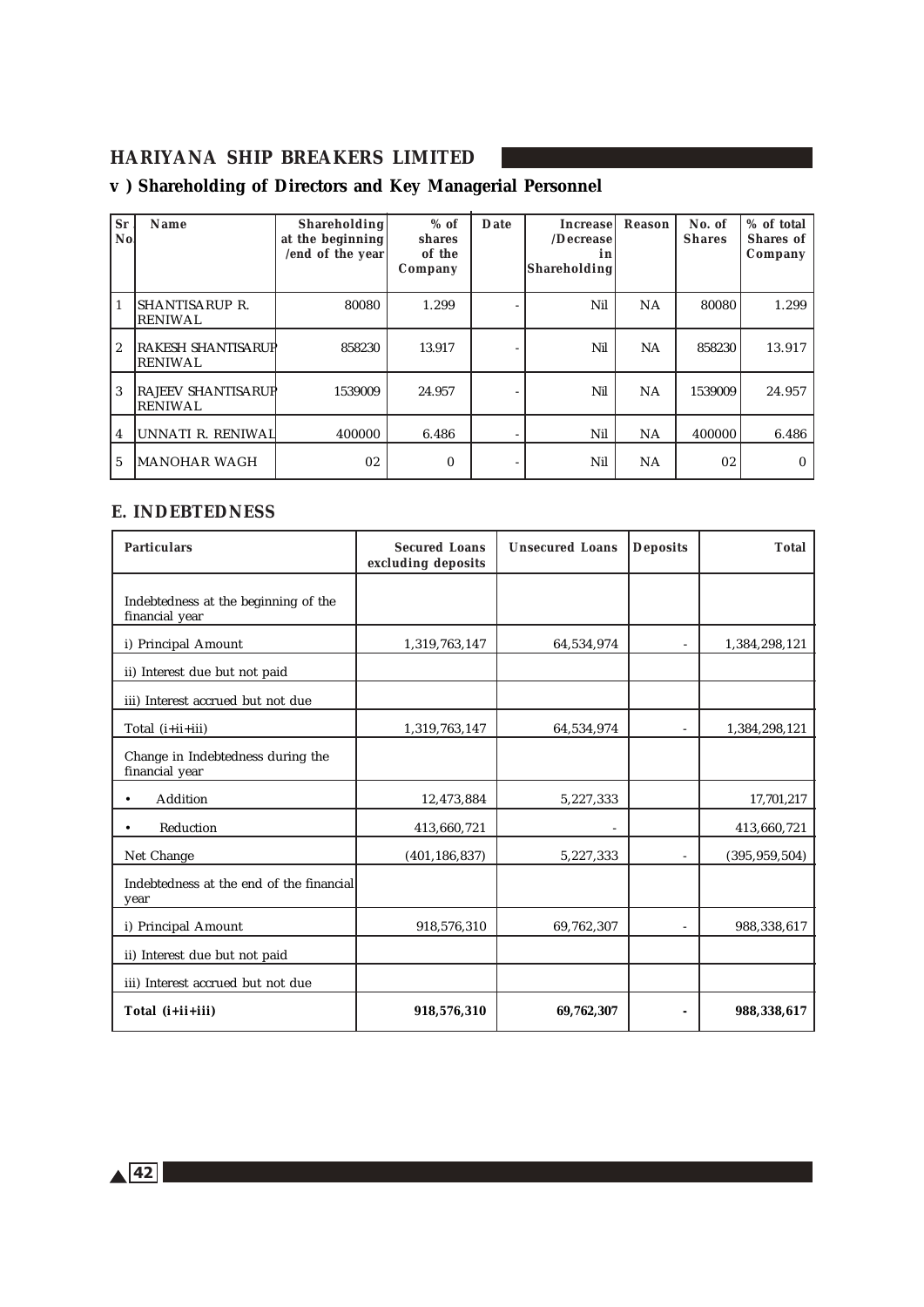## v ) Shareholding of Directors and Key Managerial Personnel

| Sr No | Name | Shareholding at the beginning /end of the year | % of shares of the Company | Date | Increase /Decrease in Shareholding | Reason | No. of Shares | % of total Shares of Company |
|---|---|---|---|---|---|---|---|---|
| 1 | SHANTISARUP R. RENIWAL | 80080 | 1.299 | - | Nil | NA | 80080 | 1.299 |
| 2 | RAKESH SHANTISARUP RENIWAL | 858230 | 13.917 | - | Nil | NA | 858230 | 13.917 |
| 3 | RAJEEV SHANTISARUP RENIWAL | 1539009 | 24.957 | - | Nil | NA | 1539009 | 24.957 |
| 4 | UNNATI R. RENIWAL | 400000 | 6.486 | - | Nil | NA | 400000 | 6.486 |
| 5 | MANOHAR WAGH | 02 | 0 | - | Nil | NA | 02 | 0 |

## E. INDEBTEDNESS

| Particulars | Secured Loans excluding deposits | Unsecured Loans | Deposits | Total |
|---|---|---|---|---|
| Indebtedness at the beginning of the financial year | | | | |
| i) Principal Amount | 1,319,763,147 | 64,534,974 | - | 1,384,298,121 |
| ii) Interest due but not paid | | | | |
| iii) Interest accrued but not due | | | | |
| Total (i+ii+iii) | 1,319,763,147 | 64,534,974 | - | 1,384,298,121 |
| Change in Indebtedness during the financial year | | | | |
| • Addition | 12,473,884 | 5,227,333 | | 17,701,217 |
| • Reduction | 413,660,721 | - | | 413,660,721 |
| Net Change | (401,186,837) | 5,227,333 | - | (395,959,504) |
| Indebtedness at the end of the financial year | | | | |
| i) Principal Amount | 918,576,310 | 69,762,307 | - | 988,338,617 |
| ii) Interest due but not paid | | | | |
| iii) Interest accrued but not due | | | | |
| **Total (i+ii+iii)** | **918,576,310** | **69,762,307** | **-** | **988,338,617** |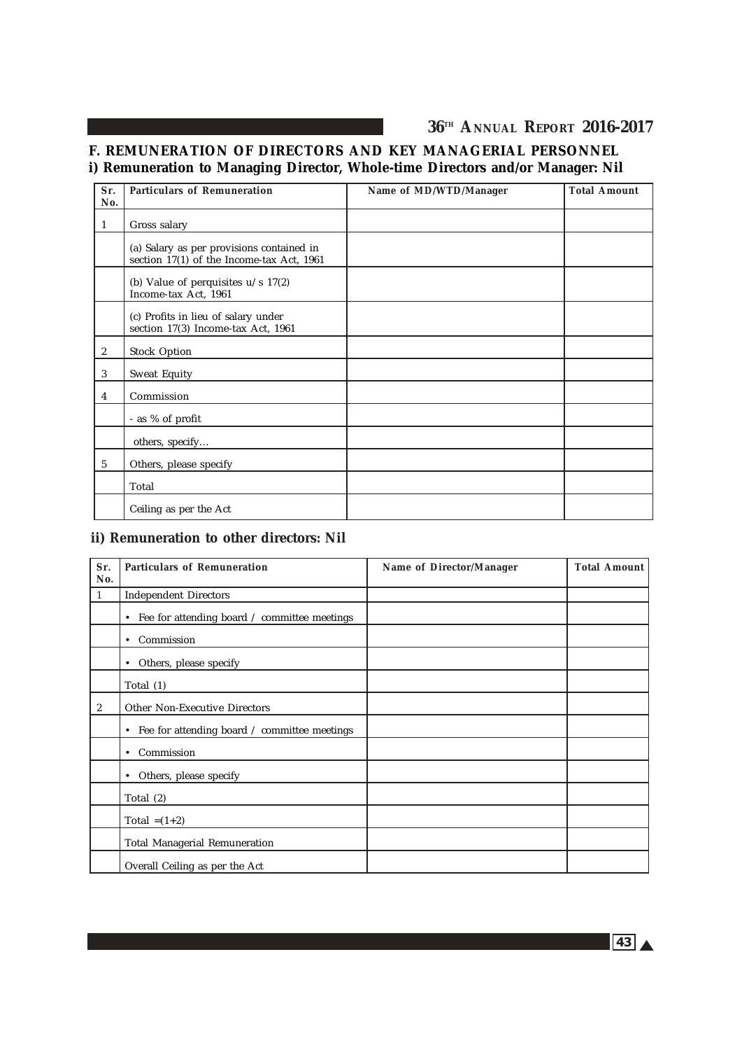## F. REMUNERATION OF DIRECTORS AND KEY MANAGERIAL PERSONNEL

### i) Remuneration to Managing Director, Whole-time Directors and/or Manager: Nil

| Sr. No. | Particulars of Remuneration | Name of MD/WTD/Manager | Total Amount |
|---|---|---|---|
| 1 | Gross salary | | |
| | (a) Salary as per provisions contained in section 17(1) of the Income-tax Act, 1961 | | |
| | (b) Value of perquisites u/s 17(2) Income-tax Act, 1961 | | |
| | (c) Profits in lieu of salary under section 17(3) Income-tax Act, 1961 | | |
| 2 | Stock Option | | |
| 3 | Sweat Equity | | |
| 4 | Commission | | |
| | - as % of profit | | |
| | others, specify... | | |
| 5 | Others, please specify | | |
| | Total | | |
| | Ceiling as per the Act | | |

### ii) Remuneration to other directors: Nil

| Sr. No. | Particulars of Remuneration | Name of Director/Manager | Total Amount |
|---|---|---|---|
| 1 | Independent Directors | | |
| | • Fee for attending board / committee meetings | | |
| | • Commission | | |
| | • Others, please specify | | |
| | Total (1) | | |
| 2 | Other Non-Executive Directors | | |
| | • Fee for attending board / committee meetings | | |
| | • Commission | | |
| | • Others, please specify | | |
| | Total (2) | | |
| | Total =(1+2) | | |
| | Total Managerial Remuneration | | |
| | Overall Ceiling as per the Act | | |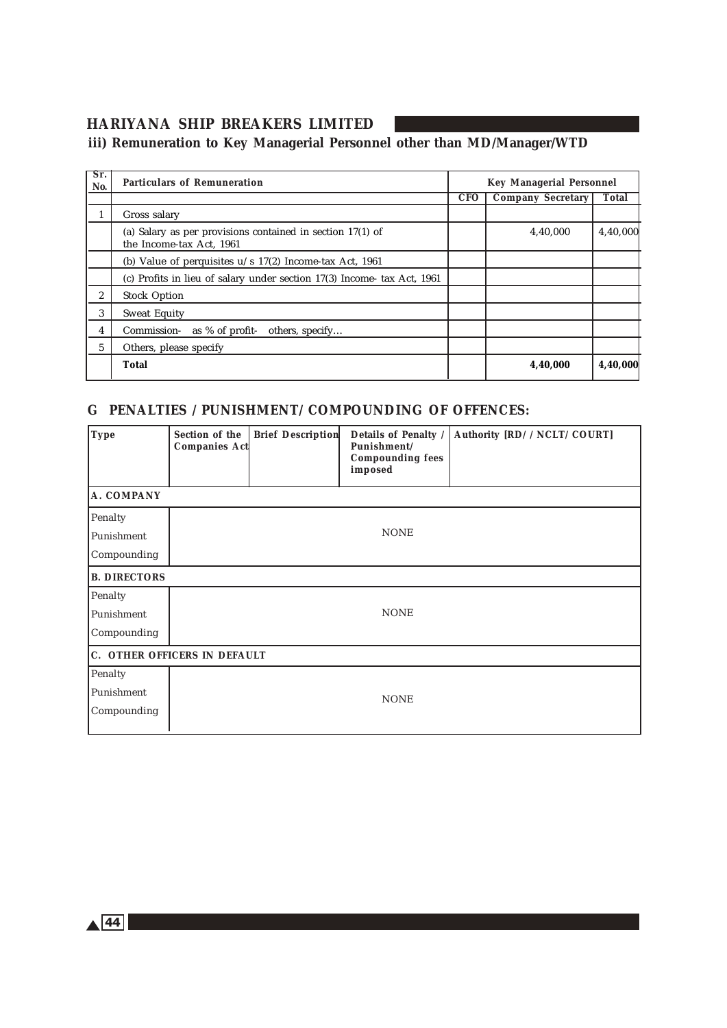### iii) Remuneration to Key Managerial Personnel other than MD/Manager/WTD

| Sr. No. | Particulars of Remuneration | Key Managerial Personnel | | |
|---|---|---|---|---|
| | | CFO | Company Secretary | Total |
| 1 | Gross salary | | | |
| | (a) Salary as per provisions contained in section 17(1) of the Income-tax Act, 1961 | | 4,40,000 | 4,40,000 |
| | (b) Value of perquisites u/s 17(2) Income-tax Act, 1961 | | | |
| | (c) Profits in lieu of salary under section 17(3) Income- tax Act, 1961 | | | |
| 2 | Stock Option | | | |
| 3 | Sweat Equity | | | |
| 4 | Commission- as % of profit- others, specify... | | | |
| 5 | Others, please specify | | | |
| | **Total** | | **4,40,000** | **4,40,000** |

## G PENALTIES / PUNISHMENT/ COMPOUNDING OF OFFENCES:

| Type | Section of the Companies Act | Brief Description | Details of Penalty / Punishment/ Compounding fees imposed | Authority [RD/ / NCLT/ COURT] |
|---|---|---|---|---|
| **A. COMPANY** | | | | |
| Penalty | | | | |
| Punishment | | | NONE | |
| Compounding | | | | |
| **B. DIRECTORS** | | | | |
| Penalty | | | | |
| Punishment | | | NONE | |
| Compounding | | | | |
| **C. OTHER OFFICERS IN DEFAULT** | | | | |
| Penalty | | | | |
| Punishment | | | NONE | |
| Compounding | | | | |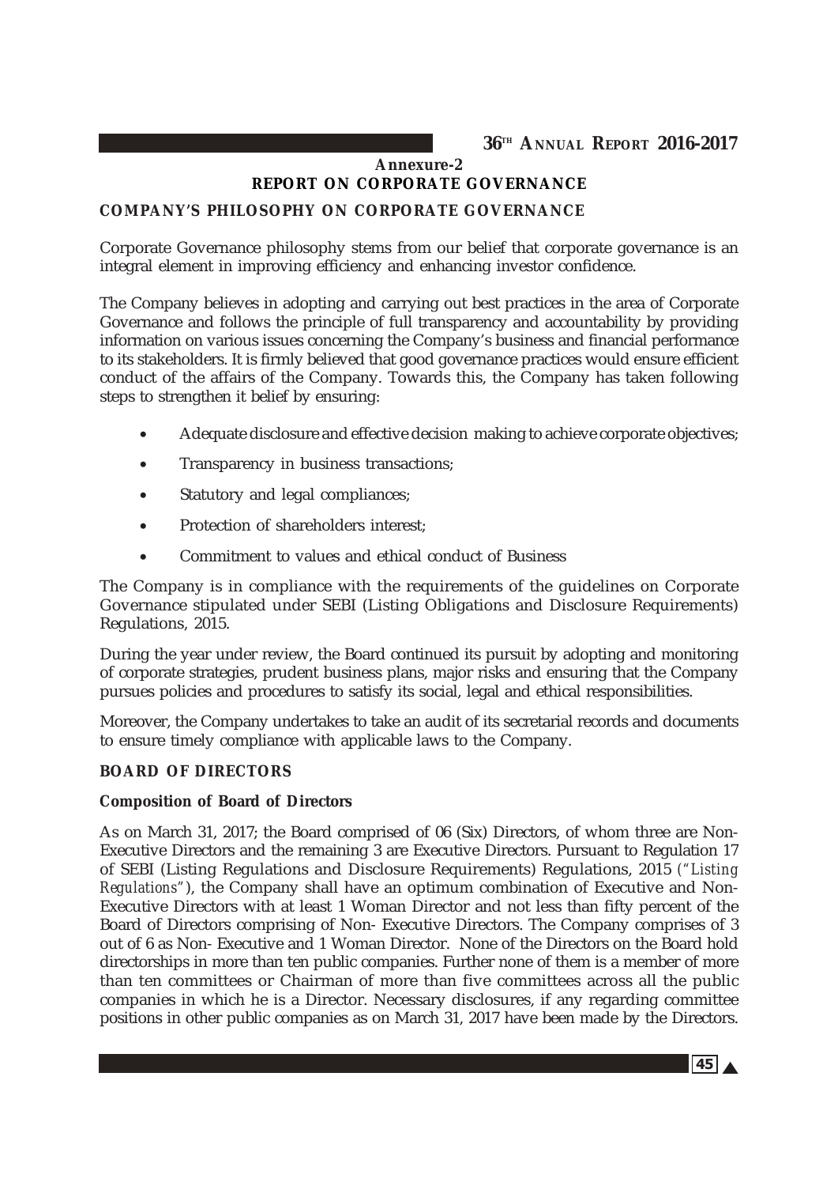## Annexure-2

## REPORT ON CORPORATE GOVERNANCE

### COMPANY'S PHILOSOPHY ON CORPORATE GOVERNANCE

Corporate Governance philosophy stems from our belief that corporate governance is an integral element in improving efficiency and enhancing investor confidence.

The Company believes in adopting and carrying out best practices in the area of Corporate Governance and follows the principle of full transparency and accountability by providing information on various issues concerning the Company's business and financial performance to its stakeholders. It is firmly believed that good governance practices would ensure efficient conduct of the affairs of the Company. Towards this, the Company has taken following steps to strengthen it belief by ensuring:

- Adequate disclosure and effective decision making to achieve corporate objectives;
- Transparency in business transactions;
- Statutory and legal compliances;
- Protection of shareholders interest;
- Commitment to values and ethical conduct of Business

The Company is in compliance with the requirements of the guidelines on Corporate Governance stipulated under SEBI (Listing Obligations and Disclosure Requirements) Regulations, 2015.

During the year under review, the Board continued its pursuit by adopting and monitoring of corporate strategies, prudent business plans, major risks and ensuring that the Company pursues policies and procedures to satisfy its social, legal and ethical responsibilities.

Moreover, the Company undertakes to take an audit of its secretarial records and documents to ensure timely compliance with applicable laws to the Company.

### BOARD OF DIRECTORS

**Composition of Board of Directors**

As on March 31, 2017; the Board comprised of 06 (Six) Directors, of whom three are Non-Executive Directors and the remaining 3 are Executive Directors. Pursuant to Regulation 17 of SEBI (Listing Regulations and Disclosure Requirements) Regulations, 2015 (*"Listing Regulations"*), the Company shall have an optimum combination of Executive and Non-Executive Directors with at least 1 Woman Director and not less than fifty percent of the Board of Directors comprising of Non- Executive Directors. The Company comprises of 3 out of 6 as Non- Executive and 1 Woman Director. None of the Directors on the Board hold directorships in more than ten public companies. Further none of them is a member of more than ten committees or Chairman of more than five committees across all the public companies in which he is a Director. Necessary disclosures, if any regarding committee positions in other public companies as on March 31, 2017 have been made by the Directors.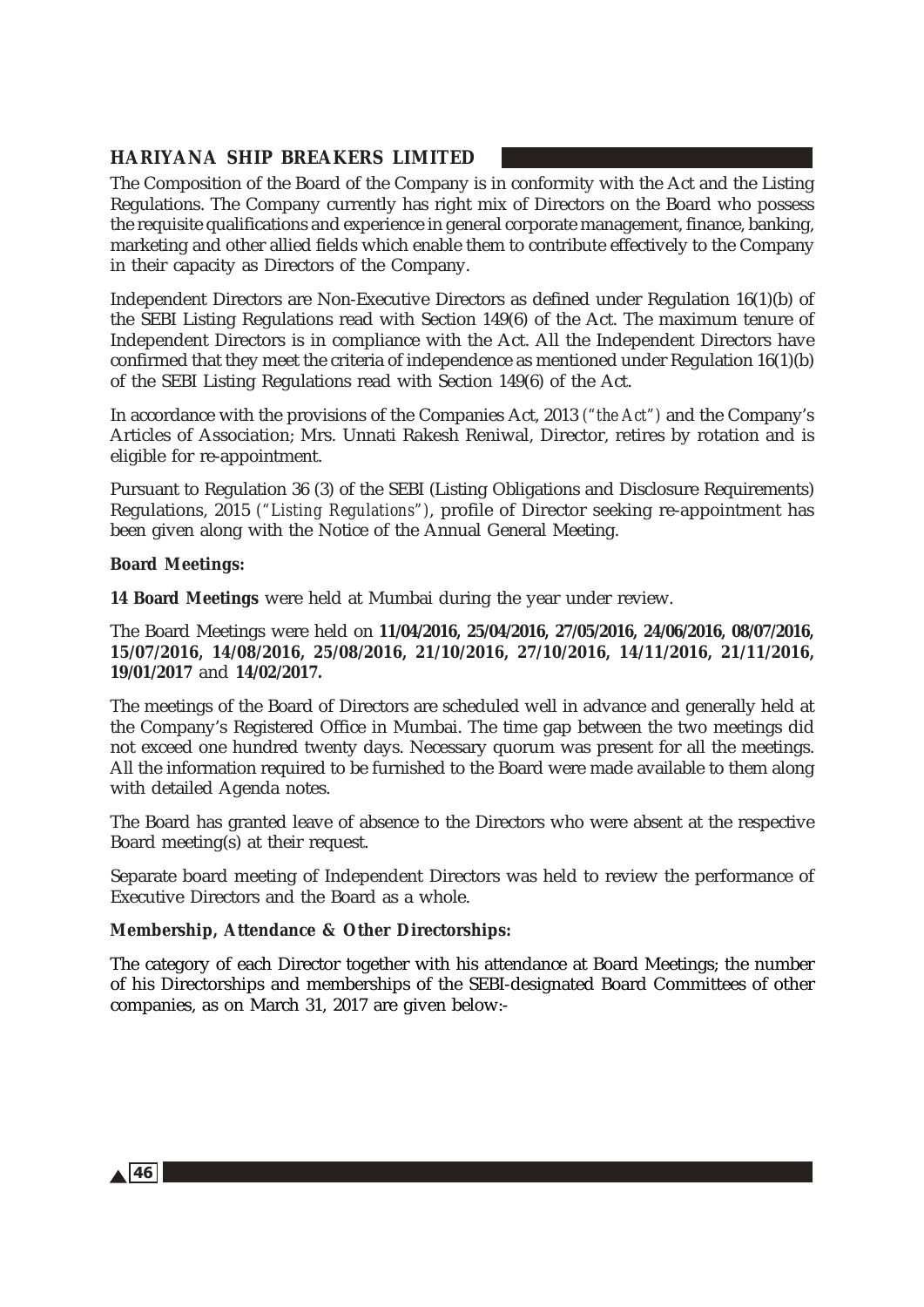The Composition of the Board of the Company is in conformity with the Act and the Listing Regulations. The Company currently has right mix of Directors on the Board who possess the requisite qualifications and experience in general corporate management, finance, banking, marketing and other allied fields which enable them to contribute effectively to the Company in their capacity as Directors of the Company.

Independent Directors are Non-Executive Directors as defined under Regulation 16(1)(b) of the SEBI Listing Regulations read with Section 149(6) of the Act. The maximum tenure of Independent Directors is in compliance with the Act. All the Independent Directors have confirmed that they meet the criteria of independence as mentioned under Regulation 16(1)(b) of the SEBI Listing Regulations read with Section 149(6) of the Act.

In accordance with the provisions of the Companies Act, 2013 *("the Act")* and the Company's Articles of Association; Mrs. Unnati Rakesh Reniwal, Director, retires by rotation and is eligible for re-appointment.

Pursuant to Regulation 36 (3) of the SEBI (Listing Obligations and Disclosure Requirements) Regulations, 2015 *("Listing Regulations")*, profile of Director seeking re-appointment has been given along with the Notice of the Annual General Meeting.

**Board Meetings:**

**14 Board Meetings** were held at Mumbai during the year under review.

The Board Meetings were held on **11/04/2016, 25/04/2016, 27/05/2016, 24/06/2016, 08/07/2016, 15/07/2016, 14/08/2016, 25/08/2016, 21/10/2016, 27/10/2016, 14/11/2016, 21/11/2016, 19/01/2017** and **14/02/2017.**

The meetings of the Board of Directors are scheduled well in advance and generally held at the Company's Registered Office in Mumbai. The time gap between the two meetings did not exceed one hundred twenty days. Necessary quorum was present for all the meetings. All the information required to be furnished to the Board were made available to them along with detailed Agenda notes.

The Board has granted leave of absence to the Directors who were absent at the respective Board meeting(s) at their request.

Separate board meeting of Independent Directors was held to review the performance of Executive Directors and the Board as a whole.

**Membership, Attendance & Other Directorships:**

The category of each Director together with his attendance at Board Meetings; the number of his Directorships and memberships of the SEBI-designated Board Committees of other companies, as on March 31, 2017 are given below:-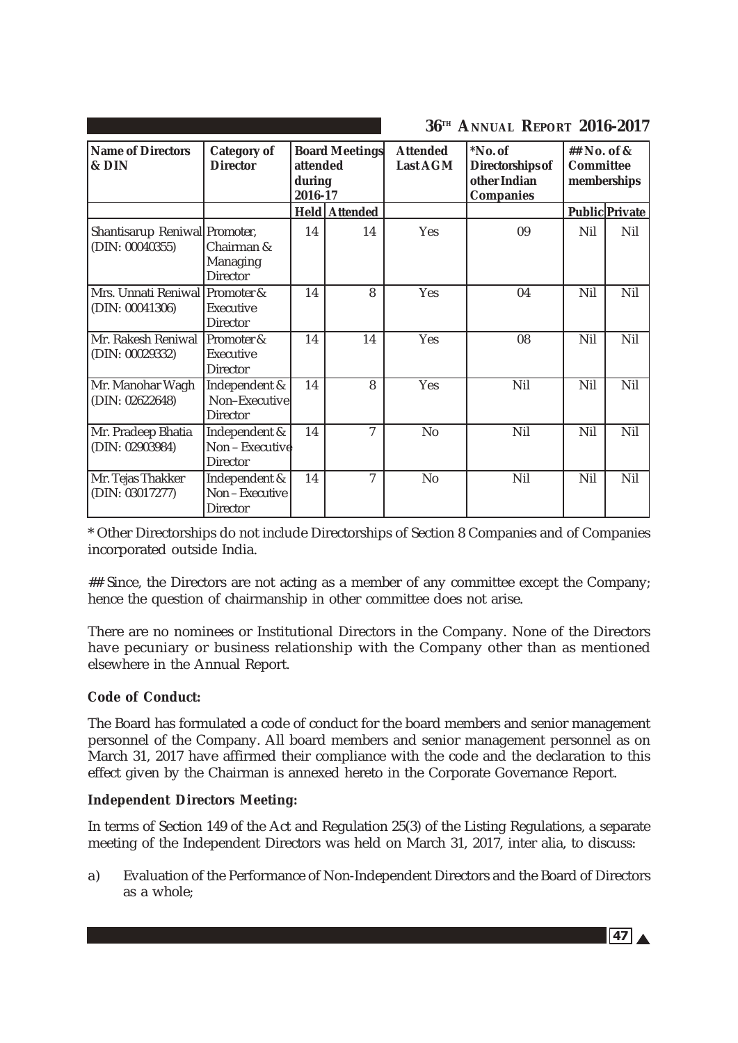| Name of Directors & DIN | Category of Director | Board Meetings attended during 2016-17 | | Attended Last AGM | *No. of Directorships of other Indian Companies | ## No. of & Committee memberships | |
|---|---|---|---|---|---|---|---|
| | | Held | Attended | | | Public | Private |
| Shantisarup Reniwal (DIN: 00040355) | Promoter, Chairman & Managing Director | 14 | 14 | Yes | 09 | Nil | Nil |
| Mrs. Unnati Reniwal (DIN: 00041306) | Promoter & Executive Director | 14 | 8 | Yes | 04 | Nil | Nil |
| Mr. Rakesh Reniwal (DIN: 00029332) | Promoter & Executive Director | 14 | 14 | Yes | 08 | Nil | Nil |
| Mr. Manohar Wagh (DIN: 02622648) | Independent & Non–Executive Director | 14 | 8 | Yes | Nil | Nil | Nil |
| Mr. Pradeep Bhatia (DIN: 02903984) | Independent & Non – Executive Director | 14 | 7 | No | Nil | Nil | Nil |
| Mr. Tejas Thakker (DIN: 03017277) | Independent & Non – Executive Director | 14 | 7 | No | Nil | Nil | Nil |

* Other Directorships do not include Directorships of Section 8 Companies and of Companies incorporated outside India.

## Since, the Directors are not acting as a member of any committee except the Company; hence the question of chairmanship in other committee does not arise.

There are no nominees or Institutional Directors in the Company. None of the Directors have pecuniary or business relationship with the Company other than as mentioned elsewhere in the Annual Report.

**Code of Conduct:**

The Board has formulated a code of conduct for the board members and senior management personnel of the Company. All board members and senior management personnel as on March 31, 2017 have affirmed their compliance with the code and the declaration to this effect given by the Chairman is annexed hereto in the Corporate Governance Report.

**Independent Directors Meeting:**

In terms of Section 149 of the Act and Regulation 25(3) of the Listing Regulations, a separate meeting of the Independent Directors was held on March 31, 2017, inter alia, to discuss:

a) Evaluation of the Performance of Non-Independent Directors and the Board of Directors as a whole;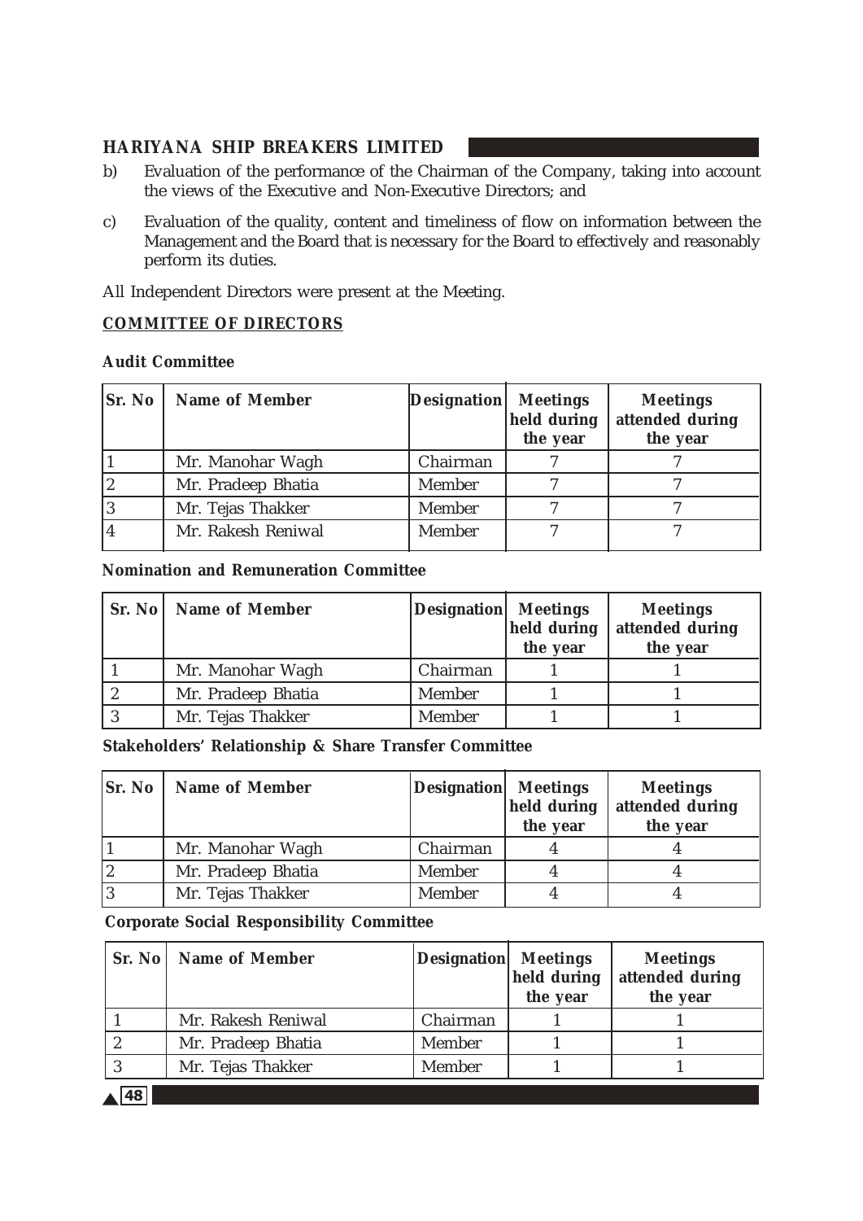b) Evaluation of the performance of the Chairman of the Company, taking into account the views of the Executive and Non-Executive Directors; and

c) Evaluation of the quality, content and timeliness of flow on information between the Management and the Board that is necessary for the Board to effectively and reasonably perform its duties.

All Independent Directors were present at the Meeting.

## COMMITTEE OF DIRECTORS

### Audit Committee

| Sr. No | Name of Member | Designation | Meetings held during the year | Meetings attended during the year |
|---|---|---|---|---|
| 1 | Mr. Manohar Wagh | Chairman | 7 | 7 |
| 2 | Mr. Pradeep Bhatia | Member | 7 | 7 |
| 3 | Mr. Tejas Thakker | Member | 7 | 7 |
| 4 | Mr. Rakesh Reniwal | Member | 7 | 7 |

### Nomination and Remuneration Committee

| Sr. No | Name of Member | Designation | Meetings held during the year | Meetings attended during the year |
|---|---|---|---|---|
| 1 | Mr. Manohar Wagh | Chairman | 1 | 1 |
| 2 | Mr. Pradeep Bhatia | Member | 1 | 1 |
| 3 | Mr. Tejas Thakker | Member | 1 | 1 |

### Stakeholders' Relationship & Share Transfer Committee

| Sr. No | Name of Member | Designation | Meetings held during the year | Meetings attended during the year |
|---|---|---|---|---|
| 1 | Mr. Manohar Wagh | Chairman | 4 | 4 |
| 2 | Mr. Pradeep Bhatia | Member | 4 | 4 |
| 3 | Mr. Tejas Thakker | Member | 4 | 4 |

### Corporate Social Responsibility Committee

| Sr. No | Name of Member | Designation | Meetings held during the year | Meetings attended during the year |
|---|---|---|---|---|
| 1 | Mr. Rakesh Reniwal | Chairman | 1 | 1 |
| 2 | Mr. Pradeep Bhatia | Member | 1 | 1 |
| 3 | Mr. Tejas Thakker | Member | 1 | 1 |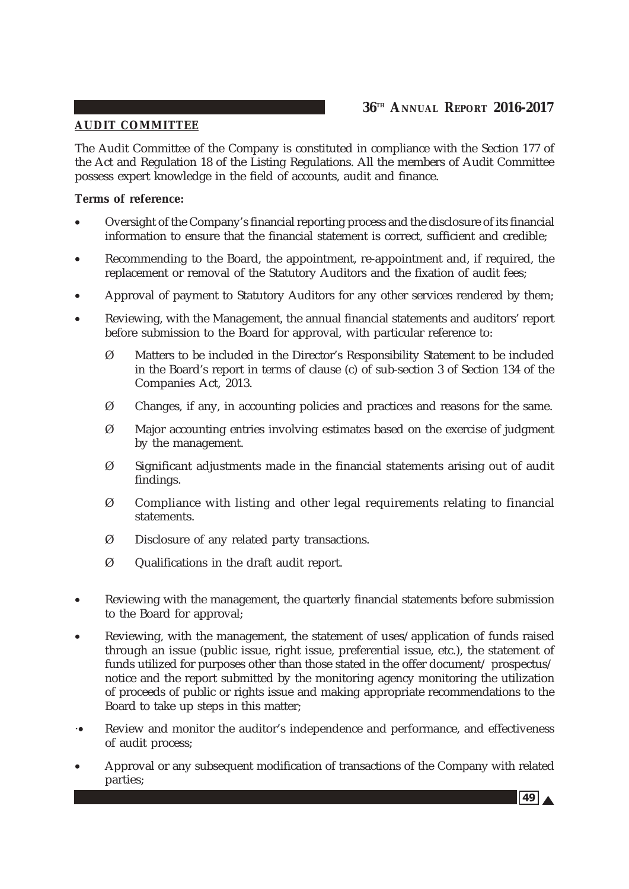## AUDIT COMMITTEE

The Audit Committee of the Company is constituted in compliance with the Section 177 of the Act and Regulation 18 of the Listing Regulations. All the members of Audit Committee possess expert knowledge in the field of accounts, audit and finance.

**Terms of reference:**

- Oversight of the Company's financial reporting process and the disclosure of its financial information to ensure that the financial statement is correct, sufficient and credible;
- Recommending to the Board, the appointment, re-appointment and, if required, the replacement or removal of the Statutory Auditors and the fixation of audit fees;
- Approval of payment to Statutory Auditors for any other services rendered by them;
- Reviewing, with the Management, the annual financial statements and auditors' report before submission to the Board for approval, with particular reference to:
  - Ø Matters to be included in the Director's Responsibility Statement to be included in the Board's report in terms of clause (c) of sub-section 3 of Section 134 of the Companies Act, 2013.
  - Ø Changes, if any, in accounting policies and practices and reasons for the same.
  - Ø Major accounting entries involving estimates based on the exercise of judgment by the management.
  - Ø Significant adjustments made in the financial statements arising out of audit findings.
  - Ø Compliance with listing and other legal requirements relating to financial statements.
  - Ø Disclosure of any related party transactions.
  - Ø Qualifications in the draft audit report.
- Reviewing with the management, the quarterly financial statements before submission to the Board for approval;
- Reviewing, with the management, the statement of uses/ application of funds raised through an issue (public issue, right issue, preferential issue, etc.), the statement of funds utilized for purposes other than those stated in the offer document/ prospectus/ notice and the report submitted by the monitoring agency monitoring the utilization of proceeds of public or rights issue and making appropriate recommendations to the Board to take up steps in this matter;
- Review and monitor the auditor's independence and performance, and effectiveness of audit process;
- Approval or any subsequent modification of transactions of the Company with related parties;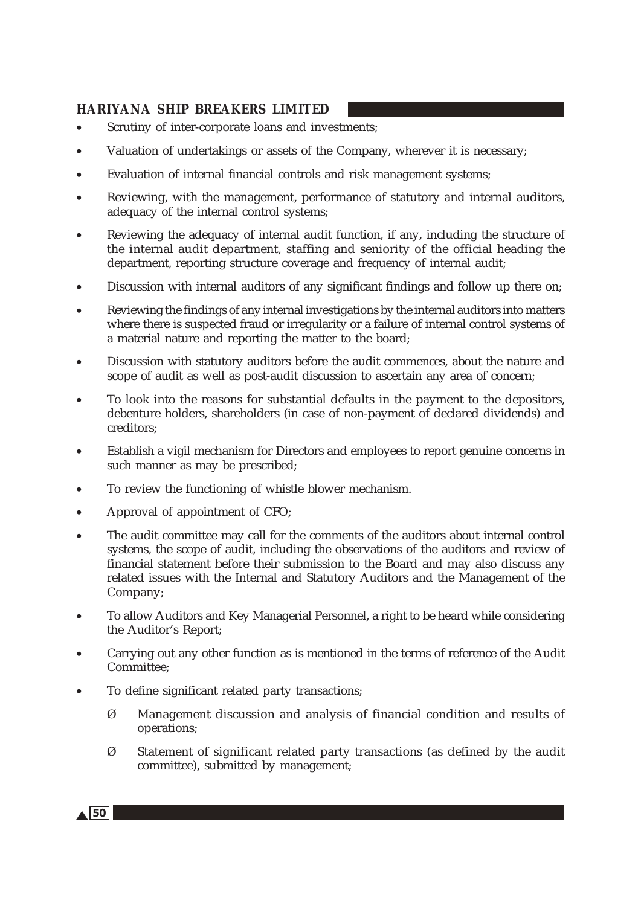- Scrutiny of inter-corporate loans and investments;
- Valuation of undertakings or assets of the Company, wherever it is necessary;
- Evaluation of internal financial controls and risk management systems;
- Reviewing, with the management, performance of statutory and internal auditors, adequacy of the internal control systems;
- Reviewing the adequacy of internal audit function, if any, including the structure of the internal audit department, staffing and seniority of the official heading the department, reporting structure coverage and frequency of internal audit;
- Discussion with internal auditors of any significant findings and follow up there on;
- Reviewing the findings of any internal investigations by the internal auditors into matters where there is suspected fraud or irregularity or a failure of internal control systems of a material nature and reporting the matter to the board;
- Discussion with statutory auditors before the audit commences, about the nature and scope of audit as well as post-audit discussion to ascertain any area of concern;
- To look into the reasons for substantial defaults in the payment to the depositors, debenture holders, shareholders (in case of non-payment of declared dividends) and creditors;
- Establish a vigil mechanism for Directors and employees to report genuine concerns in such manner as may be prescribed;
- To review the functioning of whistle blower mechanism.
- Approval of appointment of CFO;
- The audit committee may call for the comments of the auditors about internal control systems, the scope of audit, including the observations of the auditors and review of financial statement before their submission to the Board and may also discuss any related issues with the Internal and Statutory Auditors and the Management of the Company;
- To allow Auditors and Key Managerial Personnel, a right to be heard while considering the Auditor's Report;
- Carrying out any other function as is mentioned in the terms of reference of the Audit Committee;
- To define significant related party transactions;
  - Management discussion and analysis of financial condition and results of operations;
  - Statement of significant related party transactions (as defined by the audit committee), submitted by management;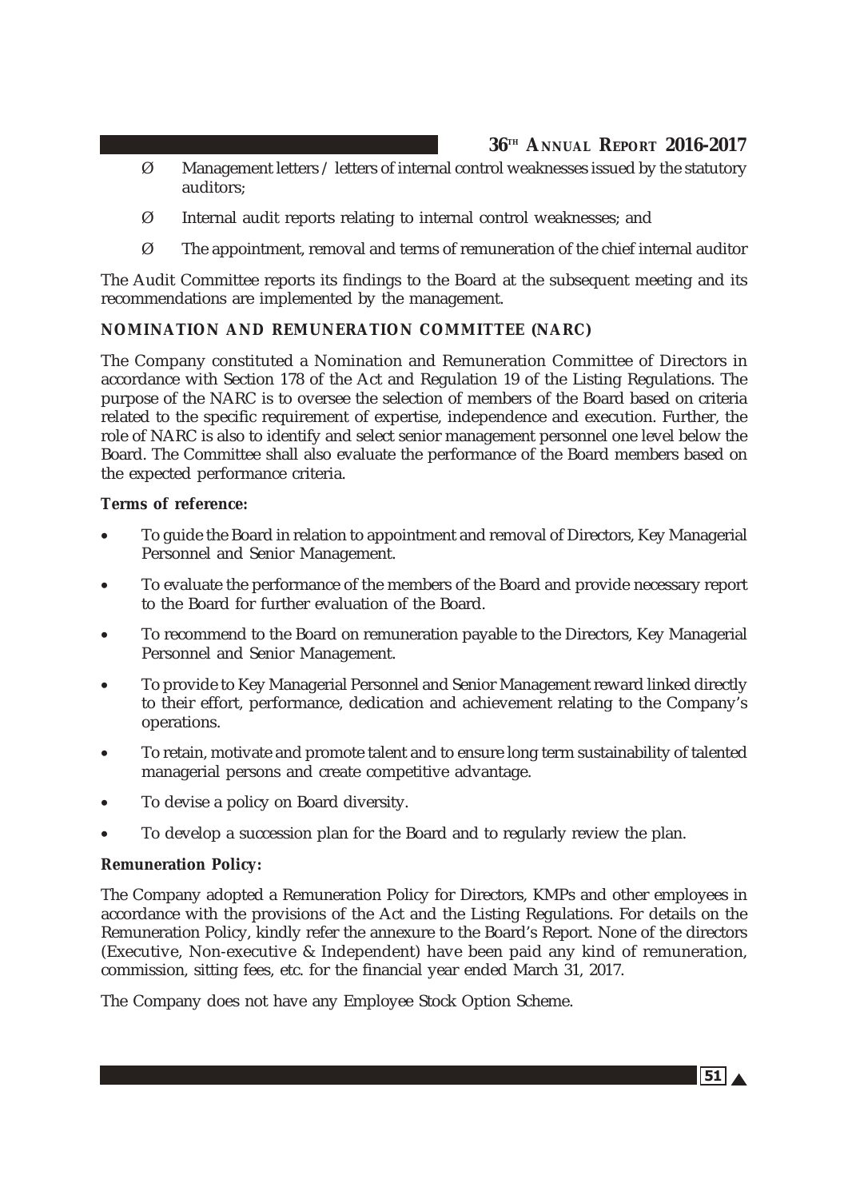- Management letters / letters of internal control weaknesses issued by the statutory auditors;
- Internal audit reports relating to internal control weaknesses; and
- The appointment, removal and terms of remuneration of the chief internal auditor

The Audit Committee reports its findings to the Board at the subsequent meeting and its recommendations are implemented by the management.

**NOMINATION AND REMUNERATION COMMITTEE (NARC)**

The Company constituted a Nomination and Remuneration Committee of Directors in accordance with Section 178 of the Act and Regulation 19 of the Listing Regulations. The purpose of the NARC is to oversee the selection of members of the Board based on criteria related to the specific requirement of expertise, independence and execution. Further, the role of NARC is also to identify and select senior management personnel one level below the Board. The Committee shall also evaluate the performance of the Board members based on the expected performance criteria.

**Terms of reference:**

- To guide the Board in relation to appointment and removal of Directors, Key Managerial Personnel and Senior Management.
- To evaluate the performance of the members of the Board and provide necessary report to the Board for further evaluation of the Board.
- To recommend to the Board on remuneration payable to the Directors, Key Managerial Personnel and Senior Management.
- To provide to Key Managerial Personnel and Senior Management reward linked directly to their effort, performance, dedication and achievement relating to the Company's operations.
- To retain, motivate and promote talent and to ensure long term sustainability of talented managerial persons and create competitive advantage.
- To devise a policy on Board diversity.
- To develop a succession plan for the Board and to regularly review the plan.

**Remuneration Policy:**

The Company adopted a Remuneration Policy for Directors, KMPs and other employees in accordance with the provisions of the Act and the Listing Regulations. For details on the Remuneration Policy, kindly refer the annexure to the Board's Report. None of the directors (Executive, Non-executive & Independent) have been paid any kind of remuneration, commission, sitting fees, etc. for the financial year ended March 31, 2017.

The Company does not have any Employee Stock Option Scheme.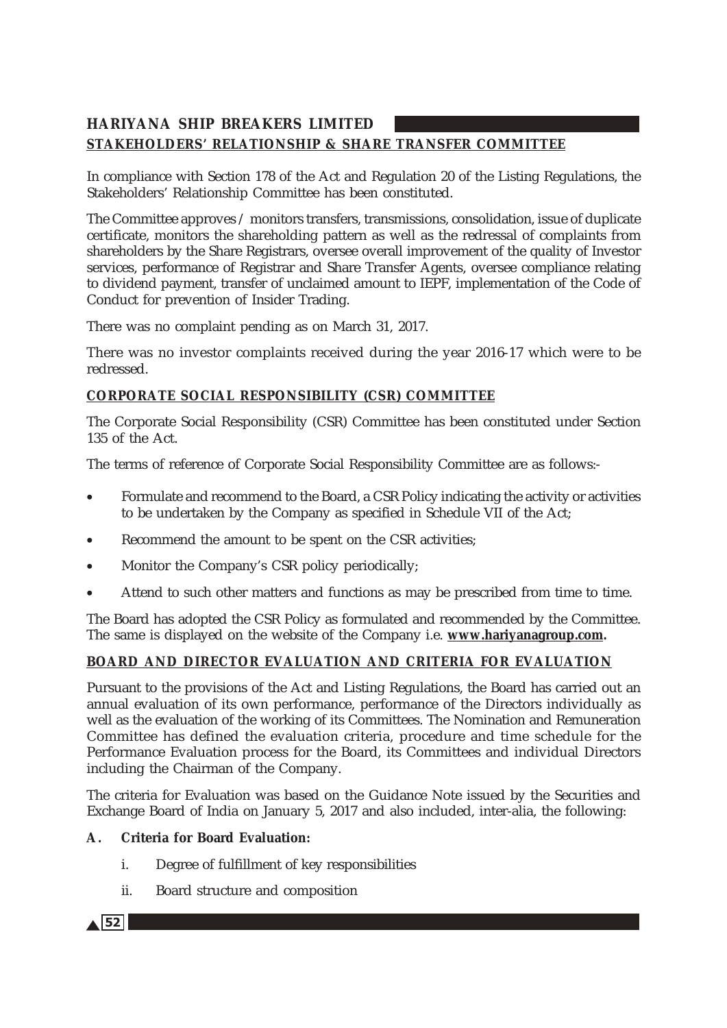## STAKEHOLDERS' RELATIONSHIP & SHARE TRANSFER COMMITTEE

In compliance with Section 178 of the Act and Regulation 20 of the Listing Regulations, the Stakeholders' Relationship Committee has been constituted.

The Committee approves / monitors transfers, transmissions, consolidation, issue of duplicate certificate, monitors the shareholding pattern as well as the redressal of complaints from shareholders by the Share Registrars, oversee overall improvement of the quality of Investor services, performance of Registrar and Share Transfer Agents, oversee compliance relating to dividend payment, transfer of unclaimed amount to IEPF, implementation of the Code of Conduct for prevention of Insider Trading.

There was no complaint pending as on March 31, 2017.

There was no investor complaints received during the year 2016-17 which were to be redressed.

## CORPORATE SOCIAL RESPONSIBILITY (CSR) COMMITTEE

The Corporate Social Responsibility (CSR) Committee has been constituted under Section 135 of the Act.

The terms of reference of Corporate Social Responsibility Committee are as follows:-

- Formulate and recommend to the Board, a CSR Policy indicating the activity or activities to be undertaken by the Company as specified in Schedule VII of the Act;
- Recommend the amount to be spent on the CSR activities;
- Monitor the Company's CSR policy periodically;
- Attend to such other matters and functions as may be prescribed from time to time.

The Board has adopted the CSR Policy as formulated and recommended by the Committee. The same is displayed on the website of the Company i.e. **www.hariyanagroup.com.**

## BOARD AND DIRECTOR EVALUATION AND CRITERIA FOR EVALUATION

Pursuant to the provisions of the Act and Listing Regulations, the Board has carried out an annual evaluation of its own performance, performance of the Directors individually as well as the evaluation of the working of its Committees. The Nomination and Remuneration Committee has defined the evaluation criteria, procedure and time schedule for the Performance Evaluation process for the Board, its Committees and individual Directors including the Chairman of the Company.

The criteria for Evaluation was based on the Guidance Note issued by the Securities and Exchange Board of India on January 5, 2017 and also included, inter-alia, the following:

**A. Criteria for Board Evaluation:**

i. Degree of fulfillment of key responsibilities

ii. Board structure and composition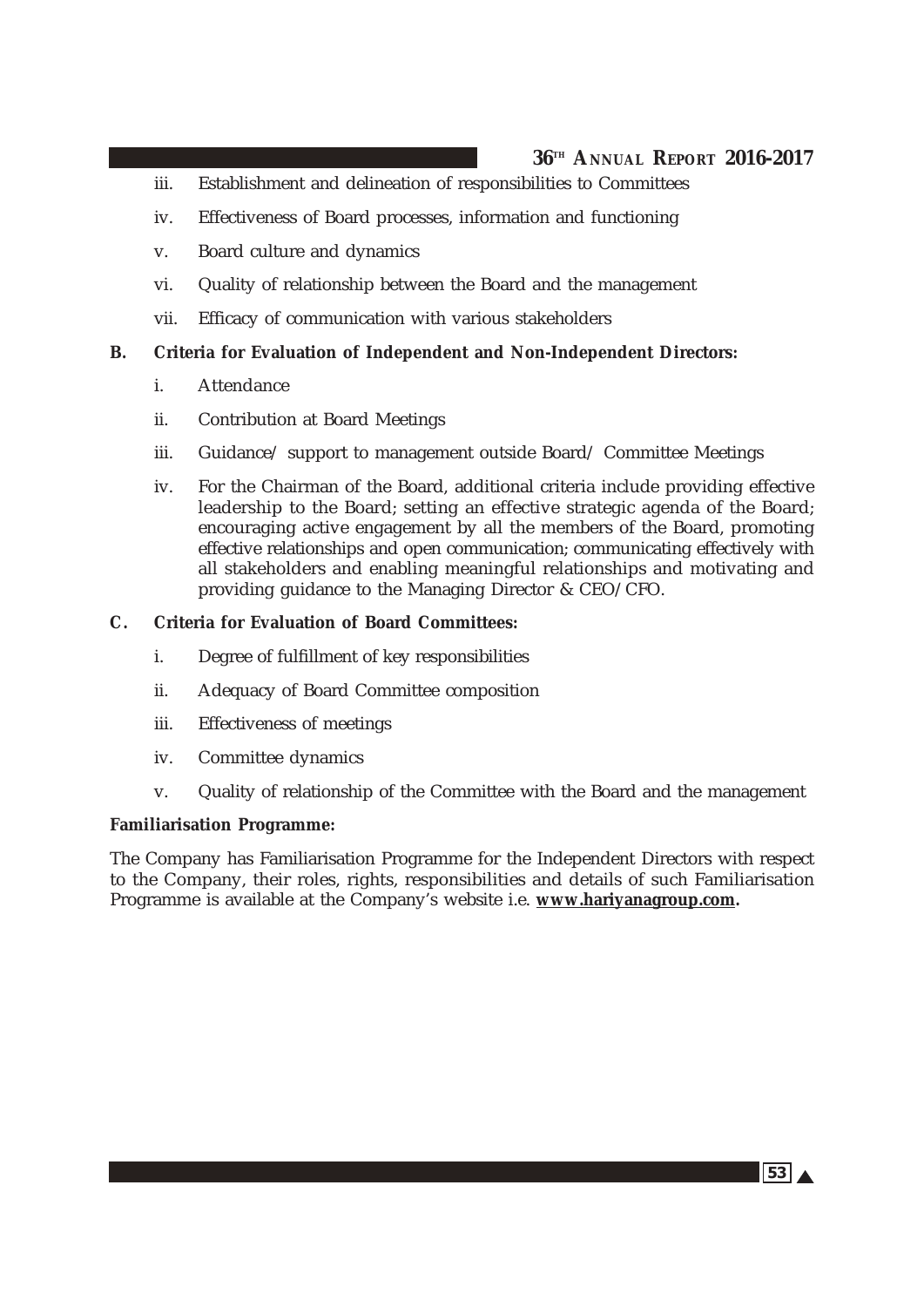iii. Establishment and delineation of responsibilities to Committees

iv. Effectiveness of Board processes, information and functioning

v. Board culture and dynamics

vi. Quality of relationship between the Board and the management

vii. Efficacy of communication with various stakeholders

**B. Criteria for Evaluation of Independent and Non-Independent Directors:**

i. Attendance

ii. Contribution at Board Meetings

iii. Guidance/ support to management outside Board/ Committee Meetings

iv. For the Chairman of the Board, additional criteria include providing effective leadership to the Board; setting an effective strategic agenda of the Board; encouraging active engagement by all the members of the Board, promoting effective relationships and open communication; communicating effectively with all stakeholders and enabling meaningful relationships and motivating and providing guidance to the Managing Director & CEO/CFO.

**C. Criteria for Evaluation of Board Committees:**

i. Degree of fulfillment of key responsibilities

ii. Adequacy of Board Committee composition

iii. Effectiveness of meetings

iv. Committee dynamics

v. Quality of relationship of the Committee with the Board and the management

**Familiarisation Programme:**

The Company has Familiarisation Programme for the Independent Directors with respect to the Company, their roles, rights, responsibilities and details of such Familiarisation Programme is available at the Company's website i.e. **www.hariyanagroup.com.**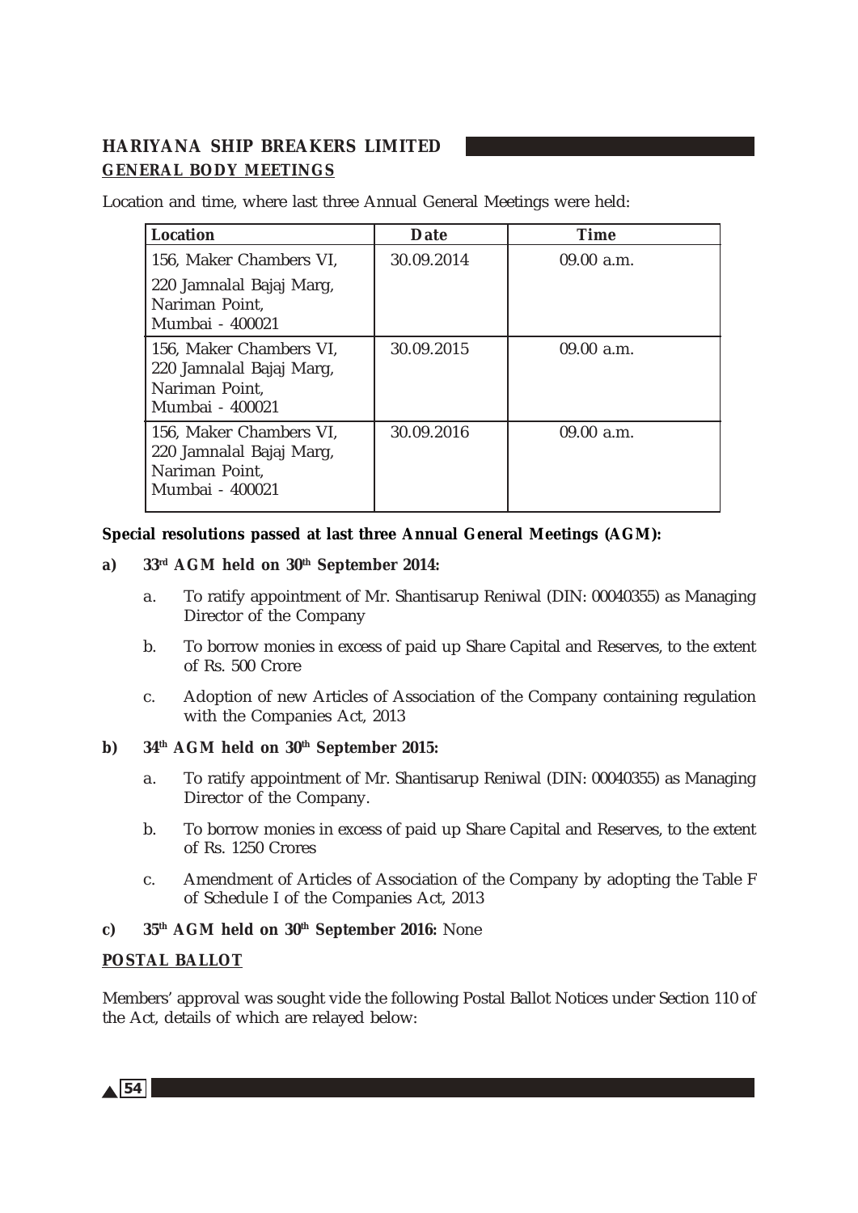## GENERAL BODY MEETINGS

Location and time, where last three Annual General Meetings were held:

| Location | Date | Time |
|---|---|---|
| 156, Maker Chambers VI, 220 Jamnalal Bajaj Marg, Nariman Point, Mumbai - 400021 | 30.09.2014 | 09.00 a.m. |
| 156, Maker Chambers VI, 220 Jamnalal Bajaj Marg, Nariman Point, Mumbai - 400021 | 30.09.2015 | 09.00 a.m. |
| 156, Maker Chambers VI, 220 Jamnalal Bajaj Marg, Nariman Point, Mumbai - 400021 | 30.09.2016 | 09.00 a.m. |

**Special resolutions passed at last three Annual General Meetings (AGM):**

**a) 33rd AGM held on 30th September 2014:**

a. To ratify appointment of Mr. Shantisarup Reniwal (DIN: 00040355) as Managing Director of the Company

b. To borrow monies in excess of paid up Share Capital and Reserves, to the extent of Rs. 500 Crore

c. Adoption of new Articles of Association of the Company containing regulation with the Companies Act, 2013

**b) 34th AGM held on 30th September 2015:**

a. To ratify appointment of Mr. Shantisarup Reniwal (DIN: 00040355) as Managing Director of the Company.

b. To borrow monies in excess of paid up Share Capital and Reserves, to the extent of Rs. 1250 Crores

c. Amendment of Articles of Association of the Company by adopting the Table F of Schedule I of the Companies Act, 2013

**c) 35th AGM held on 30th September 2016:** None

## POSTAL BALLOT

Members' approval was sought vide the following Postal Ballot Notices under Section 110 of the Act, details of which are relayed below: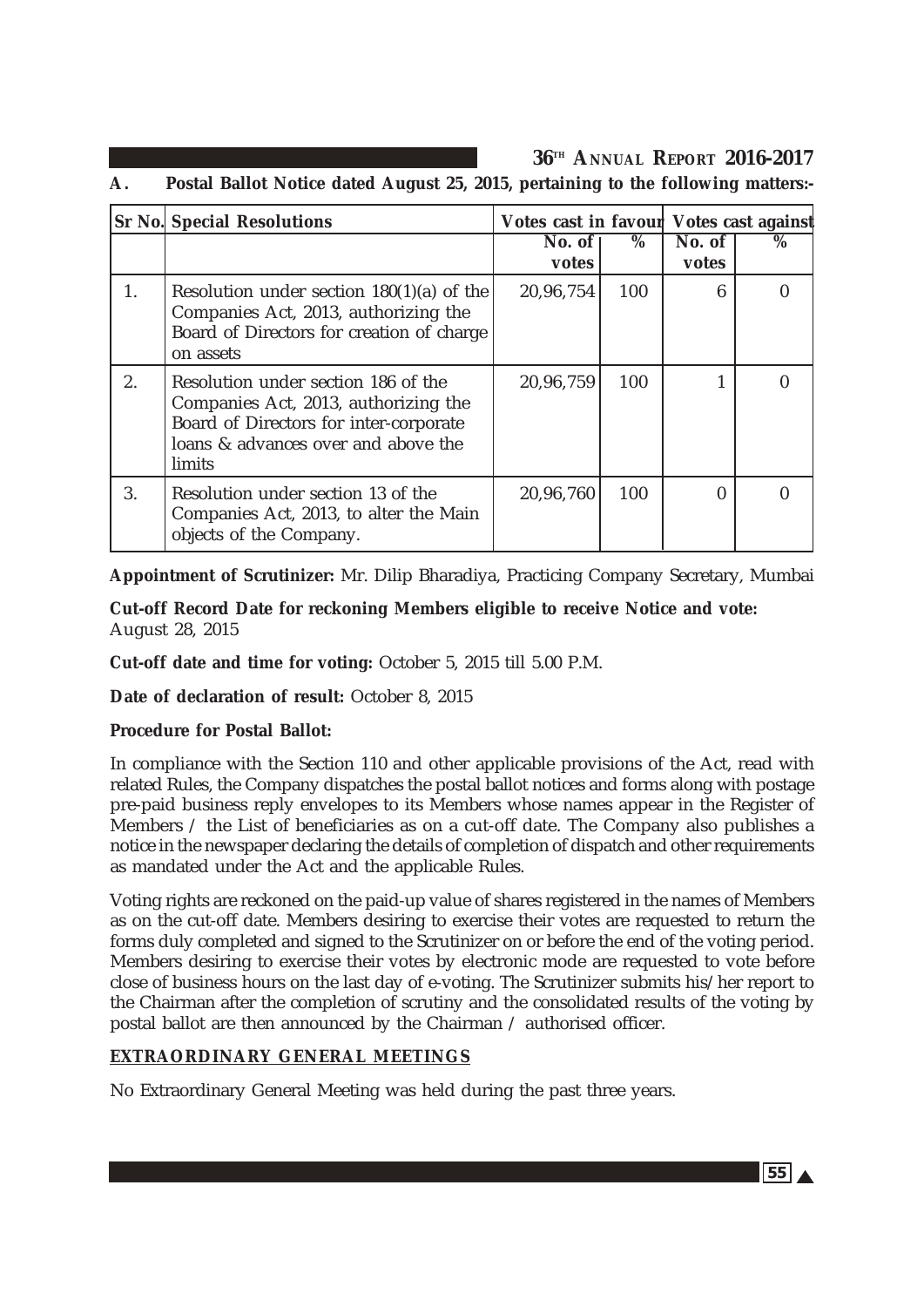**A. Postal Ballot Notice dated August 25, 2015, pertaining to the following matters:-**

| Sr No. | Special Resolutions | Votes cast in favour | | Votes cast against | |
|---|---|---|---|---|---|
| | | No. of votes | % | No. of votes | % |
| 1. | Resolution under section 180(1)(a) of the Companies Act, 2013, authorizing the Board of Directors for creation of charge on assets | 20,96,754 | 100 | 6 | 0 |
| 2. | Resolution under section 186 of the Companies Act, 2013, authorizing the Board of Directors for inter-corporate loans & advances over and above the limits | 20,96,759 | 100 | 1 | 0 |
| 3. | Resolution under section 13 of the Companies Act, 2013, to alter the Main objects of the Company. | 20,96,760 | 100 | 0 | 0 |

**Appointment of Scrutinizer:** Mr. Dilip Bharadiya, Practicing Company Secretary, Mumbai

**Cut-off Record Date for reckoning Members eligible to receive Notice and vote:** August 28, 2015

**Cut-off date and time for voting:** October 5, 2015 till 5.00 P.M.

**Date of declaration of result:** October 8, 2015

**Procedure for Postal Ballot:**

In compliance with the Section 110 and other applicable provisions of the Act, read with related Rules, the Company dispatches the postal ballot notices and forms along with postage pre-paid business reply envelopes to its Members whose names appear in the Register of Members / the List of beneficiaries as on a cut-off date. The Company also publishes a notice in the newspaper declaring the details of completion of dispatch and other requirements as mandated under the Act and the applicable Rules.

Voting rights are reckoned on the paid-up value of shares registered in the names of Members as on the cut-off date. Members desiring to exercise their votes are requested to return the forms duly completed and signed to the Scrutinizer on or before the end of the voting period. Members desiring to exercise their votes by electronic mode are requested to vote before close of business hours on the last day of e-voting. The Scrutinizer submits his/her report to the Chairman after the completion of scrutiny and the consolidated results of the voting by postal ballot are then announced by the Chairman / authorised officer.

**EXTRAORDINARY GENERAL MEETINGS**

No Extraordinary General Meeting was held during the past three years.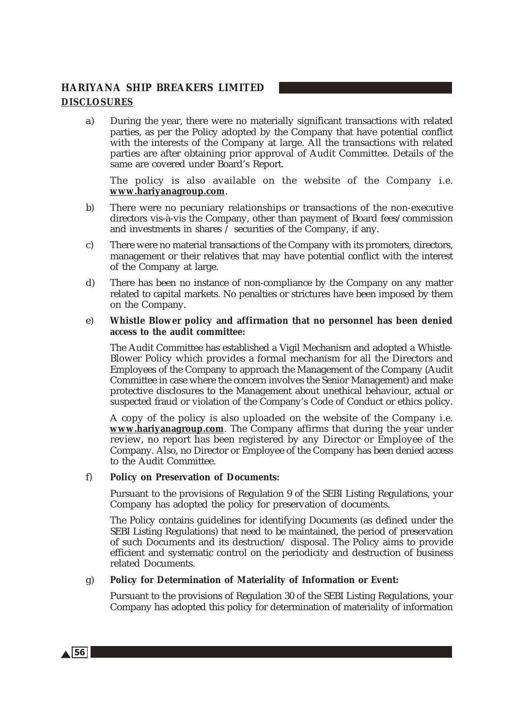## DISCLOSURES

a) During the year, there were no materially significant transactions with related parties, as per the Policy adopted by the Company that have potential conflict with the interests of the Company at large. All the transactions with related parties are after obtaining prior approval of Audit Committee. Details of the same are covered under Board's Report.

The policy is also available on the website of the Company i.e. **www.hariyanagroup.com**.

b) There were no pecuniary relationships or transactions of the non-executive directors vis-à-vis the Company, other than payment of Board fees/commission and investments in shares / securities of the Company, if any.

c) There were no material transactions of the Company with its promoters, directors, management or their relatives that may have potential conflict with the interest of the Company at large.

d) There has been no instance of non-compliance by the Company on any matter related to capital markets. No penalties or strictures have been imposed by them on the Company.

e) **Whistle Blower policy and affirmation that no personnel has been denied access to the audit committee:**

The Audit Committee has established a Vigil Mechanism and adopted a Whistle-Blower Policy which provides a formal mechanism for all the Directors and Employees of the Company to approach the Management of the Company (Audit Committee in case where the concern involves the Senior Management) and make protective disclosures to the Management about unethical behaviour, actual or suspected fraud or violation of the Company's Code of Conduct or ethics policy.

A copy of the policy is also uploaded on the website of the Company i.e. **www.hariyanagroup.com**. The Company affirms that during the year under review, no report has been registered by any Director or Employee of the Company. Also, no Director or Employee of the Company has been denied access to the Audit Committee.

f) **Policy on Preservation of Documents:**

Pursuant to the provisions of Regulation 9 of the SEBI Listing Regulations, your Company has adopted the policy for preservation of documents.

The Policy contains guidelines for identifying Documents (as defined under the SEBI Listing Regulations) that need to be maintained, the period of preservation of such Documents and its destruction/ disposal. The Policy aims to provide efficient and systematic control on the periodicity and destruction of business related Documents.

g) **Policy for Determination of Materiality of Information or Event:**

Pursuant to the provisions of Regulation 30 of the SEBI Listing Regulations, your Company has adopted this policy for determination of materiality of information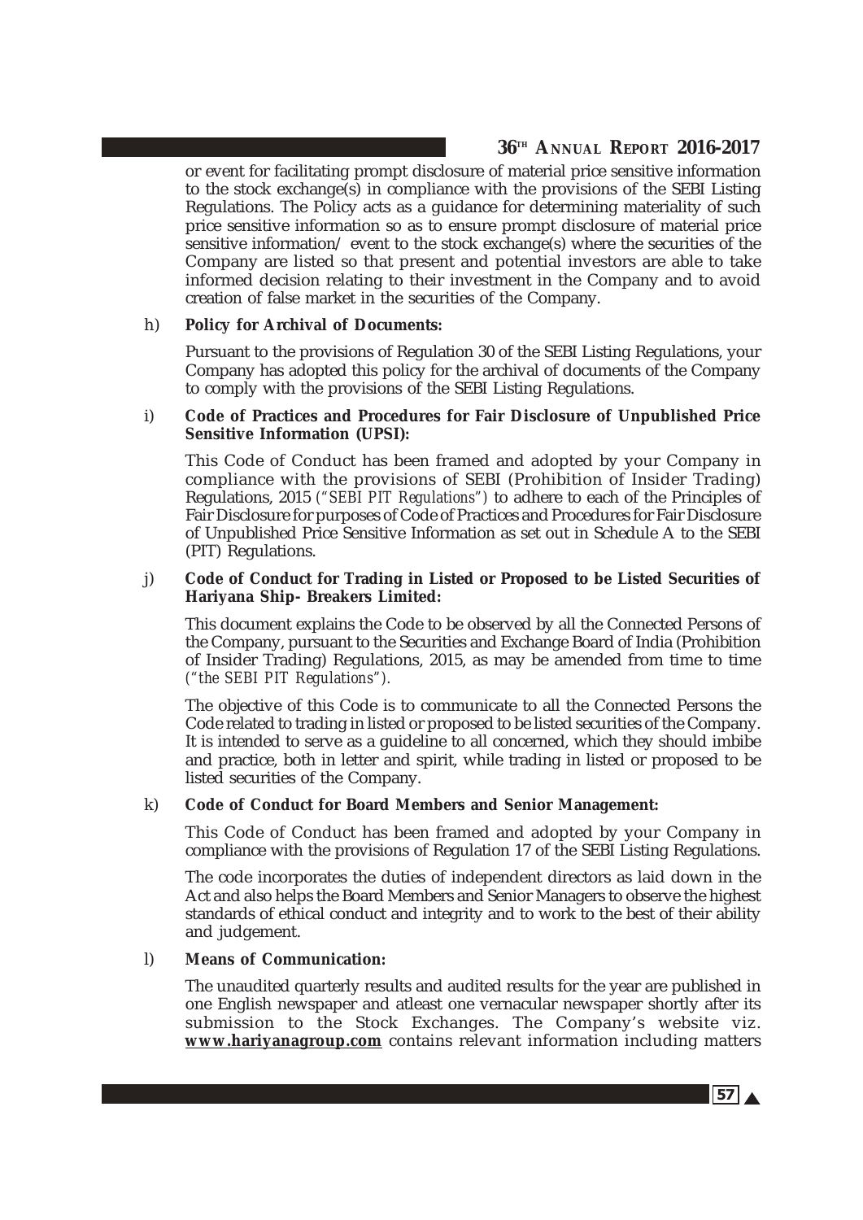or event for facilitating prompt disclosure of material price sensitive information to the stock exchange(s) in compliance with the provisions of the SEBI Listing Regulations. The Policy acts as a guidance for determining materiality of such price sensitive information so as to ensure prompt disclosure of material price sensitive information/ event to the stock exchange(s) where the securities of the Company are listed so that present and potential investors are able to take informed decision relating to their investment in the Company and to avoid creation of false market in the securities of the Company.

h) **Policy for Archival of Documents:**

Pursuant to the provisions of Regulation 30 of the SEBI Listing Regulations, your Company has adopted this policy for the archival of documents of the Company to comply with the provisions of the SEBI Listing Regulations.

i) **Code of Practices and Procedures for Fair Disclosure of Unpublished Price Sensitive Information (UPSI):**

This Code of Conduct has been framed and adopted by your Company in compliance with the provisions of SEBI (Prohibition of Insider Trading) Regulations, 2015 *("SEBI PIT Regulations")* to adhere to each of the Principles of Fair Disclosure for purposes of Code of Practices and Procedures for Fair Disclosure of Unpublished Price Sensitive Information as set out in Schedule A to the SEBI (PIT) Regulations.

j) **Code of Conduct for Trading in Listed or Proposed to be Listed Securities of Hariyana Ship- Breakers Limited:**

This document explains the Code to be observed by all the Connected Persons of the Company, pursuant to the Securities and Exchange Board of India (Prohibition of Insider Trading) Regulations, 2015, as may be amended from time to time *("the SEBI PIT Regulations")*.

The objective of this Code is to communicate to all the Connected Persons the Code related to trading in listed or proposed to be listed securities of the Company. It is intended to serve as a guideline to all concerned, which they should imbibe and practice, both in letter and spirit, while trading in listed or proposed to be listed securities of the Company.

k) **Code of Conduct for Board Members and Senior Management:**

This Code of Conduct has been framed and adopted by your Company in compliance with the provisions of Regulation 17 of the SEBI Listing Regulations.

The code incorporates the duties of independent directors as laid down in the Act and also helps the Board Members and Senior Managers to observe the highest standards of ethical conduct and integrity and to work to the best of their ability and judgement.

l) **Means of Communication:**

The unaudited quarterly results and audited results for the year are published in one English newspaper and atleast one vernacular newspaper shortly after its submission to the Stock Exchanges. The Company's website viz. **www.hariyanagroup.com** contains relevant information including matters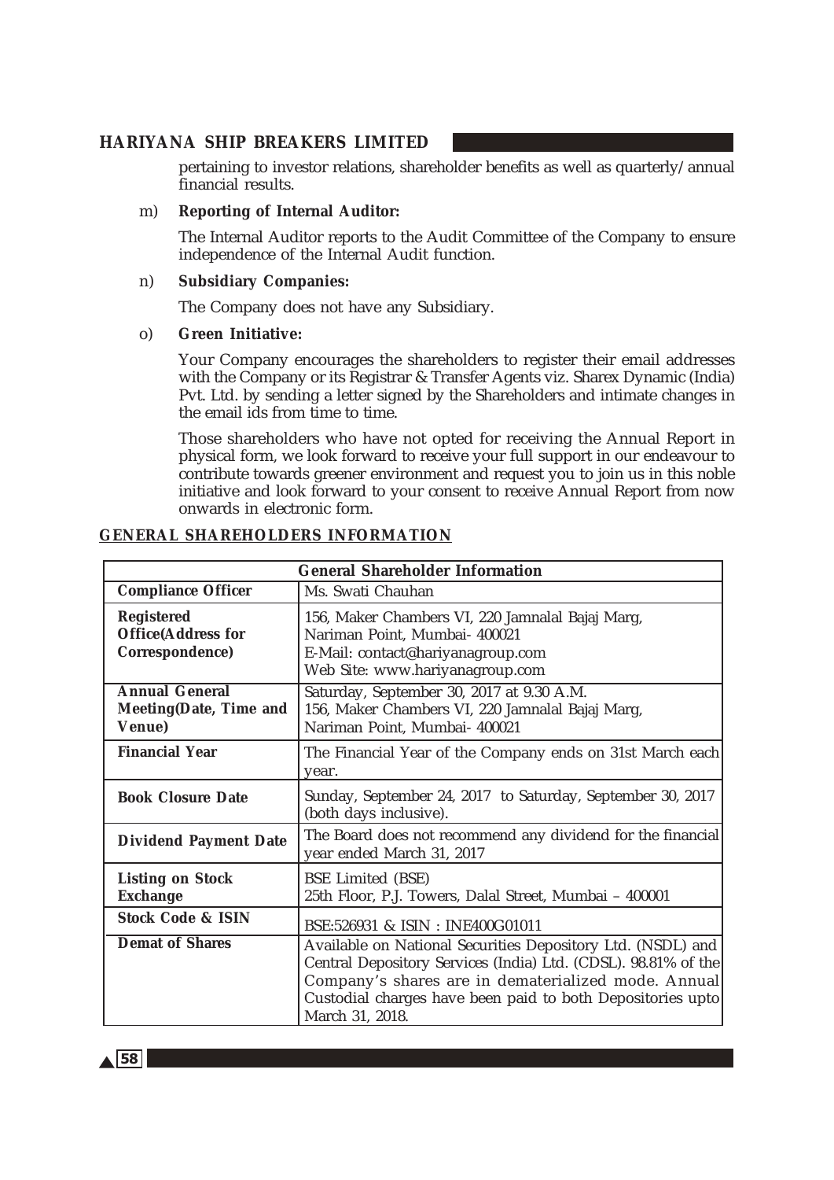pertaining to investor relations, shareholder benefits as well as quarterly/annual financial results.

m) **Reporting of Internal Auditor:**

The Internal Auditor reports to the Audit Committee of the Company to ensure independence of the Internal Audit function.

n) **Subsidiary Companies:**

The Company does not have any Subsidiary.

o) **Green Initiative:**

Your Company encourages the shareholders to register their email addresses with the Company or its Registrar & Transfer Agents viz. Sharex Dynamic (India) Pvt. Ltd. by sending a letter signed by the Shareholders and intimate changes in the email ids from time to time.

Those shareholders who have not opted for receiving the Annual Report in physical form, we look forward to receive your full support in our endeavour to contribute towards greener environment and request you to join us in this noble initiative and look forward to your consent to receive Annual Report from now onwards in electronic form.

## GENERAL SHAREHOLDERS INFORMATION

| General Shareholder Information | |
|---|---|
| **Compliance Officer** | Ms. Swati Chauhan |
| **Registered Office(Address for Correspondence)** | 156, Maker Chambers VI, 220 Jamnalal Bajaj Marg, Nariman Point, Mumbai- 400021<br>E-Mail: contact@hariyanagroup.com<br>Web Site: www.hariyanagroup.com |
| **Annual General Meeting(Date, Time and Venue)** | Saturday, September 30, 2017 at 9.30 A.M.<br>156, Maker Chambers VI, 220 Jamnalal Bajaj Marg, Nariman Point, Mumbai- 400021 |
| **Financial Year** | The Financial Year of the Company ends on 31st March each year. |
| **Book Closure Date** | Sunday, September 24, 2017 to Saturday, September 30, 2017 (both days inclusive). |
| **Dividend Payment Date** | The Board does not recommend any dividend for the financial year ended March 31, 2017 |
| **Listing on Stock Exchange** | BSE Limited (BSE)<br>25th Floor, P.J. Towers, Dalal Street, Mumbai – 400001 |
| **Stock Code & ISIN** | BSE:526931 & ISIN : INE400G01011 |
| **Demat of Shares** | Available on National Securities Depository Ltd. (NSDL) and Central Depository Services (India) Ltd. (CDSL). 98.81% of the Company's shares are in dematerialized mode. Annual Custodial charges have been paid to both Depositories upto March 31, 2018. |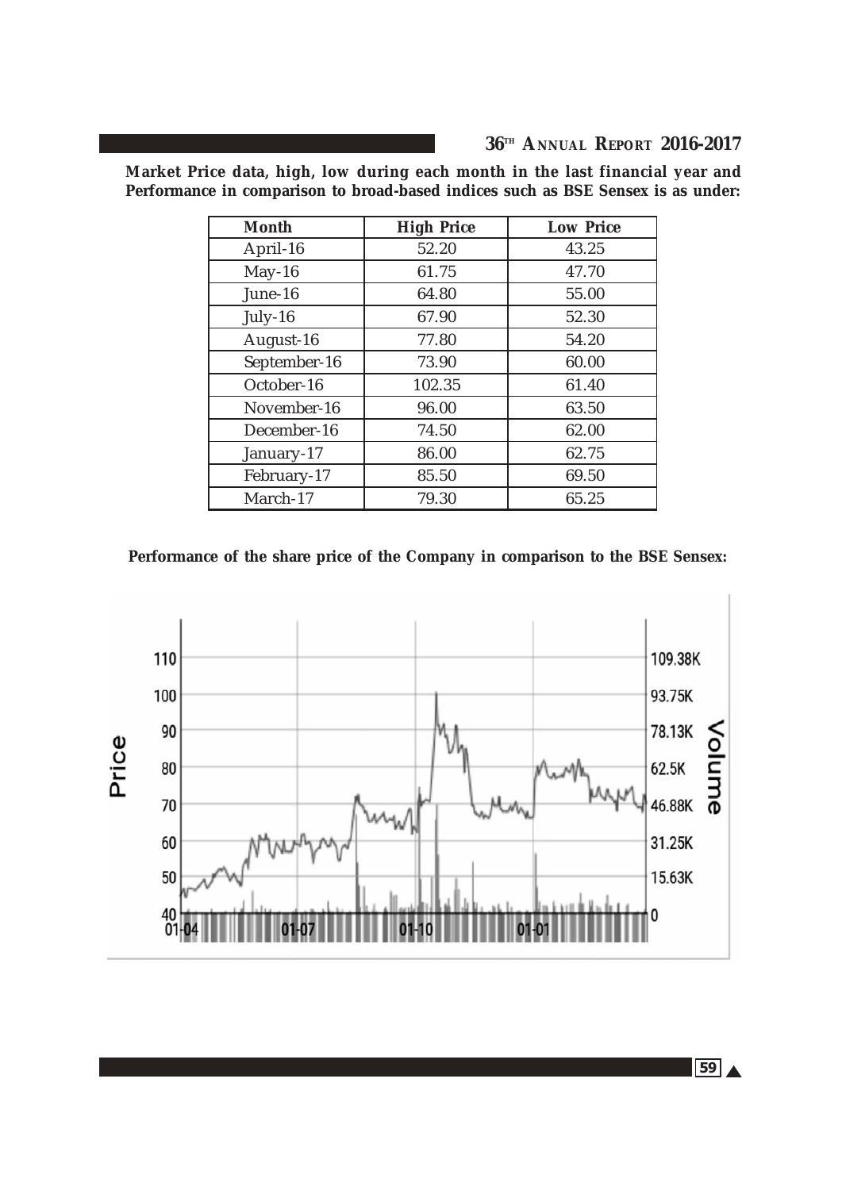**Market Price data, high, low during each month in the last financial year and Performance in comparison to broad-based indices such as BSE Sensex is as under:**

| Month | High Price | Low Price |
|---|---|---|
| April-16 | 52.20 | 43.25 |
| May-16 | 61.75 | 47.70 |
| June-16 | 64.80 | 55.00 |
| July-16 | 67.90 | 52.30 |
| August-16 | 77.80 | 54.20 |
| September-16 | 73.90 | 60.00 |
| October-16 | 102.35 | 61.40 |
| November-16 | 96.00 | 63.50 |
| December-16 | 74.50 | 62.00 |
| January-17 | 86.00 | 62.75 |
| February-17 | 85.50 | 69.50 |
| March-17 | 79.30 | 65.25 |

**Performance of the share price of the Company in comparison to the BSE Sensex:**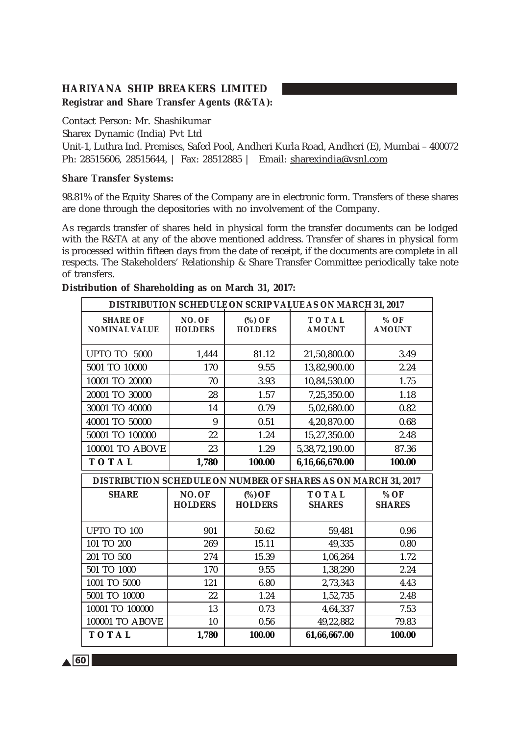**HARIYANA SHIP BREAKERS LIMITED**

**Registrar and Share Transfer Agents (R&TA):**

Contact Person: Mr. Shashikumar

Sharex Dynamic (India) Pvt Ltd

Unit-1, Luthra Ind. Premises, Safed Pool, Andheri Kurla Road, Andheri (E), Mumbai – 400072

Ph: 28515606, 28515644, | Fax: 28512885 | Email: sharexindia@vsnl.com

**Share Transfer Systems:**

98.81% of the Equity Shares of the Company are in electronic form. Transfers of these shares are done through the depositories with no involvement of the Company.

As regards transfer of shares held in physical form the transfer documents can be lodged with the R&TA at any of the above mentioned address. Transfer of shares in physical form is processed within fifteen days from the date of receipt, if the documents are complete in all respects. The Stakeholders' Relationship & Share Transfer Committee periodically take note of transfers.

**Distribution of Shareholding as on March 31, 2017:**

| DISTRIBUTION SCHEDULE ON SCRIP VALUE AS ON MARCH 31, 2017 | | | | |
|---|---|---|---|---|
| **SHARE OF NOMINAL VALUE** | **NO. OF HOLDERS** | **(%) OF HOLDERS** | **TOTAL AMOUNT** | **% OF AMOUNT** |
| UPTO TO 5000 | 1,444 | 81.12 | 21,50,800.00 | 3.49 |
| 5001 TO 10000 | 170 | 9.55 | 13,82,900.00 | 2.24 |
| 10001 TO 20000 | 70 | 3.93 | 10,84,530.00 | 1.75 |
| 20001 TO 30000 | 28 | 1.57 | 7,25,350.00 | 1.18 |
| 30001 TO 40000 | 14 | 0.79 | 5,02,680.00 | 0.82 |
| 40001 TO 50000 | 9 | 0.51 | 4,20,870.00 | 0.68 |
| 50001 TO 100000 | 22 | 1.24 | 15,27,350.00 | 2.48 |
| 100001 TO ABOVE | 23 | 1.29 | 5,38,72,190.00 | 87.36 |
| **TOTAL** | **1,780** | **100.00** | **6,16,66,670.00** | **100.00** |

| DISTRIBUTION SCHEDULE ON NUMBER OF SHARES AS ON MARCH 31, 2017 | | | | |
|---|---|---|---|---|
| **SHARE** | **NO. OF HOLDERS** | **(%) OF HOLDERS** | **TOTAL SHARES** | **% OF SHARES** |
| UPTO TO 100 | 901 | 50.62 | 59,481 | 0.96 |
| 101 TO 200 | 269 | 15.11 | 49,335 | 0.80 |
| 201 TO 500 | 274 | 15.39 | 1,06,264 | 1.72 |
| 501 TO 1000 | 170 | 9.55 | 1,38,290 | 2.24 |
| 1001 TO 5000 | 121 | 6.80 | 2,73,343 | 4.43 |
| 5001 TO 10000 | 22 | 1.24 | 1,52,735 | 2.48 |
| 10001 TO 100000 | 13 | 0.73 | 4,64,337 | 7.53 |
| 100001 TO ABOVE | 10 | 0.56 | 49,22,882 | 79.83 |
| **TOTAL** | **1,780** | **100.00** | **61,66,667.00** | **100.00** |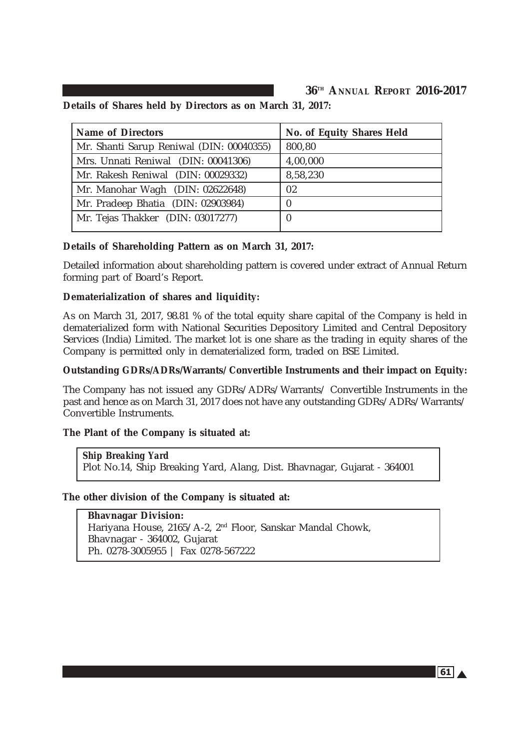**Details of Shares held by Directors as on March 31, 2017:**

| Name of Directors | No. of Equity Shares Held |
|---|---|
| Mr. Shanti Sarup Reniwal (DIN: 00040355) | 800,80 |
| Mrs. Unnati Reniwal (DIN: 00041306) | 4,00,000 |
| Mr. Rakesh Reniwal (DIN: 00029332) | 8,58,230 |
| Mr. Manohar Wagh (DIN: 02622648) | 02 |
| Mr. Pradeep Bhatia (DIN: 02903984) | 0 |
| Mr. Tejas Thakker (DIN: 03017277) | 0 |

**Details of Shareholding Pattern as on March 31, 2017:**

Detailed information about shareholding pattern is covered under extract of Annual Return forming part of Board's Report.

**Dematerialization of shares and liquidity:**

As on March 31, 2017, 98.81 % of the total equity share capital of the Company is held in dematerialized form with National Securities Depository Limited and Central Depository Services (India) Limited. The market lot is one share as the trading in equity shares of the Company is permitted only in dematerialized form, traded on BSE Limited.

**Outstanding GDRs/ADRs/Warrants/ Convertible Instruments and their impact on Equity:**

The Company has not issued any GDRs/ADRs/Warrants/ Convertible Instruments in the past and hence as on March 31, 2017 does not have any outstanding GDRs/ADRs/Warrants/ Convertible Instruments.

**The Plant of the Company is situated at:**

***Ship Breaking Yard***
Plot No.14, Ship Breaking Yard, Alang, Dist. Bhavnagar, Gujarat - 364001

**The other division of the Company is situated at:**

**Bhavnagar Division:**
Hariyana House, 2165/A-2, 2nd Floor, Sanskar Mandal Chowk,
Bhavnagar - 364002, Gujarat
Ph. 0278-3005955 | Fax 0278-567222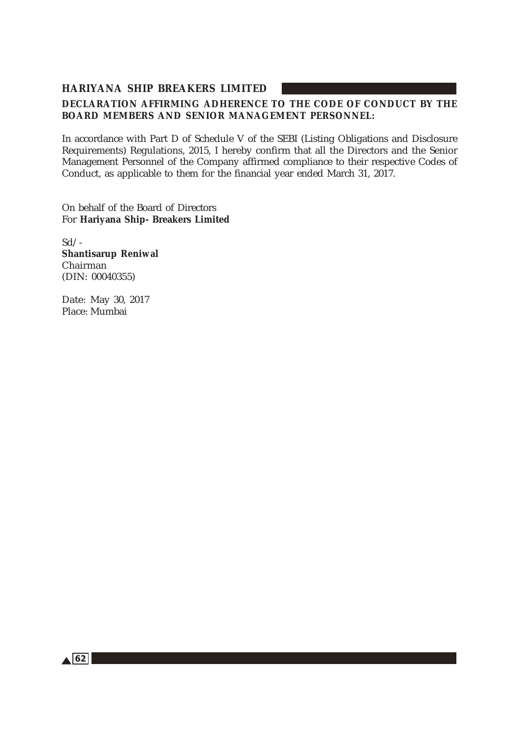**DECLARATION AFFIRMING ADHERENCE TO THE CODE OF CONDUCT BY THE BOARD MEMBERS AND SENIOR MANAGEMENT PERSONNEL:**

In accordance with Part D of Schedule V of the SEBI (Listing Obligations and Disclosure Requirements) Regulations, 2015, I hereby confirm that all the Directors and the Senior Management Personnel of the Company affirmed compliance to their respective Codes of Conduct, as applicable to them for the financial year ended March 31, 2017.

On behalf of the Board of Directors
For **Hariyana Ship- Breakers Limited**

Sd/-
**Shantisarup Reniwal**
Chairman
(DIN: 00040355)

Date: May 30, 2017
Place: Mumbai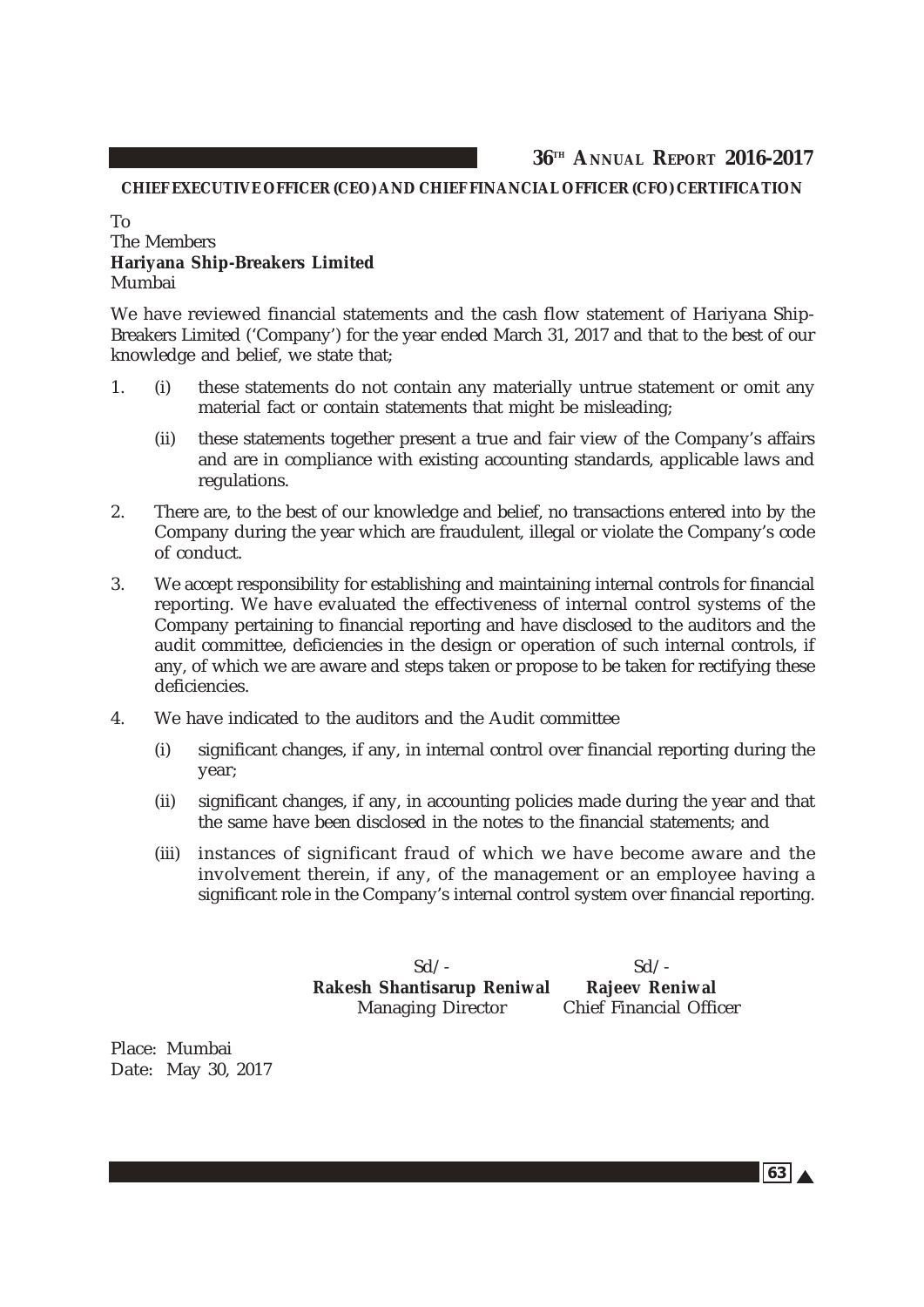## CHIEF EXECUTIVE OFFICER (CEO) AND CHIEF FINANCIAL OFFICER (CFO) CERTIFICATION

To
The Members
**Hariyana Ship-Breakers Limited**
Mumbai

We have reviewed financial statements and the cash flow statement of Hariyana Ship-Breakers Limited ('Company') for the year ended March 31, 2017 and that to the best of our knowledge and belief, we state that;

1. (i) these statements do not contain any materially untrue statement or omit any material fact or contain statements that might be misleading;

   (ii) these statements together present a true and fair view of the Company's affairs and are in compliance with existing accounting standards, applicable laws and regulations.

2. There are, to the best of our knowledge and belief, no transactions entered into by the Company during the year which are fraudulent, illegal or violate the Company's code of conduct.

3. We accept responsibility for establishing and maintaining internal controls for financial reporting. We have evaluated the effectiveness of internal control systems of the Company pertaining to financial reporting and have disclosed to the auditors and the audit committee, deficiencies in the design or operation of such internal controls, if any, of which we are aware and steps taken or propose to be taken for rectifying these deficiencies.

4. We have indicated to the auditors and the Audit committee

   (i) significant changes, if any, in internal control over financial reporting during the year;

   (ii) significant changes, if any, in accounting policies made during the year and that the same have been disclosed in the notes to the financial statements; and

   (iii) instances of significant fraud of which we have become aware and the involvement therein, if any, of the management or an employee having a significant role in the Company's internal control system over financial reporting.

| Sd/- | Sd/- |
|---|---|
| **Rakesh Shantisarup Reniwal** | **Rajeev Reniwal** |
| Managing Director | Chief Financial Officer |

Place: Mumbai
Date: May 30, 2017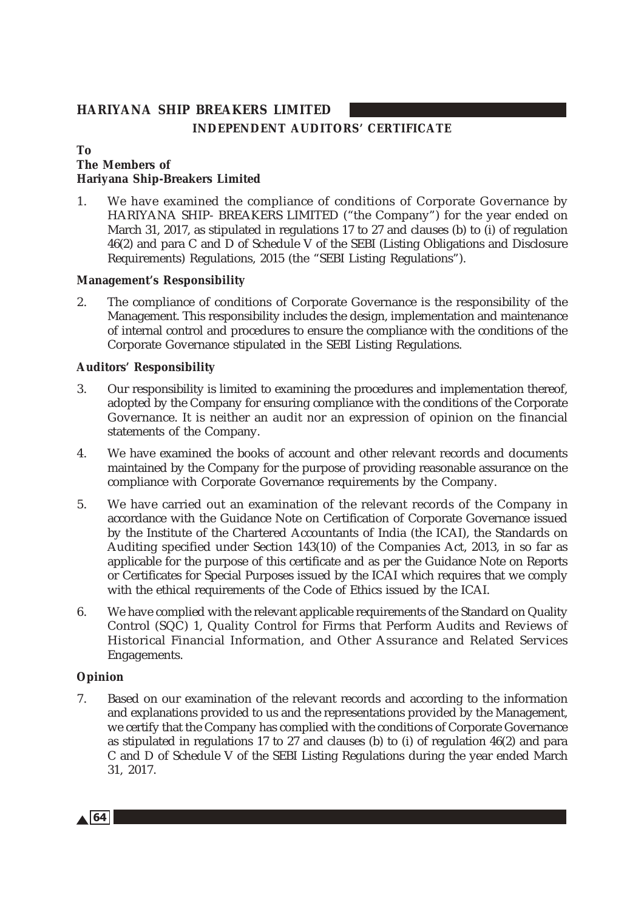**HARIYANA SHIP BREAKERS LIMITED**

## INDEPENDENT AUDITORS' CERTIFICATE

**To**
**The Members of**
**Hariyana Ship-Breakers Limited**

1. We have examined the compliance of conditions of Corporate Governance by HARIYANA SHIP- BREAKERS LIMITED ("the Company") for the year ended on March 31, 2017, as stipulated in regulations 17 to 27 and clauses (b) to (i) of regulation 46(2) and para C and D of Schedule V of the SEBI (Listing Obligations and Disclosure Requirements) Regulations, 2015 (the "SEBI Listing Regulations").

### Management's Responsibility

2. The compliance of conditions of Corporate Governance is the responsibility of the Management. This responsibility includes the design, implementation and maintenance of internal control and procedures to ensure the compliance with the conditions of the Corporate Governance stipulated in the SEBI Listing Regulations.

### Auditors' Responsibility

3. Our responsibility is limited to examining the procedures and implementation thereof, adopted by the Company for ensuring compliance with the conditions of the Corporate Governance. It is neither an audit nor an expression of opinion on the financial statements of the Company.

4. We have examined the books of account and other relevant records and documents maintained by the Company for the purpose of providing reasonable assurance on the compliance with Corporate Governance requirements by the Company.

5. We have carried out an examination of the relevant records of the Company in accordance with the Guidance Note on Certification of Corporate Governance issued by the Institute of the Chartered Accountants of India (the ICAI), the Standards on Auditing specified under Section 143(10) of the Companies Act, 2013, in so far as applicable for the purpose of this certificate and as per the Guidance Note on Reports or Certificates for Special Purposes issued by the ICAI which requires that we comply with the ethical requirements of the Code of Ethics issued by the ICAI.

6. We have complied with the relevant applicable requirements of the Standard on Quality Control (SQC) 1, Quality Control for Firms that Perform Audits and Reviews of Historical Financial Information, and Other Assurance and Related Services Engagements.

### Opinion

7. Based on our examination of the relevant records and according to the information and explanations provided to us and the representations provided by the Management, we certify that the Company has complied with the conditions of Corporate Governance as stipulated in regulations 17 to 27 and clauses (b) to (i) of regulation 46(2) and para C and D of Schedule V of the SEBI Listing Regulations during the year ended March 31, 2017.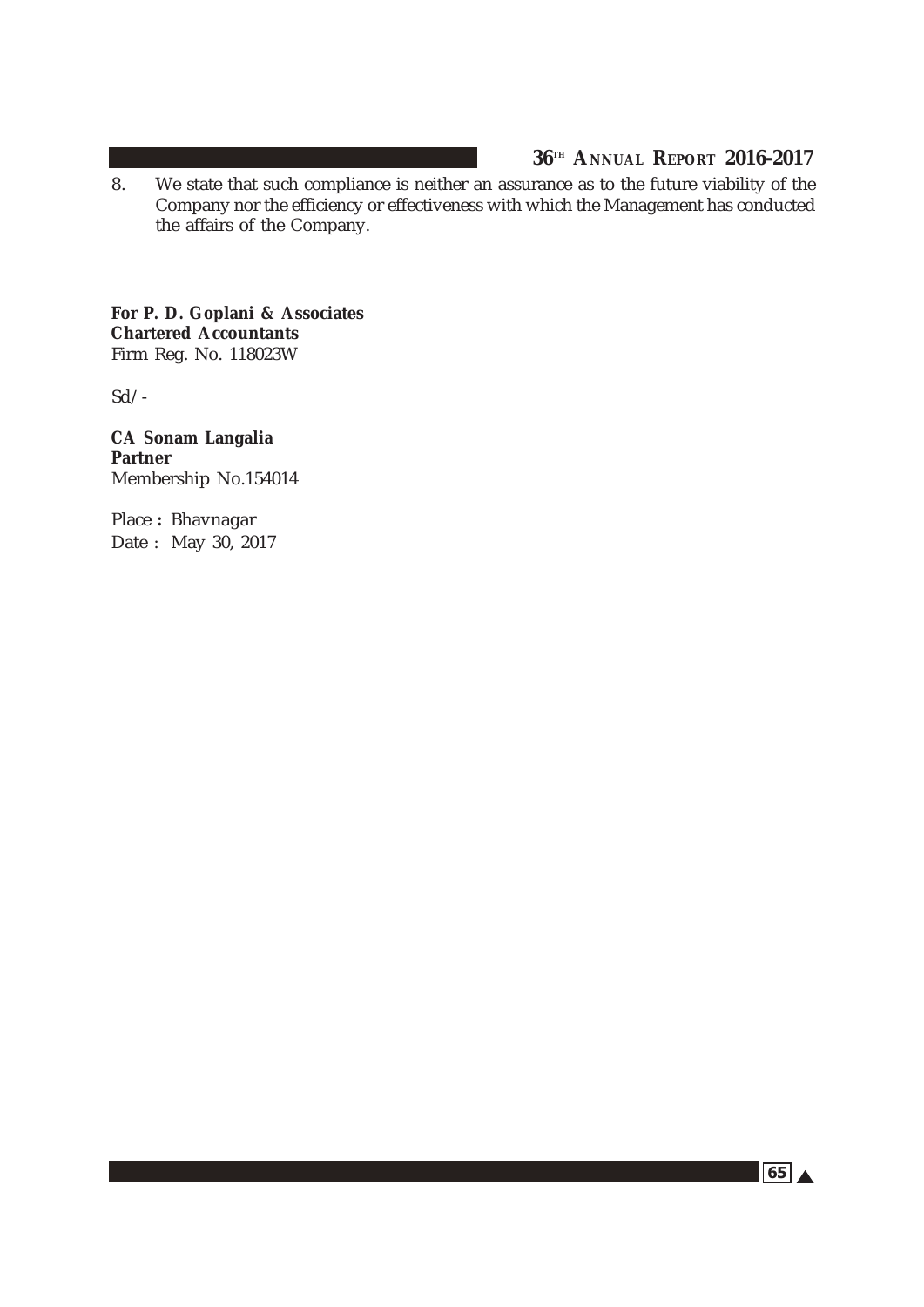8. We state that such compliance is neither an assurance as to the future viability of the Company nor the efficiency or effectiveness with which the Management has conducted the affairs of the Company.

**For P. D. Goplani & Associates**
**Chartered Accountants**
Firm Reg. No. 118023W

Sd/-

**CA Sonam Langalia**
**Partner**
Membership No.154014

Place : Bhavnagar
Date : May 30, 2017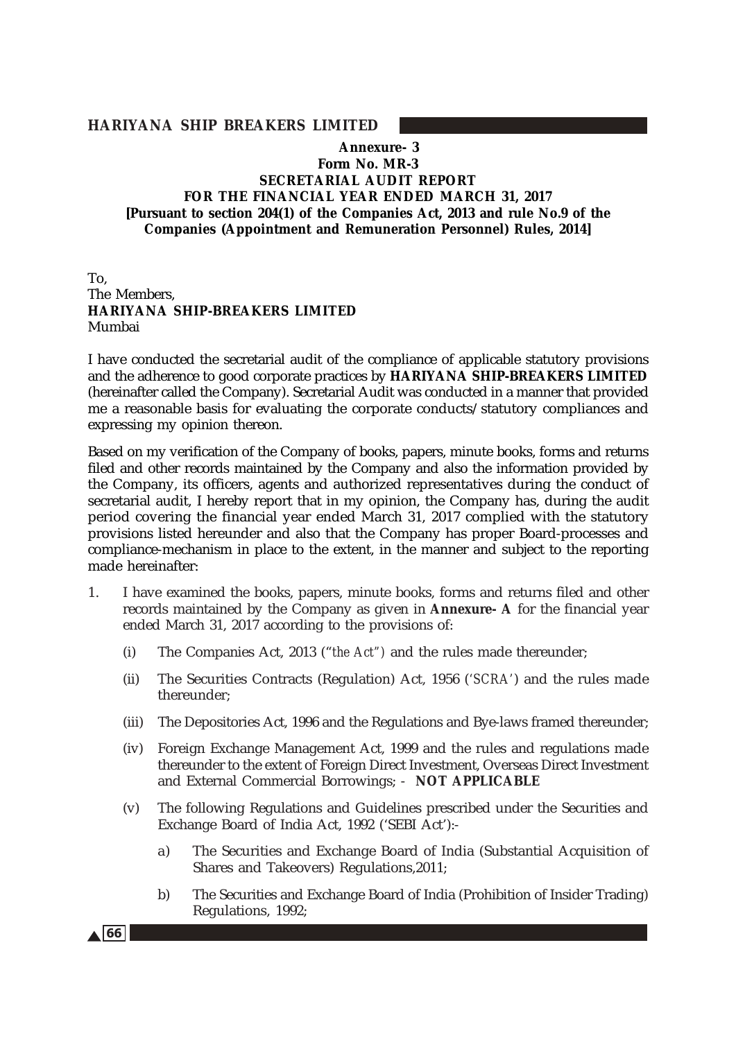**Annexure- 3**
**Form No. MR-3**
**SECRETARIAL AUDIT REPORT**
**FOR THE FINANCIAL YEAR ENDED MARCH 31, 2017**
**[Pursuant to section 204(1) of the Companies Act, 2013 and rule No.9 of the Companies (Appointment and Remuneration Personnel) Rules, 2014]**

To,
The Members,
**HARIYANA SHIP-BREAKERS LIMITED**
Mumbai

I have conducted the secretarial audit of the compliance of applicable statutory provisions and the adherence to good corporate practices by **HARIYANA SHIP-BREAKERS LIMITED** (hereinafter called the Company). Secretarial Audit was conducted in a manner that provided me a reasonable basis for evaluating the corporate conducts/statutory compliances and expressing my opinion thereon.

Based on my verification of the Company of books, papers, minute books, forms and returns filed and other records maintained by the Company and also the information provided by the Company, its officers, agents and authorized representatives during the conduct of secretarial audit, I hereby report that in my opinion, the Company has, during the audit period covering the financial year ended March 31, 2017 complied with the statutory provisions listed hereunder and also that the Company has proper Board-processes and compliance-mechanism in place to the extent, in the manner and subject to the reporting made hereinafter:

1. I have examined the books, papers, minute books, forms and returns filed and other records maintained by the Company as given in **Annexure- A** for the financial year ended March 31, 2017 according to the provisions of:

   (i) The Companies Act, 2013 ("*the Act*") and the rules made thereunder;

   (ii) The Securities Contracts (Regulation) Act, 1956 ('*SCRA*') and the rules made thereunder;

   (iii) The Depositories Act, 1996 and the Regulations and Bye-laws framed thereunder;

   (iv) Foreign Exchange Management Act, 1999 and the rules and regulations made thereunder to the extent of Foreign Direct Investment, Overseas Direct Investment and External Commercial Borrowings; - **NOT APPLICABLE**

   (v) The following Regulations and Guidelines prescribed under the Securities and Exchange Board of India Act, 1992 ('SEBI Act'):-

      a) The Securities and Exchange Board of India (Substantial Acquisition of Shares and Takeovers) Regulations,2011;

      b) The Securities and Exchange Board of India (Prohibition of Insider Trading) Regulations, 1992;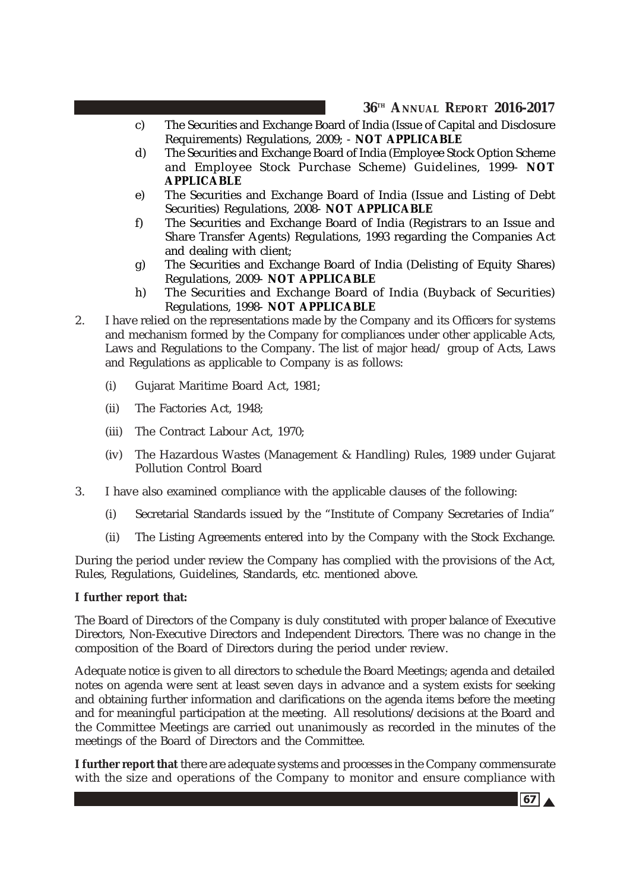c) The Securities and Exchange Board of India (Issue of Capital and Disclosure Requirements) Regulations, 2009; - **NOT APPLICABLE**

d) The Securities and Exchange Board of India (Employee Stock Option Scheme and Employee Stock Purchase Scheme) Guidelines, 1999- **NOT APPLICABLE**

e) The Securities and Exchange Board of India (Issue and Listing of Debt Securities) Regulations, 2008- **NOT APPLICABLE**

f) The Securities and Exchange Board of India (Registrars to an Issue and Share Transfer Agents) Regulations, 1993 regarding the Companies Act and dealing with client;

g) The Securities and Exchange Board of India (Delisting of Equity Shares) Regulations, 2009- **NOT APPLICABLE**

h) The Securities and Exchange Board of India (Buyback of Securities) Regulations, 1998- **NOT APPLICABLE**

2. I have relied on the representations made by the Company and its Officers for systems and mechanism formed by the Company for compliances under other applicable Acts, Laws and Regulations to the Company. The list of major head/ group of Acts, Laws and Regulations as applicable to Company is as follows:

   (i) Gujarat Maritime Board Act, 1981;

   (ii) The Factories Act, 1948;

   (iii) The Contract Labour Act, 1970;

   (iv) The Hazardous Wastes (Management & Handling) Rules, 1989 under Gujarat Pollution Control Board

3. I have also examined compliance with the applicable clauses of the following:

   (i) Secretarial Standards issued by the "Institute of Company Secretaries of India"

   (ii) The Listing Agreements entered into by the Company with the Stock Exchange.

During the period under review the Company has complied with the provisions of the Act, Rules, Regulations, Guidelines, Standards, etc. mentioned above.

**I further report that:**

The Board of Directors of the Company is duly constituted with proper balance of Executive Directors, Non-Executive Directors and Independent Directors. There was no change in the composition of the Board of Directors during the period under review.

Adequate notice is given to all directors to schedule the Board Meetings; agenda and detailed notes on agenda were sent at least seven days in advance and a system exists for seeking and obtaining further information and clarifications on the agenda items before the meeting and for meaningful participation at the meeting. All resolutions/decisions at the Board and the Committee Meetings are carried out unanimously as recorded in the minutes of the meetings of the Board of Directors and the Committee.

**I further report that** there are adequate systems and processes in the Company commensurate with the size and operations of the Company to monitor and ensure compliance with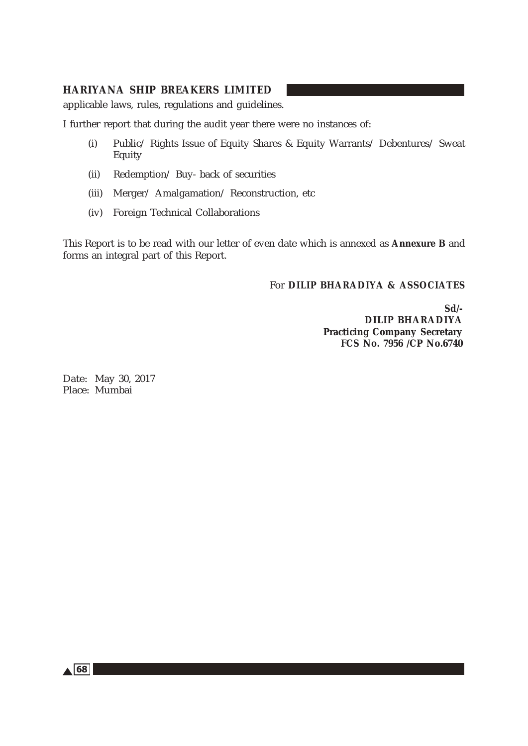applicable laws, rules, regulations and guidelines.

I further report that during the audit year there were no instances of:

(i) Public/ Rights Issue of Equity Shares & Equity Warrants/ Debentures/ Sweat Equity

(ii) Redemption/ Buy- back of securities

(iii) Merger/ Amalgamation/ Reconstruction, etc

(iv) Foreign Technical Collaborations

This Report is to be read with our letter of even date which is annexed as **Annexure B** and forms an integral part of this Report.

For **DILIP BHARADIYA & ASSOCIATES**

**Sd/-**
**DILIP BHARADIYA**
**Practicing Company Secretary**
**FCS No. 7956 /CP No.6740**

Date: May 30, 2017
Place: Mumbai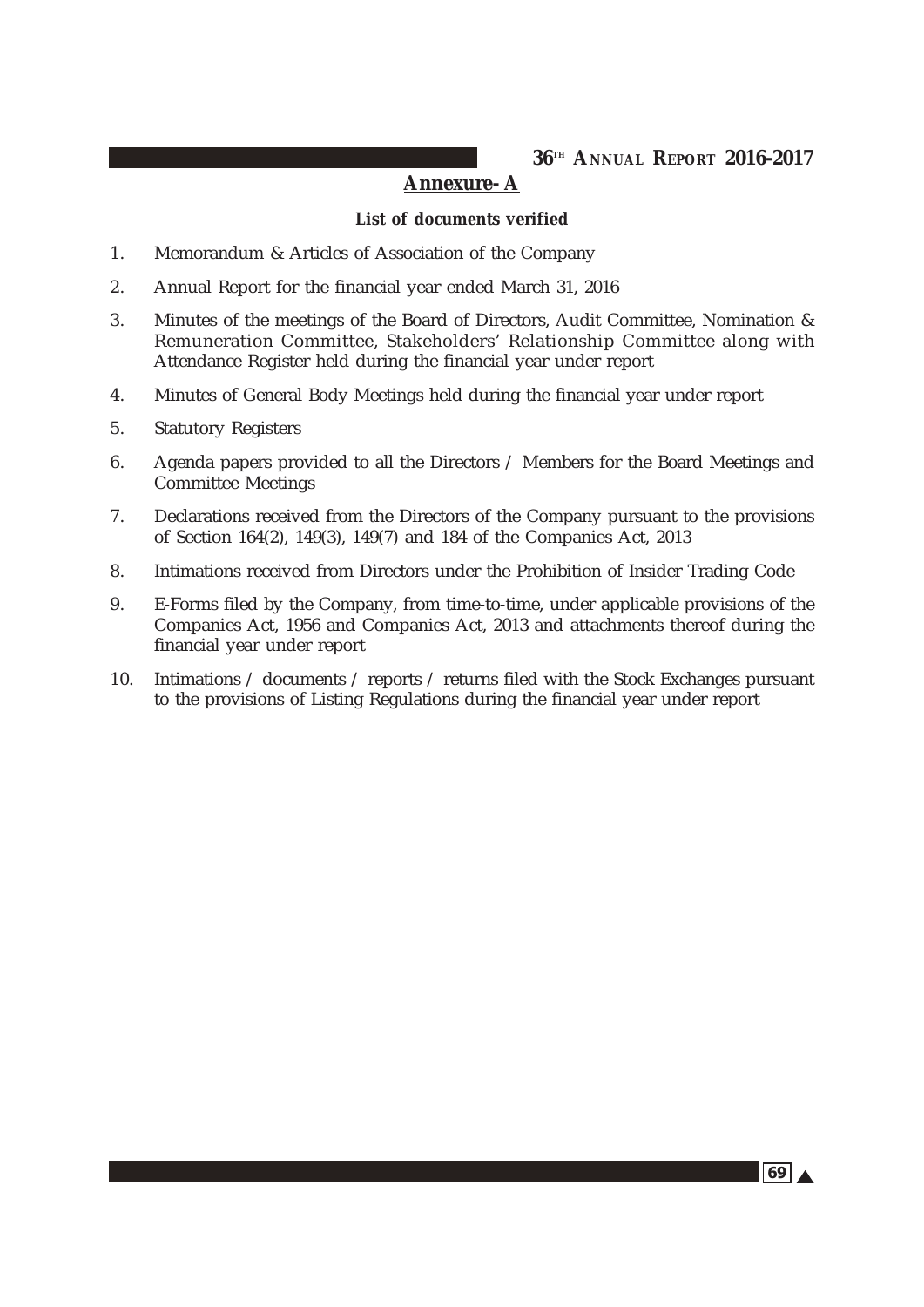## Annexure- A

### List of documents verified

1. Memorandum & Articles of Association of the Company
2. Annual Report for the financial year ended March 31, 2016
3. Minutes of the meetings of the Board of Directors, Audit Committee, Nomination & Remuneration Committee, Stakeholders' Relationship Committee along with Attendance Register held during the financial year under report
4. Minutes of General Body Meetings held during the financial year under report
5. Statutory Registers
6. Agenda papers provided to all the Directors / Members for the Board Meetings and Committee Meetings
7. Declarations received from the Directors of the Company pursuant to the provisions of Section 164(2), 149(3), 149(7) and 184 of the Companies Act, 2013
8. Intimations received from Directors under the Prohibition of Insider Trading Code
9. E-Forms filed by the Company, from time-to-time, under applicable provisions of the Companies Act, 1956 and Companies Act, 2013 and attachments thereof during the financial year under report
10. Intimations / documents / reports / returns filed with the Stock Exchanges pursuant to the provisions of Listing Regulations during the financial year under report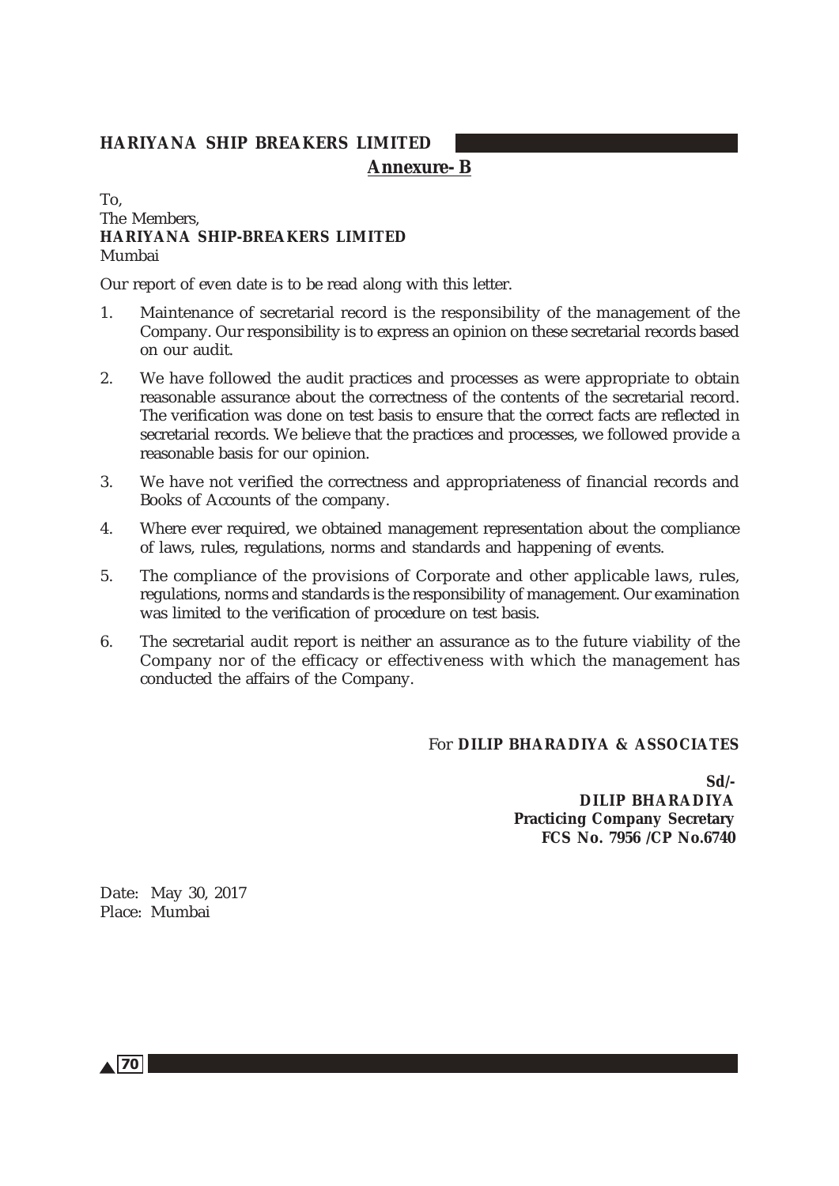## Annexure- B

To,
The Members,
**HARIYANA SHIP-BREAKERS LIMITED**
Mumbai

Our report of even date is to be read along with this letter.

1. Maintenance of secretarial record is the responsibility of the management of the Company. Our responsibility is to express an opinion on these secretarial records based on our audit.
2. We have followed the audit practices and processes as were appropriate to obtain reasonable assurance about the correctness of the contents of the secretarial record. The verification was done on test basis to ensure that the correct facts are reflected in secretarial records. We believe that the practices and processes, we followed provide a reasonable basis for our opinion.
3. We have not verified the correctness and appropriateness of financial records and Books of Accounts of the company.
4. Where ever required, we obtained management representation about the compliance of laws, rules, regulations, norms and standards and happening of events.
5. The compliance of the provisions of Corporate and other applicable laws, rules, regulations, norms and standards is the responsibility of management. Our examination was limited to the verification of procedure on test basis.
6. The secretarial audit report is neither an assurance as to the future viability of the Company nor of the efficacy or effectiveness with which the management has conducted the affairs of the Company.

For **DILIP BHARADIYA & ASSOCIATES**

**Sd/-**
**DILIP BHARADIYA**
**Practicing Company Secretary**
**FCS No. 7956 /CP No.6740**

Date: May 30, 2017
Place: Mumbai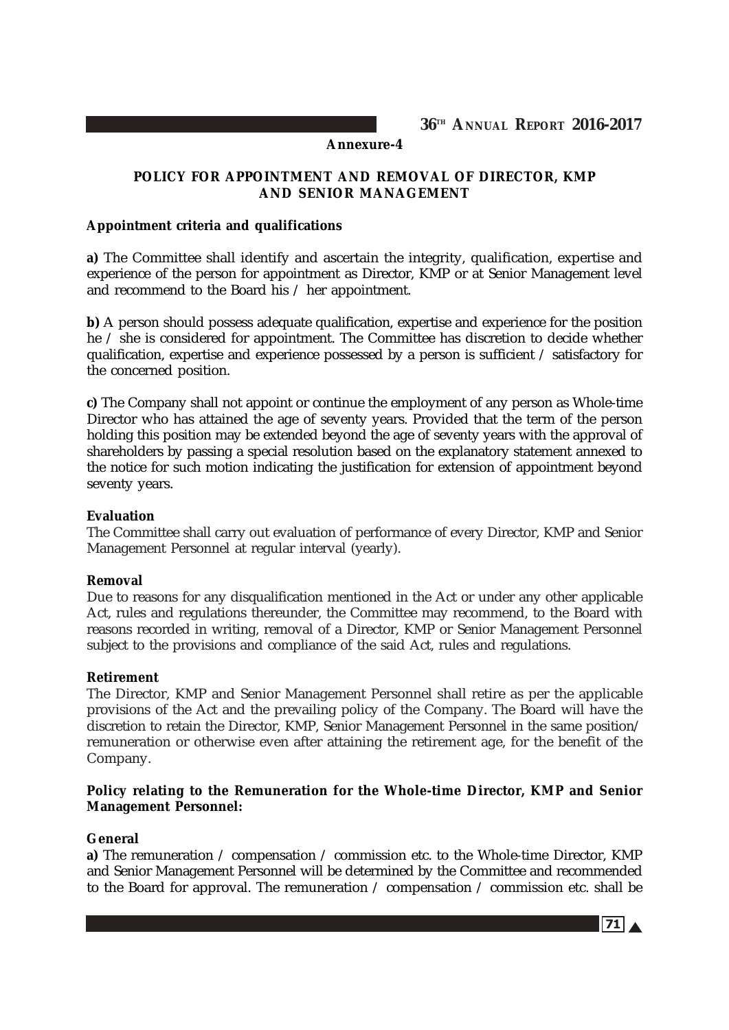**Annexure-4**

## POLICY FOR APPOINTMENT AND REMOVAL OF DIRECTOR, KMP AND SENIOR MANAGEMENT

**Appointment criteria and qualifications**

**a)** The Committee shall identify and ascertain the integrity, qualification, expertise and experience of the person for appointment as Director, KMP or at Senior Management level and recommend to the Board his / her appointment.

**b)** A person should possess adequate qualification, expertise and experience for the position he / she is considered for appointment. The Committee has discretion to decide whether qualification, expertise and experience possessed by a person is sufficient / satisfactory for the concerned position.

**c)** The Company shall not appoint or continue the employment of any person as Whole-time Director who has attained the age of seventy years. Provided that the term of the person holding this position may be extended beyond the age of seventy years with the approval of shareholders by passing a special resolution based on the explanatory statement annexed to the notice for such motion indicating the justification for extension of appointment beyond seventy years.

**Evaluation**

The Committee shall carry out evaluation of performance of every Director, KMP and Senior Management Personnel at regular interval (yearly).

**Removal**

Due to reasons for any disqualification mentioned in the Act or under any other applicable Act, rules and regulations thereunder, the Committee may recommend, to the Board with reasons recorded in writing, removal of a Director, KMP or Senior Management Personnel subject to the provisions and compliance of the said Act, rules and regulations.

**Retirement**

The Director, KMP and Senior Management Personnel shall retire as per the applicable provisions of the Act and the prevailing policy of the Company. The Board will have the discretion to retain the Director, KMP, Senior Management Personnel in the same position/ remuneration or otherwise even after attaining the retirement age, for the benefit of the Company.

**Policy relating to the Remuneration for the Whole-time Director, KMP and Senior Management Personnel:**

**General**

**a)** The remuneration / compensation / commission etc. to the Whole-time Director, KMP and Senior Management Personnel will be determined by the Committee and recommended to the Board for approval. The remuneration / compensation / commission etc. shall be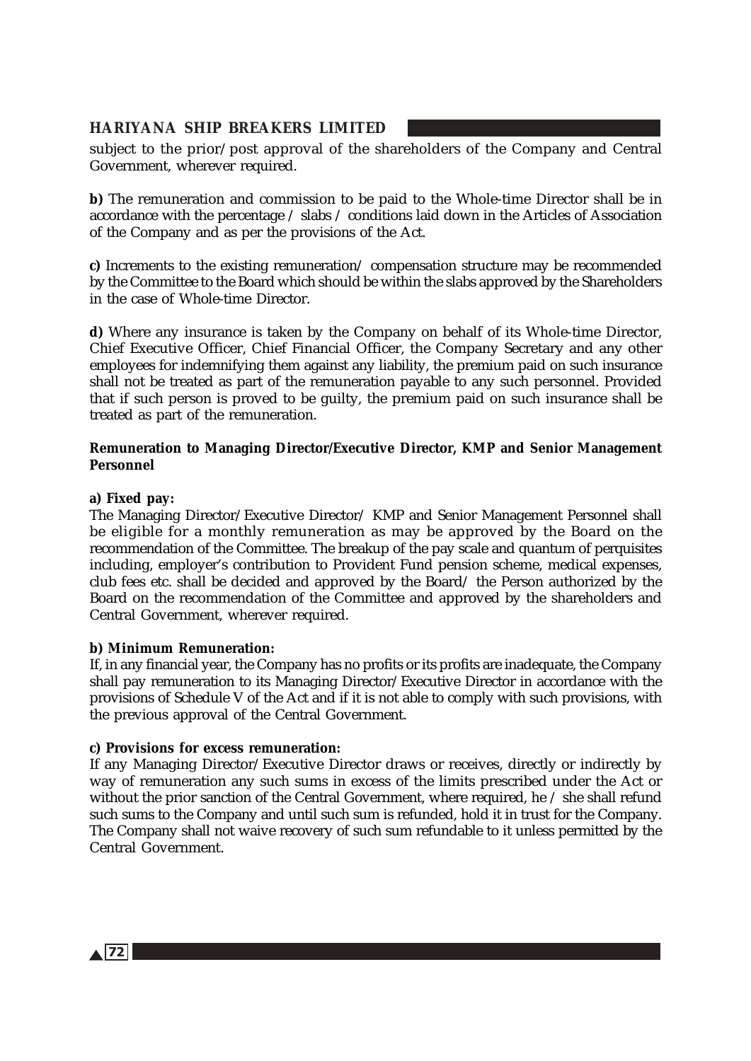subject to the prior/post approval of the shareholders of the Company and Central Government, wherever required.

**b)** The remuneration and commission to be paid to the Whole-time Director shall be in accordance with the percentage / slabs / conditions laid down in the Articles of Association of the Company and as per the provisions of the Act.

**c)** Increments to the existing remuneration/ compensation structure may be recommended by the Committee to the Board which should be within the slabs approved by the Shareholders in the case of Whole-time Director.

**d)** Where any insurance is taken by the Company on behalf of its Whole-time Director, Chief Executive Officer, Chief Financial Officer, the Company Secretary and any other employees for indemnifying them against any liability, the premium paid on such insurance shall not be treated as part of the remuneration payable to any such personnel. Provided that if such person is proved to be guilty, the premium paid on such insurance shall be treated as part of the remuneration.

**Remuneration to Managing Director/Executive Director, KMP and Senior Management Personnel**

**a) Fixed pay:**

The Managing Director/Executive Director/ KMP and Senior Management Personnel shall be eligible for a monthly remuneration as may be approved by the Board on the recommendation of the Committee. The breakup of the pay scale and quantum of perquisites including, employer's contribution to Provident Fund pension scheme, medical expenses, club fees etc. shall be decided and approved by the Board/ the Person authorized by the Board on the recommendation of the Committee and approved by the shareholders and Central Government, wherever required.

**b) Minimum Remuneration:**

If, in any financial year, the Company has no profits or its profits are inadequate, the Company shall pay remuneration to its Managing Director/Executive Director in accordance with the provisions of Schedule V of the Act and if it is not able to comply with such provisions, with the previous approval of the Central Government.

**c) Provisions for excess remuneration:**

If any Managing Director/Executive Director draws or receives, directly or indirectly by way of remuneration any such sums in excess of the limits prescribed under the Act or without the prior sanction of the Central Government, where required, he / she shall refund such sums to the Company and until such sum is refunded, hold it in trust for the Company. The Company shall not waive recovery of such sum refundable to it unless permitted by the Central Government.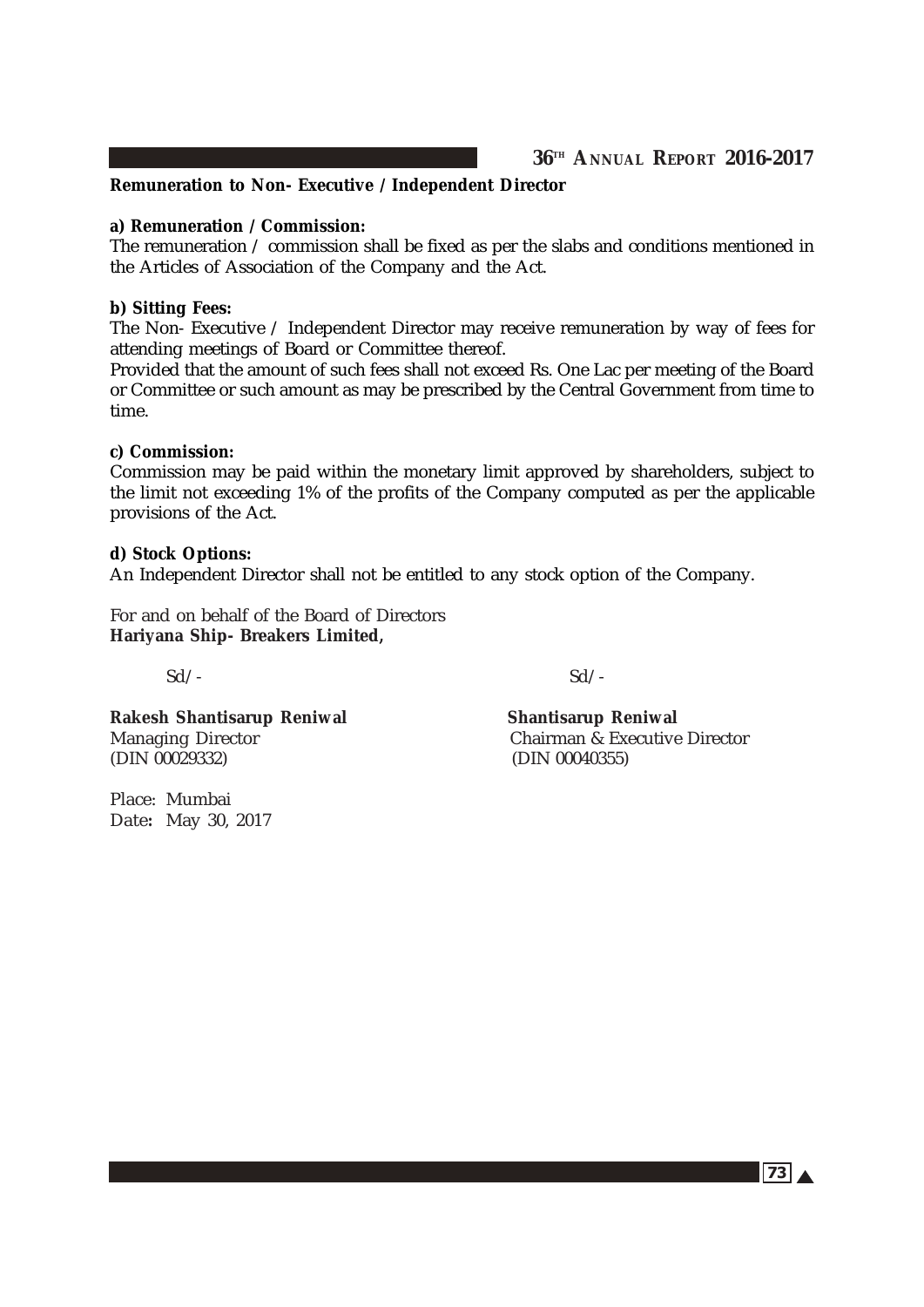**Remuneration to Non- Executive / Independent Director**

**a) Remuneration / Commission:**
The remuneration / commission shall be fixed as per the slabs and conditions mentioned in the Articles of Association of the Company and the Act.

**b) Sitting Fees:**
The Non- Executive / Independent Director may receive remuneration by way of fees for attending meetings of Board or Committee thereof.
Provided that the amount of such fees shall not exceed Rs. One Lac per meeting of the Board or Committee or such amount as may be prescribed by the Central Government from time to time.

**c) Commission:**
Commission may be paid within the monetary limit approved by shareholders, subject to the limit not exceeding 1% of the profits of the Company computed as per the applicable provisions of the Act.

**d) Stock Options:**
An Independent Director shall not be entitled to any stock option of the Company.

For and on behalf of the Board of Directors
**Hariyana Ship- Breakers Limited,**

| Sd/- | Sd/- |
|---|---|
| **Rakesh Shantisarup Reniwal** | **Shantisarup Reniwal** |
| Managing Director | Chairman & Executive Director |
| (DIN 00029332) | (DIN 00040355) |

Place: Mumbai
Date**:** May 30, 2017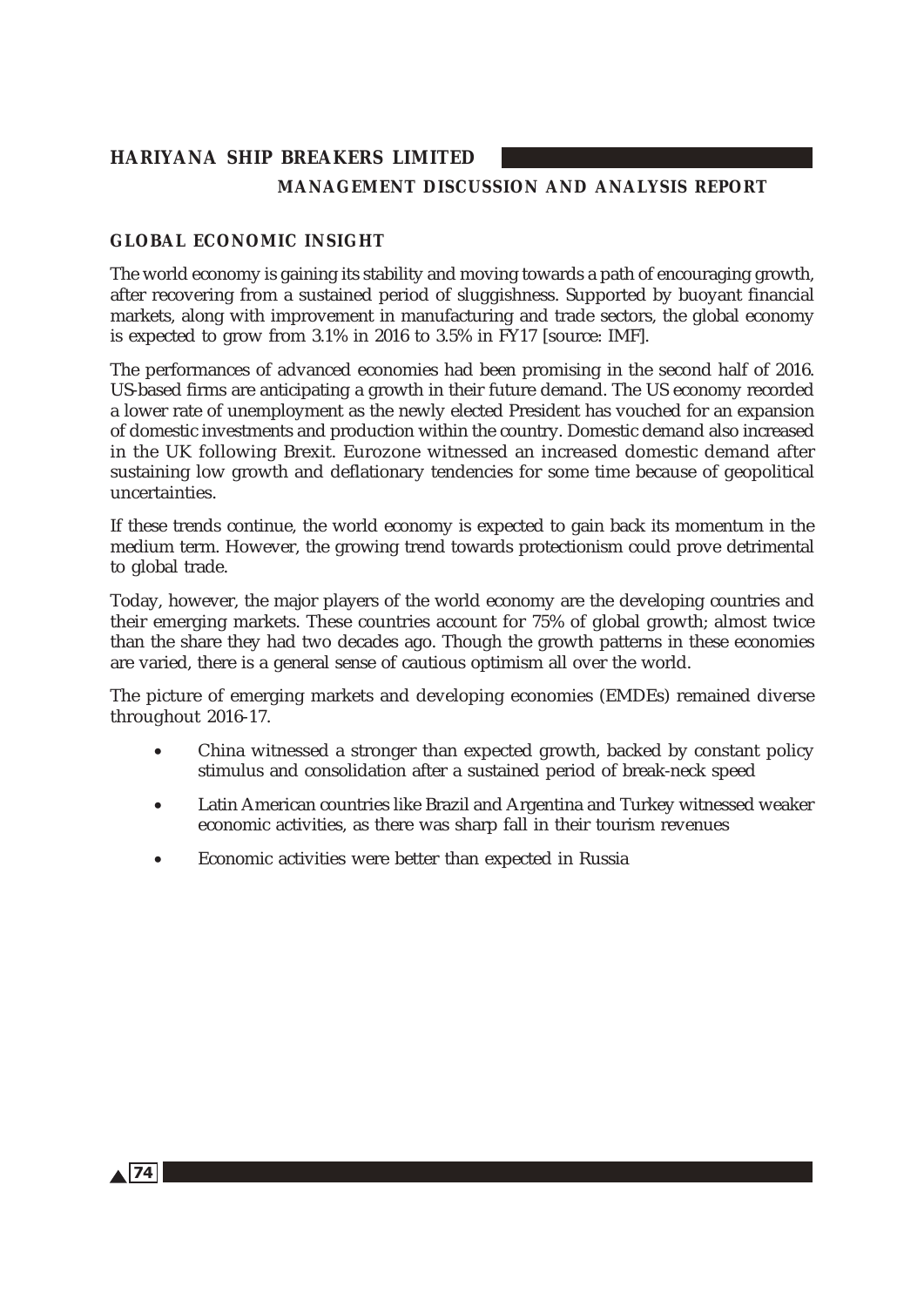## MANAGEMENT DISCUSSION AND ANALYSIS REPORT

### GLOBAL ECONOMIC INSIGHT

The world economy is gaining its stability and moving towards a path of encouraging growth, after recovering from a sustained period of sluggishness. Supported by buoyant financial markets, along with improvement in manufacturing and trade sectors, the global economy is expected to grow from 3.1% in 2016 to 3.5% in FY17 [source: IMF].

The performances of advanced economies had been promising in the second half of 2016. US-based firms are anticipating a growth in their future demand. The US economy recorded a lower rate of unemployment as the newly elected President has vouched for an expansion of domestic investments and production within the country. Domestic demand also increased in the UK following Brexit. Eurozone witnessed an increased domestic demand after sustaining low growth and deflationary tendencies for some time because of geopolitical uncertainties.

If these trends continue, the world economy is expected to gain back its momentum in the medium term. However, the growing trend towards protectionism could prove detrimental to global trade.

Today, however, the major players of the world economy are the developing countries and their emerging markets. These countries account for 75% of global growth; almost twice than the share they had two decades ago. Though the growth patterns in these economies are varied, there is a general sense of cautious optimism all over the world.

The picture of emerging markets and developing economies (EMDEs) remained diverse throughout 2016-17.

- China witnessed a stronger than expected growth, backed by constant policy stimulus and consolidation after a sustained period of break-neck speed
- Latin American countries like Brazil and Argentina and Turkey witnessed weaker economic activities, as there was sharp fall in their tourism revenues
- Economic activities were better than expected in Russia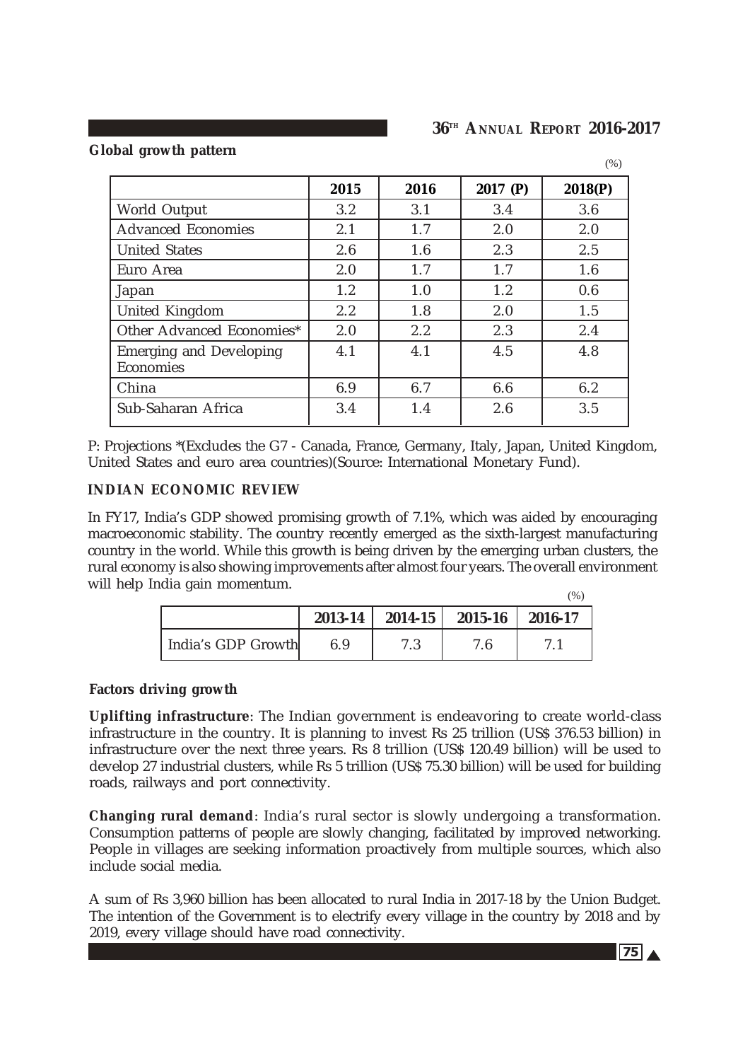**Global growth pattern**

(%)

| | 2015 | 2016 | 2017 (P) | 2018(P) |
|---|---|---|---|---|
| World Output | 3.2 | 3.1 | 3.4 | 3.6 |
| Advanced Economies | 2.1 | 1.7 | 2.0 | 2.0 |
| United States | 2.6 | 1.6 | 2.3 | 2.5 |
| Euro Area | 2.0 | 1.7 | 1.7 | 1.6 |
| Japan | 1.2 | 1.0 | 1.2 | 0.6 |
| United Kingdom | 2.2 | 1.8 | 2.0 | 1.5 |
| Other Advanced Economies* | 2.0 | 2.2 | 2.3 | 2.4 |
| Emerging and Developing Economies | 4.1 | 4.1 | 4.5 | 4.8 |
| China | 6.9 | 6.7 | 6.6 | 6.2 |
| Sub-Saharan Africa | 3.4 | 1.4 | 2.6 | 3.5 |

P: Projections *(Excludes the G7 - Canada, France, Germany, Italy, Japan, United Kingdom, United States and euro area countries)(Source: International Monetary Fund).

**INDIAN ECONOMIC REVIEW**

In FY17, India's GDP showed promising growth of 7.1%, which was aided by encouraging macroeconomic stability. The country recently emerged as the sixth-largest manufacturing country in the world. While this growth is being driven by the emerging urban clusters, the rural economy is also showing improvements after almost four years. The overall environment will help India gain momentum.

(%)

| | 2013-14 | 2014-15 | 2015-16 | 2016-17 |
|---|---|---|---|---|
| India's GDP Growth | 6.9 | 7.3 | 7.6 | 7.1 |

**Factors driving growth**

**Uplifting infrastructure**: The Indian government is endeavoring to create world-class infrastructure in the country. It is planning to invest Rs 25 trillion (US$ 376.53 billion) in infrastructure over the next three years. Rs 8 trillion (US$ 120.49 billion) will be used to develop 27 industrial clusters, while Rs 5 trillion (US$ 75.30 billion) will be used for building roads, railways and port connectivity.

**Changing rural demand**: India's rural sector is slowly undergoing a transformation. Consumption patterns of people are slowly changing, facilitated by improved networking. People in villages are seeking information proactively from multiple sources, which also include social media.

A sum of Rs 3,960 billion has been allocated to rural India in 2017-18 by the Union Budget. The intention of the Government is to electrify every village in the country by 2018 and by 2019, every village should have road connectivity.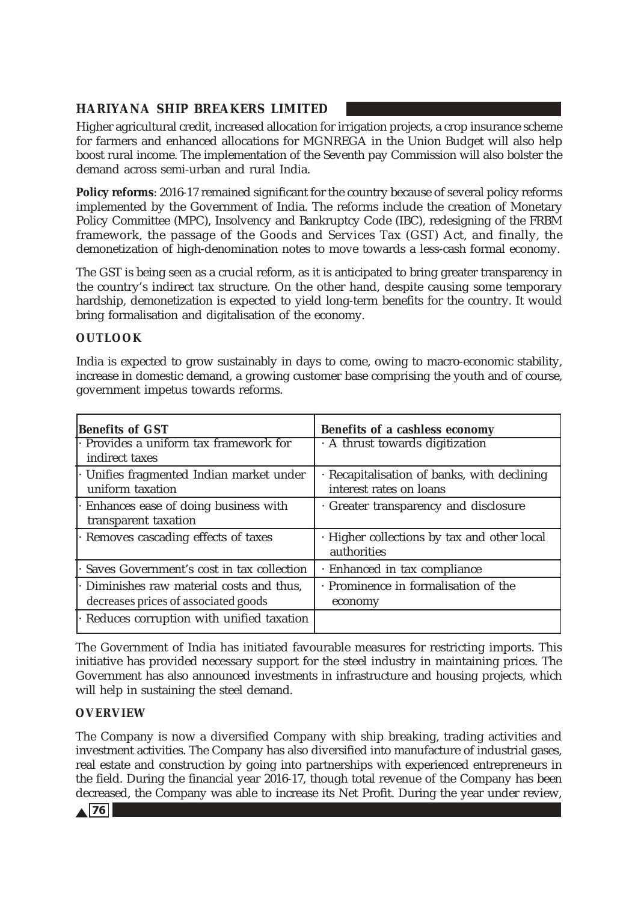Higher agricultural credit, increased allocation for irrigation projects, a crop insurance scheme for farmers and enhanced allocations for MGNREGA in the Union Budget will also help boost rural income. The implementation of the Seventh pay Commission will also bolster the demand across semi-urban and rural India.

**Policy reforms**: 2016-17 remained significant for the country because of several policy reforms implemented by the Government of India. The reforms include the creation of Monetary Policy Committee (MPC), Insolvency and Bankruptcy Code (IBC), redesigning of the FRBM framework, the passage of the Goods and Services Tax (GST) Act, and finally, the demonetization of high-denomination notes to move towards a less-cash formal economy.

The GST is being seen as a crucial reform, as it is anticipated to bring greater transparency in the country's indirect tax structure. On the other hand, despite causing some temporary hardship, demonetization is expected to yield long-term benefits for the country. It would bring formalisation and digitalisation of the economy.

## OUTLOOK

India is expected to grow sustainably in days to come, owing to macro-economic stability, increase in domestic demand, a growing customer base comprising the youth and of course, government impetus towards reforms.

| Benefits of GST | Benefits of a cashless economy |
|---|---|
| · Provides a uniform tax framework for indirect taxes | · A thrust towards digitization |
| · Unifies fragmented Indian market under uniform taxation | · Recapitalisation of banks, with declining interest rates on loans |
| · Enhances ease of doing business with transparent taxation | · Greater transparency and disclosure |
| · Removes cascading effects of taxes | · Higher collections by tax and other local authorities |
| · Saves Government's cost in tax collection | · Enhanced in tax compliance |
| · Diminishes raw material costs and thus, decreases prices of associated goods | · Prominence in formalisation of the economy |
| · Reduces corruption with unified taxation | |

The Government of India has initiated favourable measures for restricting imports. This initiative has provided necessary support for the steel industry in maintaining prices. The Government has also announced investments in infrastructure and housing projects, which will help in sustaining the steel demand.

## OVERVIEW

The Company is now a diversified Company with ship breaking, trading activities and investment activities. The Company has also diversified into manufacture of industrial gases, real estate and construction by going into partnerships with experienced entrepreneurs in the field. During the financial year 2016-17, though total revenue of the Company has been decreased, the Company was able to increase its Net Profit. During the year under review,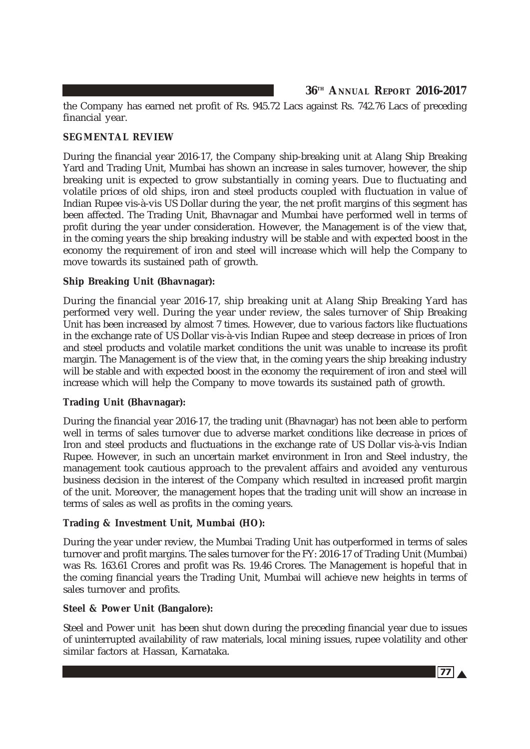the Company has earned net profit of Rs. 945.72 Lacs against Rs. 742.76 Lacs of preceding financial year.

**SEGMENTAL REVIEW**

During the financial year 2016-17, the Company ship-breaking unit at Alang Ship Breaking Yard and Trading Unit, Mumbai has shown an increase in sales turnover, however, the ship breaking unit is expected to grow substantially in coming years. Due to fluctuating and volatile prices of old ships, iron and steel products coupled with fluctuation in value of Indian Rupee vis-à-vis US Dollar during the year, the net profit margins of this segment has been affected. The Trading Unit, Bhavnagar and Mumbai have performed well in terms of profit during the year under consideration. However, the Management is of the view that, in the coming years the ship breaking industry will be stable and with expected boost in the economy the requirement of iron and steel will increase which will help the Company to move towards its sustained path of growth.

**Ship Breaking Unit (Bhavnagar):**

During the financial year 2016-17, ship breaking unit at Alang Ship Breaking Yard has performed very well. During the year under review, the sales turnover of Ship Breaking Unit has been increased by almost 7 times. However, due to various factors like fluctuations in the exchange rate of US Dollar vis-à-vis Indian Rupee and steep decrease in prices of Iron and steel products and volatile market conditions the unit was unable to increase its profit margin. The Management is of the view that, in the coming years the ship breaking industry will be stable and with expected boost in the economy the requirement of iron and steel will increase which will help the Company to move towards its sustained path of growth.

**Trading Unit (Bhavnagar):**

During the financial year 2016-17, the trading unit (Bhavnagar) has not been able to perform well in terms of sales turnover due to adverse market conditions like decrease in prices of Iron and steel products and fluctuations in the exchange rate of US Dollar vis-à-vis Indian Rupee. However, in such an uncertain market environment in Iron and Steel industry, the management took cautious approach to the prevalent affairs and avoided any venturous business decision in the interest of the Company which resulted in increased profit margin of the unit. Moreover, the management hopes that the trading unit will show an increase in terms of sales as well as profits in the coming years.

**Trading & Investment Unit, Mumbai (HO):**

During the year under review, the Mumbai Trading Unit has outperformed in terms of sales turnover and profit margins. The sales turnover for the FY: 2016-17 of Trading Unit (Mumbai) was Rs. 163.61 Crores and profit was Rs. 19.46 Crores. The Management is hopeful that in the coming financial years the Trading Unit, Mumbai will achieve new heights in terms of sales turnover and profits.

**Steel & Power Unit (Bangalore):**

Steel and Power unit has been shut down during the preceding financial year due to issues of uninterrupted availability of raw materials, local mining issues, rupee volatility and other similar factors at Hassan, Karnataka.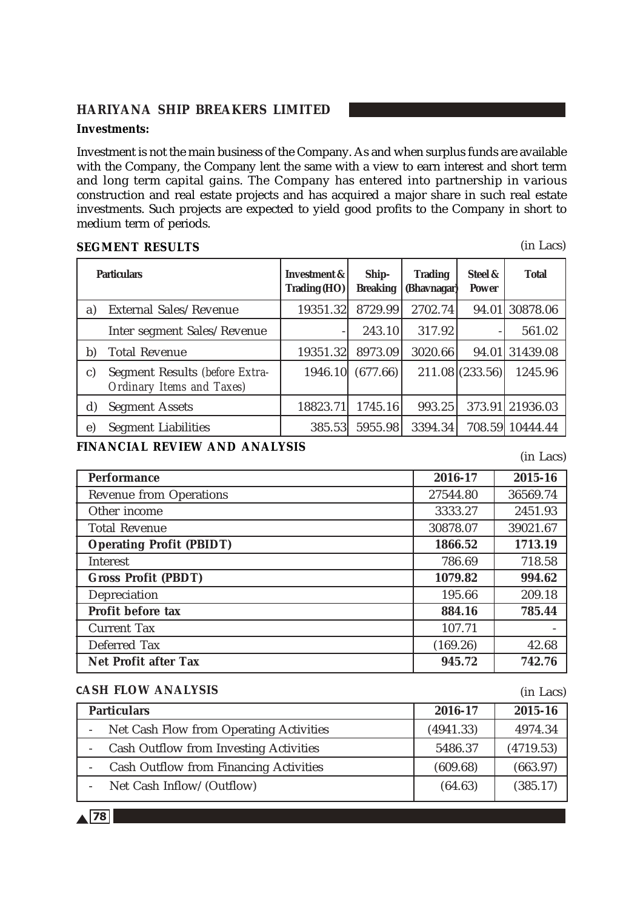**Investments:**

Investment is not the main business of the Company. As and when surplus funds are available with the Company, the Company lent the same with a view to earn interest and short term and long term capital gains. The Company has entered into partnership in various construction and real estate projects and has acquired a major share in such real estate investments. Such projects are expected to yield good profits to the Company in short to medium term of periods.

**SEGMENT RESULTS**

(in Lacs)

| | Particulars | Investment & Trading (HO) | Ship-Breaking | Trading (Bhavnagar) | Steel & Power | Total |
|---|---|---|---|---|---|---|
| a) | External Sales/Revenue | 19351.32 | 8729.99 | 2702.74 | 94.01 | 30878.06 |
| | Inter segment Sales/Revenue | - | 243.10 | 317.92 | - | 561.02 |
| b) | Total Revenue | 19351.32 | 8973.09 | 3020.66 | 94.01 | 31439.08 |
| c) | Segment Results *(before Extra-Ordinary Items and Taxes)* | 1946.10 | (677.66) | 211.08 | (233.56) | 1245.96 |
| d) | Segment Assets | 18823.71 | 1745.16 | 993.25 | 373.91 | 21936.03 |
| e) | Segment Liabilities | 385.53 | 5955.98 | 3394.34 | 708.59 | 10444.44 |

**FINANCIAL REVIEW AND ANALYSIS**

(in Lacs)

| Performance | 2016-17 | 2015-16 |
|---|---|---|
| Revenue from Operations | 27544.80 | 36569.74 |
| Other income | 3333.27 | 2451.93 |
| Total Revenue | 30878.07 | 39021.67 |
| **Operating Profit (PBIDT)** | **1866.52** | **1713.19** |
| Interest | 786.69 | 718.58 |
| **Gross Profit (PBDT)** | **1079.82** | **994.62** |
| Depreciation | 195.66 | 209.18 |
| **Profit before tax** | **884.16** | **785.44** |
| Current Tax | 107.71 | - |
| Deferred Tax | (169.26) | 42.68 |
| **Net Profit after Tax** | **945.72** | **742.76** |

**CASH FLOW ANALYSIS**

(in Lacs)

| Particulars | 2016-17 | 2015-16 |
|---|---|---|
| - Net Cash Flow from Operating Activities | (4941.33) | 4974.34 |
| - Cash Outflow from Investing Activities | 5486.37 | (4719.53) |
| - Cash Outflow from Financing Activities | (609.68) | (663.97) |
| - Net Cash Inflow/(Outflow) | (64.63) | (385.17) |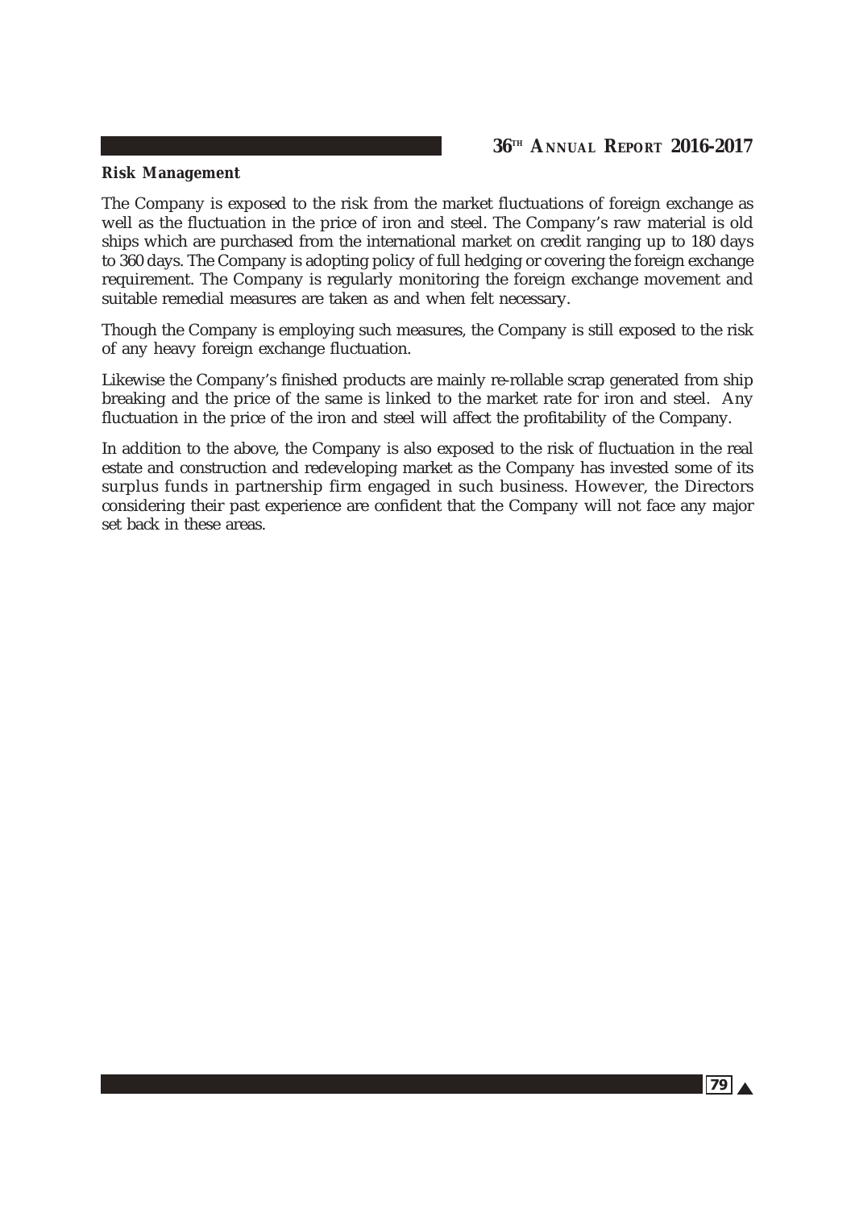**Risk Management**

The Company is exposed to the risk from the market fluctuations of foreign exchange as well as the fluctuation in the price of iron and steel. The Company's raw material is old ships which are purchased from the international market on credit ranging up to 180 days to 360 days. The Company is adopting policy of full hedging or covering the foreign exchange requirement. The Company is regularly monitoring the foreign exchange movement and suitable remedial measures are taken as and when felt necessary.

Though the Company is employing such measures, the Company is still exposed to the risk of any heavy foreign exchange fluctuation.

Likewise the Company's finished products are mainly re-rollable scrap generated from ship breaking and the price of the same is linked to the market rate for iron and steel. Any fluctuation in the price of the iron and steel will affect the profitability of the Company.

In addition to the above, the Company is also exposed to the risk of fluctuation in the real estate and construction and redeveloping market as the Company has invested some of its surplus funds in partnership firm engaged in such business. However, the Directors considering their past experience are confident that the Company will not face any major set back in these areas.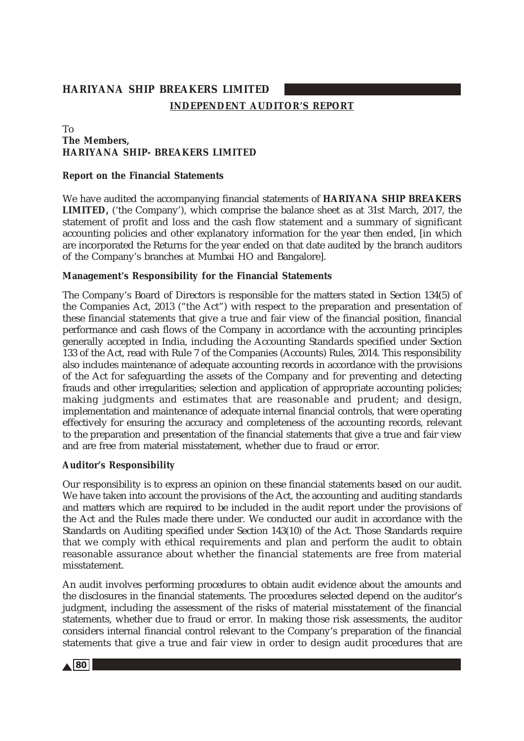# HARIYANA SHIP BREAKERS LIMITED

## INDEPENDENT AUDITOR'S REPORT

To
**The Members,**
**HARIYANA SHIP- BREAKERS LIMITED**

### Report on the Financial Statements

We have audited the accompanying financial statements of **HARIYANA SHIP BREAKERS LIMITED,** ('the Company'), which comprise the balance sheet as at 31st March, 2017, the statement of profit and loss and the cash flow statement and a summary of significant accounting policies and other explanatory information for the year then ended, [in which are incorporated the Returns for the year ended on that date audited by the branch auditors of the Company's branches at Mumbai HO and Bangalore].

### Management's Responsibility for the Financial Statements

The Company's Board of Directors is responsible for the matters stated in Section 134(5) of the Companies Act, 2013 ("the Act") with respect to the preparation and presentation of these financial statements that give a true and fair view of the financial position, financial performance and cash flows of the Company in accordance with the accounting principles generally accepted in India, including the Accounting Standards specified under Section 133 of the Act, read with Rule 7 of the Companies (Accounts) Rules, 2014. This responsibility also includes maintenance of adequate accounting records in accordance with the provisions of the Act for safeguarding the assets of the Company and for preventing and detecting frauds and other irregularities; selection and application of appropriate accounting policies; making judgments and estimates that are reasonable and prudent; and design, implementation and maintenance of adequate internal financial controls, that were operating effectively for ensuring the accuracy and completeness of the accounting records, relevant to the preparation and presentation of the financial statements that give a true and fair view and are free from material misstatement, whether due to fraud or error.

### Auditor's Responsibility

Our responsibility is to express an opinion on these financial statements based on our audit. We have taken into account the provisions of the Act, the accounting and auditing standards and matters which are required to be included in the audit report under the provisions of the Act and the Rules made there under. We conducted our audit in accordance with the Standards on Auditing specified under Section 143(10) of the Act. Those Standards require that we comply with ethical requirements and plan and perform the audit to obtain reasonable assurance about whether the financial statements are free from material misstatement.

An audit involves performing procedures to obtain audit evidence about the amounts and the disclosures in the financial statements. The procedures selected depend on the auditor's judgment, including the assessment of the risks of material misstatement of the financial statements, whether due to fraud or error. In making those risk assessments, the auditor considers internal financial control relevant to the Company's preparation of the financial statements that give a true and fair view in order to design audit procedures that are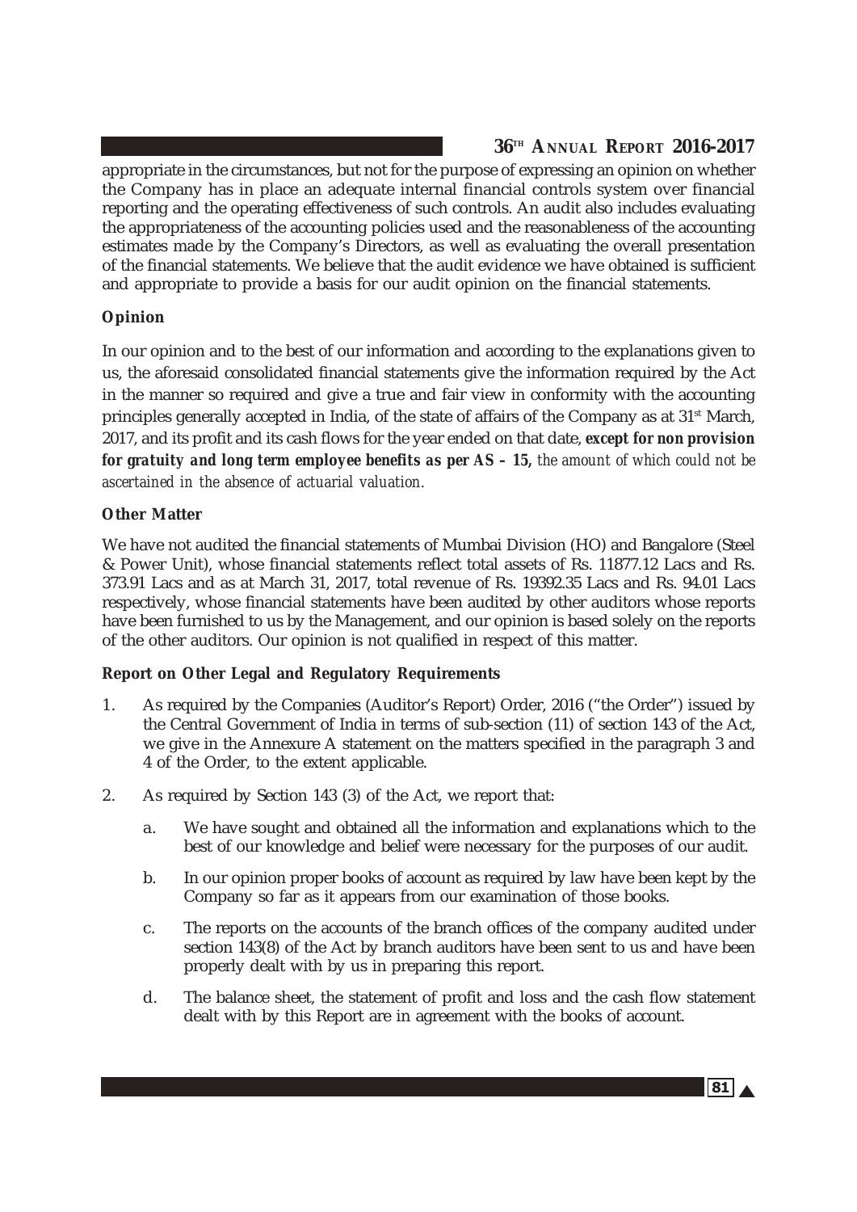appropriate in the circumstances, but not for the purpose of expressing an opinion on whether the Company has in place an adequate internal financial controls system over financial reporting and the operating effectiveness of such controls. An audit also includes evaluating the appropriateness of the accounting policies used and the reasonableness of the accounting estimates made by the Company's Directors, as well as evaluating the overall presentation of the financial statements. We believe that the audit evidence we have obtained is sufficient and appropriate to provide a basis for our audit opinion on the financial statements.

**Opinion**

In our opinion and to the best of our information and according to the explanations given to us, the aforesaid consolidated financial statements give the information required by the Act in the manner so required and give a true and fair view in conformity with the accounting principles generally accepted in India, of the state of affairs of the Company as at 31st March, 2017, and its profit and its cash flows for the year ended on that date, **except for non provision for gratuity and long term employee benefits as per AS – 15,** *the amount of which could not be ascertained in the absence of actuarial valuation.*

**Other Matter**

We have not audited the financial statements of Mumbai Division (HO) and Bangalore (Steel & Power Unit), whose financial statements reflect total assets of Rs. 11877.12 Lacs and Rs. 373.91 Lacs and as at March 31, 2017, total revenue of Rs. 19392.35 Lacs and Rs. 94.01 Lacs respectively, whose financial statements have been audited by other auditors whose reports have been furnished to us by the Management, and our opinion is based solely on the reports of the other auditors. Our opinion is not qualified in respect of this matter.

**Report on Other Legal and Regulatory Requirements**

1. As required by the Companies (Auditor's Report) Order, 2016 ("the Order") issued by the Central Government of India in terms of sub-section (11) of section 143 of the Act, we give in the Annexure A statement on the matters specified in the paragraph 3 and 4 of the Order, to the extent applicable.

2. As required by Section 143 (3) of the Act, we report that:

   a. We have sought and obtained all the information and explanations which to the best of our knowledge and belief were necessary for the purposes of our audit.

   b. In our opinion proper books of account as required by law have been kept by the Company so far as it appears from our examination of those books.

   c. The reports on the accounts of the branch offices of the company audited under section 143(8) of the Act by branch auditors have been sent to us and have been properly dealt with by us in preparing this report.

   d. The balance sheet, the statement of profit and loss and the cash flow statement dealt with by this Report are in agreement with the books of account.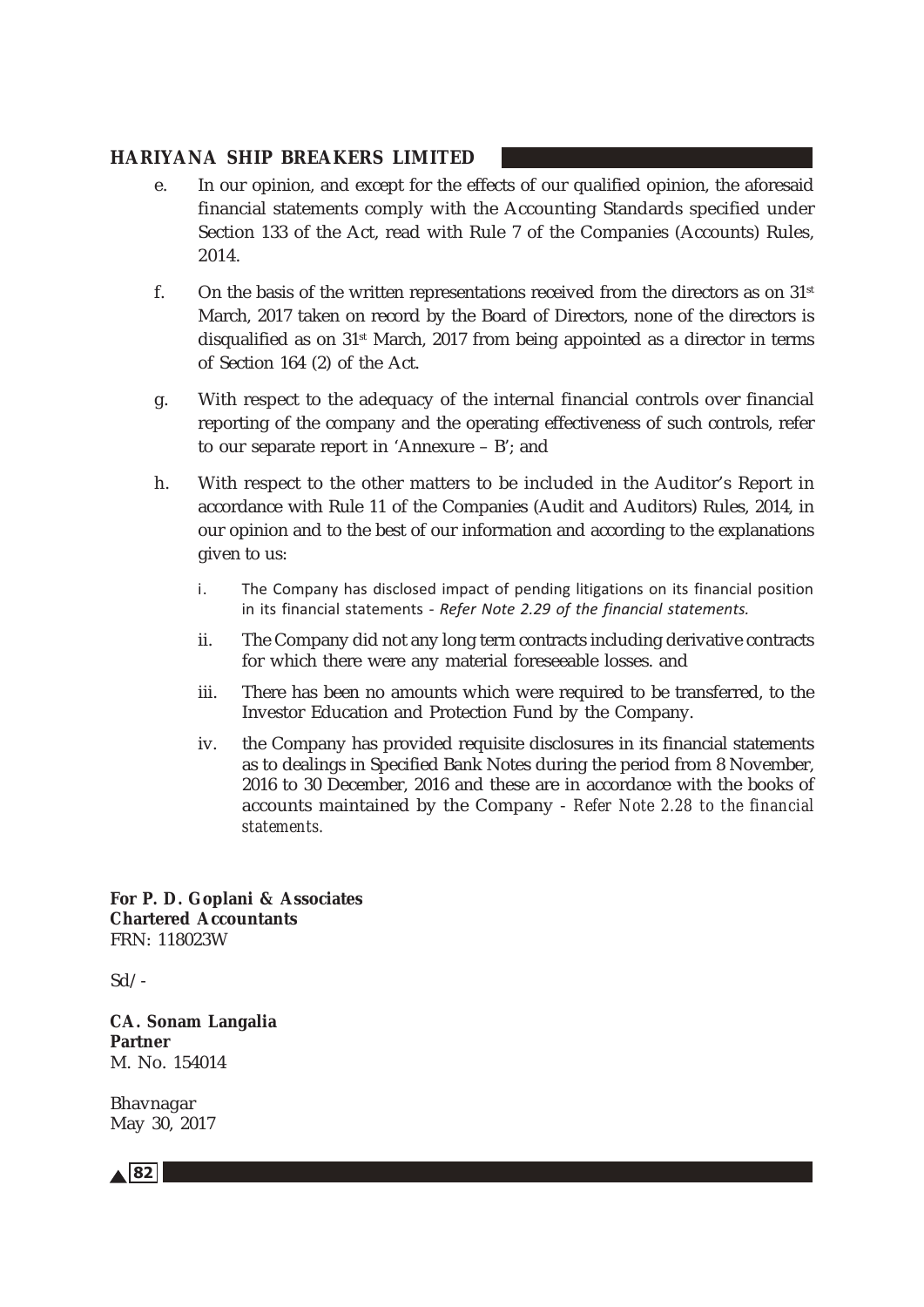e. In our opinion, and except for the effects of our qualified opinion, the aforesaid financial statements comply with the Accounting Standards specified under Section 133 of the Act, read with Rule 7 of the Companies (Accounts) Rules, 2014.

f. On the basis of the written representations received from the directors as on 31st March, 2017 taken on record by the Board of Directors, none of the directors is disqualified as on 31st March, 2017 from being appointed as a director in terms of Section 164 (2) of the Act.

g. With respect to the adequacy of the internal financial controls over financial reporting of the company and the operating effectiveness of such controls, refer to our separate report in 'Annexure – B'; and

h. With respect to the other matters to be included in the Auditor's Report in accordance with Rule 11 of the Companies (Audit and Auditors) Rules, 2014, in our opinion and to the best of our information and according to the explanations given to us:

   i. The Company has disclosed impact of pending litigations on its financial position in its financial statements - *Refer Note 2.29 of the financial statements.*

   ii. The Company did not any long term contracts including derivative contracts for which there were any material foreseeable losses. and

   iii. There has been no amounts which were required to be transferred, to the Investor Education and Protection Fund by the Company.

   iv. the Company has provided requisite disclosures in its financial statements as to dealings in Specified Bank Notes during the period from 8 November, 2016 to 30 December, 2016 and these are in accordance with the books of accounts maintained by the Company - *Refer Note 2.28 to the financial statements.*

**For P. D. Goplani & Associates**
**Chartered Accountants**
FRN: 118023W

Sd/-

**CA. Sonam Langalia**
**Partner**
M. No. 154014

Bhavnagar
May 30, 2017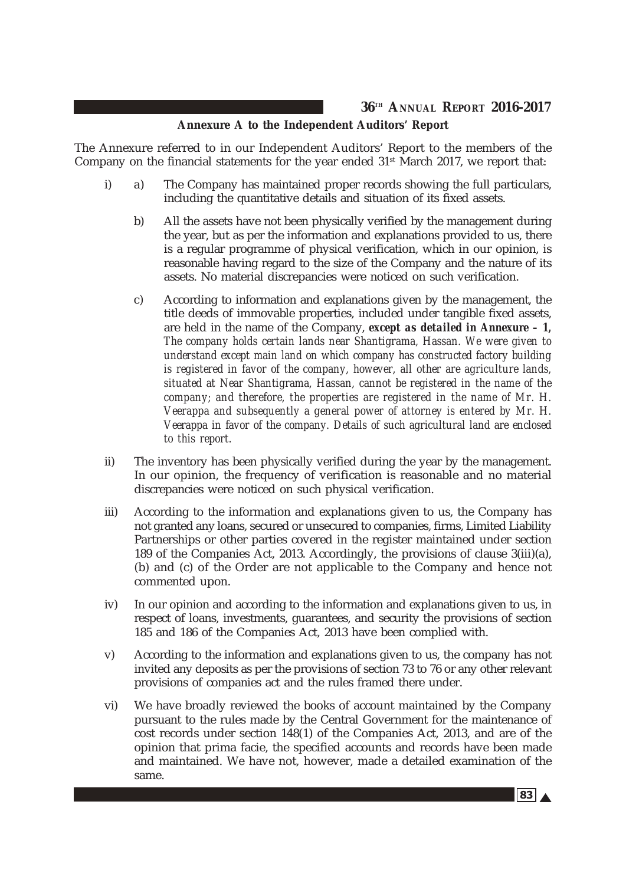## Annexure A to the Independent Auditors' Report

The Annexure referred to in our Independent Auditors' Report to the members of the Company on the financial statements for the year ended 31st March 2017, we report that:

i) a) The Company has maintained proper records showing the full particulars, including the quantitative details and situation of its fixed assets.

   b) All the assets have not been physically verified by the management during the year, but as per the information and explanations provided to us, there is a regular programme of physical verification, which in our opinion, is reasonable having regard to the size of the Company and the nature of its assets. No material discrepancies were noticed on such verification.

   c) According to information and explanations given by the management, the title deeds of immovable properties, included under tangible fixed assets, are held in the name of the Company, ***except as detailed in Annexure – 1,*** *The company holds certain lands near Shantigrama, Hassan. We were given to understand except main land on which company has constructed factory building is registered in favor of the company, however, all other are agriculture lands, situated at Near Shantigrama, Hassan, cannot be registered in the name of the company; and therefore, the properties are registered in the name of Mr. H. Veerappa and subsequently a general power of attorney is entered by Mr. H. Veerappa in favor of the company. Details of such agricultural land are enclosed to this report.*

ii) The inventory has been physically verified during the year by the management. In our opinion, the frequency of verification is reasonable and no material discrepancies were noticed on such physical verification.

iii) According to the information and explanations given to us, the Company has not granted any loans, secured or unsecured to companies, firms, Limited Liability Partnerships or other parties covered in the register maintained under section 189 of the Companies Act, 2013. Accordingly, the provisions of clause 3(iii)(a), (b) and (c) of the Order are not applicable to the Company and hence not commented upon.

iv) In our opinion and according to the information and explanations given to us, in respect of loans, investments, guarantees, and security the provisions of section 185 and 186 of the Companies Act, 2013 have been complied with.

v) According to the information and explanations given to us, the company has not invited any deposits as per the provisions of section 73 to 76 or any other relevant provisions of companies act and the rules framed there under.

vi) We have broadly reviewed the books of account maintained by the Company pursuant to the rules made by the Central Government for the maintenance of cost records under section 148(1) of the Companies Act, 2013, and are of the opinion that prima facie, the specified accounts and records have been made and maintained. We have not, however, made a detailed examination of the same.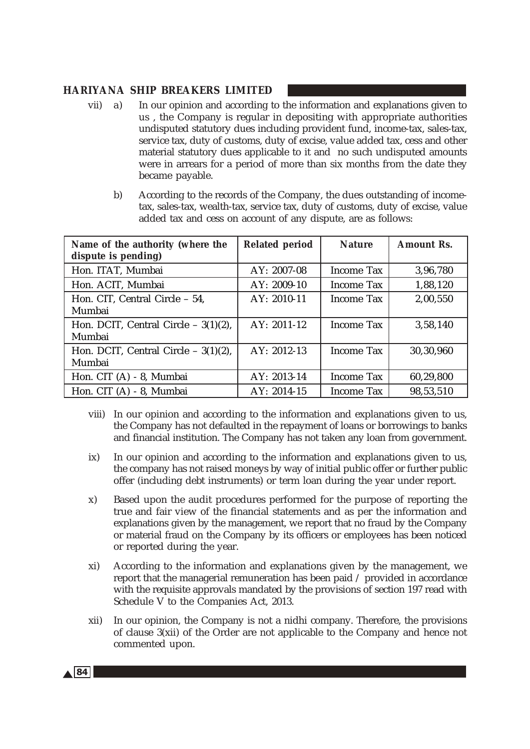vii) a) In our opinion and according to the information and explanations given to us , the Company is regular in depositing with appropriate authorities undisputed statutory dues including provident fund, income-tax, sales-tax, service tax, duty of customs, duty of excise, value added tax, cess and other material statutory dues applicable to it and no such undisputed amounts were in arrears for a period of more than six months from the date they became payable.

b) According to the records of the Company, the dues outstanding of income-tax, sales-tax, wealth-tax, service tax, duty of customs, duty of excise, value added tax and cess on account of any dispute, are as follows:

| Name of the authority (where the dispute is pending) | Related period | Nature | Amount Rs. |
|---|---|---|---|
| Hon. ITAT, Mumbai | AY: 2007-08 | Income Tax | 3,96,780 |
| Hon. ACIT, Mumbai | AY: 2009-10 | Income Tax | 1,88,120 |
| Hon. CIT, Central Circle – 54, Mumbai | AY: 2010-11 | Income Tax | 2,00,550 |
| Hon. DCIT, Central Circle – 3(1)(2), Mumbai | AY: 2011-12 | Income Tax | 3,58,140 |
| Hon. DCIT, Central Circle – 3(1)(2), Mumbai | AY: 2012-13 | Income Tax | 30,30,960 |
| Hon. CIT (A) - 8, Mumbai | AY: 2013-14 | Income Tax | 60,29,800 |
| Hon. CIT (A) - 8, Mumbai | AY: 2014-15 | Income Tax | 98,53,510 |

viii) In our opinion and according to the information and explanations given to us, the Company has not defaulted in the repayment of loans or borrowings to banks and financial institution. The Company has not taken any loan from government.

ix) In our opinion and according to the information and explanations given to us, the company has not raised moneys by way of initial public offer or further public offer (including debt instruments) or term loan during the year under report.

x) Based upon the audit procedures performed for the purpose of reporting the true and fair view of the financial statements and as per the information and explanations given by the management, we report that no fraud by the Company or material fraud on the Company by its officers or employees has been noticed or reported during the year.

xi) According to the information and explanations given by the management, we report that the managerial remuneration has been paid / provided in accordance with the requisite approvals mandated by the provisions of section 197 read with Schedule V to the Companies Act, 2013.

xii) In our opinion, the Company is not a nidhi company. Therefore, the provisions of clause 3(xii) of the Order are not applicable to the Company and hence not commented upon.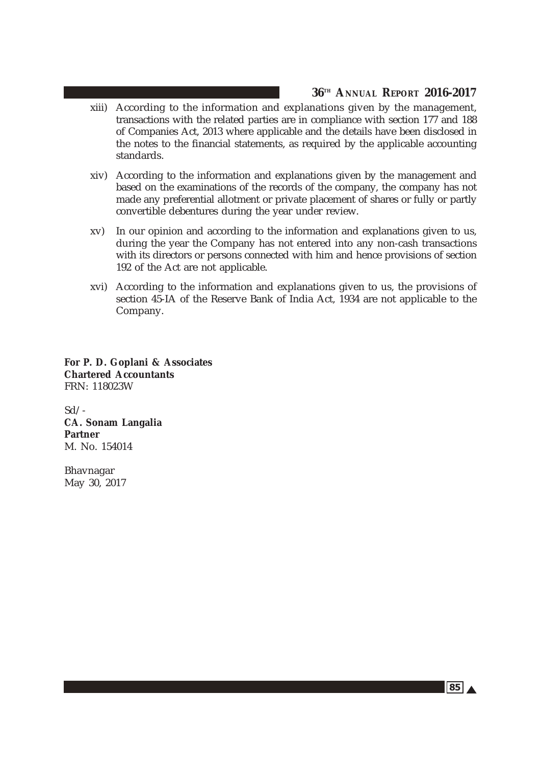xiii) According to the information and explanations given by the management, transactions with the related parties are in compliance with section 177 and 188 of Companies Act, 2013 where applicable and the details have been disclosed in the notes to the financial statements, as required by the applicable accounting standards.

xiv) According to the information and explanations given by the management and based on the examinations of the records of the company, the company has not made any preferential allotment or private placement of shares or fully or partly convertible debentures during the year under review.

xv) In our opinion and according to the information and explanations given to us, during the year the Company has not entered into any non-cash transactions with its directors or persons connected with him and hence provisions of section 192 of the Act are not applicable.

xvi) According to the information and explanations given to us, the provisions of section 45-IA of the Reserve Bank of India Act, 1934 are not applicable to the Company.

**For P. D. Goplani & Associates**
**Chartered Accountants**
FRN: 118023W

Sd/-
**CA. Sonam Langalia**
**Partner**
M. No. 154014

Bhavnagar
May 30, 2017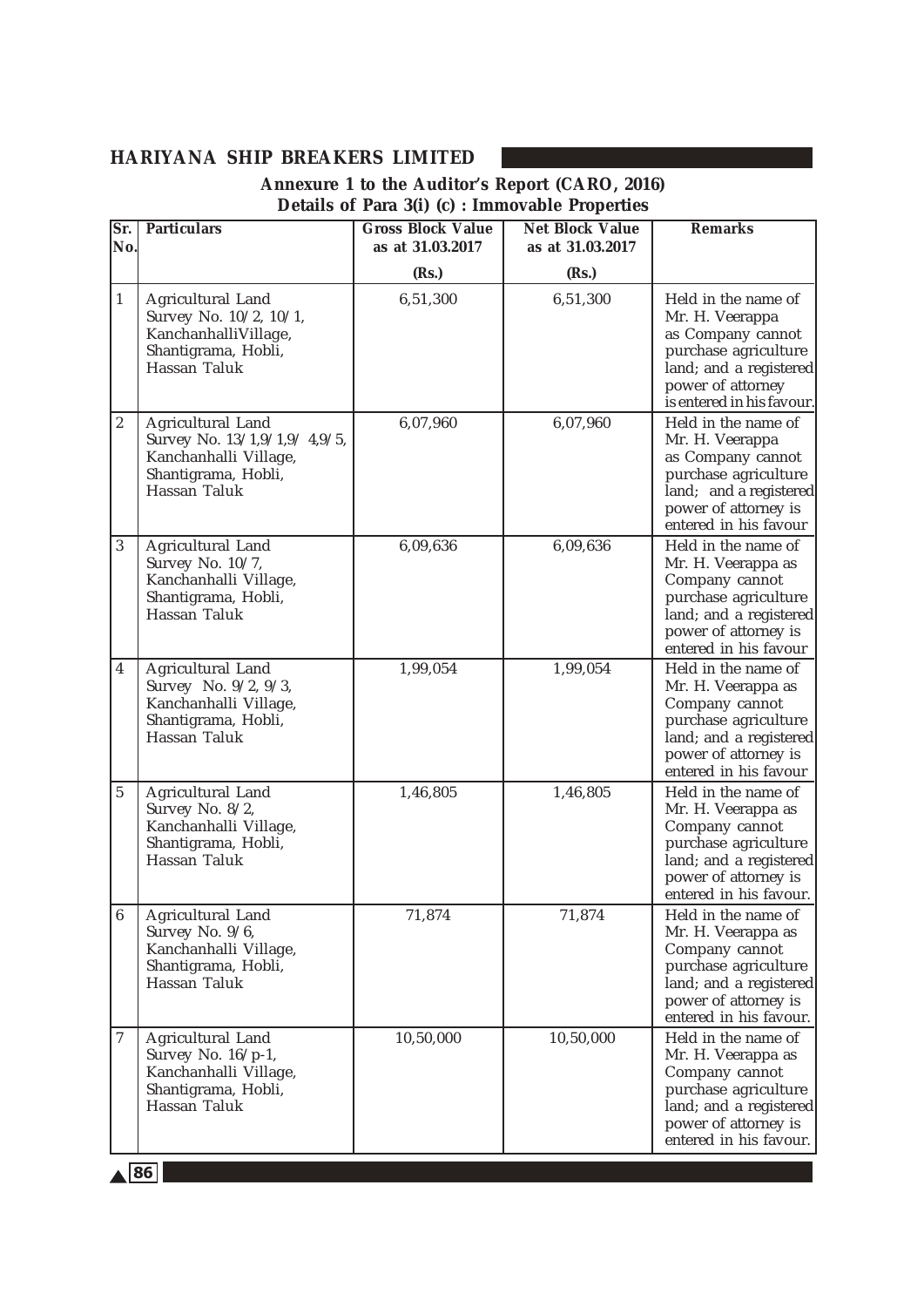## Annexure 1 to the Auditor's Report (CARO, 2016)

### Details of Para 3(i) (c) : Immovable Properties

| Sr. No. | Particulars | Gross Block Value as at 31.03.2017 (Rs.) | Net Block Value as at 31.03.2017 (Rs.) | Remarks |
|---|---|---|---|---|
| 1 | Agricultural Land Survey No. 10/2, 10/1, KanchanhalliVillage, Shantigrama, Hobli, Hassan Taluk | 6,51,300 | 6,51,300 | Held in the name of Mr. H. Veerappa as Company cannot purchase agriculture land; and a registered power of attorney is entered in his favour. |
| 2 | Agricultural Land Survey No. 13/1,9/1,9/ 4,9/5, Kanchanhalli Village, Shantigrama, Hobli, Hassan Taluk | 6,07,960 | 6,07,960 | Held in the name of Mr. H. Veerappa as Company cannot purchase agriculture land; and a registered power of attorney is entered in his favour |
| 3 | Agricultural Land Survey No. 10/7, Kanchanhalli Village, Shantigrama, Hobli, Hassan Taluk | 6,09,636 | 6,09,636 | Held in the name of Mr. H. Veerappa as Company cannot purchase agriculture land; and a registered power of attorney is entered in his favour |
| 4 | Agricultural Land Survey No. 9/2, 9/3, Kanchanhalli Village, Shantigrama, Hobli, Hassan Taluk | 1,99,054 | 1,99,054 | Held in the name of Mr. H. Veerappa as Company cannot purchase agriculture land; and a registered power of attorney is entered in his favour |
| 5 | Agricultural Land Survey No. 8/2, Kanchanhalli Village, Shantigrama, Hobli, Hassan Taluk | 1,46,805 | 1,46,805 | Held in the name of Mr. H. Veerappa as Company cannot purchase agriculture land; and a registered power of attorney is entered in his favour. |
| 6 | Agricultural Land Survey No. 9/6, Kanchanhalli Village, Shantigrama, Hobli, Hassan Taluk | 71,874 | 71,874 | Held in the name of Mr. H. Veerappa as Company cannot purchase agriculture land; and a registered power of attorney is entered in his favour. |
| 7 | Agricultural Land Survey No. 16/p-1, Kanchanhalli Village, Shantigrama, Hobli, Hassan Taluk | 10,50,000 | 10,50,000 | Held in the name of Mr. H. Veerappa as Company cannot purchase agriculture land; and a registered power of attorney is entered in his favour. |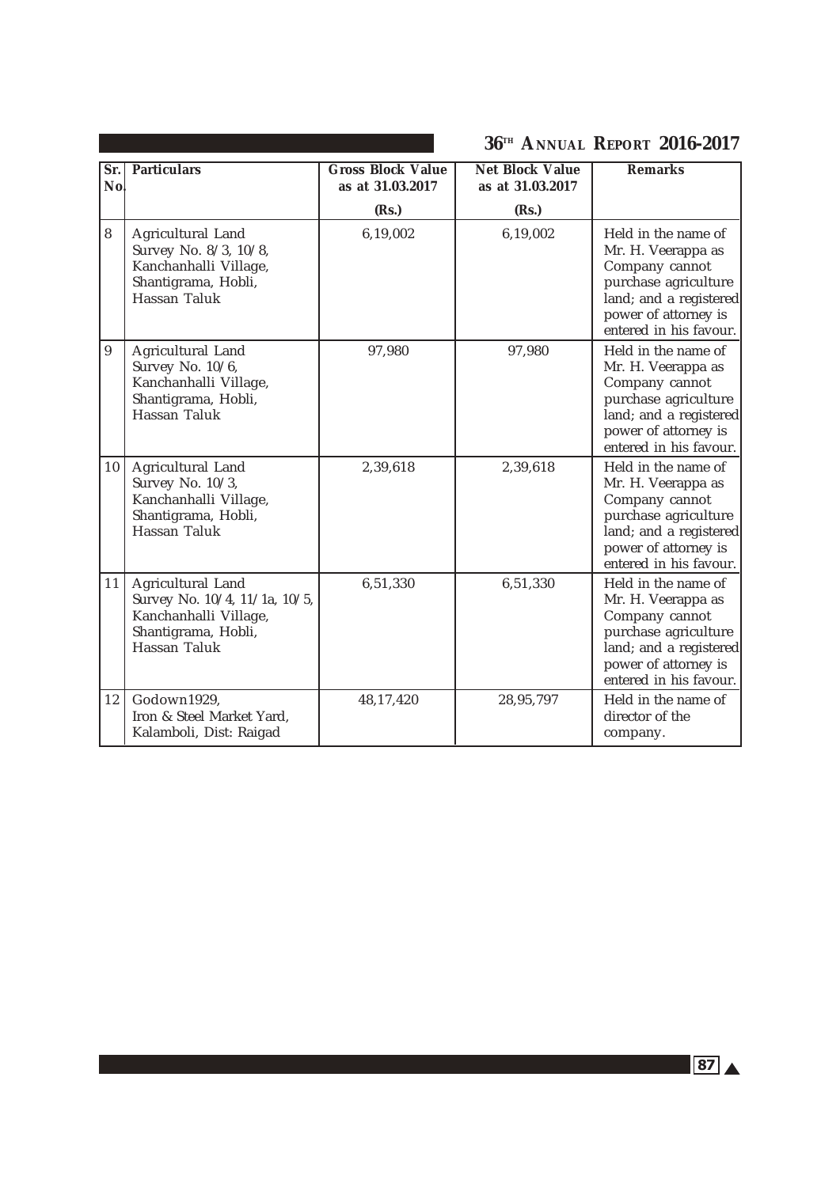| Sr. No. | Particulars | Gross Block Value as at 31.03.2017 (Rs.) | Net Block Value as at 31.03.2017 (Rs.) | Remarks |
|---|---|---|---|---|
| 8 | Agricultural Land Survey No. 8/3, 10/8, Kanchanhalli Village, Shantigrama, Hobli, Hassan Taluk | 6,19,002 | 6,19,002 | Held in the name of Mr. H. Veerappa as Company cannot purchase agriculture land; and a registered power of attorney is entered in his favour. |
| 9 | Agricultural Land Survey No. 10/6, Kanchanhalli Village, Shantigrama, Hobli, Hassan Taluk | 97,980 | 97,980 | Held in the name of Mr. H. Veerappa as Company cannot purchase agriculture land; and a registered power of attorney is entered in his favour. |
| 10 | Agricultural Land Survey No. 10/3, Kanchanhalli Village, Shantigrama, Hobli, Hassan Taluk | 2,39,618 | 2,39,618 | Held in the name of Mr. H. Veerappa as Company cannot purchase agriculture land; and a registered power of attorney is entered in his favour. |
| 11 | Agricultural Land Survey No. 10/4, 11/1a, 10/5, Kanchanhalli Village, Shantigrama, Hobli, Hassan Taluk | 6,51,330 | 6,51,330 | Held in the name of Mr. H. Veerappa as Company cannot purchase agriculture land; and a registered power of attorney is entered in his favour. |
| 12 | Godown1929, Iron & Steel Market Yard, Kalamboli, Dist: Raigad | 48,17,420 | 28,95,797 | Held in the name of director of the company. |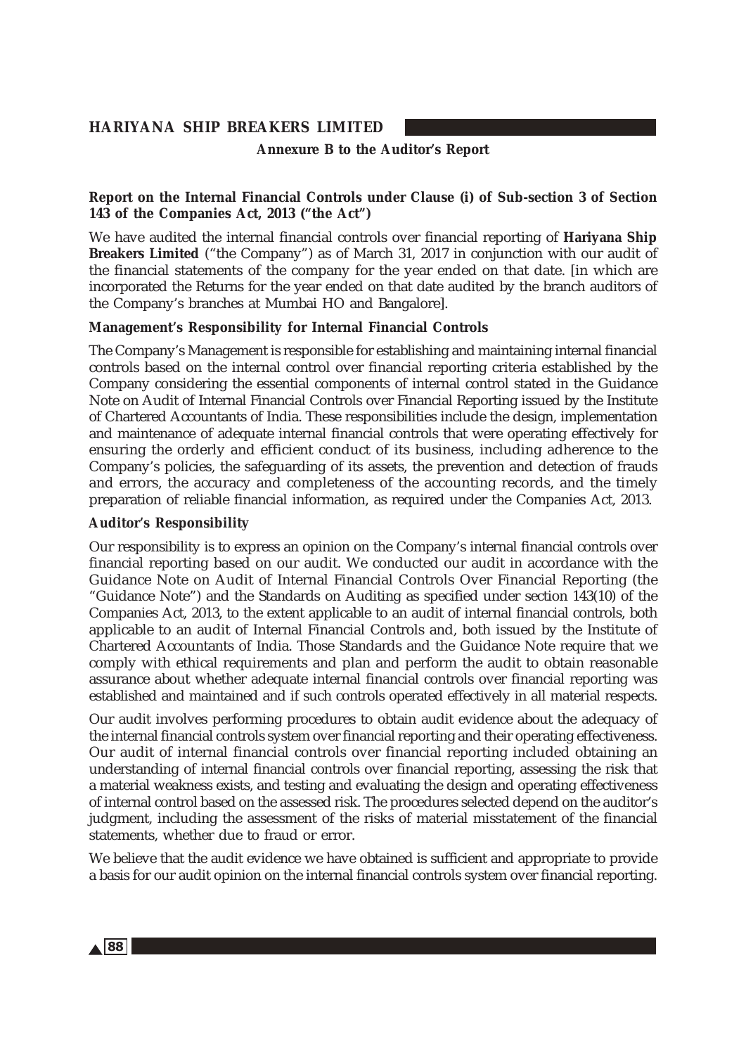## Annexure B to the Auditor's Report

### Report on the Internal Financial Controls under Clause (i) of Sub-section 3 of Section 143 of the Companies Act, 2013 ("the Act")

We have audited the internal financial controls over financial reporting of **Hariyana Ship Breakers Limited** ("the Company") as of March 31, 2017 in conjunction with our audit of the financial statements of the company for the year ended on that date. [in which are incorporated the Returns for the year ended on that date audited by the branch auditors of the Company's branches at Mumbai HO and Bangalore].

### Management's Responsibility for Internal Financial Controls

The Company's Management is responsible for establishing and maintaining internal financial controls based on the internal control over financial reporting criteria established by the Company considering the essential components of internal control stated in the Guidance Note on Audit of Internal Financial Controls over Financial Reporting issued by the Institute of Chartered Accountants of India. These responsibilities include the design, implementation and maintenance of adequate internal financial controls that were operating effectively for ensuring the orderly and efficient conduct of its business, including adherence to the Company's policies, the safeguarding of its assets, the prevention and detection of frauds and errors, the accuracy and completeness of the accounting records, and the timely preparation of reliable financial information, as required under the Companies Act, 2013.

### Auditor's Responsibility

Our responsibility is to express an opinion on the Company's internal financial controls over financial reporting based on our audit. We conducted our audit in accordance with the Guidance Note on Audit of Internal Financial Controls Over Financial Reporting (the "Guidance Note") and the Standards on Auditing as specified under section 143(10) of the Companies Act, 2013, to the extent applicable to an audit of internal financial controls, both applicable to an audit of Internal Financial Controls and, both issued by the Institute of Chartered Accountants of India. Those Standards and the Guidance Note require that we comply with ethical requirements and plan and perform the audit to obtain reasonable assurance about whether adequate internal financial controls over financial reporting was established and maintained and if such controls operated effectively in all material respects.

Our audit involves performing procedures to obtain audit evidence about the adequacy of the internal financial controls system over financial reporting and their operating effectiveness. Our audit of internal financial controls over financial reporting included obtaining an understanding of internal financial controls over financial reporting, assessing the risk that a material weakness exists, and testing and evaluating the design and operating effectiveness of internal control based on the assessed risk. The procedures selected depend on the auditor's judgment, including the assessment of the risks of material misstatement of the financial statements, whether due to fraud or error.

We believe that the audit evidence we have obtained is sufficient and appropriate to provide a basis for our audit opinion on the internal financial controls system over financial reporting.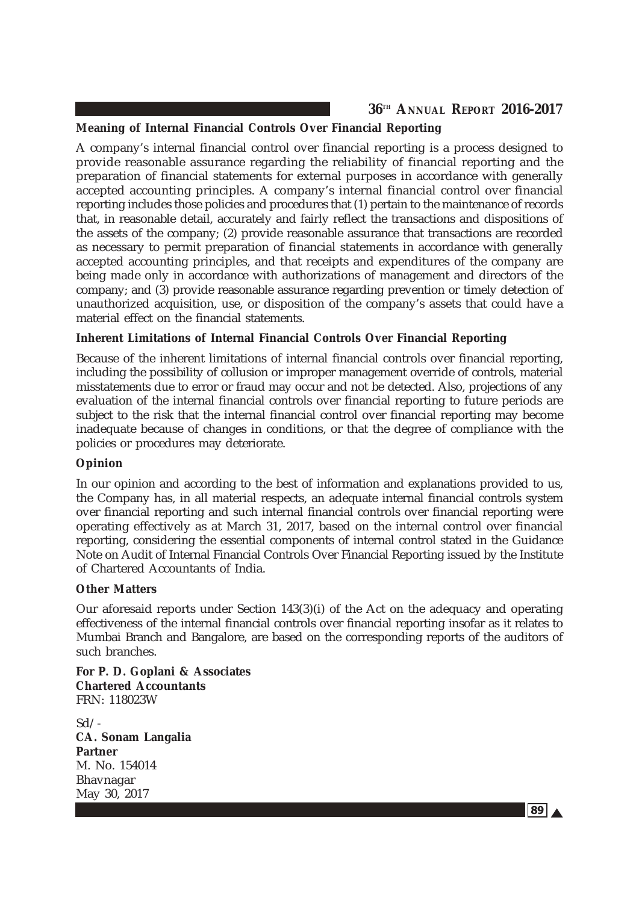**Meaning of Internal Financial Controls Over Financial Reporting**

A company's internal financial control over financial reporting is a process designed to provide reasonable assurance regarding the reliability of financial reporting and the preparation of financial statements for external purposes in accordance with generally accepted accounting principles. A company's internal financial control over financial reporting includes those policies and procedures that (1) pertain to the maintenance of records that, in reasonable detail, accurately and fairly reflect the transactions and dispositions of the assets of the company; (2) provide reasonable assurance that transactions are recorded as necessary to permit preparation of financial statements in accordance with generally accepted accounting principles, and that receipts and expenditures of the company are being made only in accordance with authorizations of management and directors of the company; and (3) provide reasonable assurance regarding prevention or timely detection of unauthorized acquisition, use, or disposition of the company's assets that could have a material effect on the financial statements.

**Inherent Limitations of Internal Financial Controls Over Financial Reporting**

Because of the inherent limitations of internal financial controls over financial reporting, including the possibility of collusion or improper management override of controls, material misstatements due to error or fraud may occur and not be detected. Also, projections of any evaluation of the internal financial controls over financial reporting to future periods are subject to the risk that the internal financial control over financial reporting may become inadequate because of changes in conditions, or that the degree of compliance with the policies or procedures may deteriorate.

**Opinion**

In our opinion and according to the best of information and explanations provided to us, the Company has, in all material respects, an adequate internal financial controls system over financial reporting and such internal financial controls over financial reporting were operating effectively as at March 31, 2017, based on the internal control over financial reporting, considering the essential components of internal control stated in the Guidance Note on Audit of Internal Financial Controls Over Financial Reporting issued by the Institute of Chartered Accountants of India.

**Other Matters**

Our aforesaid reports under Section 143(3)(i) of the Act on the adequacy and operating effectiveness of the internal financial controls over financial reporting insofar as it relates to Mumbai Branch and Bangalore, are based on the corresponding reports of the auditors of such branches.

**For P. D. Goplani & Associates**
**Chartered Accountants**
FRN: 118023W

Sd/-
**CA. Sonam Langalia**
**Partner**
M. No. 154014
Bhavnagar
May 30, 2017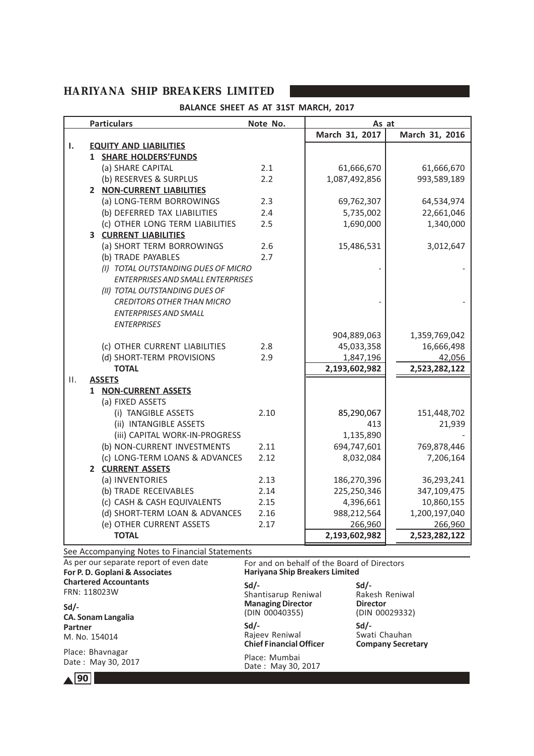# HARIYANA SHIP BREAKERS LIMITED

## BALANCE SHEET AS AT 31ST MARCH, 2017

| | Particulars | Note No. | As at March 31, 2017 | As at March 31, 2016 |
|---|---|---|---|---|
| I. | **EQUITY AND LIABILITIES** | | | |
| | 1 **SHARE HOLDERS'FUNDS** | | | |
| | (a) SHARE CAPITAL | 2.1 | 61,666,670 | 61,666,670 |
| | (b) RESERVES & SURPLUS | 2.2 | 1,087,492,856 | 993,589,189 |
| | 2 **NON-CURRENT LIABILITIES** | | | |
| | (a) LONG-TERM BORROWINGS | 2.3 | 69,762,307 | 64,534,974 |
| | (b) DEFERRED TAX LIABILITIES | 2.4 | 5,735,002 | 22,661,046 |
| | (c) OTHER LONG TERM LIABILITIES | 2.5 | 1,690,000 | 1,340,000 |
| | 3 **CURRENT LIABILITIES** | | | |
| | (a) SHORT TERM BORROWINGS | 2.6 | 15,486,531 | 3,012,647 |
| | (b) TRADE PAYABLES | 2.7 | | |
| | *(I) TOTAL OUTSTANDING DUES OF MICRO ENTERPRISES AND SMALL ENTERPRISES* | | - | - |
| | *(II) TOTAL OUTSTANDING DUES OF CREDITORS OTHER THAN MICRO ENTERPRISES AND SMALL ENTERPRISES* | | - | - |
| | | | 904,889,063 | 1,359,769,042 |
| | (c) OTHER CURRENT LIABILITIES | 2.8 | 45,033,358 | 16,666,498 |
| | (d) SHORT-TERM PROVISIONS | 2.9 | 1,847,196 | 42,056 |
| | **TOTAL** | | **2,193,602,982** | **2,523,282,122** |
| II. | **ASSETS** | | | |
| | 1 **NON-CURRENT ASSETS** | | | |
| | (a) FIXED ASSETS | | | |
| | (i) TANGIBLE ASSETS | 2.10 | 85,290,067 | 151,448,702 |
| | (ii) INTANGIBLE ASSETS | | 413 | 21,939 |
| | (iii) CAPITAL WORK-IN-PROGRESS | | 1,135,890 | - |
| | (b) NON-CURRENT INVESTMENTS | 2.11 | 694,747,601 | 769,878,446 |
| | (c) LONG-TERM LOANS & ADVANCES | 2.12 | 8,032,084 | 7,206,164 |
| | 2 **CURRENT ASSETS** | | | |
| | (a) INVENTORIES | 2.13 | 186,270,396 | 36,293,241 |
| | (b) TRADE RECEIVABLES | 2.14 | 225,250,346 | 347,109,475 |
| | (c) CASH & CASH EQUIVALENTS | 2.15 | 4,396,661 | 10,860,155 |
| | (d) SHORT-TERM LOAN & ADVANCES | 2.16 | 988,212,564 | 1,200,197,040 |
| | (e) OTHER CURRENT ASSETS | 2.17 | 266,960 | 266,960 |
| | **TOTAL** | | **2,193,602,982** | **2,523,282,122** |

See Accompanying Notes to Financial Statements

As per our separate report of even date
**For P. D. Goplani & Associates**
**Chartered Accountants**
FRN: 118023W

**Sd/-**
**CA. Sonam Langalia**
**Partner**
M. No. 154014

Place: Bhavnagar
Date : May 30, 2017

For and on behalf of the Board of Directors
**Hariyana Ship Breakers Limited**

**Sd/-**
Shantisarup Reniwal
**Managing Director**
(DIN 00040355)

**Sd/-**
Rakesh Reniwal
**Director**
(DIN 00029332)

**Sd/-**
Rajeev Reniwal
**Chief Financial Officer**

**Sd/-**
Swati Chauhan
**Company Secretary**

Place: Mumbai
Date : May 30, 2017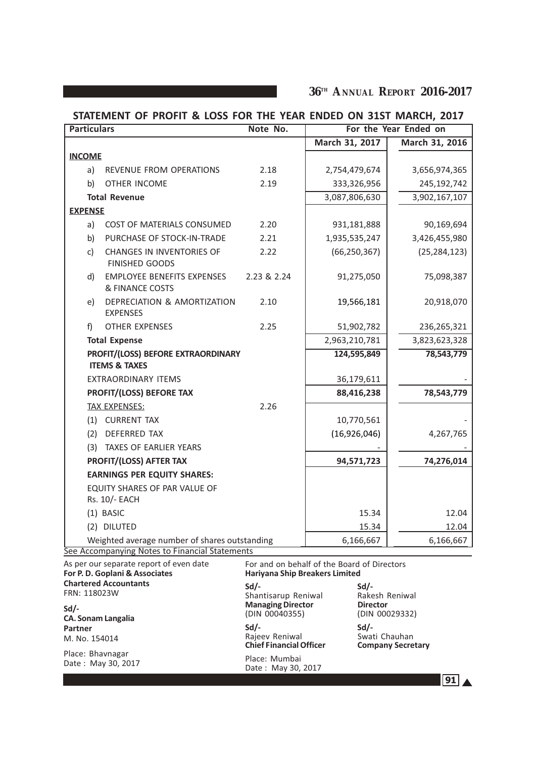## STATEMENT OF PROFIT & LOSS FOR THE YEAR ENDED ON 31ST MARCH, 2017

| Particulars | | Note No. | For the Year Ended on | |
|---|---|---|---|---|
| | | | March 31, 2017 | March 31, 2016 |
| **INCOME** | | | | |
| a) | REVENUE FROM OPERATIONS | 2.18 | 2,754,479,674 | 3,656,974,365 |
| b) | OTHER INCOME | 2.19 | 333,326,956 | 245,192,742 |
| | **Total Revenue** | | 3,087,806,630 | 3,902,167,107 |
| **EXPENSE** | | | | |
| a) | COST OF MATERIALS CONSUMED | 2.20 | 931,181,888 | 90,169,694 |
| b) | PURCHASE OF STOCK-IN-TRADE | 2.21 | 1,935,535,247 | 3,426,455,980 |
| c) | CHANGES IN INVENTORIES OF FINISHED GOODS | 2.22 | (66,250,367) | (25,284,123) |
| d) | EMPLOYEE BENEFITS EXPENSES & FINANCE COSTS | 2.23 & 2.24 | 91,275,050 | 75,098,387 |
| e) | DEPRECIATION & AMORTIZATION EXPENSES | 2.10 | 19,566,181 | 20,918,070 |
| f) | OTHER EXPENSES | 2.25 | 51,902,782 | 236,265,321 |
| | **Total Expense** | | 2,963,210,781 | 3,823,623,328 |
| | **PROFIT/(LOSS) BEFORE EXTRAORDINARY ITEMS & TAXES** | | **124,595,849** | **78,543,779** |
| | EXTRAORDINARY ITEMS | | 36,179,611 | - |
| | **PROFIT/(LOSS) BEFORE TAX** | | **88,416,238** | **78,543,779** |
| | TAX EXPENSES: | 2.26 | | |
| (1) | CURRENT TAX | | 10,770,561 | - |
| (2) | DEFERRED TAX | | (16,926,046) | 4,267,765 |
| (3) | TAXES OF EARLIER YEARS | | - | - |
| | **PROFIT/(LOSS) AFTER TAX** | | **94,571,723** | **74,276,014** |
| | **EARNINGS PER EQUITY SHARES:** | | | |
| | EQUITY SHARES OF PAR VALUE OF Rs. 10/- EACH | | | |
| (1) | BASIC | | 15.34 | 12.04 |
| (2) | DILUTED | | 15.34 | 12.04 |
| | Weighted average number of shares outstanding | | 6,166,667 | 6,166,667 |

See Accompanying Notes to Financial Statements

As per our separate report of even date
**For P. D. Goplani & Associates**
**Chartered Accountants**
FRN: 118023W

Sd/-
**CA. Sonam Langalia**
**Partner**
M. No. 154014

Place: Bhavnagar
Date : May 30, 2017

For and on behalf of the Board of Directors
**Hariyana Ship Breakers Limited**

Sd/-
Shantisarup Reniwal
**Managing Director**
(DIN 00040355)

Sd/-
Rakesh Reniwal
**Director**
(DIN 00029332)

Sd/-
Rajeev Reniwal
**Chief Financial Officer**

Sd/-
Swati Chauhan
**Company Secretary**

Place: Mumbai
Date : May 30, 2017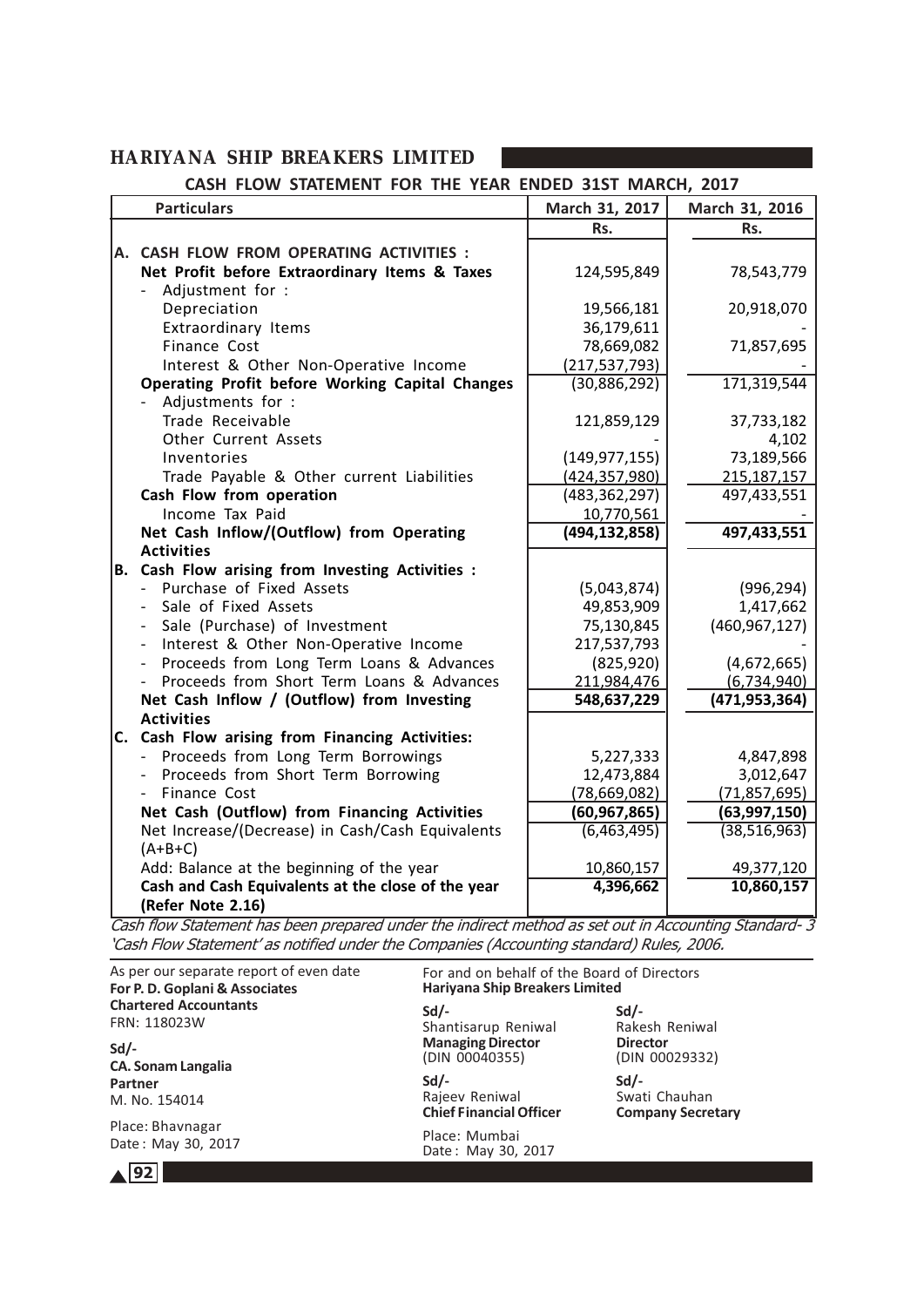# HARIYANA SHIP BREAKERS LIMITED

## CASH FLOW STATEMENT FOR THE YEAR ENDED 31ST MARCH, 2017

| Particulars | March 31, 2017 | March 31, 2016 |
|---|---|---|
| | Rs. | Rs. |
| **A. CASH FLOW FROM OPERATING ACTIVITIES :** | | |
| **Net Profit before Extraordinary Items & Taxes** | 124,595,849 | 78,543,779 |
| - Adjustment for : | | |
| Depreciation | 19,566,181 | 20,918,070 |
| Extraordinary Items | 36,179,611 | - |
| Finance Cost | 78,669,082 | 71,857,695 |
| Interest & Other Non-Operative Income | (217,537,793) | - |
| **Operating Profit before Working Capital Changes** | (30,886,292) | 171,319,544 |
| - Adjustments for : | | |
| Trade Receivable | 121,859,129 | 37,733,182 |
| Other Current Assets | - | 4,102 |
| Inventories | (149,977,155) | 73,189,566 |
| Trade Payable & Other current Liabilities | (424,357,980) | 215,187,157 |
| **Cash Flow from operation** | (483,362,297) | 497,433,551 |
| Income Tax Paid | 10,770,561 | - |
| **Net Cash Inflow/(Outflow) from Operating Activities** | **(494,132,858)** | **497,433,551** |
| **B. Cash Flow arising from Investing Activities :** | | |
| - Purchase of Fixed Assets | (5,043,874) | (996,294) |
| - Sale of Fixed Assets | 49,853,909 | 1,417,662 |
| - Sale (Purchase) of Investment | 75,130,845 | (460,967,127) |
| - Interest & Other Non-Operative Income | 217,537,793 | - |
| - Proceeds from Long Term Loans & Advances | (825,920) | (4,672,665) |
| - Proceeds from Short Term Loans & Advances | 211,984,476 | (6,734,940) |
| **Net Cash Inflow / (Outflow) from Investing Activities** | **548,637,229** | **(471,953,364)** |
| **C. Cash Flow arising from Financing Activities:** | | |
| - Proceeds from Long Term Borrowings | 5,227,333 | 4,847,898 |
| - Proceeds from Short Term Borrowing | 12,473,884 | 3,012,647 |
| - Finance Cost | (78,669,082) | (71,857,695) |
| **Net Cash (Outflow) from Financing Activities** | **(60,967,865)** | **(63,997,150)** |
| Net Increase/(Decrease) in Cash/Cash Equivalents (A+B+C) | (6,463,495) | (38,516,963) |
| Add: Balance at the beginning of the year | 10,860,157 | 49,377,120 |
| **Cash and Cash Equivalents at the close of the year (Refer Note 2.16)** | **4,396,662** | **10,860,157** |

*Cash flow Statement has been prepared under the indirect method as set out in Accounting Standard- 3 'Cash Flow Statement' as notified under the Companies (Accounting standard) Rules, 2006.*

As per our separate report of even date
**For P. D. Goplani & Associates**
**Chartered Accountants**
FRN: 118023W

**Sd/-**
**CA. Sonam Langalia**
**Partner**
M. No. 154014

Place: Bhavnagar
Date : May 30, 2017

For and on behalf of the Board of Directors
**Hariyana Ship Breakers Limited**

**Sd/-**
Shantisarup Reniwal
**Managing Director**
(DIN 00040355)

**Sd/-**
Rakesh Reniwal
**Director**
(DIN 00029332)

**Sd/-**
Rajeev Reniwal
**Chief Financial Officer**

**Sd/-**
Swati Chauhan
**Company Secretary**

Place: Mumbai
Date : May 30, 2017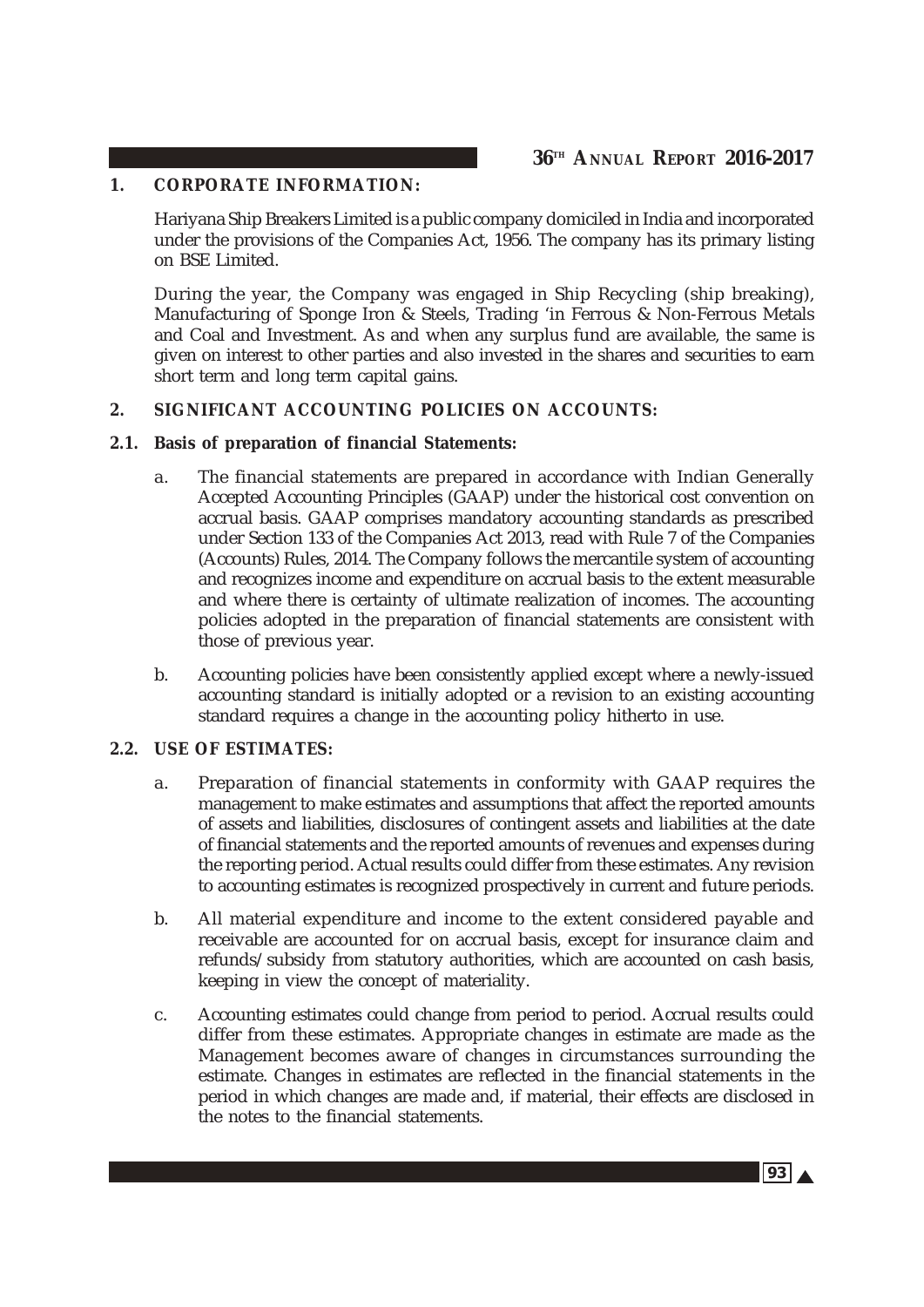## 1. CORPORATE INFORMATION:

Hariyana Ship Breakers Limited is a public company domiciled in India and incorporated under the provisions of the Companies Act, 1956. The company has its primary listing on BSE Limited.

During the year, the Company was engaged in Ship Recycling (ship breaking), Manufacturing of Sponge Iron & Steels, Trading 'in Ferrous & Non-Ferrous Metals and Coal and Investment. As and when any surplus fund are available, the same is given on interest to other parties and also invested in the shares and securities to earn short term and long term capital gains.

## 2. SIGNIFICANT ACCOUNTING POLICIES ON ACCOUNTS:

### 2.1. Basis of preparation of financial Statements:

a. The financial statements are prepared in accordance with Indian Generally Accepted Accounting Principles (GAAP) under the historical cost convention on accrual basis. GAAP comprises mandatory accounting standards as prescribed under Section 133 of the Companies Act 2013, read with Rule 7 of the Companies (Accounts) Rules, 2014. The Company follows the mercantile system of accounting and recognizes income and expenditure on accrual basis to the extent measurable and where there is certainty of ultimate realization of incomes. The accounting policies adopted in the preparation of financial statements are consistent with those of previous year.

b. Accounting policies have been consistently applied except where a newly-issued accounting standard is initially adopted or a revision to an existing accounting standard requires a change in the accounting policy hitherto in use.

### 2.2. USE OF ESTIMATES:

a. Preparation of financial statements in conformity with GAAP requires the management to make estimates and assumptions that affect the reported amounts of assets and liabilities, disclosures of contingent assets and liabilities at the date of financial statements and the reported amounts of revenues and expenses during the reporting period. Actual results could differ from these estimates. Any revision to accounting estimates is recognized prospectively in current and future periods.

b. All material expenditure and income to the extent considered payable and receivable are accounted for on accrual basis, except for insurance claim and refunds/subsidy from statutory authorities, which are accounted on cash basis, keeping in view the concept of materiality.

c. Accounting estimates could change from period to period. Accrual results could differ from these estimates. Appropriate changes in estimate are made as the Management becomes aware of changes in circumstances surrounding the estimate. Changes in estimates are reflected in the financial statements in the period in which changes are made and, if material, their effects are disclosed in the notes to the financial statements.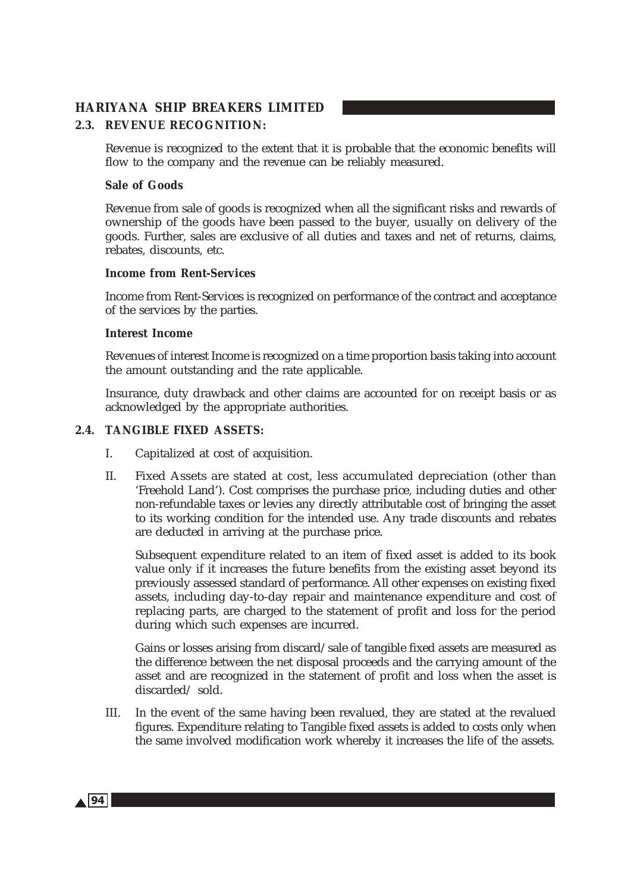## 2.3. REVENUE RECOGNITION:

Revenue is recognized to the extent that it is probable that the economic benefits will flow to the company and the revenue can be reliably measured.

**Sale of Goods**

Revenue from sale of goods is recognized when all the significant risks and rewards of ownership of the goods have been passed to the buyer, usually on delivery of the goods. Further, sales are exclusive of all duties and taxes and net of returns, claims, rebates, discounts, etc.

**Income from Rent-Services**

Income from Rent-Services is recognized on performance of the contract and acceptance of the services by the parties.

**Interest Income**

Revenues of interest Income is recognized on a time proportion basis taking into account the amount outstanding and the rate applicable.

Insurance, duty drawback and other claims are accounted for on receipt basis or as acknowledged by the appropriate authorities.

## 2.4. TANGIBLE FIXED ASSETS:

I. Capitalized at cost of acquisition.

II. Fixed Assets are stated at cost, less accumulated depreciation (other than 'Freehold Land'). Cost comprises the purchase price, including duties and other non-refundable taxes or levies any directly attributable cost of bringing the asset to its working condition for the intended use. Any trade discounts and rebates are deducted in arriving at the purchase price.

Subsequent expenditure related to an item of fixed asset is added to its book value only if it increases the future benefits from the existing asset beyond its previously assessed standard of performance. All other expenses on existing fixed assets, including day-to-day repair and maintenance expenditure and cost of replacing parts, are charged to the statement of profit and loss for the period during which such expenses are incurred.

Gains or losses arising from discard/sale of tangible fixed assets are measured as the difference between the net disposal proceeds and the carrying amount of the asset and are recognized in the statement of profit and loss when the asset is discarded/ sold.

III. In the event of the same having been revalued, they are stated at the revalued figures. Expenditure relating to Tangible fixed assets is added to costs only when the same involved modification work whereby it increases the life of the assets.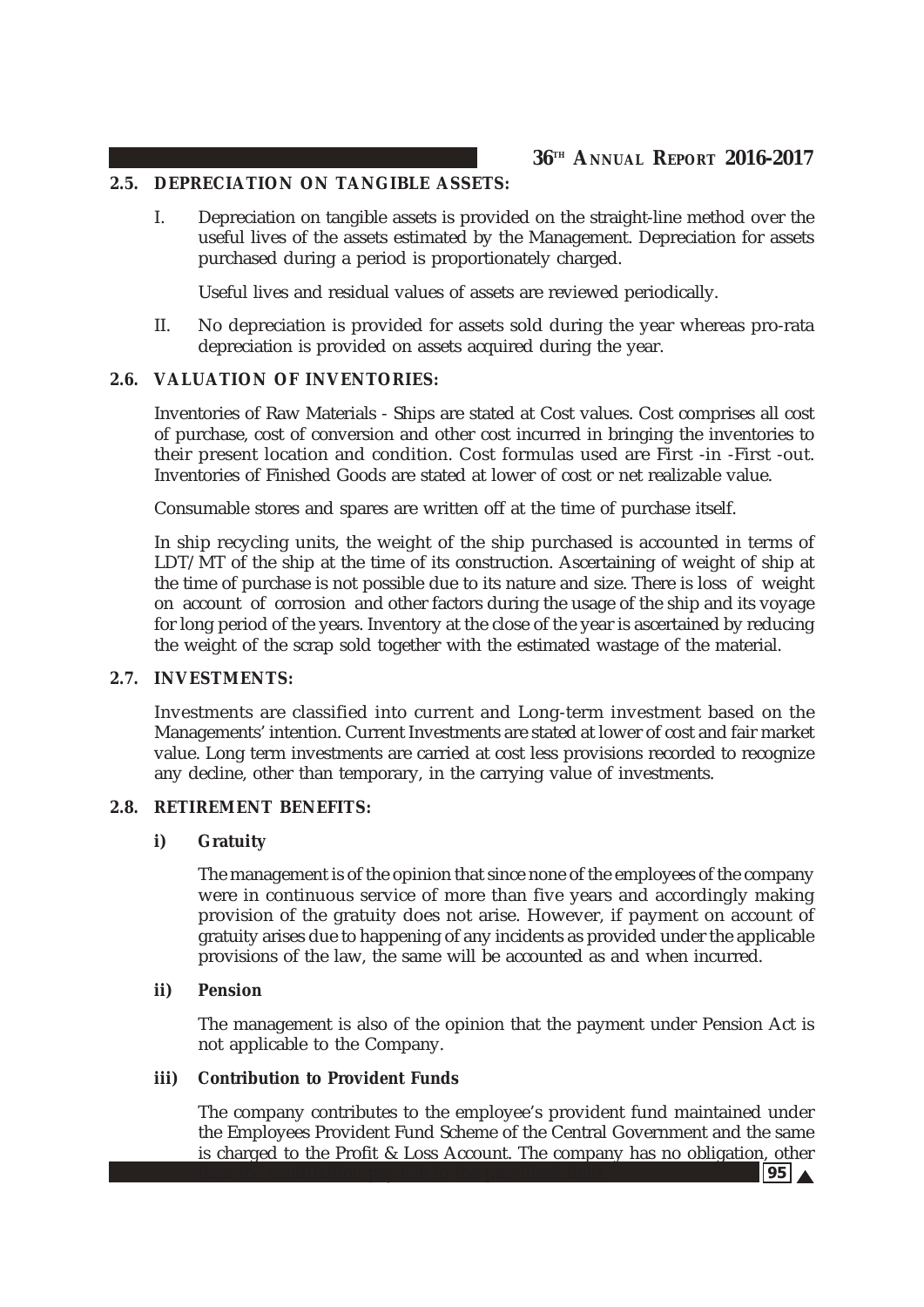## 2.5. DEPRECIATION ON TANGIBLE ASSETS:

I. Depreciation on tangible assets is provided on the straight-line method over the useful lives of the assets estimated by the Management. Depreciation for assets purchased during a period is proportionately charged.

Useful lives and residual values of assets are reviewed periodically.

II. No depreciation is provided for assets sold during the year whereas pro-rata depreciation is provided on assets acquired during the year.

## 2.6. VALUATION OF INVENTORIES:

Inventories of Raw Materials - Ships are stated at Cost values. Cost comprises all cost of purchase, cost of conversion and other cost incurred in bringing the inventories to their present location and condition. Cost formulas used are First -in -First -out. Inventories of Finished Goods are stated at lower of cost or net realizable value.

Consumable stores and spares are written off at the time of purchase itself.

In ship recycling units, the weight of the ship purchased is accounted in terms of LDT/MT of the ship at the time of its construction. Ascertaining of weight of ship at the time of purchase is not possible due to its nature and size. There is loss of weight on account of corrosion and other factors during the usage of the ship and its voyage for long period of the years. Inventory at the close of the year is ascertained by reducing the weight of the scrap sold together with the estimated wastage of the material.

## 2.7. INVESTMENTS:

Investments are classified into current and Long-term investment based on the Managements' intention. Current Investments are stated at lower of cost and fair market value. Long term investments are carried at cost less provisions recorded to recognize any decline, other than temporary, in the carrying value of investments.

## 2.8. RETIREMENT BENEFITS:

### i) Gratuity

The management is of the opinion that since none of the employees of the company were in continuous service of more than five years and accordingly making provision of the gratuity does not arise. However, if payment on account of gratuity arises due to happening of any incidents as provided under the applicable provisions of the law, the same will be accounted as and when incurred.

### ii) Pension

The management is also of the opinion that the payment under Pension Act is not applicable to the Company.

### iii) Contribution to Provident Funds

The company contributes to the employee's provident fund maintained under the Employees Provident Fund Scheme of the Central Government and the same is charged to the Profit & Loss Account. The company has no obligation, other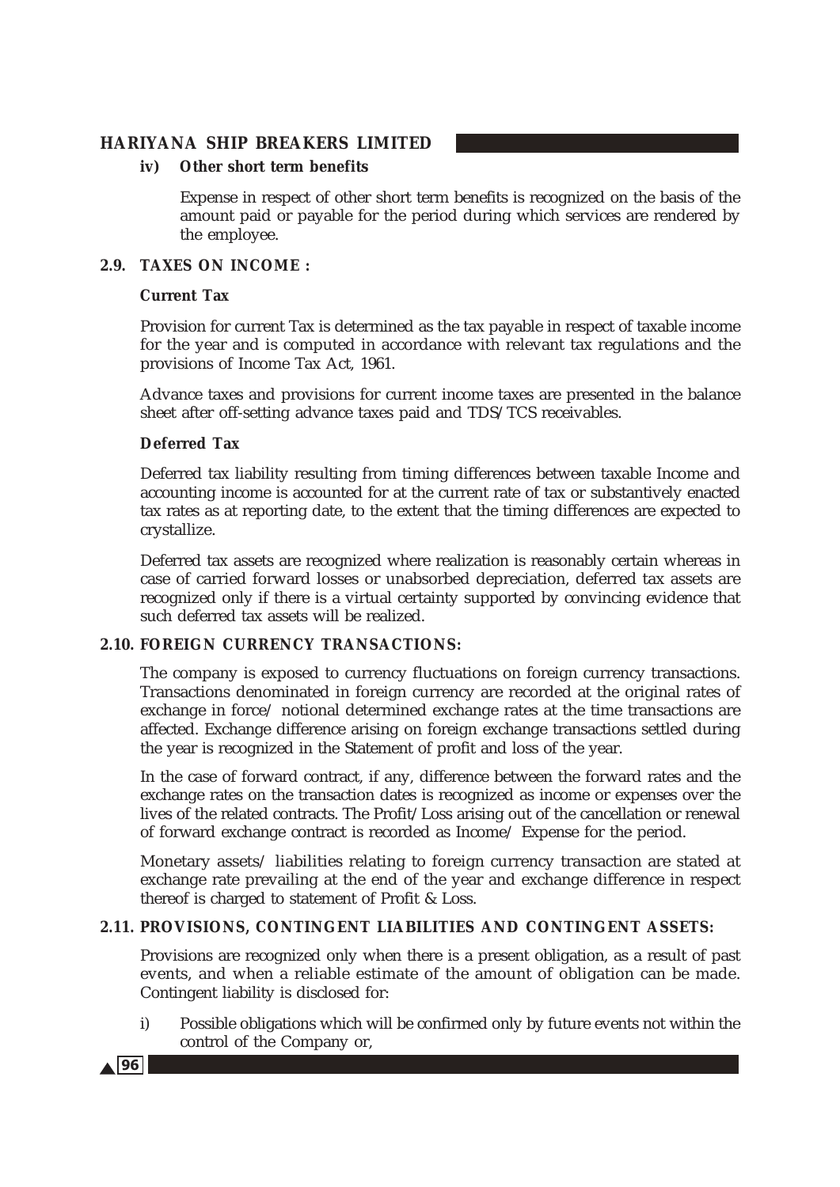#### iv) Other short term benefits

Expense in respect of other short term benefits is recognized on the basis of the amount paid or payable for the period during which services are rendered by the employee.

### 2.9. TAXES ON INCOME :

**Current Tax**

Provision for current Tax is determined as the tax payable in respect of taxable income for the year and is computed in accordance with relevant tax regulations and the provisions of Income Tax Act, 1961.

Advance taxes and provisions for current income taxes are presented in the balance sheet after off-setting advance taxes paid and TDS/TCS receivables.

**Deferred Tax**

Deferred tax liability resulting from timing differences between taxable Income and accounting income is accounted for at the current rate of tax or substantively enacted tax rates as at reporting date, to the extent that the timing differences are expected to crystallize.

Deferred tax assets are recognized where realization is reasonably certain whereas in case of carried forward losses or unabsorbed depreciation, deferred tax assets are recognized only if there is a virtual certainty supported by convincing evidence that such deferred tax assets will be realized.

### 2.10. FOREIGN CURRENCY TRANSACTIONS:

The company is exposed to currency fluctuations on foreign currency transactions. Transactions denominated in foreign currency are recorded at the original rates of exchange in force/ notional determined exchange rates at the time transactions are affected. Exchange difference arising on foreign exchange transactions settled during the year is recognized in the Statement of profit and loss of the year.

In the case of forward contract, if any, difference between the forward rates and the exchange rates on the transaction dates is recognized as income or expenses over the lives of the related contracts. The Profit/Loss arising out of the cancellation or renewal of forward exchange contract is recorded as Income/ Expense for the period.

Monetary assets/ liabilities relating to foreign currency transaction are stated at exchange rate prevailing at the end of the year and exchange difference in respect thereof is charged to statement of Profit & Loss.

### 2.11. PROVISIONS, CONTINGENT LIABILITIES AND CONTINGENT ASSETS:

Provisions are recognized only when there is a present obligation, as a result of past events, and when a reliable estimate of the amount of obligation can be made. Contingent liability is disclosed for:

i) Possible obligations which will be confirmed only by future events not within the control of the Company or,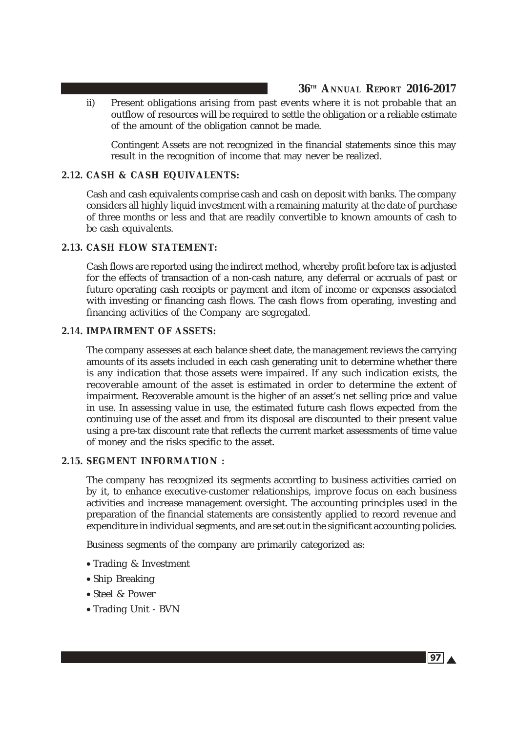ii) Present obligations arising from past events where it is not probable that an outflow of resources will be required to settle the obligation or a reliable estimate of the amount of the obligation cannot be made.

Contingent Assets are not recognized in the financial statements since this may result in the recognition of income that may never be realized.

### 2.12. CASH & CASH EQUIVALENTS:

Cash and cash equivalents comprise cash and cash on deposit with banks. The company considers all highly liquid investment with a remaining maturity at the date of purchase of three months or less and that are readily convertible to known amounts of cash to be cash equivalents.

### 2.13. CASH FLOW STATEMENT:

Cash flows are reported using the indirect method, whereby profit before tax is adjusted for the effects of transaction of a non-cash nature, any deferral or accruals of past or future operating cash receipts or payment and item of income or expenses associated with investing or financing cash flows. The cash flows from operating, investing and financing activities of the Company are segregated.

### 2.14. IMPAIRMENT OF ASSETS:

The company assesses at each balance sheet date, the management reviews the carrying amounts of its assets included in each cash generating unit to determine whether there is any indication that those assets were impaired. If any such indication exists, the recoverable amount of the asset is estimated in order to determine the extent of impairment. Recoverable amount is the higher of an asset's net selling price and value in use. In assessing value in use, the estimated future cash flows expected from the continuing use of the asset and from its disposal are discounted to their present value using a pre-tax discount rate that reflects the current market assessments of time value of money and the risks specific to the asset.

### 2.15. SEGMENT INFORMATION :

The company has recognized its segments according to business activities carried on by it, to enhance executive-customer relationships, improve focus on each business activities and increase management oversight. The accounting principles used in the preparation of the financial statements are consistently applied to record revenue and expenditure in individual segments, and are set out in the significant accounting policies.

Business segments of the company are primarily categorized as:

- Trading & Investment
- Ship Breaking
- Steel & Power
- Trading Unit - BVN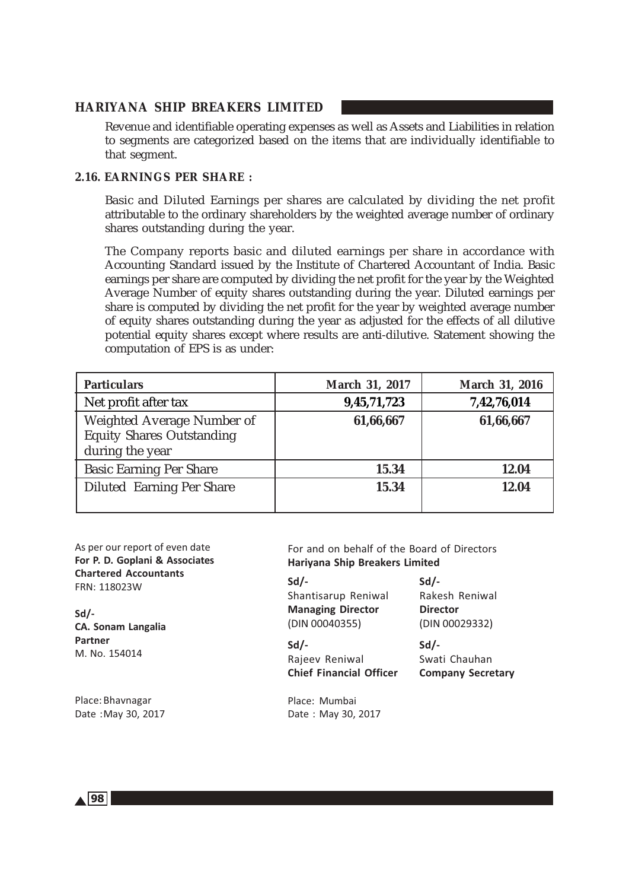Revenue and identifiable operating expenses as well as Assets and Liabilities in relation to segments are categorized based on the items that are individually identifiable to that segment.

### 2.16. EARNINGS PER SHARE :

Basic and Diluted Earnings per shares are calculated by dividing the net profit attributable to the ordinary shareholders by the weighted average number of ordinary shares outstanding during the year.

The Company reports basic and diluted earnings per share in accordance with Accounting Standard issued by the Institute of Chartered Accountant of India. Basic earnings per share are computed by dividing the net profit for the year by the Weighted Average Number of equity shares outstanding during the year. Diluted earnings per share is computed by dividing the net profit for the year by weighted average number of equity shares outstanding during the year as adjusted for the effects of all dilutive potential equity shares except where results are anti-dilutive. Statement showing the computation of EPS is as under:

| Particulars | March 31, 2017 | March 31, 2016 |
|---|---|---|
| Net profit after tax | **9,45,71,723** | **7,42,76,014** |
| Weighted Average Number of Equity Shares Outstanding during the year | **61,66,667** | **61,66,667** |
| Basic Earning Per Share | **15.34** | **12.04** |
| Diluted Earning Per Share | **15.34** | **12.04** |

As per our report of even date
**For P. D. Goplani & Associates**
**Chartered Accountants**
FRN: 118023W

**Sd/-**
**CA. Sonam Langalia**
**Partner**
M. No. 154014

Place: Bhavnagar
Date : May 30, 2017

For and on behalf of the Board of Directors
**Hariyana Ship Breakers Limited**

**Sd/-**
Shantisarup Reniwal
**Managing Director**
(DIN 00040355)

**Sd/-**
Rakesh Reniwal
**Director**
(DIN 00029332)

**Sd/-**
Rajeev Reniwal
**Chief Financial Officer**

**Sd/-**
Swati Chauhan
**Company Secretary**

Place: Mumbai
Date : May 30, 2017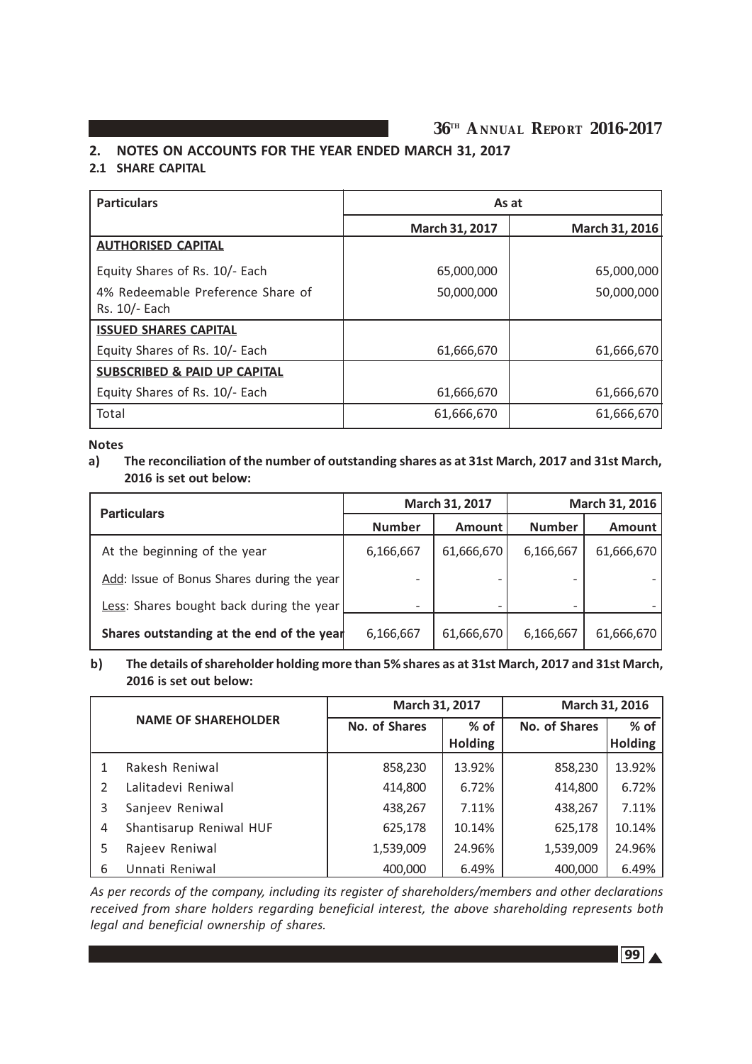## 2. NOTES ON ACCOUNTS FOR THE YEAR ENDED MARCH 31, 2017

### 2.1 SHARE CAPITAL

| Particulars | As at | |
|---|---|---|
| | March 31, 2017 | March 31, 2016 |
| **AUTHORISED CAPITAL** | | |
| Equity Shares of Rs. 10/- Each | 65,000,000 | 65,000,000 |
| 4% Redeemable Preference Share of Rs. 10/- Each | 50,000,000 | 50,000,000 |
| **ISSUED SHARES CAPITAL** | | |
| Equity Shares of Rs. 10/- Each | 61,666,670 | 61,666,670 |
| **SUBSCRIBED & PAID UP CAPITAL** | | |
| Equity Shares of Rs. 10/- Each | 61,666,670 | 61,666,670 |
| Total | 61,666,670 | 61,666,670 |

**Notes**

**a) The reconciliation of the number of outstanding shares as at 31st March, 2017 and 31st March, 2016 is set out below:**

| Particulars | March 31, 2017 | | March 31, 2016 | |
|---|---|---|---|---|
| | Number | Amount | Number | Amount |
| At the beginning of the year | 6,166,667 | 61,666,670 | 6,166,667 | 61,666,670 |
| Add: Issue of Bonus Shares during the year | - | - | - | - |
| Less: Shares bought back during the year | - | - | - | - |
| **Shares outstanding at the end of the year** | 6,166,667 | 61,666,670 | 6,166,667 | 61,666,670 |

**b) The details of shareholder holding more than 5% shares as at 31st March, 2017 and 31st March, 2016 is set out below:**

| | NAME OF SHAREHOLDER | March 31, 2017 | | March 31, 2016 | |
|---|---|---|---|---|---|
| | | No. of Shares | % of Holding | No. of Shares | % of Holding |
| 1 | Rakesh Reniwal | 858,230 | 13.92% | 858,230 | 13.92% |
| 2 | Lalitadevi Reniwal | 414,800 | 6.72% | 414,800 | 6.72% |
| 3 | Sanjeev Reniwal | 438,267 | 7.11% | 438,267 | 7.11% |
| 4 | Shantisarup Reniwal HUF | 625,178 | 10.14% | 625,178 | 10.14% |
| 5 | Rajeev Reniwal | 1,539,009 | 24.96% | 1,539,009 | 24.96% |
| 6 | Unnati Reniwal | 400,000 | 6.49% | 400,000 | 6.49% |

*As per records of the company, including its register of shareholders/members and other declarations received from share holders regarding beneficial interest, the above shareholding represents both legal and beneficial ownership of shares.*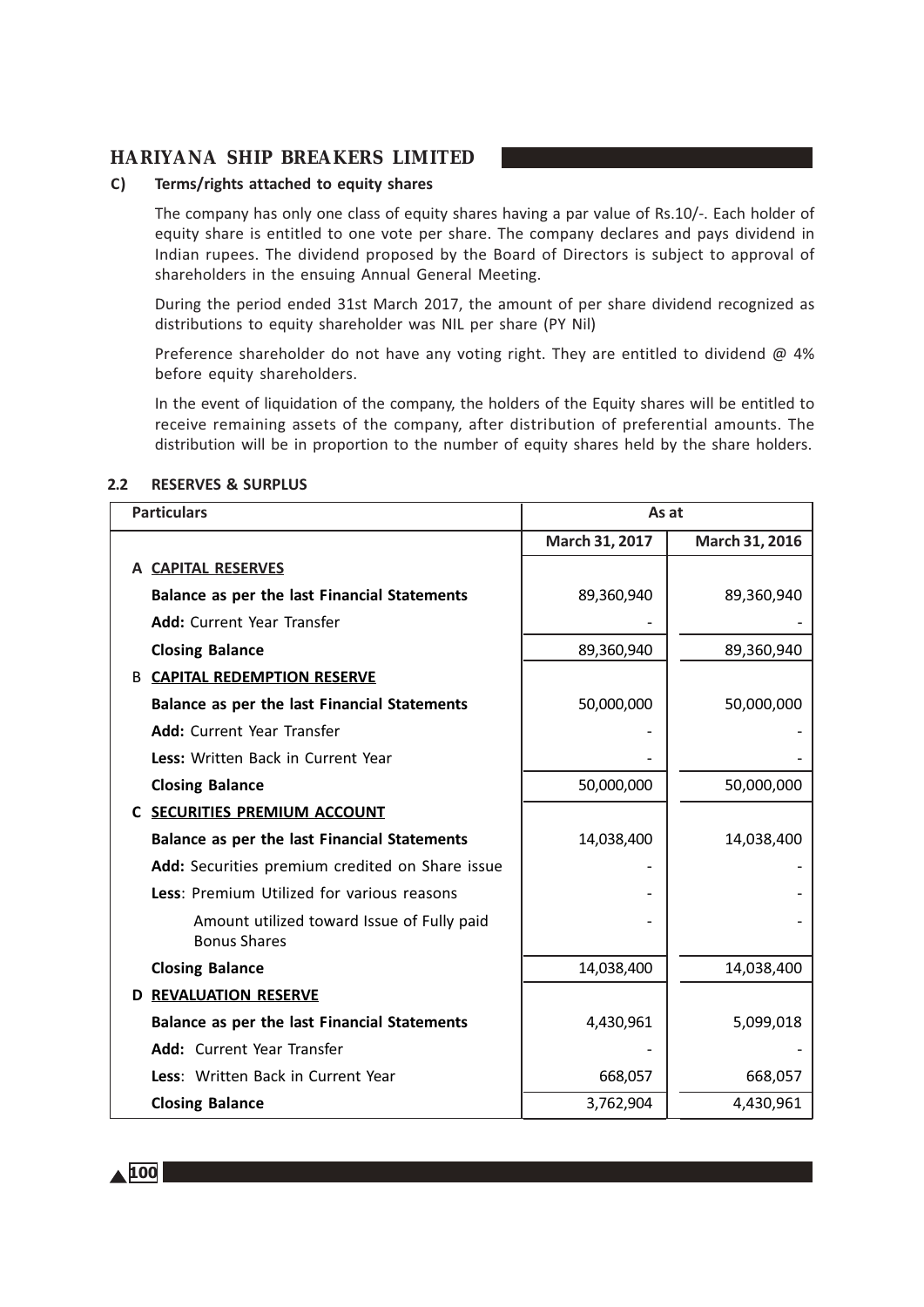### C) Terms/rights attached to equity shares

The company has only one class of equity shares having a par value of Rs.10/-. Each holder of equity share is entitled to one vote per share. The company declares and pays dividend in Indian rupees. The dividend proposed by the Board of Directors is subject to approval of shareholders in the ensuing Annual General Meeting.

During the period ended 31st March 2017, the amount of per share dividend recognized as distributions to equity shareholder was NIL per share (PY Nil)

Preference shareholder do not have any voting right. They are entitled to dividend @ 4% before equity shareholders.

In the event of liquidation of the company, the holders of the Equity shares will be entitled to receive remaining assets of the company, after distribution of preferential amounts. The distribution will be in proportion to the number of equity shares held by the share holders.

## 2.2 RESERVES & SURPLUS

| Particulars | As at | |
|---|---|---|
| | **March 31, 2017** | **March 31, 2016** |
| **A CAPITAL RESERVES** | | |
| **Balance as per the last Financial Statements** | 89,360,940 | 89,360,940 |
| **Add:** Current Year Transfer | - | - |
| **Closing Balance** | 89,360,940 | 89,360,940 |
| **B CAPITAL REDEMPTION RESERVE** | | |
| **Balance as per the last Financial Statements** | 50,000,000 | 50,000,000 |
| **Add:** Current Year Transfer | - | - |
| **Less:** Written Back in Current Year | - | - |
| **Closing Balance** | 50,000,000 | 50,000,000 |
| **C SECURITIES PREMIUM ACCOUNT** | | |
| **Balance as per the last Financial Statements** | 14,038,400 | 14,038,400 |
| **Add:** Securities premium credited on Share issue | - | - |
| **Less**: Premium Utilized for various reasons | - | - |
| Amount utilized toward Issue of Fully paid Bonus Shares | - | - |
| **Closing Balance** | 14,038,400 | 14,038,400 |
| **D REVALUATION RESERVE** | | |
| **Balance as per the last Financial Statements** | 4,430,961 | 5,099,018 |
| **Add:** Current Year Transfer | - | - |
| **Less**: Written Back in Current Year | 668,057 | 668,057 |
| **Closing Balance** | 3,762,904 | 4,430,961 |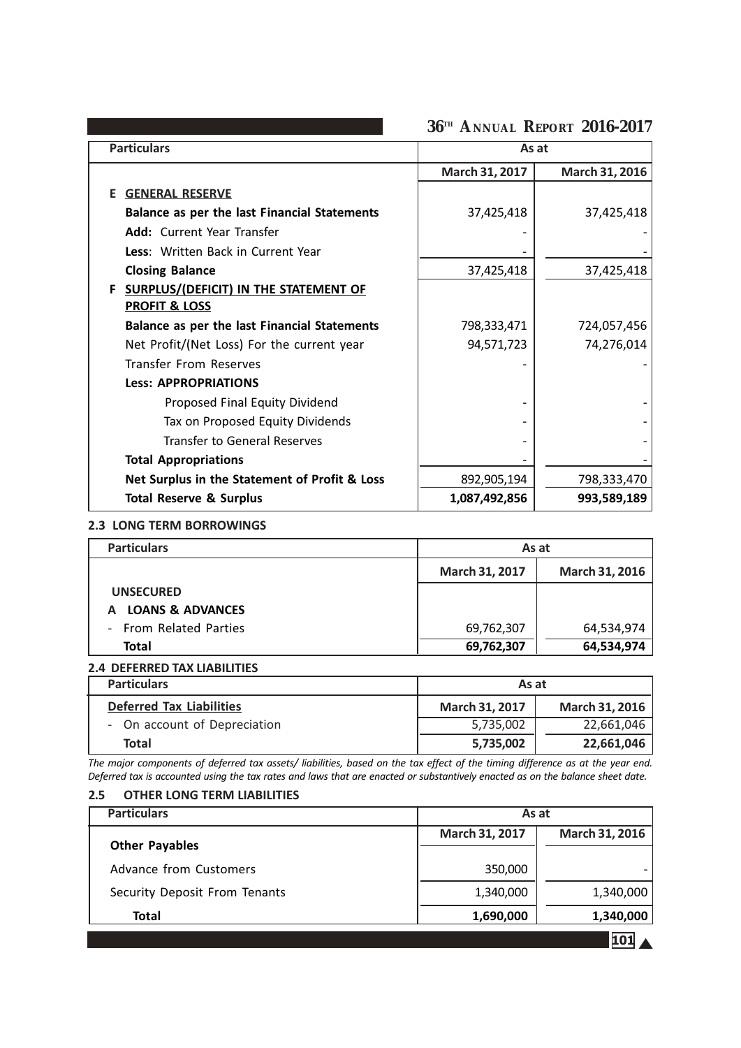| Particulars | As at | |
|---|---|---|
| | March 31, 2017 | March 31, 2016 |
| **E GENERAL RESERVE** | | |
| **Balance as per the last Financial Statements** | 37,425,418 | 37,425,418 |
| **Add:** Current Year Transfer | - | - |
| **Less**: Written Back in Current Year | - | - |
| **Closing Balance** | 37,425,418 | 37,425,418 |
| **F SURPLUS/(DEFICIT) IN THE STATEMENT OF PROFIT & LOSS** | | |
| **Balance as per the last Financial Statements** | 798,333,471 | 724,057,456 |
| Net Profit/(Net Loss) For the current year | 94,571,723 | 74,276,014 |
| Transfer From Reserves | - | - |
| **Less: APPROPRIATIONS** | | |
| Proposed Final Equity Dividend | - | - |
| Tax on Proposed Equity Dividends | - | - |
| Transfer to General Reserves | - | - |
| **Total Appropriations** | - | - |
| **Net Surplus in the Statement of Profit & Loss** | 892,905,194 | 798,333,470 |
| **Total Reserve & Surplus** | **1,087,492,856** | **993,589,189** |

### 2.3 LONG TERM BORROWINGS

| Particulars | As at | |
|---|---|---|
| | March 31, 2017 | March 31, 2016 |
| **UNSECURED** | | |
| **A LOANS & ADVANCES** | | |
| - From Related Parties | 69,762,307 | 64,534,974 |
| **Total** | **69,762,307** | **64,534,974** |

### 2.4 DEFERRED TAX LIABILITIES

| Particulars | As at | |
|---|---|---|
| **Deferred Tax Liabilities** | March 31, 2017 | March 31, 2016 |
| - On account of Depreciation | 5,735,002 | 22,661,046 |
| **Total** | **5,735,002** | **22,661,046** |

*The major components of deferred tax assets/ liabilities, based on the tax effect of the timing difference as at the year end. Deferred tax is accounted using the tax rates and laws that are enacted or substantively enacted as on the balance sheet date.*

### 2.5 OTHER LONG TERM LIABILITIES

| Particulars | As at | |
|---|---|---|
| **Other Payables** | March 31, 2017 | March 31, 2016 |
| Advance from Customers | 350,000 | - |
| Security Deposit From Tenants | 1,340,000 | 1,340,000 |
| **Total** | **1,690,000** | **1,340,000** |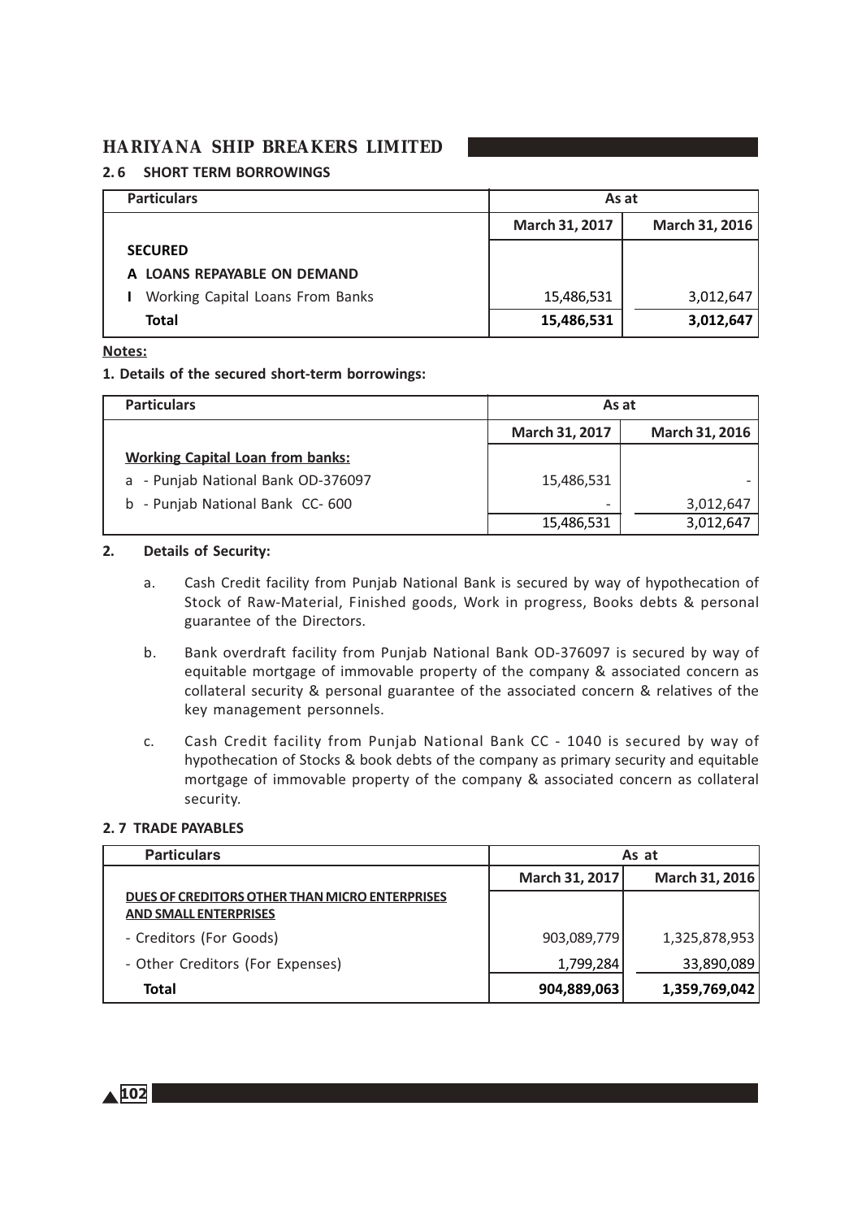## 2. 6 SHORT TERM BORROWINGS

| Particulars | As at | |
|---|---|---|
| | March 31, 2017 | March 31, 2016 |
| **SECURED** | | |
| **A LOANS REPAYABLE ON DEMAND** | | |
| I Working Capital Loans From Banks | 15,486,531 | 3,012,647 |
| **Total** | **15,486,531** | **3,012,647** |

**Notes:**

**1. Details of the secured short-term borrowings:**

| Particulars | As at | |
|---|---|---|
| | March 31, 2017 | March 31, 2016 |
| **Working Capital Loan from banks:** | | |
| a - Punjab National Bank OD-376097 | 15,486,531 | - |
| b - Punjab National Bank CC- 600 | - | 3,012,647 |
| | 15,486,531 | 3,012,647 |

**2. Details of Security:**

a. Cash Credit facility from Punjab National Bank is secured by way of hypothecation of Stock of Raw-Material, Finished goods, Work in progress, Books debts & personal guarantee of the Directors.

b. Bank overdraft facility from Punjab National Bank OD-376097 is secured by way of equitable mortgage of immovable property of the company & associated concern as collateral security & personal guarantee of the associated concern & relatives of the key management personnels.

c. Cash Credit facility from Punjab National Bank CC - 1040 is secured by way of hypothecation of Stocks & book debts of the company as primary security and equitable mortgage of immovable property of the company & associated concern as collateral security.

## 2. 7 TRADE PAYABLES

| Particulars | As at | |
|---|---|---|
| | March 31, 2017 | March 31, 2016 |
| DUES OF CREDITORS OTHER THAN MICRO ENTERPRISES AND SMALL ENTERPRISES | | |
| - Creditors (For Goods) | 903,089,779 | 1,325,878,953 |
| - Other Creditors (For Expenses) | 1,799,284 | 33,890,089 |
| **Total** | **904,889,063** | **1,359,769,042** |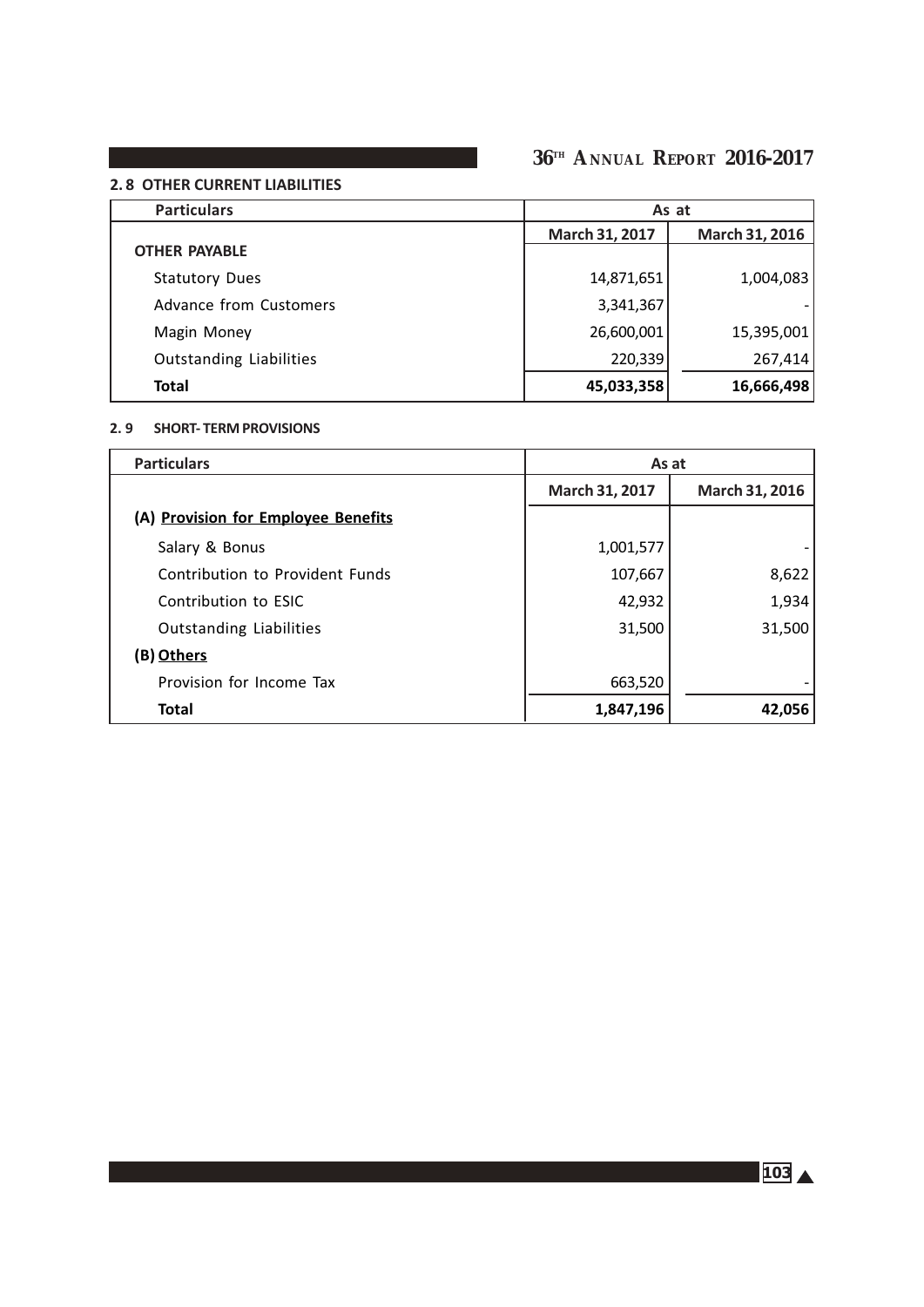## 2. 8 OTHER CURRENT LIABILITIES

| Particulars | As at | |
|---|---|---|
| | March 31, 2017 | March 31, 2016 |
| **OTHER PAYABLE** | | |
| Statutory Dues | 14,871,651 | 1,004,083 |
| Advance from Customers | 3,341,367 | - |
| Magin Money | 26,600,001 | 15,395,001 |
| Outstanding Liabilities | 220,339 | 267,414 |
| **Total** | **45,033,358** | **16,666,498** |

## 2. 9 SHORT- TERM PROVISIONS

| Particulars | As at | |
|---|---|---|
| | March 31, 2017 | March 31, 2016 |
| **(A) Provision for Employee Benefits** | | |
| Salary & Bonus | 1,001,577 | - |
| Contribution to Provident Funds | 107,667 | 8,622 |
| Contribution to ESIC | 42,932 | 1,934 |
| Outstanding Liabilities | 31,500 | 31,500 |
| **(B) Others** | | |
| Provision for Income Tax | 663,520 | - |
| **Total** | **1,847,196** | **42,056** |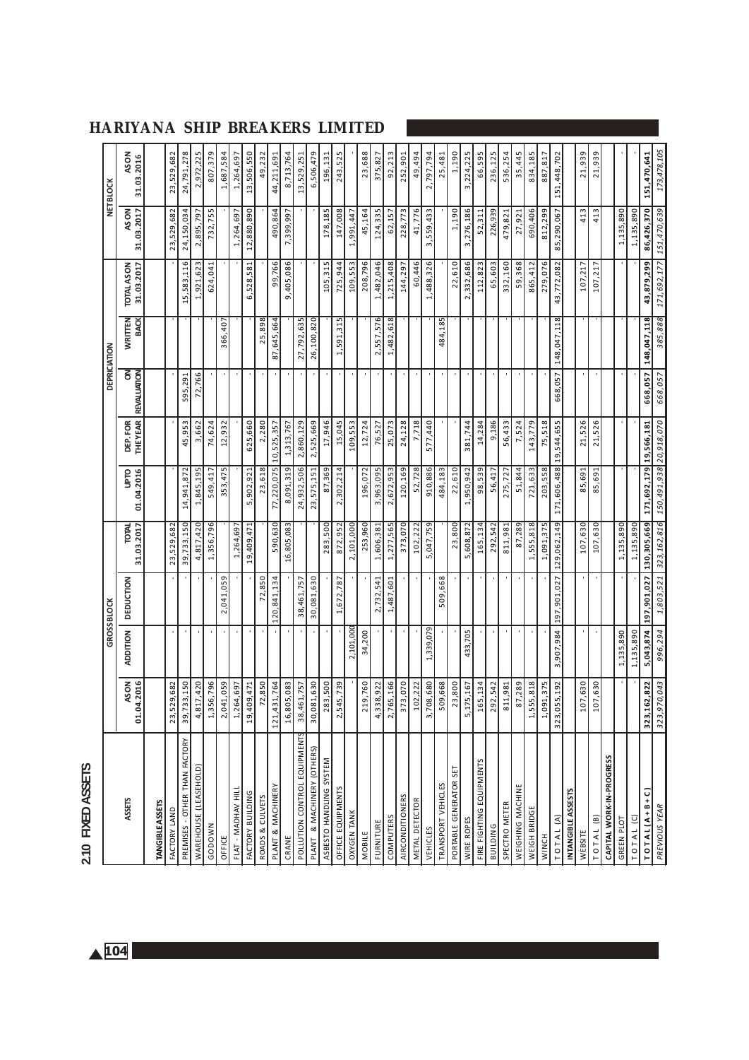## 2.10 FIXED ASSETS

| ASSETS | GROSS BLOCK | | | | DEPRICIATION | | | | | NET BLOCK | |
|---|---|---|---|---|---|---|---|---|---|---|---|
| | AS ON 01.04.2016 | ADDITION | DEDUCTION | TOTAL 31.03.2017 | UPTO 01.04.2016 | DEP. FOR THE YEAR | ON REVALUATION | WRITTEN BACK | TOTAL AS ON 31.03.2017 | AS ON 31.03.2017 | AS ON 31.03.2016 |
| **TANGIBLE ASSETS** | | | | | | | | | | | |
| FACTORY LAND | 23,529,682 | - | - | 23,529,682 | - | - | - | - | - | 23,529,682 | 23,529,682 |
| PREMISES - OTHER THAN FACTORY | 39,733,150 | - | - | 39,733,150 | 14,941,872 | 45,953 | 595,291 | - | 15,583,116 | 24,150,034 | 24,791,278 |
| WAREHOUSE (LEASEHOLD) | 4,817,420 | - | - | 4,817,420 | 1,845,195 | 3,662 | 72,766 | - | 1,921,623 | 2,895,797 | 2,972,225 |
| GODOWN | 1,356,796 | - | - | 1,356,796 | 549,417 | 74,624 | - | - | 624,041 | 732,755 | 807,379 |
| OFFICE | 2,041,059 | - | 2,041,059 | - | 353,475 | 12,932 | - | 366,407 | - | - | 1,687,584 |
| FLAT - MADHAV HILL | 1,264,697 | - | - | 1,264,697 | - | - | - | - | - | 1,264,697 | 1,264,697 |
| FACTORY BUILDING | 19,409,471 | - | - | 19,409,471 | 5,902,921 | 625,660 | - | - | 6,528,581 | 12,880,890 | 13,506,550 |
| ROADS & CULVETS | 72,850 | - | 72,850 | - | 23,618 | 2,280 | - | 25,898 | - | - | 49,232 |
| PLANT & MACHINERY | 121,431,764 | - | 120,841,134 | 590,630 | 77,220,075 | 10,525,357 | - | 87,645,664 | 99,766 | 490,864 | 44,211,691 |
| CRANE | 16,805,083 | - | - | 16,805,083 | 8,091,319 | 1,313,767 | - | - | 9,405,086 | 7,399,997 | 8,713,764 |
| POLLUTION CONTROL EQUIPMENTS | 38,461,757 | - | 38,461,757 | - | 24,932,506 | 2,860,129 | - | 27,792,635 | - | - | 13,529,251 |
| PLANT & MACHINERY (OTHERS) | 30,081,630 | - | 30,081,630 | - | 23,575,151 | 2,525,669 | - | 26,100,820 | - | - | 6,506,479 |
| ASBESTO HANDLING SYSTEM | 283,500 | - | - | 283,500 | 87,369 | 17,946 | - | - | 105,315 | 178,185 | 196,131 |
| OFFICE EQUIPMENTS | 2,545,739 | - | 1,672,787 | 872,952 | 2,302,214 | 15,045 | - | 1,591,315 | 725,944 | 147,008 | 243,525 |
| OXYGEN TANK | - | 2,101,000 | - | 2,101,000 | - | 109,553 | - | - | 109,553 | 1,991,447 | - |
| MOBILE | 219,760 | 34,200 | - | 253,960 | 196,072 | 12,724 | - | - | 208,796 | 45,164 | 23,688 |
| FURNITURE | 4,338,922 | - | 2,732,541 | 1,606,381 | 3,963,095 | 76,527 | - | 2,557,576 | 1,482,046 | 124,335 | 375,827 |
| COMPUTERS | 2,765,166 | - | 1,487,601 | 1,277,565 | 2,672,953 | 25,073 | - | 1,482,618 | 1,215,408 | 62,157 | 92,213 |
| AIRCONDITIONERS | 373,070 | - | - | 373,070 | 120,169 | 24,128 | - | - | 144,297 | 228,773 | 252,901 |
| METAL DETECTOR | 102,222 | - | - | 102,222 | 52,728 | 7,718 | - | - | 60,446 | 41,776 | 49,494 |
| VEHICLES | 3,708,680 | 1,339,079 | - | 5,047,759 | 910,886 | 577,440 | - | - | 1,488,326 | 3,559,433 | 2,797,794 |
| TRANSPORT VEHICLES | 509,668 | - | 509,668 | - | 484,183 | - | - | 484,185 | - | - | 25,481 |
| PORTABLE GENERATOR SET | 23,800 | - | - | 23,800 | 22,610 | - | - | - | 22,610 | 1,190 | 1,190 |
| WIRE ROPES | 5,175,167 | 433,705 | - | 5,608,872 | 1,950,942 | 381,744 | - | - | 2,332,686 | 3,276,186 | 3,224,225 |
| FIRE FIGHTING EQUIPMENTS | 165,134 | - | - | 165,134 | 98,539 | 14,284 | - | - | 112,823 | 52,311 | 66,595 |
| BUILDING | 292,542 | - | - | 292,542 | 56,417 | 9,186 | - | - | 65,603 | 226,939 | 236,125 |
| SPECTRO METER | 811,981 | - | - | 811,981 | 275,727 | 56,433 | - | - | 332,160 | 479,821 | 536,254 |
| WEIGHING MACHINE | 87,289 | - | - | 87,289 | 51,844 | 7,524 | - | - | 59,368 | 27,921 | 35,445 |
| WEIGH BRIDGE | 1,555,818 | - | - | 1,555,818 | 721,633 | 143,779 | - | - | 865,412 | 690,406 | 834,185 |
| WINCH | 1,091,375 | - | - | 1,091,375 | 203,558 | 75,518 | - | - | 279,076 | 812,299 | 887,817 |
| TOTAL (A) | 323,055,192 | 3,907,984 | 197,901,027 | 129,062,149 | 171,606,488 | 19,544,655 | 668,057 | 148,047,118 | 43,772,082 | 85,290,067 | 151,448,702 |
| **INTANGIBLE ASSESTS** | | | | | | | | | | | |
| WEBSITE | 107,630 | - | - | 107,630 | 85,691 | 21,526 | - | - | 107,217 | 413 | 21,939 |
| TOTAL (B) | 107,630 | - | - | 107,630 | 85,691 | 21,526 | - | - | 107,217 | 413 | 21,939 |
| **CAPITAL WORK-IN-PROGRESS** | | | | | | | | | | | |
| GREEN PLOT | - | 1,135,890 | - | 1,135,890 | - | - | - | - | - | 1,135,890 | - |
| TOTAL (C) | - | 1,135,890 | - | 1,135,890 | - | - | - | - | - | 1,135,890 | - |
| **TOTAL (A + B + C)** | **323,162,822** | **5,043,874** | **197,901,027** | **130,305,669** | **171,692,179** | **19,566,181** | **668,057** | **148,047,118** | **43,879,299** | **86,426,370** | **151,470,641** |
| *PREVIOUS YEAR* | *323,970,043* | *996,294* | *1,803,521* | *323,162,816* | *150,491,938* | *20,918,070* | *668,057* | *385,888* | *171,692,177* | *151,470,639* | *173,478,105* |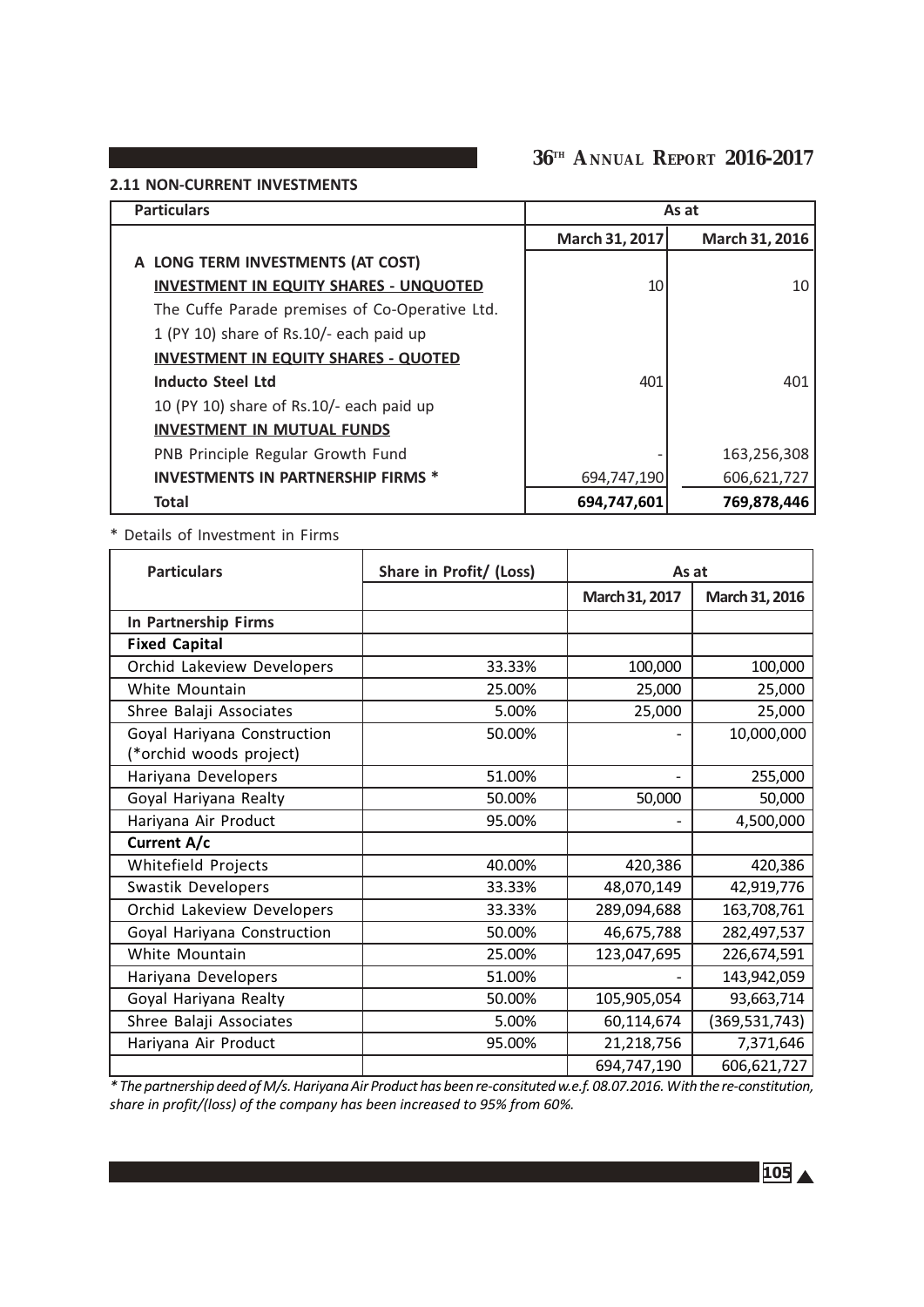### 2.11 NON-CURRENT INVESTMENTS

| Particulars | As at | |
|---|---|---|
| | March 31, 2017 | March 31, 2016 |
| **A LONG TERM INVESTMENTS (AT COST)** | | |
| **INVESTMENT IN EQUITY SHARES - UNQUOTED** | 10 | 10 |
| The Cuffe Parade premises of Co-Operative Ltd. | | |
| 1 (PY 10) share of Rs.10/- each paid up | | |
| **INVESTMENT IN EQUITY SHARES - QUOTED** | | |
| **Inducto Steel Ltd** | 401 | 401 |
| 10 (PY 10) share of Rs.10/- each paid up | | |
| **INVESTMENT IN MUTUAL FUNDS** | | |
| PNB Principle Regular Growth Fund | - | 163,256,308 |
| **INVESTMENTS IN PARTNERSHIP FIRMS *** | 694,747,190 | 606,621,727 |
| **Total** | **694,747,601** | **769,878,446** |

* Details of Investment in Firms

| Particulars | Share in Profit/ (Loss) | As at | |
|---|---|---|---|
| | | March 31, 2017 | March 31, 2016 |
| **In Partnership Firms** | | | |
| **Fixed Capital** | | | |
| Orchid Lakeview Developers | 33.33% | 100,000 | 100,000 |
| White Mountain | 25.00% | 25,000 | 25,000 |
| Shree Balaji Associates | 5.00% | 25,000 | 25,000 |
| Goyal Hariyana Construction (*orchid woods project) | 50.00% | - | 10,000,000 |
| Hariyana Developers | 51.00% | - | 255,000 |
| Goyal Hariyana Realty | 50.00% | 50,000 | 50,000 |
| Hariyana Air Product | 95.00% | - | 4,500,000 |
| **Current A/c** | | | |
| Whitefield Projects | 40.00% | 420,386 | 420,386 |
| Swastik Developers | 33.33% | 48,070,149 | 42,919,776 |
| Orchid Lakeview Developers | 33.33% | 289,094,688 | 163,708,761 |
| Goyal Hariyana Construction | 50.00% | 46,675,788 | 282,497,537 |
| White Mountain | 25.00% | 123,047,695 | 226,674,591 |
| Hariyana Developers | 51.00% | - | 143,942,059 |
| Goyal Hariyana Realty | 50.00% | 105,905,054 | 93,663,714 |
| Shree Balaji Associates | 5.00% | 60,114,674 | (369,531,743) |
| Hariyana Air Product | 95.00% | 21,218,756 | 7,371,646 |
| | | 694,747,190 | 606,621,727 |

*\* The partnership deed of M/s. Hariyana Air Product has been re-consituted w.e.f. 08.07.2016. With the re-constitution, share in profit/(loss) of the company has been increased to 95% from 60%.*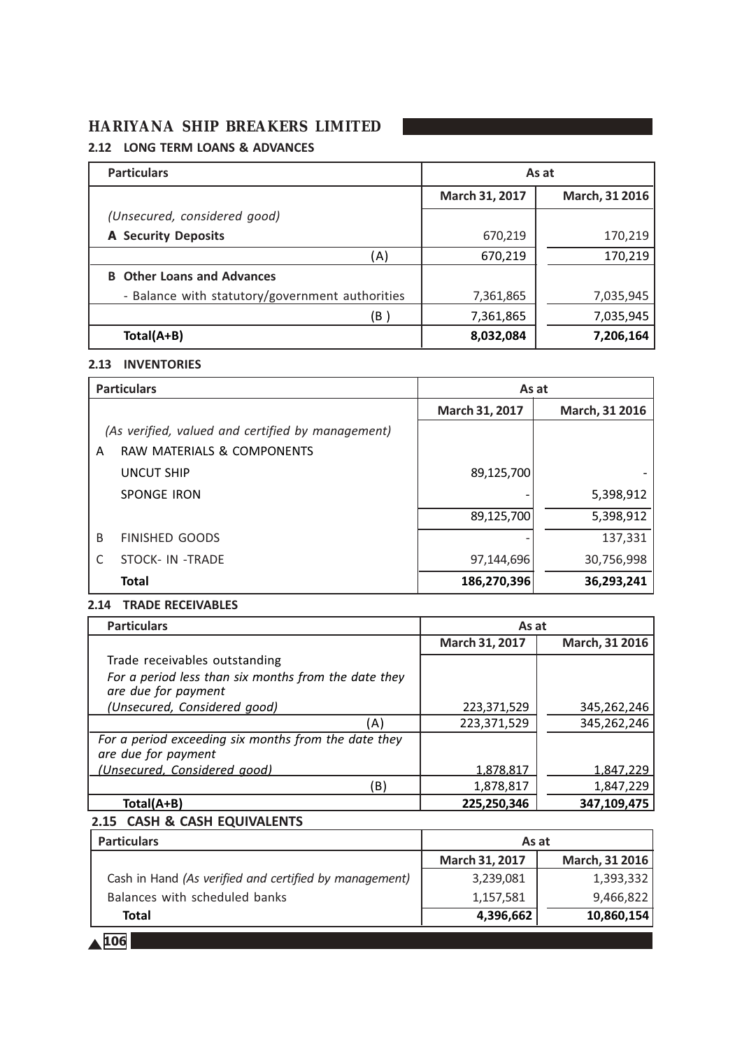## 2.12 LONG TERM LOANS & ADVANCES

| Particulars | As at | |
|---|---|---|
| | March 31, 2017 | March, 31 2016 |
| *(Unsecured, considered good)* | | |
| **A Security Deposits** | 670,219 | 170,219 |
| (A) | 670,219 | 170,219 |
| **B Other Loans and Advances** | | |
| - Balance with statutory/government authorities | 7,361,865 | 7,035,945 |
| (B ) | 7,361,865 | 7,035,945 |
| **Total(A+B)** | **8,032,084** | **7,206,164** |

## 2.13 INVENTORIES

| | Particulars | As at | |
|---|---|---|---|
| | | March 31, 2017 | March, 31 2016 |
| | *(As verified, valued and certified by management)* | | |
| A | RAW MATERIALS & COMPONENTS | | |
| | UNCUT SHIP | 89,125,700 | - |
| | SPONGE IRON | - | 5,398,912 |
| | | 89,125,700 | 5,398,912 |
| B | FINISHED GOODS | - | 137,331 |
| C | STOCK- IN -TRADE | 97,144,696 | 30,756,998 |
| | **Total** | **186,270,396** | **36,293,241** |

## 2.14 TRADE RECEIVABLES

| Particulars | As at | |
|---|---|---|
| | March 31, 2017 | March, 31 2016 |
| Trade receivables outstanding | | |
| *For a period less than six months from the date they are due for payment* | | |
| *(Unsecured, Considered good)* | 223,371,529 | 345,262,246 |
| (A) | 223,371,529 | 345,262,246 |
| *For a period exceeding six months from the date they are due for payment* | | |
| *(Unsecured, Considered good)* | 1,878,817 | 1,847,229 |
| (B) | 1,878,817 | 1,847,229 |
| **Total(A+B)** | **225,250,346** | **347,109,475** |

## 2.15 CASH & CASH EQUIVALENTS

| Particulars | As at | |
|---|---|---|
| | March 31, 2017 | March, 31 2016 |
| Cash in Hand *(As verified and certified by management)* | 3,239,081 | 1,393,332 |
| Balances with scheduled banks | 1,157,581 | 9,466,822 |
| **Total** | **4,396,662** | **10,860,154** |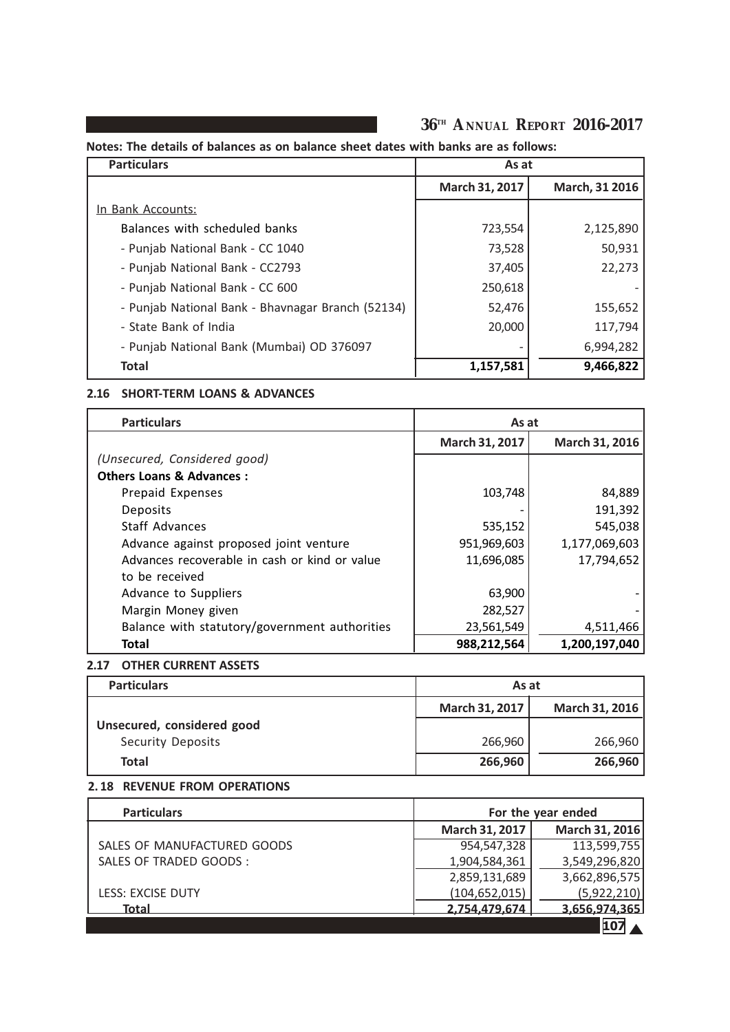**Notes: The details of balances as on balance sheet dates with banks are as follows:**

| Particulars | As at | |
|---|---|---|
| | March 31, 2017 | March, 31 2016 |
| In Bank Accounts: | | |
| Balances with scheduled banks | 723,554 | 2,125,890 |
| - Punjab National Bank - CC 1040 | 73,528 | 50,931 |
| - Punjab National Bank - CC2793 | 37,405 | 22,273 |
| - Punjab National Bank - CC 600 | 250,618 | - |
| - Punjab National Bank - Bhavnagar Branch (52134) | 52,476 | 155,652 |
| - State Bank of India | 20,000 | 117,794 |
| - Punjab National Bank (Mumbai) OD 376097 | - | 6,994,282 |
| **Total** | **1,157,581** | **9,466,822** |

### 2.16 SHORT-TERM LOANS & ADVANCES

| Particulars | As at | |
|---|---|---|
| | March 31, 2017 | March 31, 2016 |
| *(Unsecured, Considered good)* | | |
| **Others Loans & Advances :** | | |
| Prepaid Expenses | 103,748 | 84,889 |
| Deposits | - | 191,392 |
| Staff Advances | 535,152 | 545,038 |
| Advance against proposed joint venture | 951,969,603 | 1,177,069,603 |
| Advances recoverable in cash or kind or value to be received | 11,696,085 | 17,794,652 |
| Advance to Suppliers | 63,900 | - |
| Margin Money given | 282,527 | - |
| Balance with statutory/government authorities | 23,561,549 | 4,511,466 |
| **Total** | **988,212,564** | **1,200,197,040** |

### 2.17 OTHER CURRENT ASSETS

| Particulars | As at | |
|---|---|---|
| | March 31, 2017 | March 31, 2016 |
| **Unsecured, considered good** | | |
| Security Deposits | 266,960 | 266,960 |
| **Total** | **266,960** | **266,960** |

### 2.18 REVENUE FROM OPERATIONS

| Particulars | For the year ended | |
|---|---|---|
| | March 31, 2017 | March 31, 2016 |
| SALES OF MANUFACTURED GOODS | 954,547,328 | 113,599,755 |
| SALES OF TRADED GOODS : | 1,904,584,361 | 3,549,296,820 |
| | 2,859,131,689 | 3,662,896,575 |
| LESS: EXCISE DUTY | (104,652,015) | (5,922,210) |
| **Total** | **2,754,479,674** | **3,656,974,365** |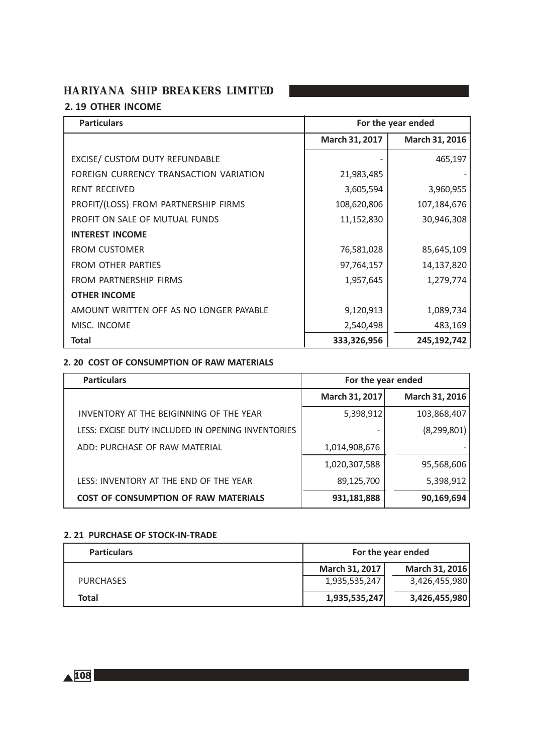## 2. 19 OTHER INCOME

| Particulars | For the year ended | |
|---|---|---|
| | March 31, 2017 | March 31, 2016 |
| EXCISE/ CUSTOM DUTY REFUNDABLE | - | 465,197 |
| FOREIGN CURRENCY TRANSACTION VARIATION | 21,983,485 | - |
| RENT RECEIVED | 3,605,594 | 3,960,955 |
| PROFIT/(LOSS) FROM PARTNERSHIP FIRMS | 108,620,806 | 107,184,676 |
| PROFIT ON SALE OF MUTUAL FUNDS | 11,152,830 | 30,946,308 |
| **INTEREST INCOME** | | |
| FROM CUSTOMER | 76,581,028 | 85,645,109 |
| FROM OTHER PARTIES | 97,764,157 | 14,137,820 |
| FROM PARTNERSHIP FIRMS | 1,957,645 | 1,279,774 |
| **OTHER INCOME** | | |
| AMOUNT WRITTEN OFF AS NO LONGER PAYABLE | 9,120,913 | 1,089,734 |
| MISC. INCOME | 2,540,498 | 483,169 |
| **Total** | **333,326,956** | **245,192,742** |

## 2. 20 COST OF CONSUMPTION OF RAW MATERIALS

| Particulars | For the year ended | |
|---|---|---|
| | March 31, 2017 | March 31, 2016 |
| INVENTORY AT THE BEIGINNING OF THE YEAR | 5,398,912 | 103,868,407 |
| LESS: EXCISE DUTY INCLUDED IN OPENING INVENTORIES | - | (8,299,801) |
| ADD: PURCHASE OF RAW MATERIAL | 1,014,908,676 | - |
| | 1,020,307,588 | 95,568,606 |
| LESS: INVENTORY AT THE END OF THE YEAR | 89,125,700 | 5,398,912 |
| **COST OF CONSUMPTION OF RAW MATERIALS** | **931,181,888** | **90,169,694** |

## 2. 21 PURCHASE OF STOCK-IN-TRADE

| Particulars | For the year ended | |
|---|---|---|
| | March 31, 2017 | March 31, 2016 |
| PURCHASES | 1,935,535,247 | 3,426,455,980 |
| **Total** | **1,935,535,247** | **3,426,455,980** |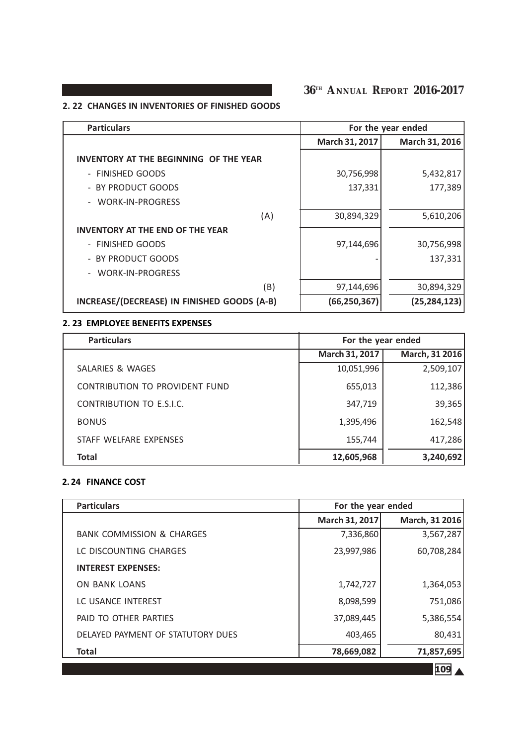### 2. 22 CHANGES IN INVENTORIES OF FINISHED GOODS

| Particulars | For the year ended | |
|---|---|---|
| | March 31, 2017 | March 31, 2016 |
| **INVENTORY AT THE BEGINNING OF THE YEAR** | | |
| - FINISHED GOODS | 30,756,998 | 5,432,817 |
| - BY PRODUCT GOODS | 137,331 | 177,389 |
| - WORK-IN-PROGRESS | | |
| (A) | 30,894,329 | 5,610,206 |
| **INVENTORY AT THE END OF THE YEAR** | | |
| - FINISHED GOODS | 97,144,696 | 30,756,998 |
| - BY PRODUCT GOODS | - | 137,331 |
| - WORK-IN-PROGRESS | | |
| (B) | 97,144,696 | 30,894,329 |
| **INCREASE/(DECREASE) IN FINISHED GOODS (A-B)** | **(66,250,367)** | **(25,284,123)** |

### 2. 23 EMPLOYEE BENEFITS EXPENSES

| Particulars | For the year ended | |
|---|---|---|
| | March 31, 2017 | March, 31 2016 |
| SALARIES & WAGES | 10,051,996 | 2,509,107 |
| CONTRIBUTION TO PROVIDENT FUND | 655,013 | 112,386 |
| CONTRIBUTION TO E.S.I.C. | 347,719 | 39,365 |
| BONUS | 1,395,496 | 162,548 |
| STAFF WELFARE EXPENSES | 155,744 | 417,286 |
| **Total** | **12,605,968** | **3,240,692** |

### 2. 24 FINANCE COST

| Particulars | For the year ended | |
|---|---|---|
| | March 31, 2017 | March, 31 2016 |
| BANK COMMISSION & CHARGES | 7,336,860 | 3,567,287 |
| LC DISCOUNTING CHARGES | 23,997,986 | 60,708,284 |
| **INTEREST EXPENSES:** | | |
| ON BANK LOANS | 1,742,727 | 1,364,053 |
| LC USANCE INTEREST | 8,098,599 | 751,086 |
| PAID TO OTHER PARTIES | 37,089,445 | 5,386,554 |
| DELAYED PAYMENT OF STATUTORY DUES | 403,465 | 80,431 |
| **Total** | **78,669,082** | **71,857,695** |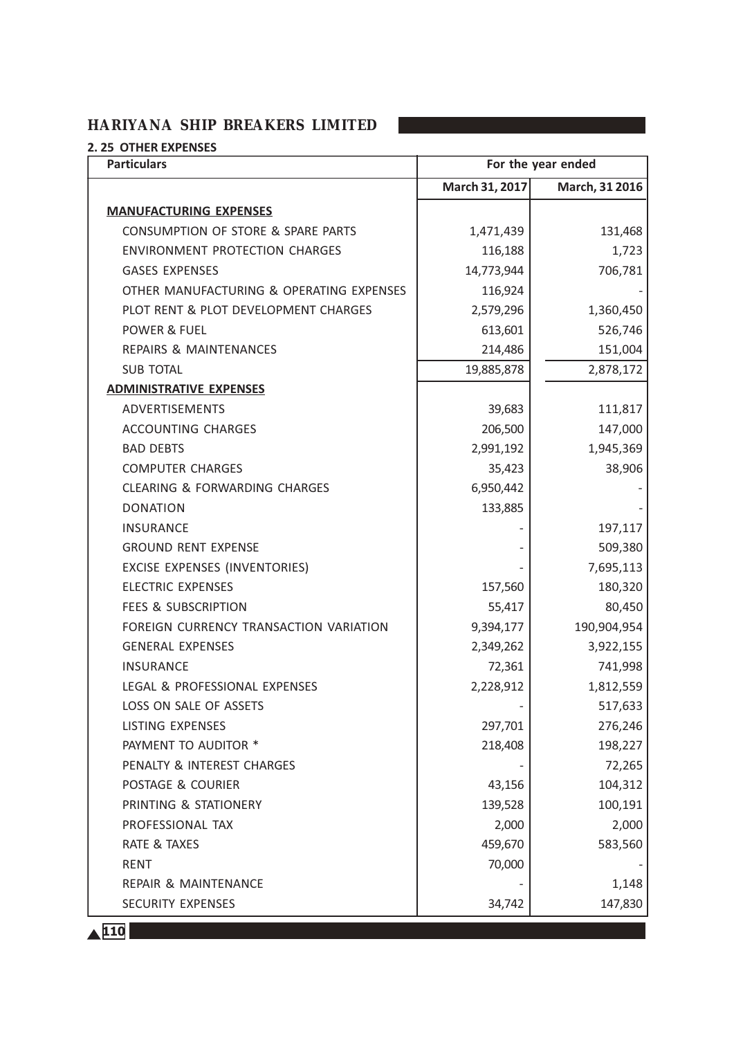### 2. 25 OTHER EXPENSES

| Particulars | For the year ended | |
|---|---|---|
| | March 31, 2017 | March, 31 2016 |
| **MANUFACTURING EXPENSES** | | |
| CONSUMPTION OF STORE & SPARE PARTS | 1,471,439 | 131,468 |
| ENVIRONMENT PROTECTION CHARGES | 116,188 | 1,723 |
| GASES EXPENSES | 14,773,944 | 706,781 |
| OTHER MANUFACTURING & OPERATING EXPENSES | 116,924 | - |
| PLOT RENT & PLOT DEVELOPMENT CHARGES | 2,579,296 | 1,360,450 |
| POWER & FUEL | 613,601 | 526,746 |
| REPAIRS & MAINTENANCES | 214,486 | 151,004 |
| SUB TOTAL | 19,885,878 | 2,878,172 |
| **ADMINISTRATIVE EXPENSES** | | |
| ADVERTISEMENTS | 39,683 | 111,817 |
| ACCOUNTING CHARGES | 206,500 | 147,000 |
| BAD DEBTS | 2,991,192 | 1,945,369 |
| COMPUTER CHARGES | 35,423 | 38,906 |
| CLEARING & FORWARDING CHARGES | 6,950,442 | - |
| DONATION | 133,885 | - |
| INSURANCE | - | 197,117 |
| GROUND RENT EXPENSE | - | 509,380 |
| EXCISE EXPENSES (INVENTORIES) | - | 7,695,113 |
| ELECTRIC EXPENSES | 157,560 | 180,320 |
| FEES & SUBSCRIPTION | 55,417 | 80,450 |
| FOREIGN CURRENCY TRANSACTION VARIATION | 9,394,177 | 190,904,954 |
| GENERAL EXPENSES | 2,349,262 | 3,922,155 |
| INSURANCE | 72,361 | 741,998 |
| LEGAL & PROFESSIONAL EXPENSES | 2,228,912 | 1,812,559 |
| LOSS ON SALE OF ASSETS | - | 517,633 |
| LISTING EXPENSES | 297,701 | 276,246 |
| PAYMENT TO AUDITOR * | 218,408 | 198,227 |
| PENALTY & INTEREST CHARGES | - | 72,265 |
| POSTAGE & COURIER | 43,156 | 104,312 |
| PRINTING & STATIONERY | 139,528 | 100,191 |
| PROFESSIONAL TAX | 2,000 | 2,000 |
| RATE & TAXES | 459,670 | 583,560 |
| RENT | 70,000 | - |
| REPAIR & MAINTENANCE | - | 1,148 |
| SECURITY EXPENSES | 34,742 | 147,830 |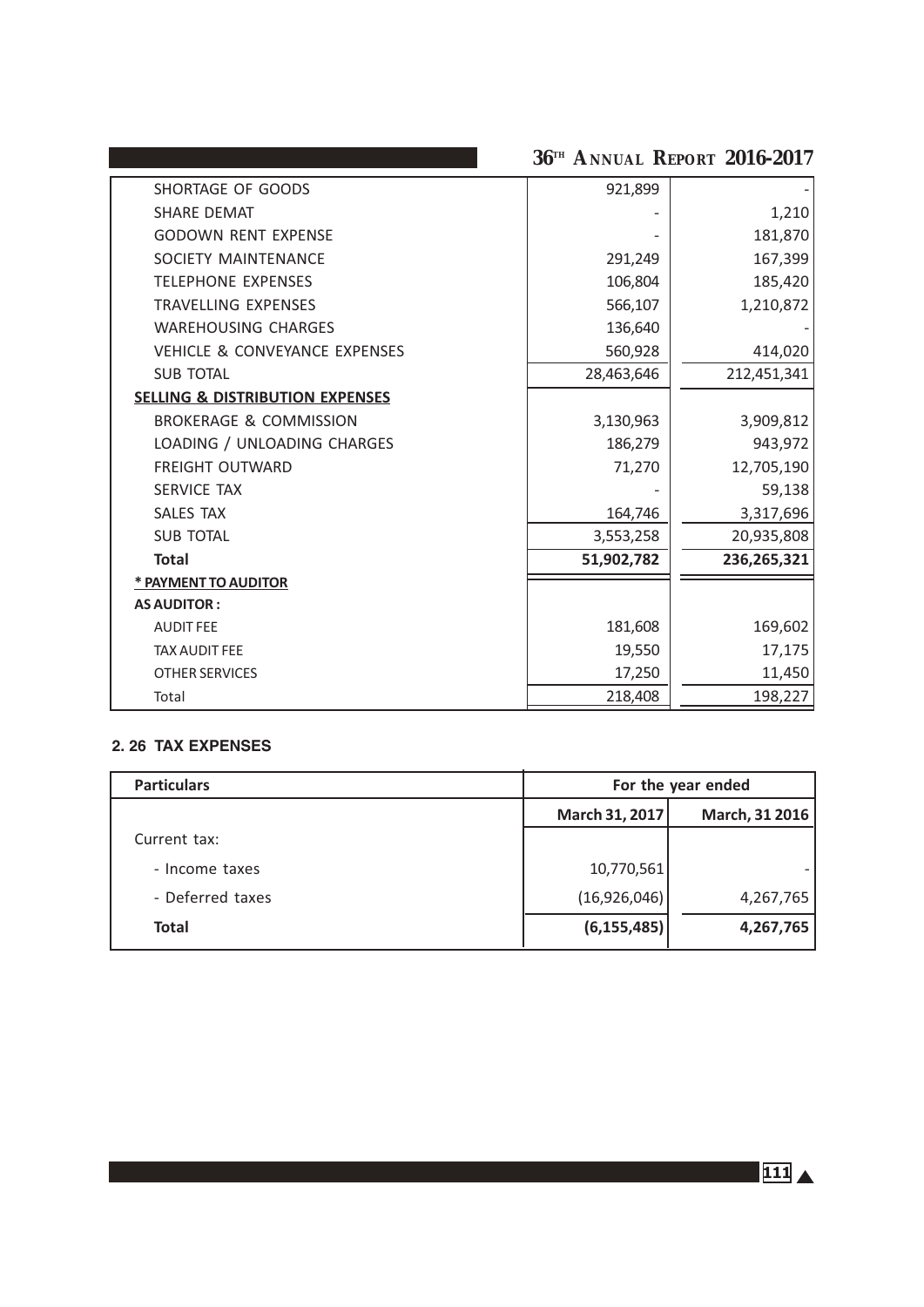| | | |
|---|---|---|
| SHORTAGE OF GOODS | 921,899 | - |
| SHARE DEMAT | - | 1,210 |
| GODOWN RENT EXPENSE | - | 181,870 |
| SOCIETY MAINTENANCE | 291,249 | 167,399 |
| TELEPHONE EXPENSES | 106,804 | 185,420 |
| TRAVELLING EXPENSES | 566,107 | 1,210,872 |
| WAREHOUSING CHARGES | 136,640 | - |
| VEHICLE & CONVEYANCE EXPENSES | 560,928 | 414,020 |
| SUB TOTAL | 28,463,646 | 212,451,341 |
| **SELLING & DISTRIBUTION EXPENSES** | | |
| BROKERAGE & COMMISSION | 3,130,963 | 3,909,812 |
| LOADING / UNLOADING CHARGES | 186,279 | 943,972 |
| FREIGHT OUTWARD | 71,270 | 12,705,190 |
| SERVICE TAX | - | 59,138 |
| SALES TAX | 164,746 | 3,317,696 |
| SUB TOTAL | 3,553,258 | 20,935,808 |
| **Total** | **51,902,782** | **236,265,321** |
| **\* PAYMENT TO AUDITOR** | | |
| **AS AUDITOR :** | | |
| AUDIT FEE | 181,608 | 169,602 |
| TAX AUDIT FEE | 19,550 | 17,175 |
| OTHER SERVICES | 17,250 | 11,450 |
| Total | 218,408 | 198,227 |

### 2. 26 TAX EXPENSES

| Particulars | For the year ended | |
|---|---|---|
| | March 31, 2017 | March, 31 2016 |
| Current tax: | | |
| - Income taxes | 10,770,561 | - |
| - Deferred taxes | (16,926,046) | 4,267,765 |
| **Total** | **(6,155,485)** | **4,267,765** |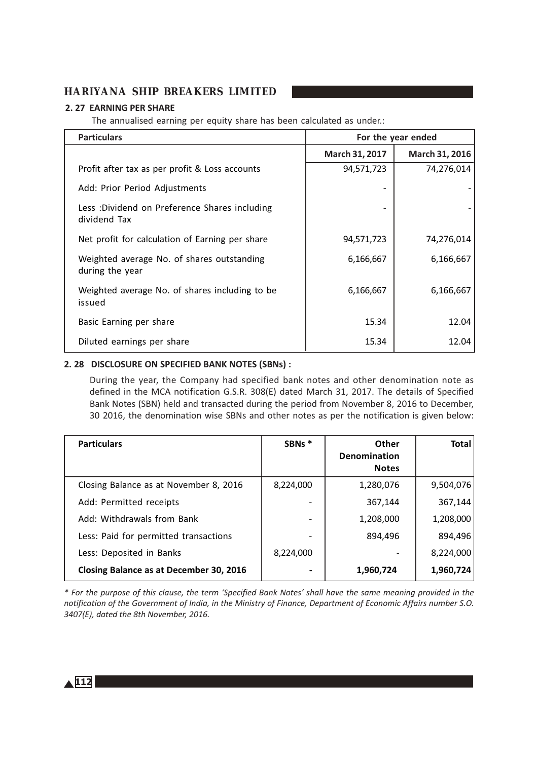### 2.27 EARNING PER SHARE

The annualised earning per equity share has been calculated as under.:

| Particulars | For the year ended | |
|---|---|---|
| | March 31, 2017 | March 31, 2016 |
| Profit after tax as per profit & Loss accounts | 94,571,723 | 74,276,014 |
| Add: Prior Period Adjustments | - | - |
| Less :Dividend on Preference Shares including dividend Tax | - | - |
| Net profit for calculation of Earning per share | 94,571,723 | 74,276,014 |
| Weighted average No. of shares outstanding during the year | 6,166,667 | 6,166,667 |
| Weighted average No. of shares including to be issued | 6,166,667 | 6,166,667 |
| Basic Earning per share | 15.34 | 12.04 |
| Diluted earnings per share | 15.34 | 12.04 |

### 2.28 DISCLOSURE ON SPECIFIED BANK NOTES (SBNs) :

During the year, the Company had specified bank notes and other denomination note as defined in the MCA notification G.S.R. 308(E) dated March 31, 2017. The details of Specified Bank Notes (SBN) held and transacted during the period from November 8, 2016 to December, 30 2016, the denomination wise SBNs and other notes as per the notification is given below:

| Particulars | SBNs * | Other Denomination Notes | Total |
|---|---|---|---|
| Closing Balance as at November 8, 2016 | 8,224,000 | 1,280,076 | 9,504,076 |
| Add: Permitted receipts | - | 367,144 | 367,144 |
| Add: Withdrawals from Bank | - | 1,208,000 | 1,208,000 |
| Less: Paid for permitted transactions | - | 894,496 | 894,496 |
| Less: Deposited in Banks | 8,224,000 | - | 8,224,000 |
| **Closing Balance as at December 30, 2016** | **-** | **1,960,724** | **1,960,724** |

*\* For the purpose of this clause, the term 'Specified Bank Notes' shall have the same meaning provided in the notification of the Government of India, in the Ministry of Finance, Department of Economic Affairs number S.O. 3407(E), dated the 8th November, 2016.*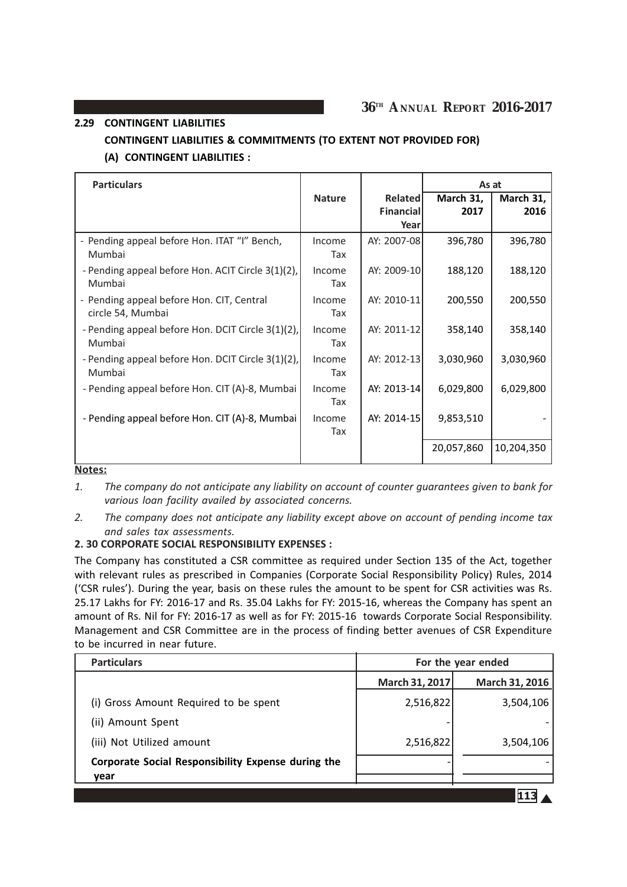## 2.29 CONTINGENT LIABILITIES

### CONTINGENT LIABILITIES & COMMITMENTS (TO EXTENT NOT PROVIDED FOR)

#### (A) CONTINGENT LIABILITIES :

| Particulars | Nature | Related Financial Year | As at March 31, 2017 | As at March 31, 2016 |
|---|---|---|---|---|
| - Pending appeal before Hon. ITAT "I" Bench, Mumbai | Income Tax | AY: 2007-08 | 396,780 | 396,780 |
| - Pending appeal before Hon. ACIT Circle 3(1)(2), Mumbai | Income Tax | AY: 2009-10 | 188,120 | 188,120 |
| - Pending appeal before Hon. CIT, Central circle 54, Mumbai | Income Tax | AY: 2010-11 | 200,550 | 200,550 |
| - Pending appeal before Hon. DCIT Circle 3(1)(2), Mumbai | Income Tax | AY: 2011-12 | 358,140 | 358,140 |
| - Pending appeal before Hon. DCIT Circle 3(1)(2), Mumbai | Income Tax | AY: 2012-13 | 3,030,960 | 3,030,960 |
| - Pending appeal before Hon. CIT (A)-8, Mumbai | Income Tax | AY: 2013-14 | 6,029,800 | 6,029,800 |
| - Pending appeal before Hon. CIT (A)-8, Mumbai | Income Tax | AY: 2014-15 | 9,853,510 | - |
| | | | 20,057,860 | 10,204,350 |

**Notes:**

1. *The company do not anticipate any liability on account of counter guarantees given to bank for various loan facility availed by associated concerns.*
2. *The company does not anticipate any liability except above on account of pending income tax and sales tax assessments.*

## 2. 30 CORPORATE SOCIAL RESPONSIBILITY EXPENSES :

The Company has constituted a CSR committee as required under Section 135 of the Act, together with relevant rules as prescribed in Companies (Corporate Social Responsibility Policy) Rules, 2014 ('CSR rules'). During the year, basis on these rules the amount to be spent for CSR activities was Rs. 25.17 Lakhs for FY: 2016-17 and Rs. 35.04 Lakhs for FY: 2015-16, whereas the Company has spent an amount of Rs. Nil for FY: 2016-17 as well as for FY: 2015-16 towards Corporate Social Responsibility. Management and CSR Committee are in the process of finding better avenues of CSR Expenditure to be incurred in near future.

| Particulars | For the year ended March 31, 2017 | For the year ended March 31, 2016 |
|---|---|---|
| (i) Gross Amount Required to be spent | 2,516,822 | 3,504,106 |
| (ii) Amount Spent | - | - |
| (iii) Not Utilized amount | 2,516,822 | 3,504,106 |
| **Corporate Social Responsibility Expense during the year** | - | - |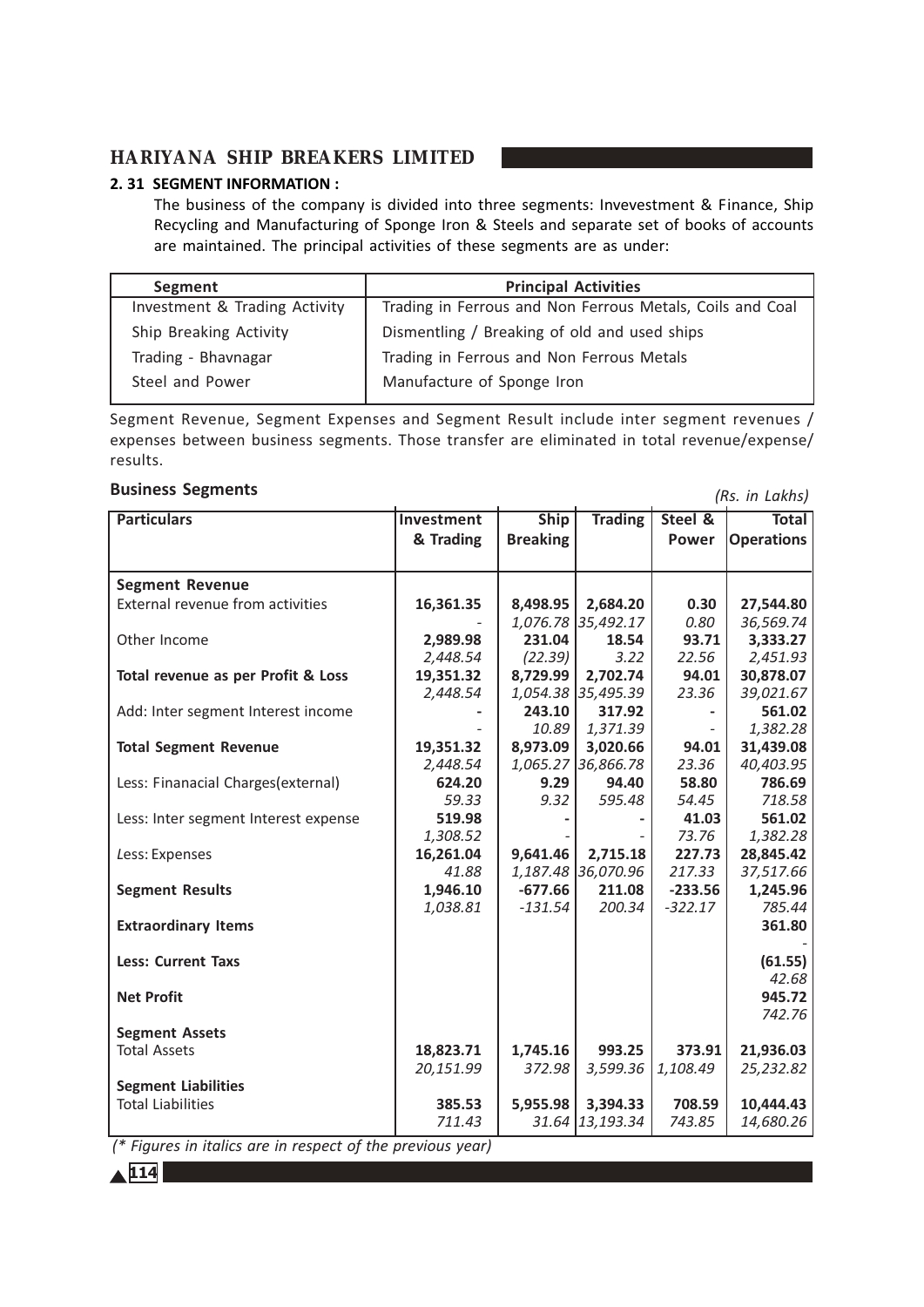### 2. 31 SEGMENT INFORMATION :

The business of the company is divided into three segments: Invevestment & Finance, Ship Recycling and Manufacturing of Sponge Iron & Steels and separate set of books of accounts are maintained. The principal activities of these segments are as under:

| Segment | Principal Activities |
|---|---|
| Investment & Trading Activity | Trading in Ferrous and Non Ferrous Metals, Coils and Coal |
| Ship Breaking Activity | Dismentling / Breaking of old and used ships |
| Trading - Bhavnagar | Trading in Ferrous and Non Ferrous Metals |
| Steel and Power | Manufacture of Sponge Iron |

Segment Revenue, Segment Expenses and Segment Result include inter segment revenues / expenses between business segments. Those transfer are eliminated in total revenue/expense/ results.

### Business Segments

*(Rs. in Lakhs)*

| Particulars | Investment & Trading | Ship Breaking | Trading | Steel & Power | Total Operations |
|---|---|---|---|---|---|
| **Segment Revenue** | | | | | |
| External revenue from activities | **16,361.35** | **8,498.95** | **2,684.20** | **0.30** | **27,544.80** |
| | *-* | *1,076.78* | *35,492.17* | *0.80* | *36,569.74* |
| Other Income | **2,989.98** | **231.04** | **18.54** | **93.71** | **3,333.27** |
| | *2,448.54* | *(22.39)* | *3.22* | *22.56* | *2,451.93* |
| **Total revenue as per Profit & Loss** | **19,351.32** | **8,729.99** | **2,702.74** | **94.01** | **30,878.07** |
| | *2,448.54* | *1,054.38* | *35,495.39* | *23.36* | *39,021.67* |
| Add: Inter segment Interest income | **-** | **243.10** | **317.92** | **-** | **561.02** |
| | *-* | *10.89* | *1,371.39* | *-* | *1,382.28* |
| **Total Segment Revenue** | **19,351.32** | **8,973.09** | **3,020.66** | **94.01** | **31,439.08** |
| | *2,448.54* | *1,065.27* | *36,866.78* | *23.36* | *40,403.95* |
| Less: Finanacial Charges(external) | **624.20** | **9.29** | **94.40** | **58.80** | **786.69** |
| | *59.33* | *9.32* | *595.48* | *54.45* | *718.58* |
| Less: Inter segment Interest expense | **519.98** | **-** | **-** | **41.03** | **561.02** |
| | *1,308.52* | *-* | *-* | *73.76* | *1,382.28* |
| Less: Expenses | **16,261.04** | **9,641.46** | **2,715.18** | **227.73** | **28,845.42** |
| | *41.88* | *1,187.48* | *36,070.96* | *217.33* | *37,517.66* |
| **Segment Results** | **1,946.10** | **-677.66** | **211.08** | **-233.56** | **1,245.96** |
| | *1,038.81* | *-131.54* | *200.34* | *-322.17* | *785.44* |
| **Extraordinary Items** | | | | | **361.80** |
| | | | | | *-* |
| **Less: Current Taxs** | | | | | **(61.55)** |
| | | | | | *42.68* |
| **Net Profit** | | | | | **945.72** |
| | | | | | *742.76* |
| **Segment Assets** | | | | | |
| Total Assets | **18,823.71** | **1,745.16** | **993.25** | **373.91** | **21,936.03** |
| | *20,151.99* | *372.98* | *3,599.36* | *1,108.49* | *25,232.82* |
| **Segment Liabilities** | | | | | |
| Total Liabilities | **385.53** | **5,955.98** | **3,394.33** | **708.59** | **10,444.43** |
| | *711.43* | *31.64* | *13,193.34* | *743.85* | *14,680.26* |

*(\* Figures in italics are in respect of the previous year)*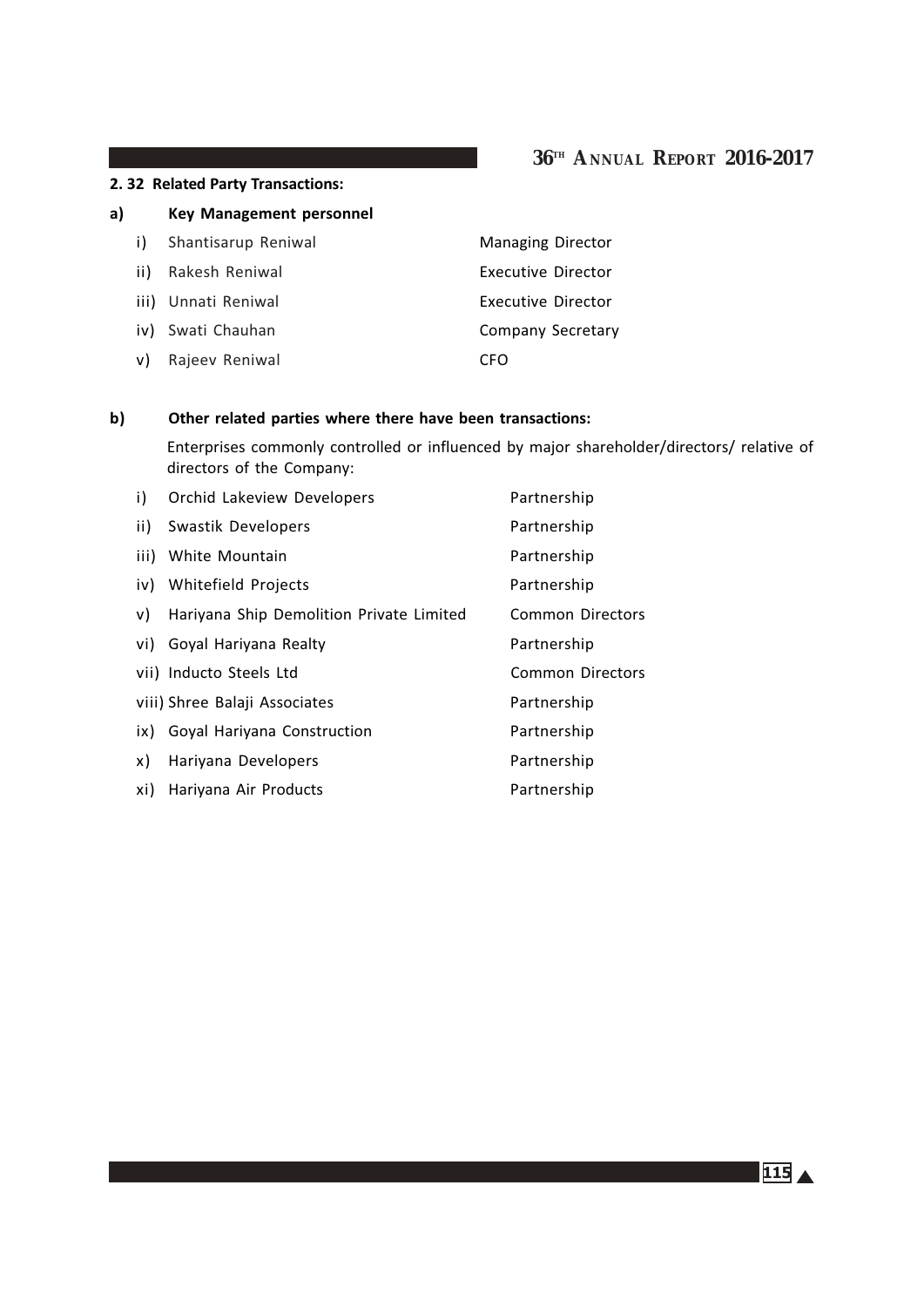## 2. 32 Related Party Transactions:

**a) Key Management personnel**

| | | |
|---|---|---|
| i) | Shantisarup Reniwal | Managing Director |
| ii) | Rakesh Reniwal | Executive Director |
| iii) | Unnati Reniwal | Executive Director |
| iv) | Swati Chauhan | Company Secretary |
| v) | Rajeev Reniwal | CFO |

**b) Other related parties where there have been transactions:**

Enterprises commonly controlled or influenced by major shareholder/directors/ relative of directors of the Company:

| | | |
|---|---|---|
| i) | Orchid Lakeview Developers | Partnership |
| ii) | Swastik Developers | Partnership |
| iii) | White Mountain | Partnership |
| iv) | Whitefield Projects | Partnership |
| v) | Hariyana Ship Demolition Private Limited | Common Directors |
| vi) | Goyal Hariyana Realty | Partnership |
| vii) | Inducto Steels Ltd | Common Directors |
| viii) | Shree Balaji Associates | Partnership |
| ix) | Goyal Hariyana Construction | Partnership |
| x) | Hariyana Developers | Partnership |
| xi) | Hariyana Air Products | Partnership |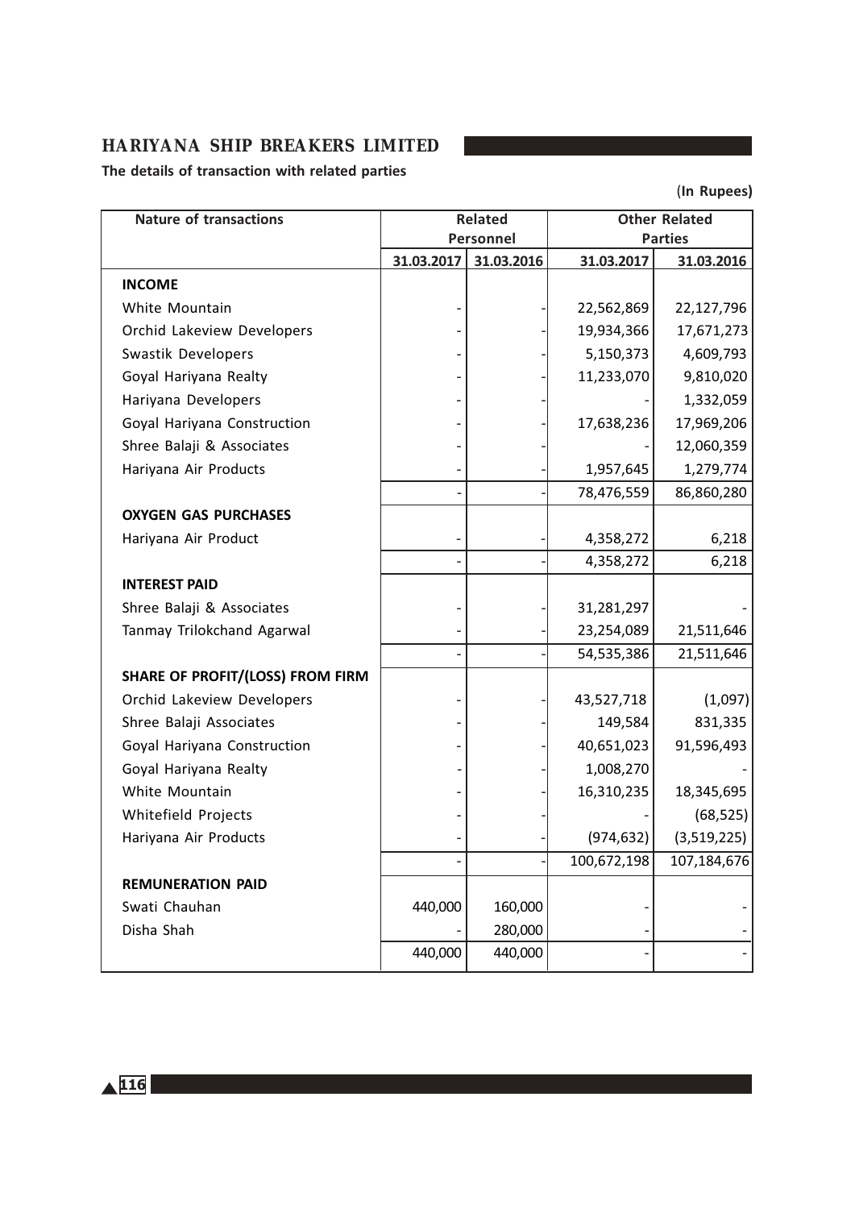**The details of transaction with related parties**

(**In Rupees)**

| Nature of transactions | Related Personnel | | Other Related Parties | |
|---|---|---|---|---|
| | 31.03.2017 | 31.03.2016 | 31.03.2017 | 31.03.2016 |
| **INCOME** | | | | |
| White Mountain | - | - | 22,562,869 | 22,127,796 |
| Orchid Lakeview Developers | - | - | 19,934,366 | 17,671,273 |
| Swastik Developers | - | - | 5,150,373 | 4,609,793 |
| Goyal Hariyana Realty | - | - | 11,233,070 | 9,810,020 |
| Hariyana Developers | - | - | - | 1,332,059 |
| Goyal Hariyana Construction | - | - | 17,638,236 | 17,969,206 |
| Shree Balaji & Associates | - | - | - | 12,060,359 |
| Hariyana Air Products | - | - | 1,957,645 | 1,279,774 |
| | - | - | 78,476,559 | 86,860,280 |
| **OXYGEN GAS PURCHASES** | | | | |
| Hariyana Air Product | - | - | 4,358,272 | 6,218 |
| | - | - | 4,358,272 | 6,218 |
| **INTEREST PAID** | | | | |
| Shree Balaji & Associates | - | - | 31,281,297 | - |
| Tanmay Trilokchand Agarwal | - | - | 23,254,089 | 21,511,646 |
| | - | - | 54,535,386 | 21,511,646 |
| **SHARE OF PROFIT/(LOSS) FROM FIRM** | | | | |
| Orchid Lakeview Developers | - | - | 43,527,718 | (1,097) |
| Shree Balaji Associates | - | - | 149,584 | 831,335 |
| Goyal Hariyana Construction | - | - | 40,651,023 | 91,596,493 |
| Goyal Hariyana Realty | - | - | 1,008,270 | - |
| White Mountain | - | - | 16,310,235 | 18,345,695 |
| Whitefield Projects | - | - | - | (68,525) |
| Hariyana Air Products | - | - | (974,632) | (3,519,225) |
| | - | - | 100,672,198 | 107,184,676 |
| **REMUNERATION PAID** | | | | |
| Swati Chauhan | 440,000 | 160,000 | - | - |
| Disha Shah | - | 280,000 | - | - |
| | 440,000 | 440,000 | - | - |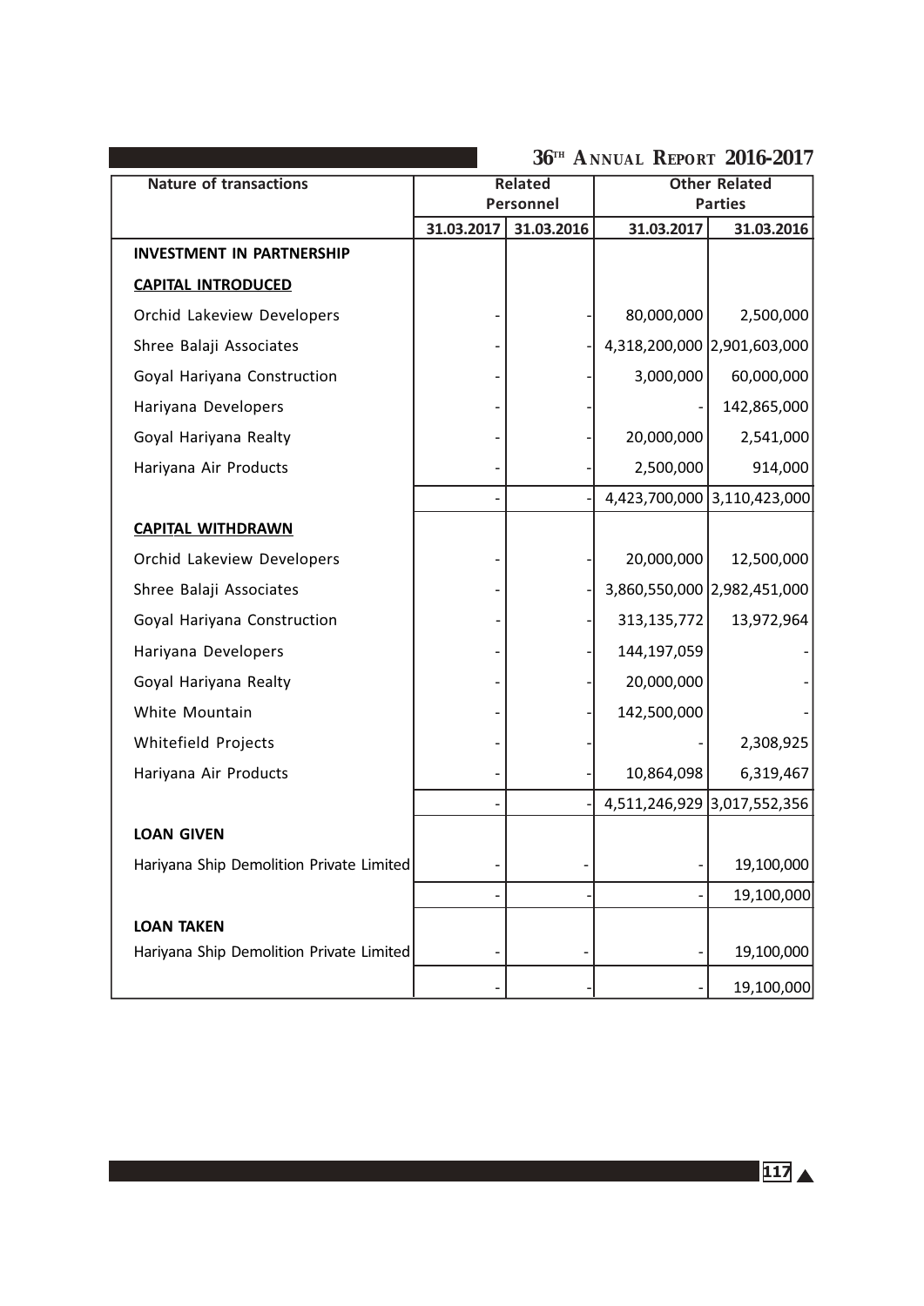| Nature of transactions | Related Personnel | | Other Related Parties | |
|---|---|---|---|---|
| | 31.03.2017 | 31.03.2016 | 31.03.2017 | 31.03.2016 |
| **INVESTMENT IN PARTNERSHIP** | | | | |
| **CAPITAL INTRODUCED** | | | | |
| Orchid Lakeview Developers | - | - | 80,000,000 | 2,500,000 |
| Shree Balaji Associates | - | - | 4,318,200,000 | 2,901,603,000 |
| Goyal Hariyana Construction | - | - | 3,000,000 | 60,000,000 |
| Hariyana Developers | - | - | - | 142,865,000 |
| Goyal Hariyana Realty | - | - | 20,000,000 | 2,541,000 |
| Hariyana Air Products | - | - | 2,500,000 | 914,000 |
| | - | - | 4,423,700,000 | 3,110,423,000 |
| **CAPITAL WITHDRAWN** | | | | |
| Orchid Lakeview Developers | - | - | 20,000,000 | 12,500,000 |
| Shree Balaji Associates | - | - | 3,860,550,000 | 2,982,451,000 |
| Goyal Hariyana Construction | - | - | 313,135,772 | 13,972,964 |
| Hariyana Developers | - | - | 144,197,059 | - |
| Goyal Hariyana Realty | - | - | 20,000,000 | - |
| White Mountain | - | - | 142,500,000 | - |
| Whitefield Projects | - | - | - | 2,308,925 |
| Hariyana Air Products | - | - | 10,864,098 | 6,319,467 |
| | - | - | 4,511,246,929 | 3,017,552,356 |
| **LOAN GIVEN** | | | | |
| Hariyana Ship Demolition Private Limited | - | - | - | 19,100,000 |
| | - | - | - | 19,100,000 |
| **LOAN TAKEN** | | | | |
| Hariyana Ship Demolition Private Limited | - | - | - | 19,100,000 |
| | - | - | - | 19,100,000 |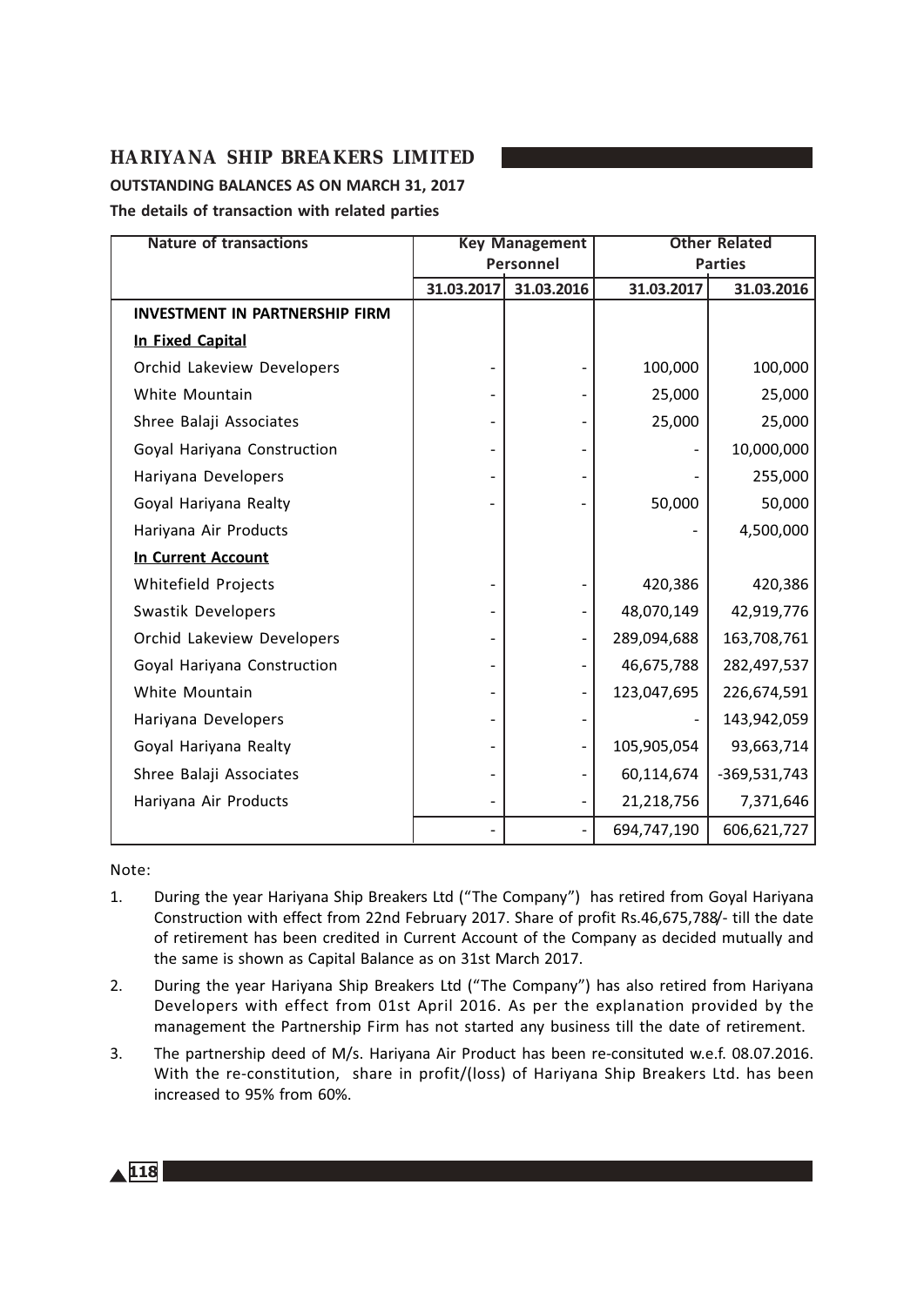# HARIYANA SHIP BREAKERS LIMITED

**OUTSTANDING BALANCES AS ON MARCH 31, 2017**

**The details of transaction with related parties**

| Nature of transactions | Key Management Personnel | | Other Related Parties | |
|---|---|---|---|---|
| | 31.03.2017 | 31.03.2016 | 31.03.2017 | 31.03.2016 |
| **INVESTMENT IN PARTNERSHIP FIRM** | | | | |
| **In Fixed Capital** | | | | |
| Orchid Lakeview Developers | - | - | 100,000 | 100,000 |
| White Mountain | - | - | 25,000 | 25,000 |
| Shree Balaji Associates | - | - | 25,000 | 25,000 |
| Goyal Hariyana Construction | - | - | - | 10,000,000 |
| Hariyana Developers | - | - | - | 255,000 |
| Goyal Hariyana Realty | - | - | 50,000 | 50,000 |
| Hariyana Air Products | | | - | 4,500,000 |
| **In Current Account** | | | | |
| Whitefield Projects | - | - | 420,386 | 420,386 |
| Swastik Developers | - | - | 48,070,149 | 42,919,776 |
| Orchid Lakeview Developers | - | - | 289,094,688 | 163,708,761 |
| Goyal Hariyana Construction | - | - | 46,675,788 | 282,497,537 |
| White Mountain | - | - | 123,047,695 | 226,674,591 |
| Hariyana Developers | - | - | - | 143,942,059 |
| Goyal Hariyana Realty | - | - | 105,905,054 | 93,663,714 |
| Shree Balaji Associates | - | - | 60,114,674 | -369,531,743 |
| Hariyana Air Products | - | - | 21,218,756 | 7,371,646 |
| | - | - | 694,747,190 | 606,621,727 |

Note:

1. During the year Hariyana Ship Breakers Ltd ("The Company") has retired from Goyal Hariyana Construction with effect from 22nd February 2017. Share of profit Rs.46,675,788/- till the date of retirement has been credited in Current Account of the Company as decided mutually and the same is shown as Capital Balance as on 31st March 2017.
2. During the year Hariyana Ship Breakers Ltd ("The Company") has also retired from Hariyana Developers with effect from 01st April 2016. As per the explanation provided by the management the Partnership Firm has not started any business till the date of retirement.
3. The partnership deed of M/s. Hariyana Air Product has been re-consituted w.e.f. 08.07.2016. With the re-constitution, share in profit/(loss) of Hariyana Ship Breakers Ltd. has been increased to 95% from 60%.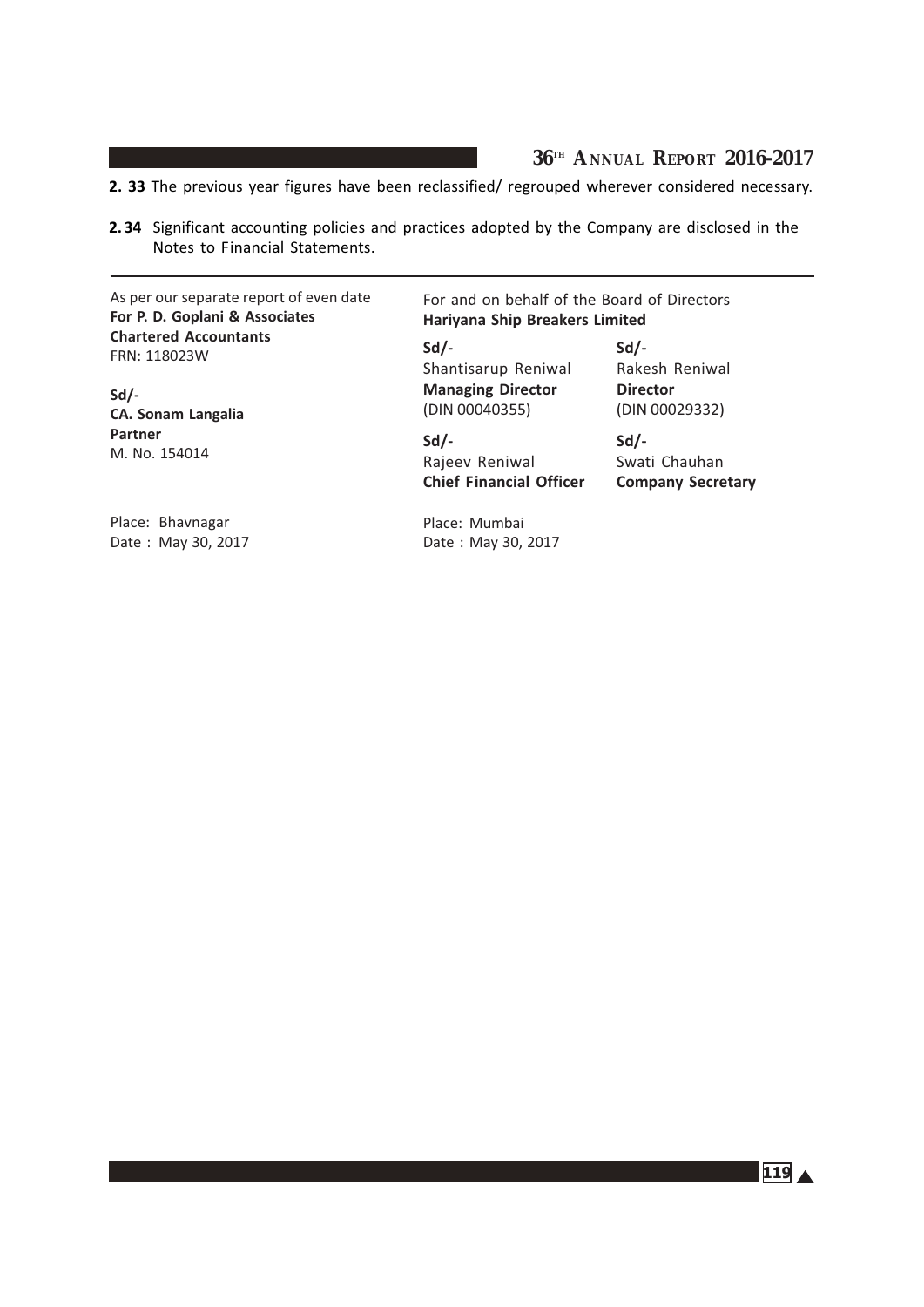**2. 33** The previous year figures have been reclassified/ regrouped wherever considered necessary.

**2. 34** Significant accounting policies and practices adopted by the Company are disclosed in the Notes to Financial Statements.

---

As per our separate report of even date
**For P. D. Goplani & Associates**
**Chartered Accountants**
FRN: 118023W

**Sd/-**
**CA. Sonam Langalia**
**Partner**
M. No. 154014

Place: Bhavnagar
Date : May 30, 2017

For and on behalf of the Board of Directors
**Hariyana Ship Breakers Limited**

**Sd/-**
Shantisarup Reniwal
**Managing Director**
(DIN 00040355)

**Sd/-**
Rakesh Reniwal
**Director**
(DIN 00029332)

**Sd/-**
Rajeev Reniwal
**Chief Financial Officer**

**Sd/-**
Swati Chauhan
**Company Secretary**

Place: Mumbai
Date : May 30, 2017